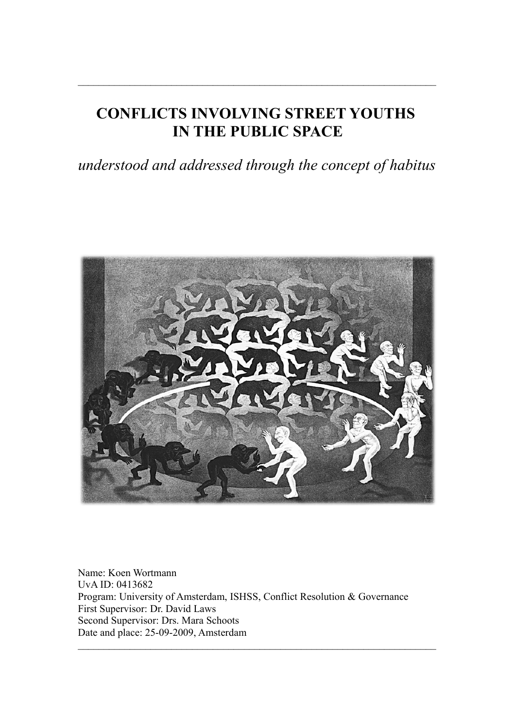# CONFLICTS INVOLVING STREET YOUTHS IN THE PUBLIC SPACE

*understood and addressed through the concept of habitus*

Name: Koen Wortmann
UvA ID: 0413682
Program: University of Amsterdam, ISHSS, Conflict Resolution & Governance
First Supervisor: Dr. David Laws
Second Supervisor: Drs. Mara Schoots
Date and place: 25-09-2009, Amsterdam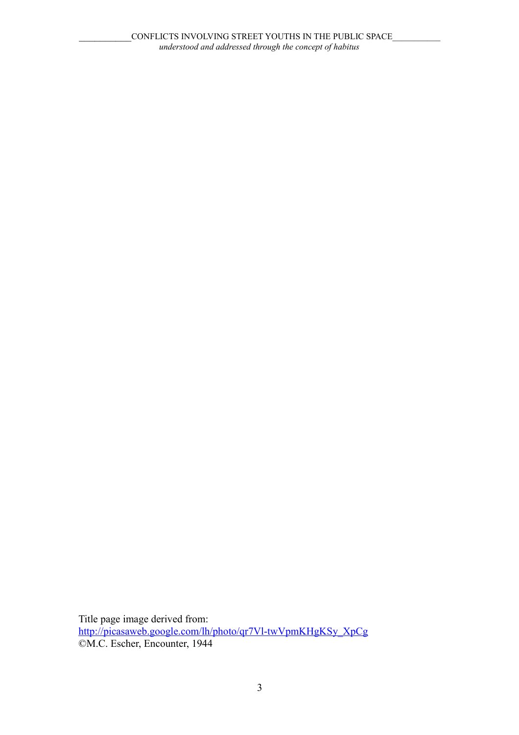Title page image derived from:
http://picasaweb.google.com/lh/photo/qr7Vl-twVpmKHgKSy_XpCg
©M.C. Escher, Encounter, 1944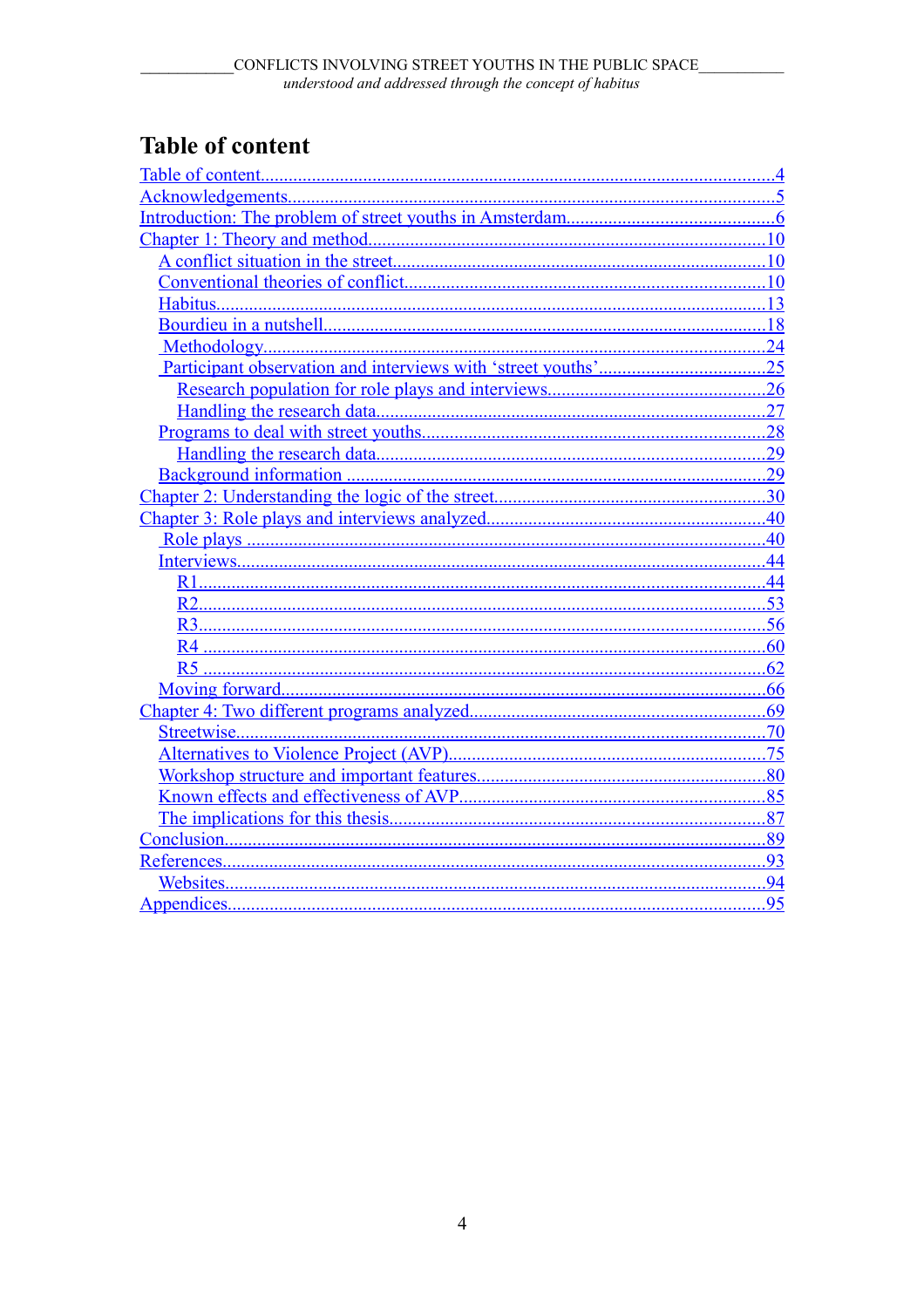# Table of content

Table of content....................................................................................................4
Acknowledgements.................................................................................................5
Introduction: The problem of street youths in Amsterdam.....................................6
Chapter 1: Theory and method..............................................................................10
- A conflict situation in the street.........................................................................10
- Conventional theories of conflict........................................................................10
- Habitus...............................................................................................................13
- Bourdieu in a nutshell.........................................................................................18
- Methodology......................................................................................................24
- Participant observation and interviews with ‘street youths’...............................25
  - Research population for role plays and interviews.........................................26
  - Handling the research data..............................................................................27
- Programs to deal with street youths....................................................................28
  - Handling the research data..............................................................................29
- Background information ....................................................................................29

Chapter 2: Understanding the logic of the street....................................................30
Chapter 3: Role plays and interviews analyzed......................................................40
- Role plays ..........................................................................................................40
- Interviews...........................................................................................................44
  - R1...................................................................................................................44
  - R2...................................................................................................................53
  - R3...................................................................................................................56
  - R4 ..................................................................................................................60
  - R5 ..................................................................................................................62
- Moving forward..................................................................................................66

Chapter 4: Two different programs analyzed.........................................................69
- Streetwise............................................................................................................70
- Alternatives to Violence Project (AVP)...............................................................75
- Workshop structure and important features........................................................80
- Known effects and effectiveness of AVP.............................................................85
- The implications for this thesis...........................................................................87

Conclusion..............................................................................................................89
References..............................................................................................................93
- Websites..............................................................................................................94

Appendices.............................................................................................................95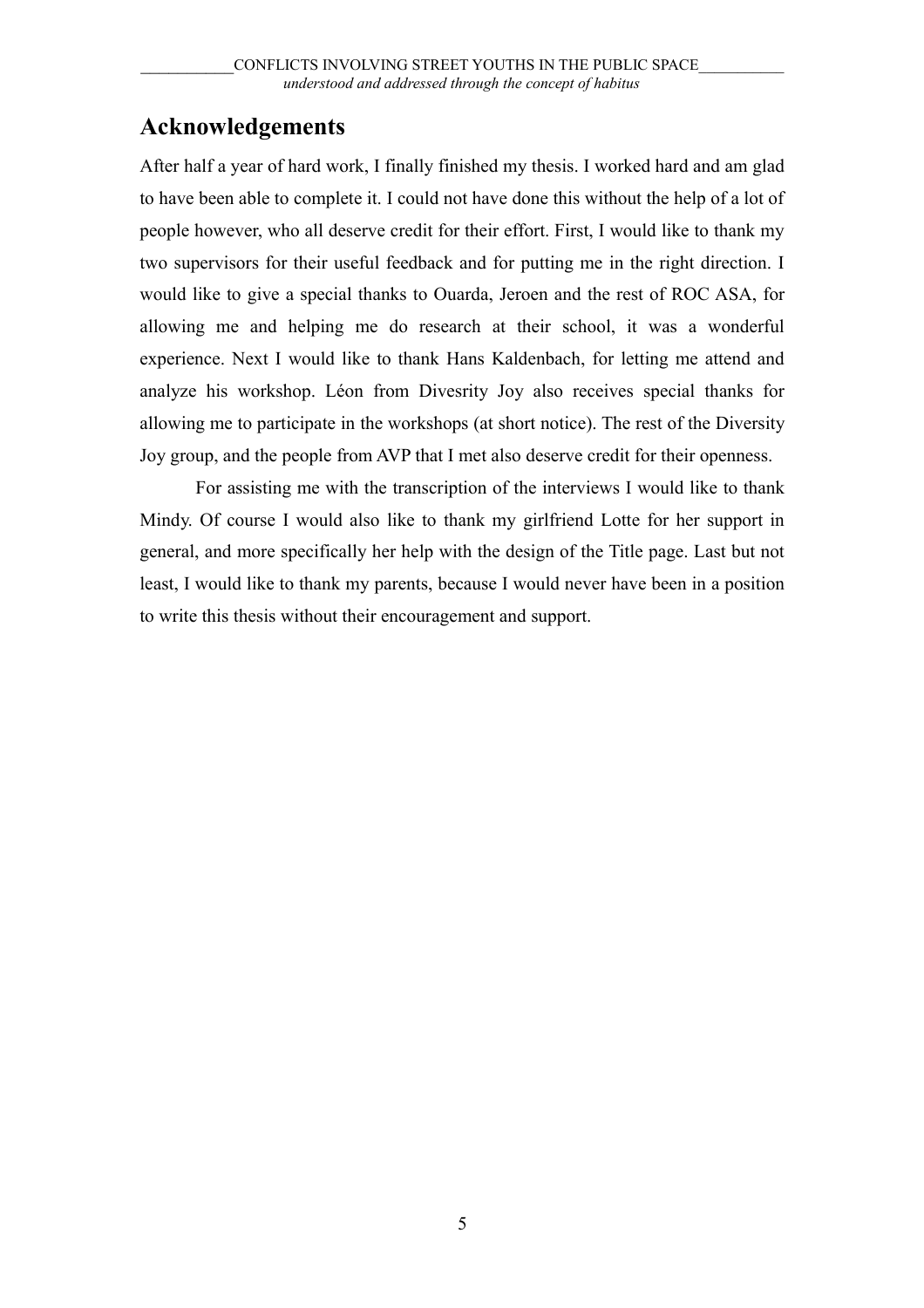# Acknowledgements

After half a year of hard work, I finally finished my thesis. I worked hard and am glad to have been able to complete it. I could not have done this without the help of a lot of people however, who all deserve credit for their effort. First, I would like to thank my two supervisors for their useful feedback and for putting me in the right direction. I would like to give a special thanks to Ouarda, Jeroen and the rest of ROC ASA, for allowing me and helping me do research at their school, it was a wonderful experience. Next I would like to thank Hans Kaldenbach, for letting me attend and analyze his workshop. Léon from Divesrity Joy also receives special thanks for allowing me to participate in the workshops (at short notice). The rest of the Diversity Joy group, and the people from AVP that I met also deserve credit for their openness.

For assisting me with the transcription of the interviews I would like to thank Mindy. Of course I would also like to thank my girlfriend Lotte for her support in general, and more specifically her help with the design of the Title page. Last but not least, I would like to thank my parents, because I would never have been in a position to write this thesis without their encouragement and support.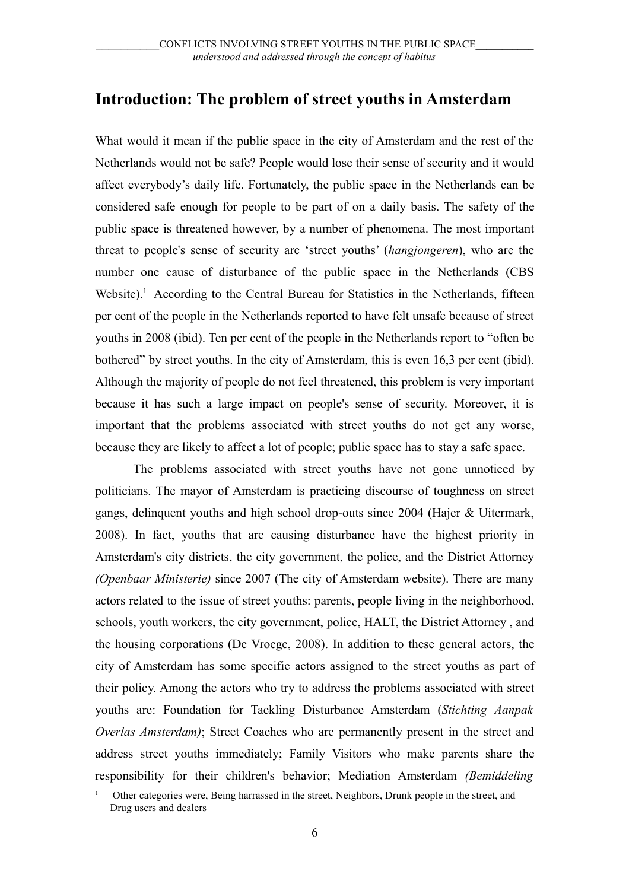# Introduction: The problem of street youths in Amsterdam

What would it mean if the public space in the city of Amsterdam and the rest of the Netherlands would not be safe? People would lose their sense of security and it would affect everybody's daily life. Fortunately, the public space in the Netherlands can be considered safe enough for people to be part of on a daily basis. The safety of the public space is threatened however, by a number of phenomena. The most important threat to people's sense of security are 'street youths' (*hangjongeren*), who are the number one cause of disturbance of the public space in the Netherlands (CBS Website).[1] According to the Central Bureau for Statistics in the Netherlands, fifteen per cent of the people in the Netherlands reported to have felt unsafe because of street youths in 2008 (ibid). Ten per cent of the people in the Netherlands report to "often be bothered" by street youths. In the city of Amsterdam, this is even 16,3 per cent (ibid). Although the majority of people do not feel threatened, this problem is very important because it has such a large impact on people's sense of security. Moreover, it is important that the problems associated with street youths do not get any worse, because they are likely to affect a lot of people; public space has to stay a safe space.

The problems associated with street youths have not gone unnoticed by politicians. The mayor of Amsterdam is practicing discourse of toughness on street gangs, delinquent youths and high school drop-outs since 2004 (Hajer & Uitermark, 2008). In fact, youths that are causing disturbance have the highest priority in Amsterdam's city districts, the city government, the police, and the District Attorney *(Openbaar Ministerie)* since 2007 (The city of Amsterdam website). There are many actors related to the issue of street youths: parents, people living in the neighborhood, schools, youth workers, the city government, police, HALT, the District Attorney , and the housing corporations (De Vroege, 2008). In addition to these general actors, the city of Amsterdam has some specific actors assigned to the street youths as part of their policy. Among the actors who try to address the problems associated with street youths are: Foundation for Tackling Disturbance Amsterdam (*Stichting Aanpak Overlas Amsterdam)*; Street Coaches who are permanently present in the street and address street youths immediately; Family Visitors who make parents share the responsibility for their children's behavior; Mediation Amsterdam *(Bemiddeling*

[1] Other categories were, Being harrassed in the street, Neighbors, Drunk people in the street, and Drug users and dealers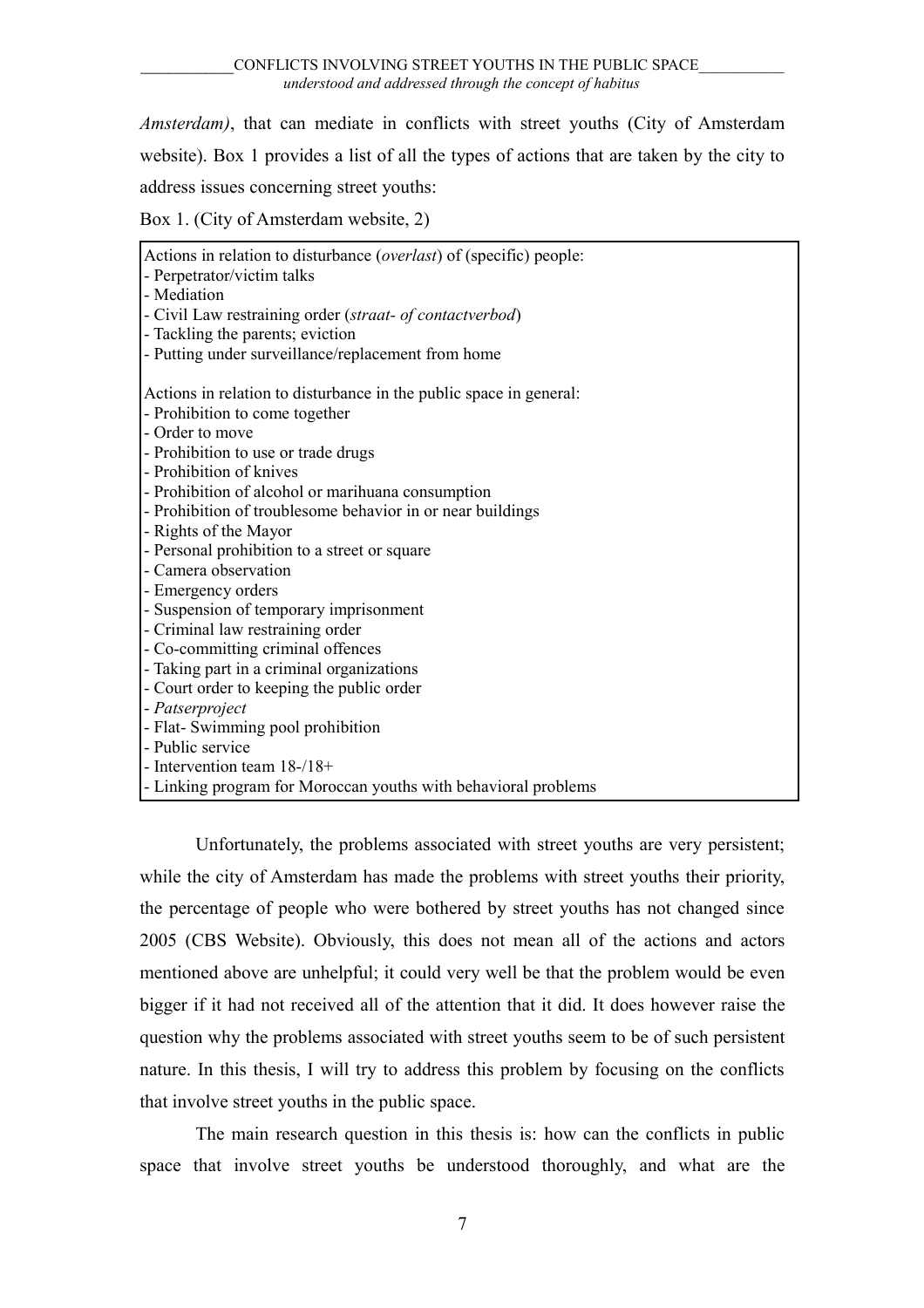*Amsterdam)*, that can mediate in conflicts with street youths (City of Amsterdam website). Box 1 provides a list of all the types of actions that are taken by the city to address issues concerning street youths:

Box 1. (City of Amsterdam website, 2)

Actions in relation to disturbance (*overlast*) of (specific) people:
- Perpetrator/victim talks
- Mediation
- Civil Law restraining order (*straat- of contactverbod*)
- Tackling the parents; eviction
- Putting under surveillance/replacement from home

Actions in relation to disturbance in the public space in general:
- Prohibition to come together
- Order to move
- Prohibition to use or trade drugs
- Prohibition of knives
- Prohibition of alcohol or marihuana consumption
- Prohibition of troublesome behavior in or near buildings
- Rights of the Mayor
- Personal prohibition to a street or square
- Camera observation
- Emergency orders
- Suspension of temporary imprisonment
- Criminal law restraining order
- Co-committing criminal offences
- Taking part in a criminal organizations
- Court order to keeping the public order
- *Patserproject*
- Flat- Swimming pool prohibition
- Public service
- Intervention team 18-/18+
- Linking program for Moroccan youths with behavioral problems

Unfortunately, the problems associated with street youths are very persistent; while the city of Amsterdam has made the problems with street youths their priority, the percentage of people who were bothered by street youths has not changed since 2005 (CBS Website). Obviously, this does not mean all of the actions and actors mentioned above are unhelpful; it could very well be that the problem would be even bigger if it had not received all of the attention that it did. It does however raise the question why the problems associated with street youths seem to be of such persistent nature. In this thesis, I will try to address this problem by focusing on the conflicts that involve street youths in the public space.

The main research question in this thesis is: how can the conflicts in public space that involve street youths be understood thoroughly, and what are the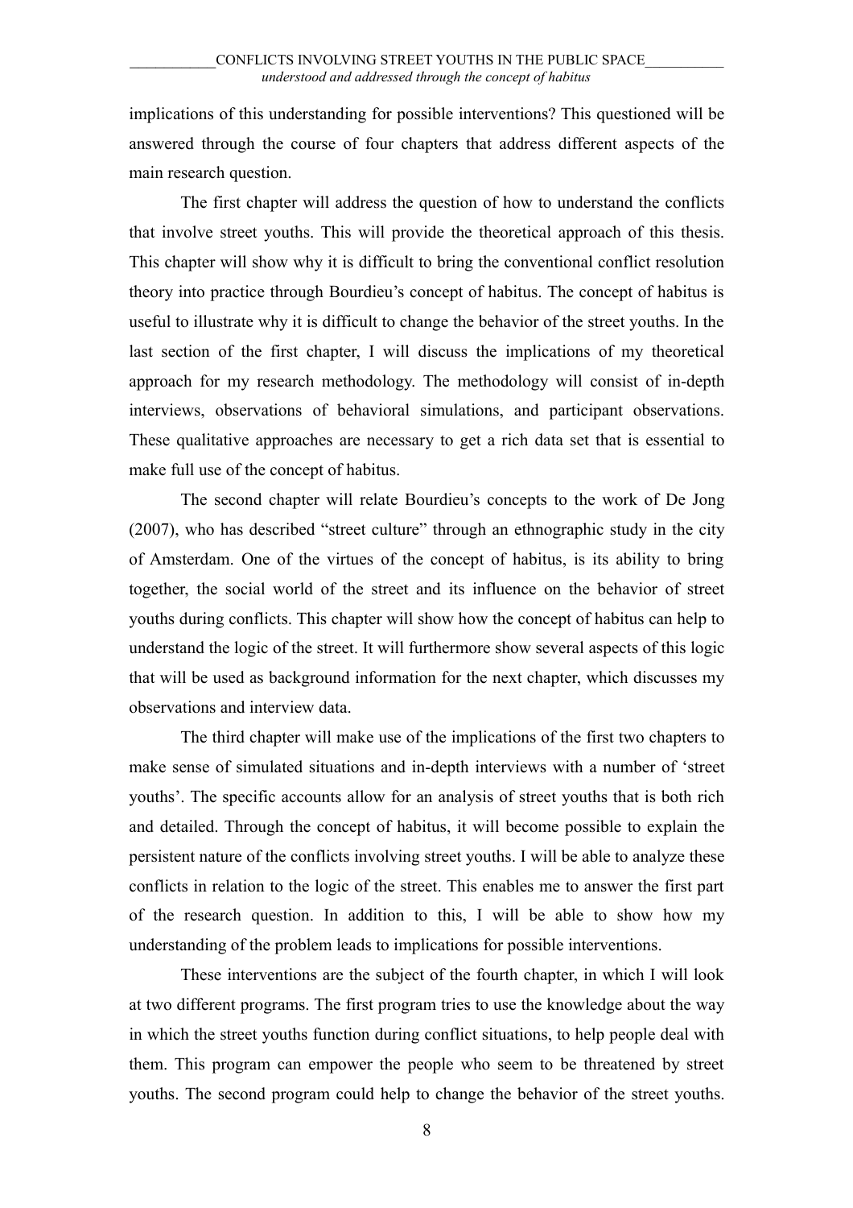implications of this understanding for possible interventions? This questioned will be answered through the course of four chapters that address different aspects of the main research question.

The first chapter will address the question of how to understand the conflicts that involve street youths. This will provide the theoretical approach of this thesis. This chapter will show why it is difficult to bring the conventional conflict resolution theory into practice through Bourdieu's concept of habitus. The concept of habitus is useful to illustrate why it is difficult to change the behavior of the street youths. In the last section of the first chapter, I will discuss the implications of my theoretical approach for my research methodology. The methodology will consist of in-depth interviews, observations of behavioral simulations, and participant observations. These qualitative approaches are necessary to get a rich data set that is essential to make full use of the concept of habitus.

The second chapter will relate Bourdieu's concepts to the work of De Jong (2007), who has described "street culture" through an ethnographic study in the city of Amsterdam. One of the virtues of the concept of habitus, is its ability to bring together, the social world of the street and its influence on the behavior of street youths during conflicts. This chapter will show how the concept of habitus can help to understand the logic of the street. It will furthermore show several aspects of this logic that will be used as background information for the next chapter, which discusses my observations and interview data.

The third chapter will make use of the implications of the first two chapters to make sense of simulated situations and in-depth interviews with a number of 'street youths'. The specific accounts allow for an analysis of street youths that is both rich and detailed. Through the concept of habitus, it will become possible to explain the persistent nature of the conflicts involving street youths. I will be able to analyze these conflicts in relation to the logic of the street. This enables me to answer the first part of the research question. In addition to this, I will be able to show how my understanding of the problem leads to implications for possible interventions.

These interventions are the subject of the fourth chapter, in which I will look at two different programs. The first program tries to use the knowledge about the way in which the street youths function during conflict situations, to help people deal with them. This program can empower the people who seem to be threatened by street youths. The second program could help to change the behavior of the street youths.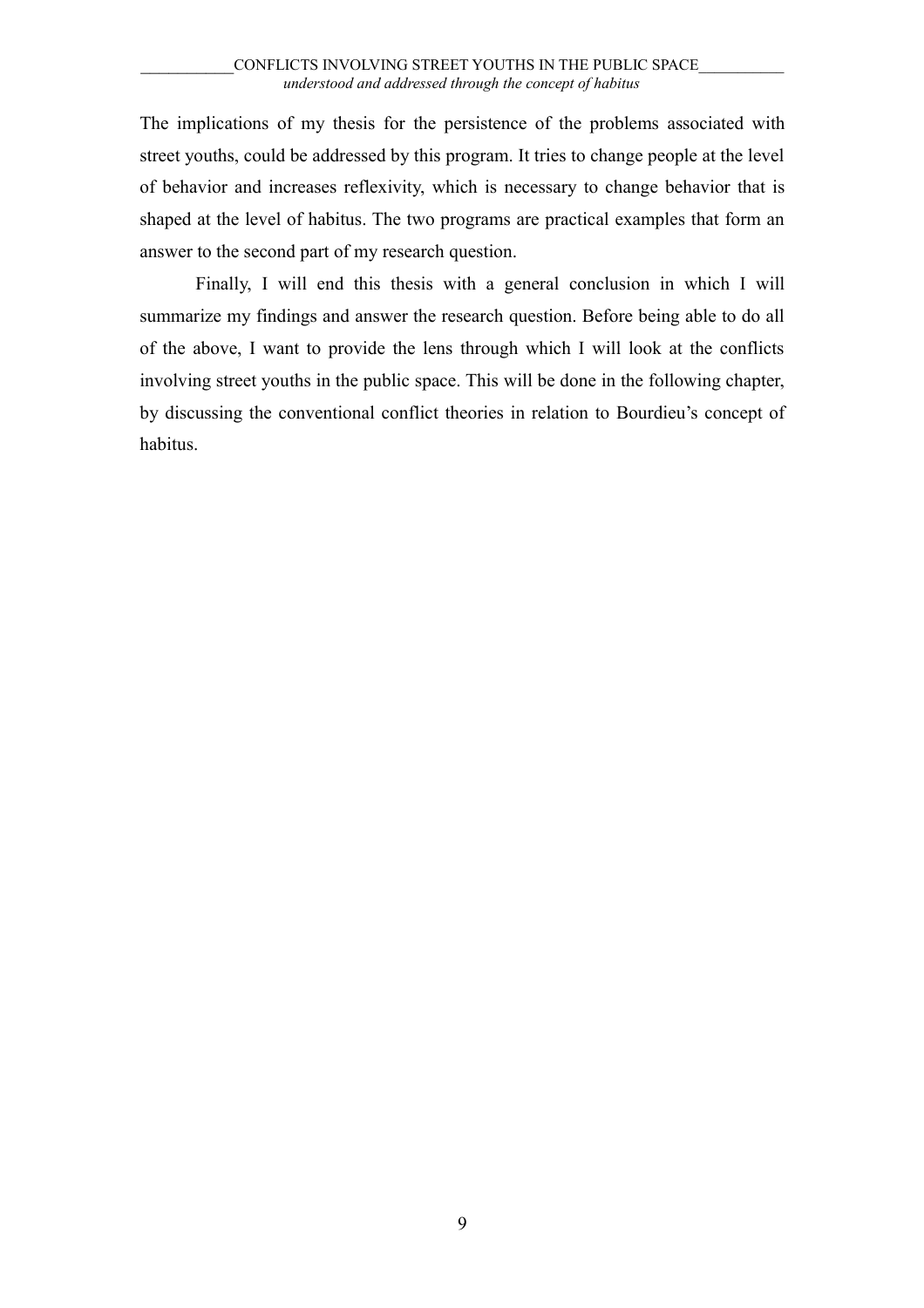The implications of my thesis for the persistence of the problems associated with street youths, could be addressed by this program. It tries to change people at the level of behavior and increases reflexivity, which is necessary to change behavior that is shaped at the level of habitus. The two programs are practical examples that form an answer to the second part of my research question.

Finally, I will end this thesis with a general conclusion in which I will summarize my findings and answer the research question. Before being able to do all of the above, I want to provide the lens through which I will look at the conflicts involving street youths in the public space. This will be done in the following chapter, by discussing the conventional conflict theories in relation to Bourdieu's concept of habitus.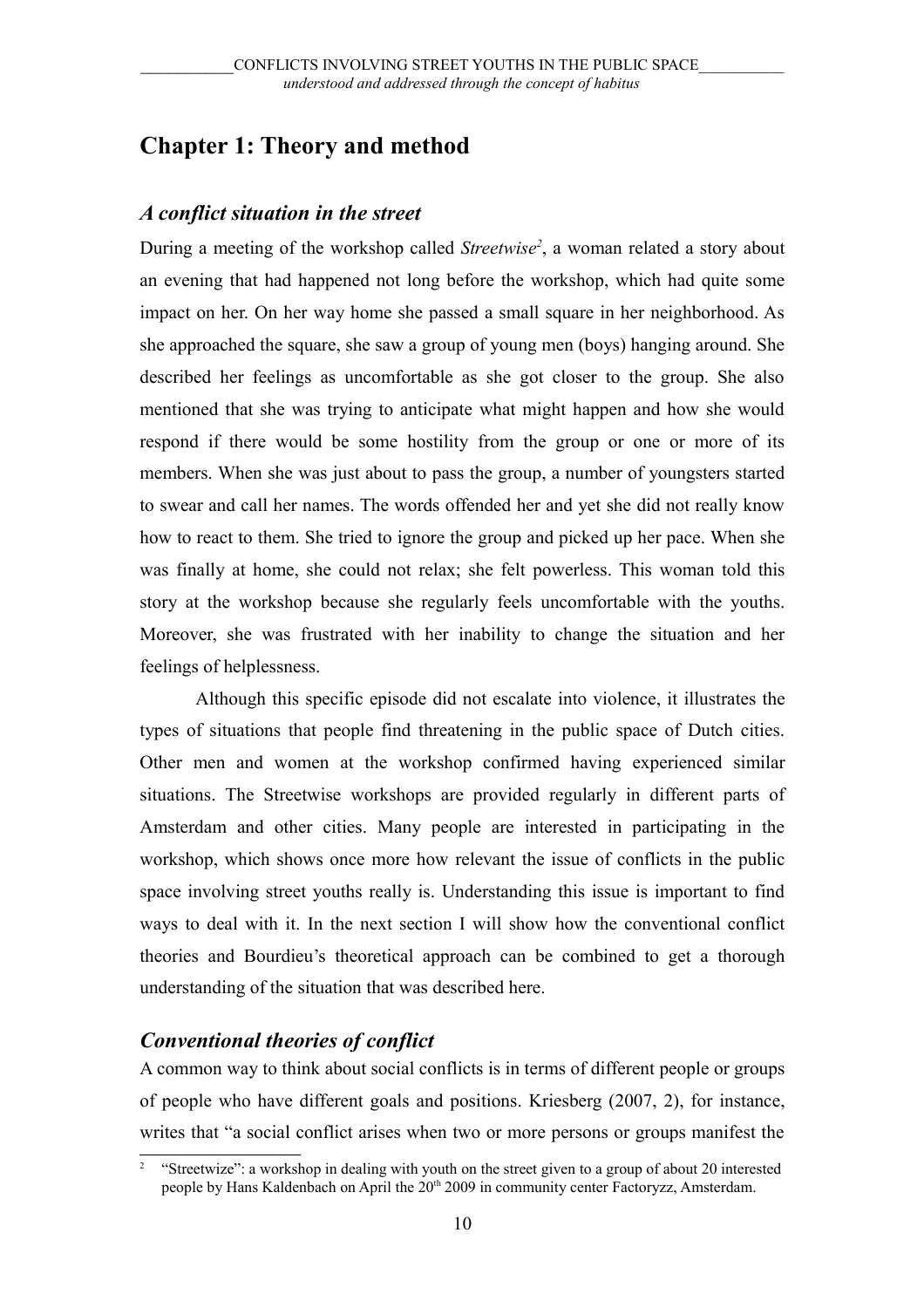# Chapter 1: Theory and method

## *A conflict situation in the street*

During a meeting of the workshop called *Streetwise*[2], a woman related a story about an evening that had happened not long before the workshop, which had quite some impact on her. On her way home she passed a small square in her neighborhood. As she approached the square, she saw a group of young men (boys) hanging around. She described her feelings as uncomfortable as she got closer to the group. She also mentioned that she was trying to anticipate what might happen and how she would respond if there would be some hostility from the group or one or more of its members. When she was just about to pass the group, a number of youngsters started to swear and call her names. The words offended her and yet she did not really know how to react to them. She tried to ignore the group and picked up her pace. When she was finally at home, she could not relax; she felt powerless. This woman told this story at the workshop because she regularly feels uncomfortable with the youths. Moreover, she was frustrated with her inability to change the situation and her feelings of helplessness.

Although this specific episode did not escalate into violence, it illustrates the types of situations that people find threatening in the public space of Dutch cities. Other men and women at the workshop confirmed having experienced similar situations. The Streetwise workshops are provided regularly in different parts of Amsterdam and other cities. Many people are interested in participating in the workshop, which shows once more how relevant the issue of conflicts in the public space involving street youths really is. Understanding this issue is important to find ways to deal with it. In the next section I will show how the conventional conflict theories and Bourdieu's theoretical approach can be combined to get a thorough understanding of the situation that was described here.

## *Conventional theories of conflict*

A common way to think about social conflicts is in terms of different people or groups of people who have different goals and positions. Kriesberg (2007, 2), for instance, writes that "a social conflict arises when two or more persons or groups manifest the

---

[2] "Streetwize": a workshop in dealing with youth on the street given to a group of about 20 interested people by Hans Kaldenbach on April the 20th 2009 in community center Factoryzz, Amsterdam.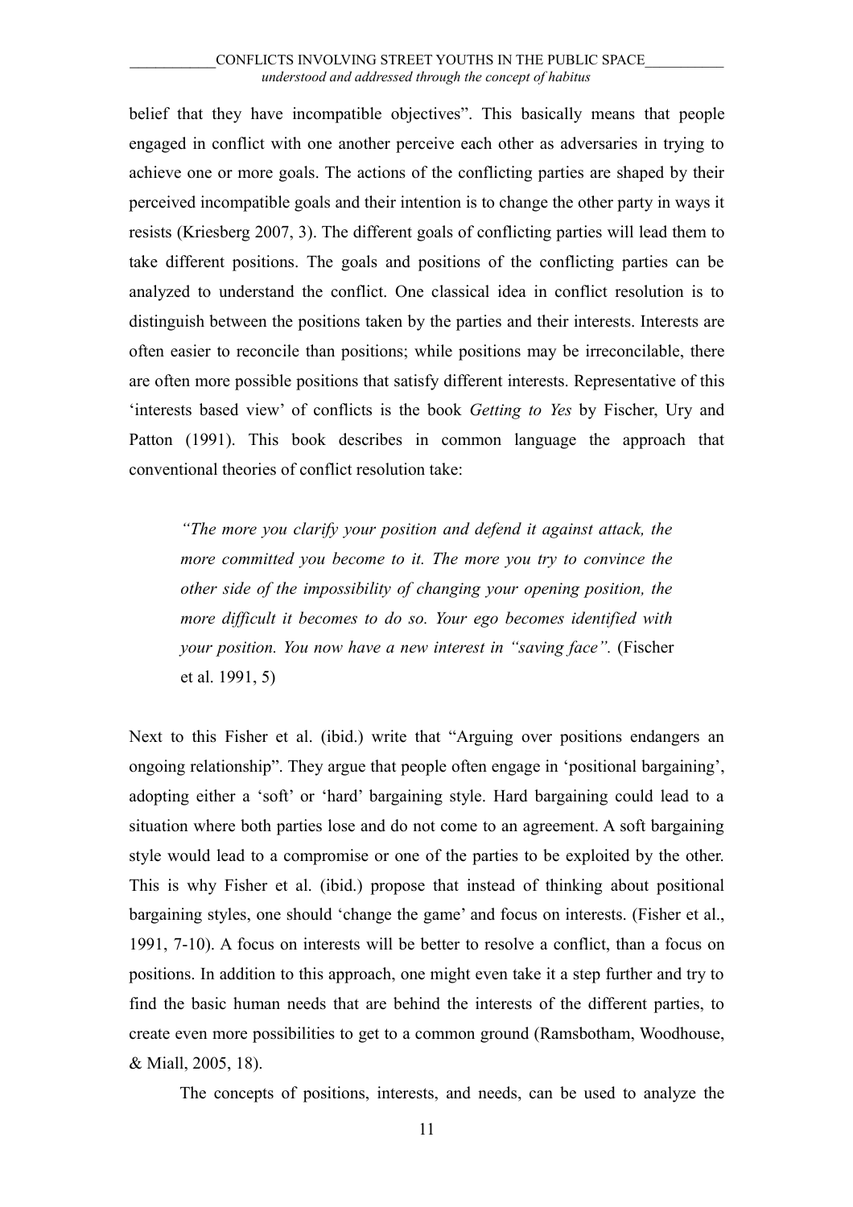belief that they have incompatible objectives". This basically means that people engaged in conflict with one another perceive each other as adversaries in trying to achieve one or more goals. The actions of the conflicting parties are shaped by their perceived incompatible goals and their intention is to change the other party in ways it resists (Kriesberg 2007, 3). The different goals of conflicting parties will lead them to take different positions. The goals and positions of the conflicting parties can be analyzed to understand the conflict. One classical idea in conflict resolution is to distinguish between the positions taken by the parties and their interests. Interests are often easier to reconcile than positions; while positions may be irreconcilable, there are often more possible positions that satisfy different interests. Representative of this 'interests based view' of conflicts is the book *Getting to Yes* by Fischer, Ury and Patton (1991). This book describes in common language the approach that conventional theories of conflict resolution take:

> *"The more you clarify your position and defend it against attack, the more committed you become to it. The more you try to convince the other side of the impossibility of changing your opening position, the more difficult it becomes to do so. Your ego becomes identified with your position. You now have a new interest in "saving face".* (Fischer et al. 1991, 5)

Next to this Fisher et al. (ibid.) write that "Arguing over positions endangers an ongoing relationship". They argue that people often engage in 'positional bargaining', adopting either a 'soft' or 'hard' bargaining style. Hard bargaining could lead to a situation where both parties lose and do not come to an agreement. A soft bargaining style would lead to a compromise or one of the parties to be exploited by the other. This is why Fisher et al. (ibid.) propose that instead of thinking about positional bargaining styles, one should 'change the game' and focus on interests. (Fisher et al., 1991, 7-10). A focus on interests will be better to resolve a conflict, than a focus on positions. In addition to this approach, one might even take it a step further and try to find the basic human needs that are behind the interests of the different parties, to create even more possibilities to get to a common ground (Ramsbotham, Woodhouse, & Miall, 2005, 18).

The concepts of positions, interests, and needs, can be used to analyze the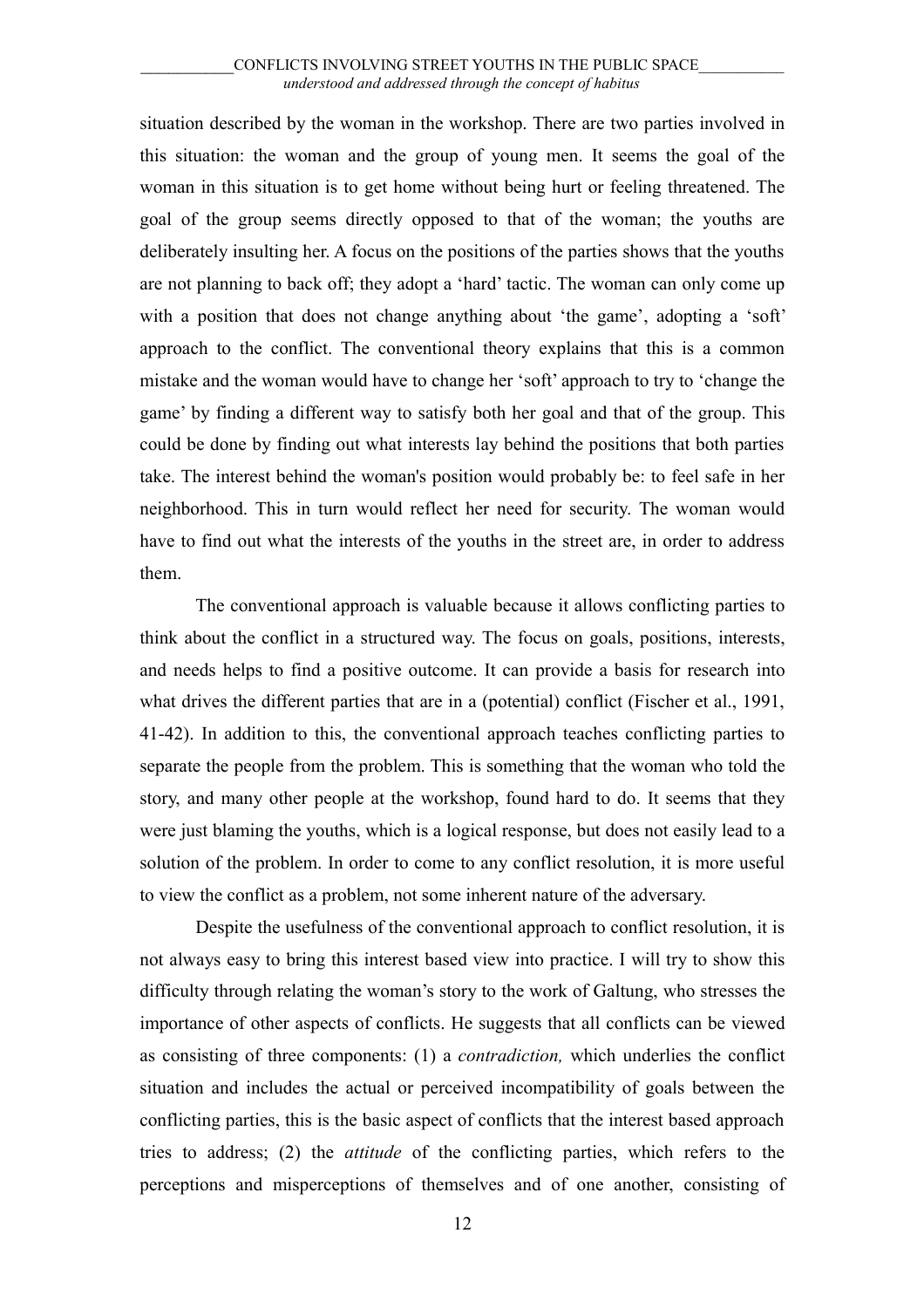situation described by the woman in the workshop. There are two parties involved in this situation: the woman and the group of young men. It seems the goal of the woman in this situation is to get home without being hurt or feeling threatened. The goal of the group seems directly opposed to that of the woman; the youths are deliberately insulting her. A focus on the positions of the parties shows that the youths are not planning to back off; they adopt a 'hard' tactic. The woman can only come up with a position that does not change anything about 'the game', adopting a 'soft' approach to the conflict. The conventional theory explains that this is a common mistake and the woman would have to change her 'soft' approach to try to 'change the game' by finding a different way to satisfy both her goal and that of the group. This could be done by finding out what interests lay behind the positions that both parties take. The interest behind the woman's position would probably be: to feel safe in her neighborhood. This in turn would reflect her need for security. The woman would have to find out what the interests of the youths in the street are, in order to address them.

The conventional approach is valuable because it allows conflicting parties to think about the conflict in a structured way. The focus on goals, positions, interests, and needs helps to find a positive outcome. It can provide a basis for research into what drives the different parties that are in a (potential) conflict (Fischer et al., 1991, 41-42). In addition to this, the conventional approach teaches conflicting parties to separate the people from the problem. This is something that the woman who told the story, and many other people at the workshop, found hard to do. It seems that they were just blaming the youths, which is a logical response, but does not easily lead to a solution of the problem. In order to come to any conflict resolution, it is more useful to view the conflict as a problem, not some inherent nature of the adversary.

Despite the usefulness of the conventional approach to conflict resolution, it is not always easy to bring this interest based view into practice. I will try to show this difficulty through relating the woman's story to the work of Galtung, who stresses the importance of other aspects of conflicts. He suggests that all conflicts can be viewed as consisting of three components: (1) a *contradiction,* which underlies the conflict situation and includes the actual or perceived incompatibility of goals between the conflicting parties, this is the basic aspect of conflicts that the interest based approach tries to address; (2) the *attitude* of the conflicting parties, which refers to the perceptions and misperceptions of themselves and of one another, consisting of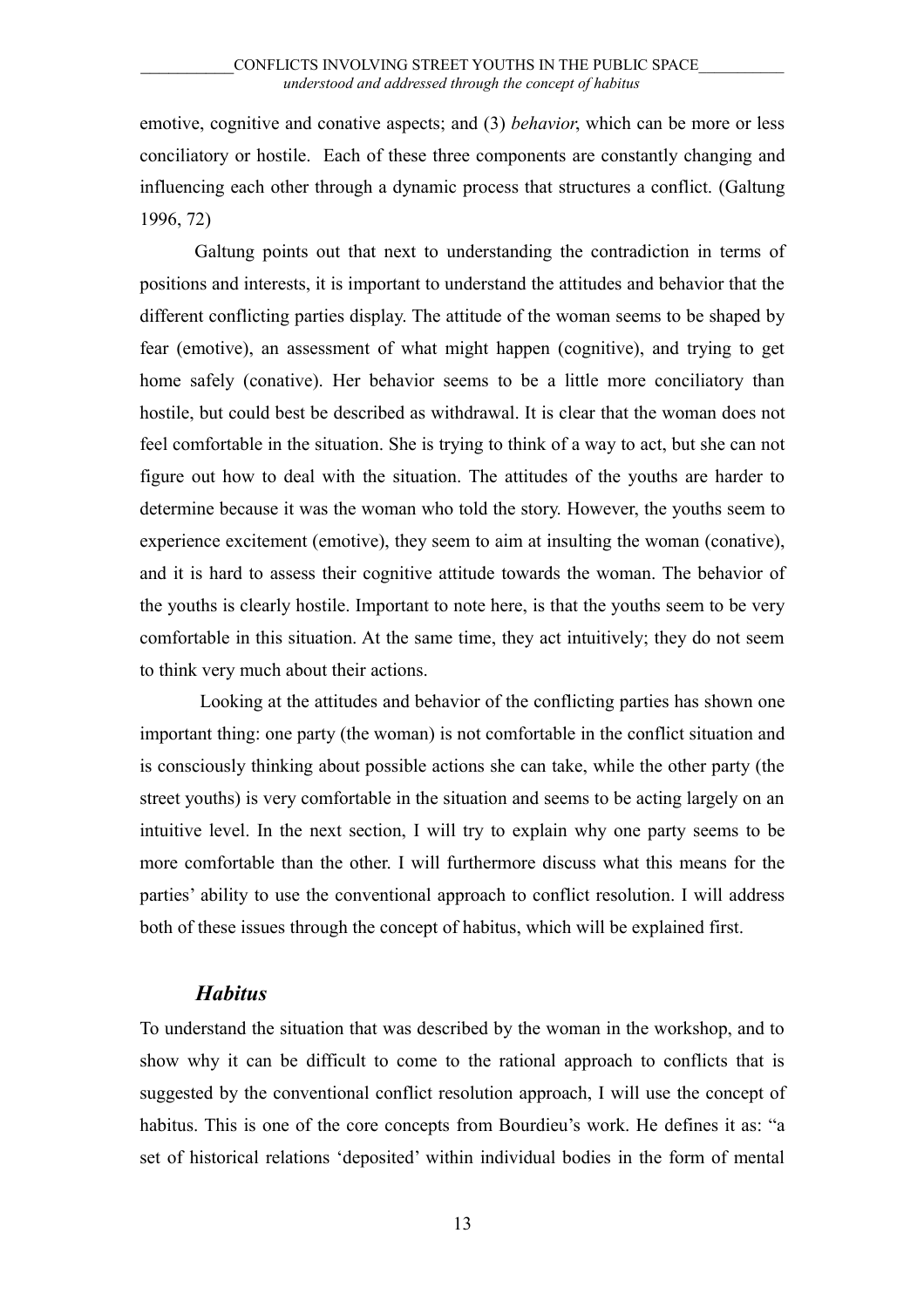emotive, cognitive and conative aspects; and (3) *behavior*, which can be more or less conciliatory or hostile. Each of these three components are constantly changing and influencing each other through a dynamic process that structures a conflict. (Galtung 1996, 72)

Galtung points out that next to understanding the contradiction in terms of positions and interests, it is important to understand the attitudes and behavior that the different conflicting parties display. The attitude of the woman seems to be shaped by fear (emotive), an assessment of what might happen (cognitive), and trying to get home safely (conative). Her behavior seems to be a little more conciliatory than hostile, but could best be described as withdrawal. It is clear that the woman does not feel comfortable in the situation. She is trying to think of a way to act, but she can not figure out how to deal with the situation. The attitudes of the youths are harder to determine because it was the woman who told the story. However, the youths seem to experience excitement (emotive), they seem to aim at insulting the woman (conative), and it is hard to assess their cognitive attitude towards the woman. The behavior of the youths is clearly hostile. Important to note here, is that the youths seem to be very comfortable in this situation. At the same time, they act intuitively; they do not seem to think very much about their actions.

Looking at the attitudes and behavior of the conflicting parties has shown one important thing: one party (the woman) is not comfortable in the conflict situation and is consciously thinking about possible actions she can take, while the other party (the street youths) is very comfortable in the situation and seems to be acting largely on an intuitive level. In the next section, I will try to explain why one party seems to be more comfortable than the other. I will furthermore discuss what this means for the parties' ability to use the conventional approach to conflict resolution. I will address both of these issues through the concept of habitus, which will be explained first.

## *Habitus*

To understand the situation that was described by the woman in the workshop, and to show why it can be difficult to come to the rational approach to conflicts that is suggested by the conventional conflict resolution approach, I will use the concept of habitus. This is one of the core concepts from Bourdieu's work. He defines it as: "a set of historical relations 'deposited' within individual bodies in the form of mental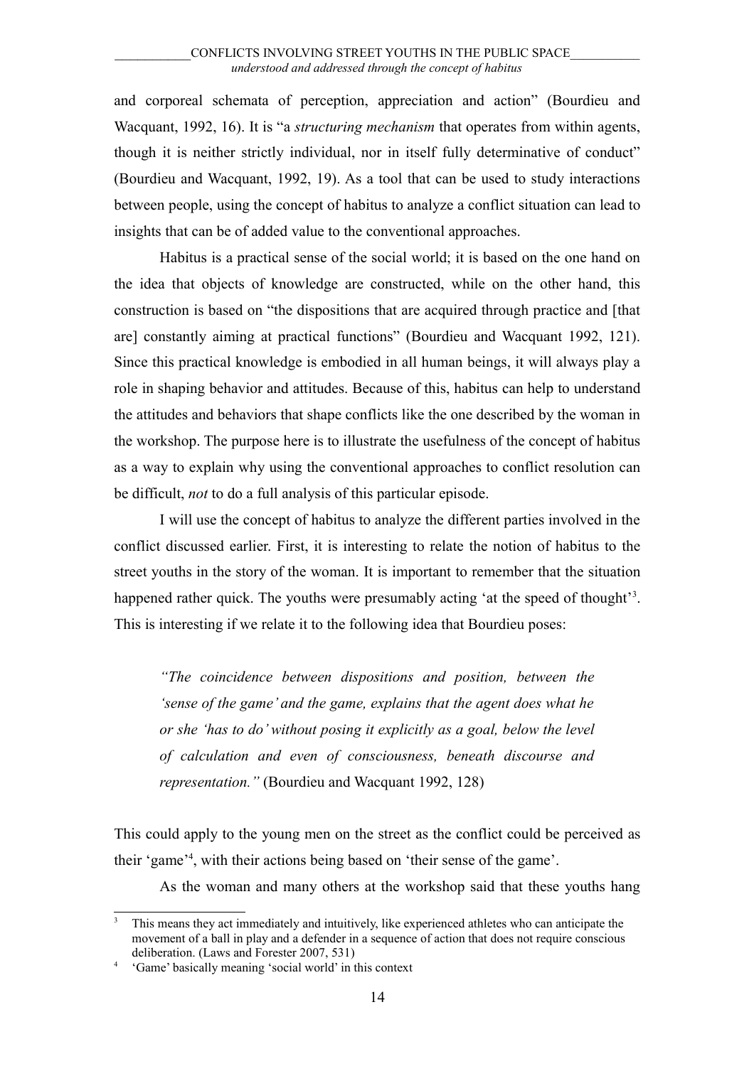and corporeal schemata of perception, appreciation and action" (Bourdieu and Wacquant, 1992, 16). It is "a *structuring mechanism* that operates from within agents, though it is neither strictly individual, nor in itself fully determinative of conduct" (Bourdieu and Wacquant, 1992, 19). As a tool that can be used to study interactions between people, using the concept of habitus to analyze a conflict situation can lead to insights that can be of added value to the conventional approaches.

Habitus is a practical sense of the social world; it is based on the one hand on the idea that objects of knowledge are constructed, while on the other hand, this construction is based on "the dispositions that are acquired through practice and [that are] constantly aiming at practical functions" (Bourdieu and Wacquant 1992, 121). Since this practical knowledge is embodied in all human beings, it will always play a role in shaping behavior and attitudes. Because of this, habitus can help to understand the attitudes and behaviors that shape conflicts like the one described by the woman in the workshop. The purpose here is to illustrate the usefulness of the concept of habitus as a way to explain why using the conventional approaches to conflict resolution can be difficult, *not* to do a full analysis of this particular episode.

I will use the concept of habitus to analyze the different parties involved in the conflict discussed earlier. First, it is interesting to relate the notion of habitus to the street youths in the story of the woman. It is important to remember that the situation happened rather quick. The youths were presumably acting 'at the speed of thought'[3]. This is interesting if we relate it to the following idea that Bourdieu poses:

> *"The coincidence between dispositions and position, between the 'sense of the game' and the game, explains that the agent does what he or she 'has to do' without posing it explicitly as a goal, below the level of calculation and even of consciousness, beneath discourse and representation."* (Bourdieu and Wacquant 1992, 128)

This could apply to the young men on the street as the conflict could be perceived as their 'game'[4], with their actions being based on 'their sense of the game'.

As the woman and many others at the workshop said that these youths hang

---

[3] This means they act immediately and intuitively, like experienced athletes who can anticipate the movement of a ball in play and a defender in a sequence of action that does not require conscious deliberation. (Laws and Forester 2007, 531)

[4] 'Game' basically meaning 'social world' in this context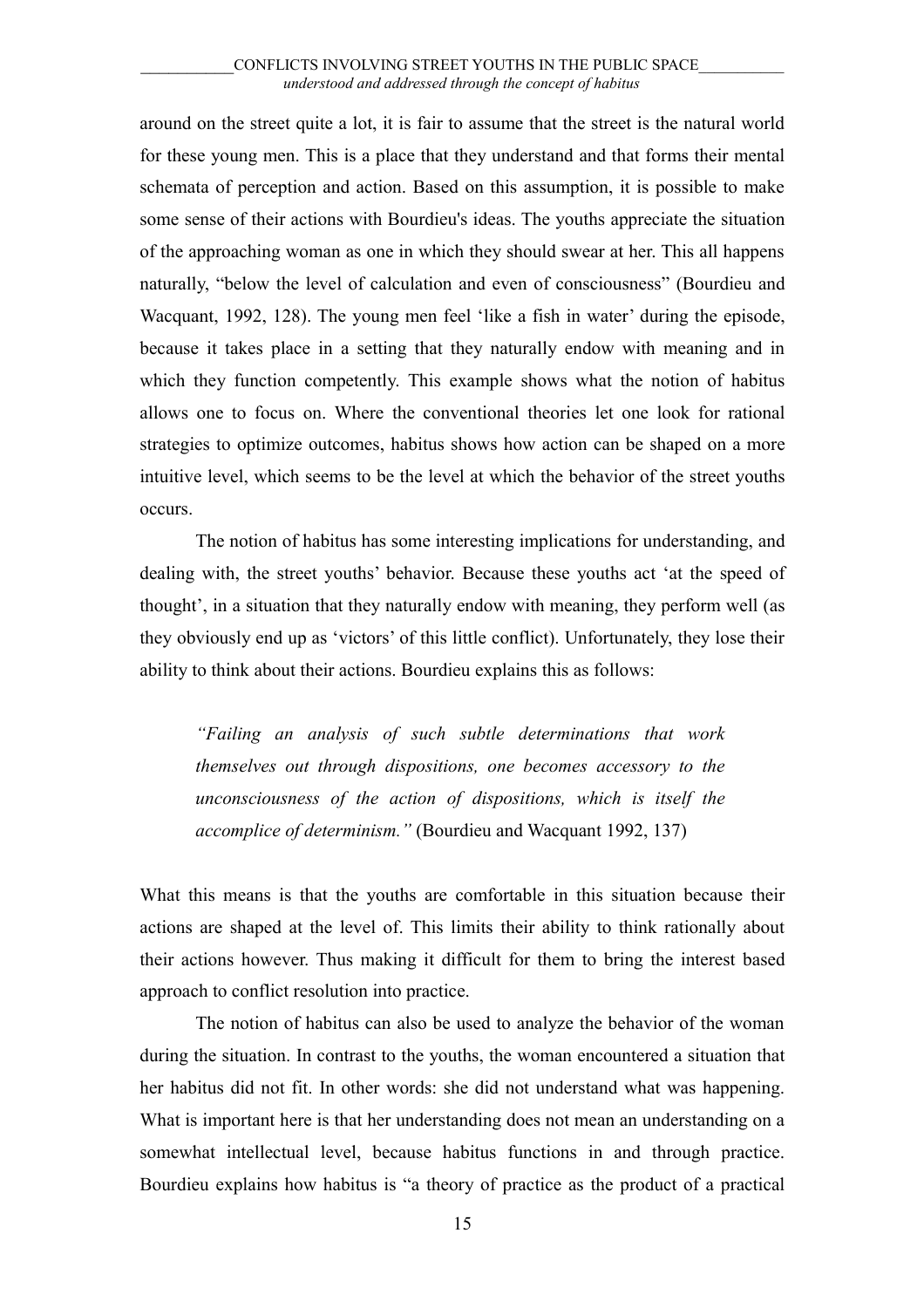around on the street quite a lot, it is fair to assume that the street is the natural world for these young men. This is a place that they understand and that forms their mental schemata of perception and action. Based on this assumption, it is possible to make some sense of their actions with Bourdieu's ideas. The youths appreciate the situation of the approaching woman as one in which they should swear at her. This all happens naturally, “below the level of calculation and even of consciousness” (Bourdieu and Wacquant, 1992, 128). The young men feel ‘like a fish in water’ during the episode, because it takes place in a setting that they naturally endow with meaning and in which they function competently. This example shows what the notion of habitus allows one to focus on. Where the conventional theories let one look for rational strategies to optimize outcomes, habitus shows how action can be shaped on a more intuitive level, which seems to be the level at which the behavior of the street youths occurs.

The notion of habitus has some interesting implications for understanding, and dealing with, the street youths’ behavior. Because these youths act ‘at the speed of thought’, in a situation that they naturally endow with meaning, they perform well (as they obviously end up as ‘victors’ of this little conflict). Unfortunately, they lose their ability to think about their actions. Bourdieu explains this as follows:

> *“Failing an analysis of such subtle determinations that work themselves out through dispositions, one becomes accessory to the unconsciousness of the action of dispositions, which is itself the accomplice of determinism.”* (Bourdieu and Wacquant 1992, 137)

What this means is that the youths are comfortable in this situation because their actions are shaped at the level of. This limits their ability to think rationally about their actions however. Thus making it difficult for them to bring the interest based approach to conflict resolution into practice.

The notion of habitus can also be used to analyze the behavior of the woman during the situation. In contrast to the youths, the woman encountered a situation that her habitus did not fit. In other words: she did not understand what was happening. What is important here is that her understanding does not mean an understanding on a somewhat intellectual level, because habitus functions in and through practice. Bourdieu explains how habitus is “a theory of practice as the product of a practical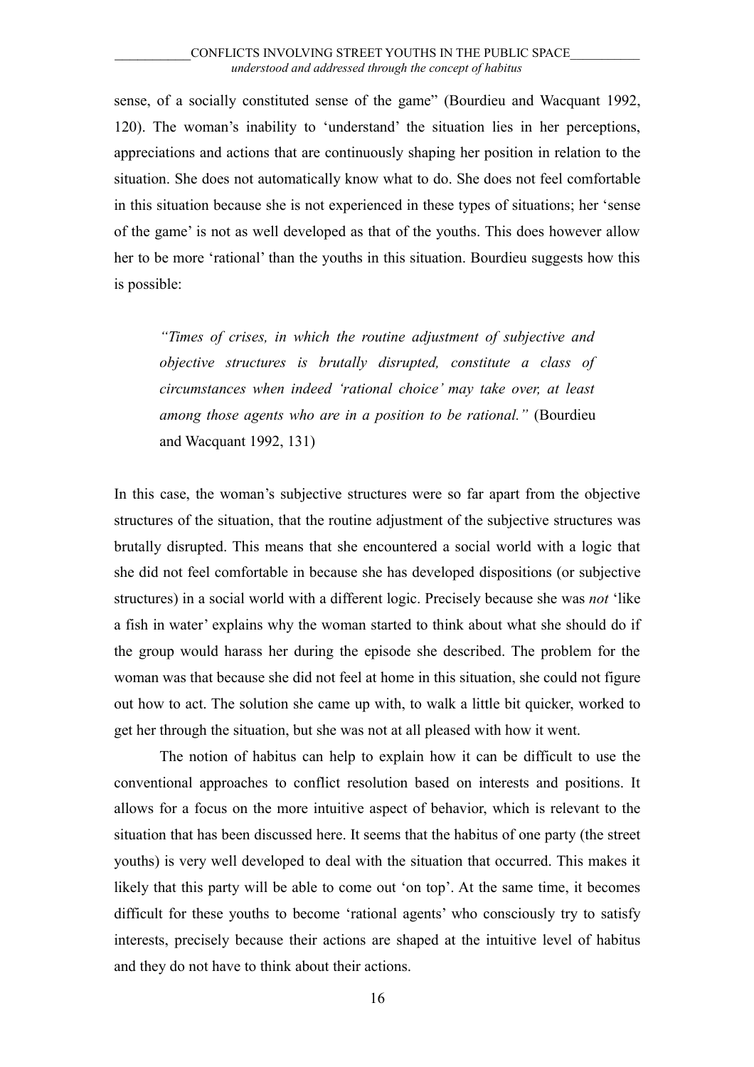sense, of a socially constituted sense of the game" (Bourdieu and Wacquant 1992, 120). The woman's inability to 'understand' the situation lies in her perceptions, appreciations and actions that are continuously shaping her position in relation to the situation. She does not automatically know what to do. She does not feel comfortable in this situation because she is not experienced in these types of situations; her 'sense of the game' is not as well developed as that of the youths. This does however allow her to be more 'rational' than the youths in this situation. Bourdieu suggests how this is possible:

> *"Times of crises, in which the routine adjustment of subjective and objective structures is brutally disrupted, constitute a class of circumstances when indeed 'rational choice' may take over, at least among those agents who are in a position to be rational."* (Bourdieu and Wacquant 1992, 131)

In this case, the woman's subjective structures were so far apart from the objective structures of the situation, that the routine adjustment of the subjective structures was brutally disrupted. This means that she encountered a social world with a logic that she did not feel comfortable in because she has developed dispositions (or subjective structures) in a social world with a different logic. Precisely because she was *not* 'like a fish in water' explains why the woman started to think about what she should do if the group would harass her during the episode she described. The problem for the woman was that because she did not feel at home in this situation, she could not figure out how to act. The solution she came up with, to walk a little bit quicker, worked to get her through the situation, but she was not at all pleased with how it went.

The notion of habitus can help to explain how it can be difficult to use the conventional approaches to conflict resolution based on interests and positions. It allows for a focus on the more intuitive aspect of behavior, which is relevant to the situation that has been discussed here. It seems that the habitus of one party (the street youths) is very well developed to deal with the situation that occurred. This makes it likely that this party will be able to come out 'on top'. At the same time, it becomes difficult for these youths to become 'rational agents' who consciously try to satisfy interests, precisely because their actions are shaped at the intuitive level of habitus and they do not have to think about their actions.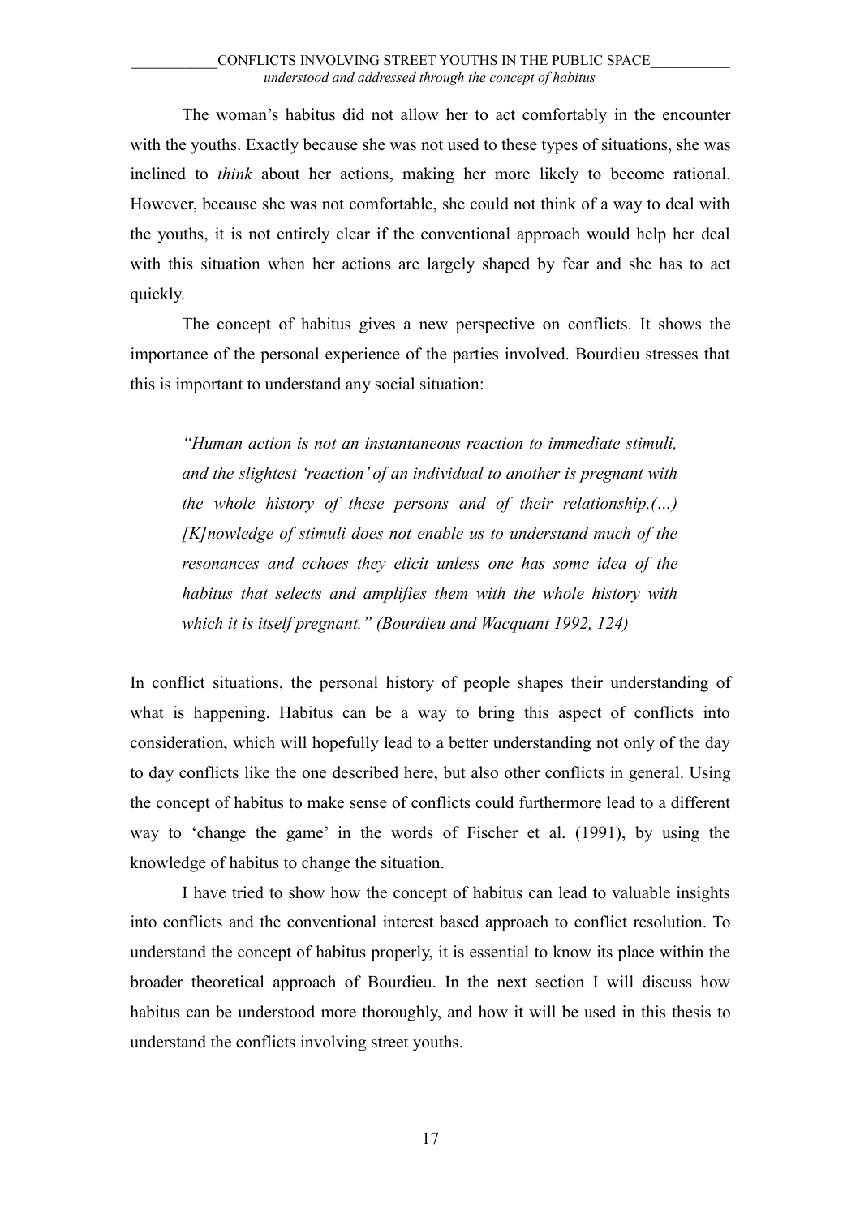The woman's habitus did not allow her to act comfortably in the encounter with the youths. Exactly because she was not used to these types of situations, she was inclined to *think* about her actions, making her more likely to become rational. However, because she was not comfortable, she could not think of a way to deal with the youths, it is not entirely clear if the conventional approach would help her deal with this situation when her actions are largely shaped by fear and she has to act quickly.

The concept of habitus gives a new perspective on conflicts. It shows the importance of the personal experience of the parties involved. Bourdieu stresses that this is important to understand any social situation:

> *"Human action is not an instantaneous reaction to immediate stimuli, and the slightest 'reaction' of an individual to another is pregnant with the whole history of these persons and of their relationship.(…) [K]nowledge of stimuli does not enable us to understand much of the resonances and echoes they elicit unless one has some idea of the habitus that selects and amplifies them with the whole history with which it is itself pregnant." (Bourdieu and Wacquant 1992, 124)*

In conflict situations, the personal history of people shapes their understanding of what is happening. Habitus can be a way to bring this aspect of conflicts into consideration, which will hopefully lead to a better understanding not only of the day to day conflicts like the one described here, but also other conflicts in general. Using the concept of habitus to make sense of conflicts could furthermore lead to a different way to 'change the game' in the words of Fischer et al. (1991), by using the knowledge of habitus to change the situation.

I have tried to show how the concept of habitus can lead to valuable insights into conflicts and the conventional interest based approach to conflict resolution. To understand the concept of habitus properly, it is essential to know its place within the broader theoretical approach of Bourdieu. In the next section I will discuss how habitus can be understood more thoroughly, and how it will be used in this thesis to understand the conflicts involving street youths.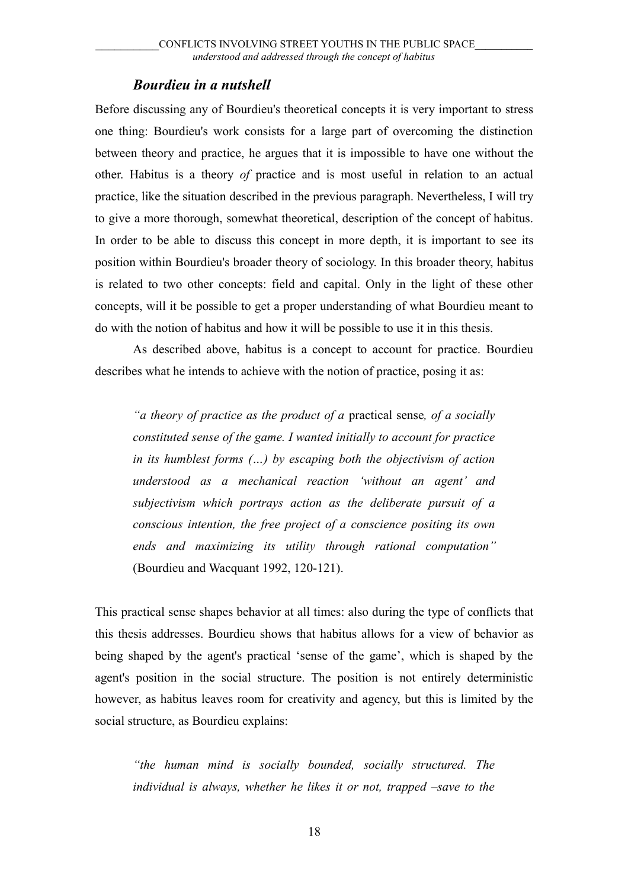### *Bourdieu in a nutshell*

Before discussing any of Bourdieu's theoretical concepts it is very important to stress one thing: Bourdieu's work consists for a large part of overcoming the distinction between theory and practice, he argues that it is impossible to have one without the other. Habitus is a theory *of* practice and is most useful in relation to an actual practice, like the situation described in the previous paragraph. Nevertheless, I will try to give a more thorough, somewhat theoretical, description of the concept of habitus. In order to be able to discuss this concept in more depth, it is important to see its position within Bourdieu's broader theory of sociology. In this broader theory, habitus is related to two other concepts: field and capital. Only in the light of these other concepts, will it be possible to get a proper understanding of what Bourdieu meant to do with the notion of habitus and how it will be possible to use it in this thesis.

As described above, habitus is a concept to account for practice. Bourdieu describes what he intends to achieve with the notion of practice, posing it as:

> *"a theory of practice as the product of a* practical sense*, of a socially constituted sense of the game. I wanted initially to account for practice in its humblest forms (…) by escaping both the objectivism of action understood as a mechanical reaction 'without an agent' and subjectivism which portrays action as the deliberate pursuit of a conscious intention, the free project of a conscience positing its own ends and maximizing its utility through rational computation"* (Bourdieu and Wacquant 1992, 120-121).

This practical sense shapes behavior at all times: also during the type of conflicts that this thesis addresses. Bourdieu shows that habitus allows for a view of behavior as being shaped by the agent's practical 'sense of the game', which is shaped by the agent's position in the social structure. The position is not entirely deterministic however, as habitus leaves room for creativity and agency, but this is limited by the social structure, as Bourdieu explains:

> *"the human mind is socially bounded, socially structured. The individual is always, whether he likes it or not, trapped –save to the*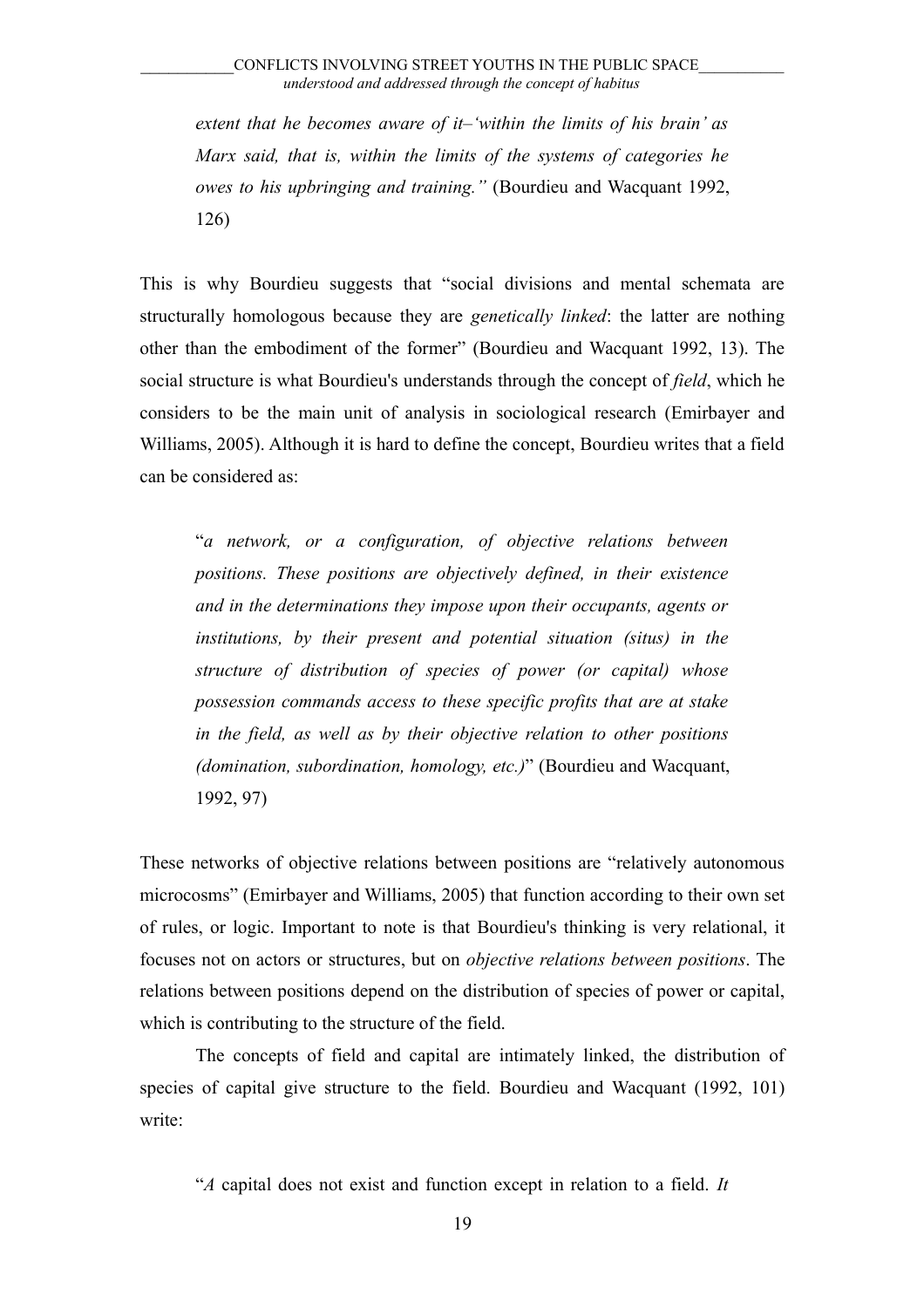> *extent that he becomes aware of it–'within the limits of his brain' as Marx said, that is, within the limits of the systems of categories he owes to his upbringing and training."* (Bourdieu and Wacquant 1992, 126)

This is why Bourdieu suggests that "social divisions and mental schemata are structurally homologous because they are *genetically linked*: the latter are nothing other than the embodiment of the former" (Bourdieu and Wacquant 1992, 13). The social structure is what Bourdieu's understands through the concept of *field*, which he considers to be the main unit of analysis in sociological research (Emirbayer and Williams, 2005). Although it is hard to define the concept, Bourdieu writes that a field can be considered as:

> "*a network, or a configuration, of objective relations between positions. These positions are objectively defined, in their existence and in the determinations they impose upon their occupants, agents or institutions, by their present and potential situation (situs) in the structure of distribution of species of power (or capital) whose possession commands access to these specific profits that are at stake in the field, as well as by their objective relation to other positions (domination, subordination, homology, etc.)*" (Bourdieu and Wacquant, 1992, 97)

These networks of objective relations between positions are "relatively autonomous microcosms" (Emirbayer and Williams, 2005) that function according to their own set of rules, or logic. Important to note is that Bourdieu's thinking is very relational, it focuses not on actors or structures, but on *objective relations between positions*. The relations between positions depend on the distribution of species of power or capital, which is contributing to the structure of the field.

The concepts of field and capital are intimately linked, the distribution of species of capital give structure to the field. Bourdieu and Wacquant (1992, 101) write:

> "*A* capital does not exist and function except in relation to a field. *It*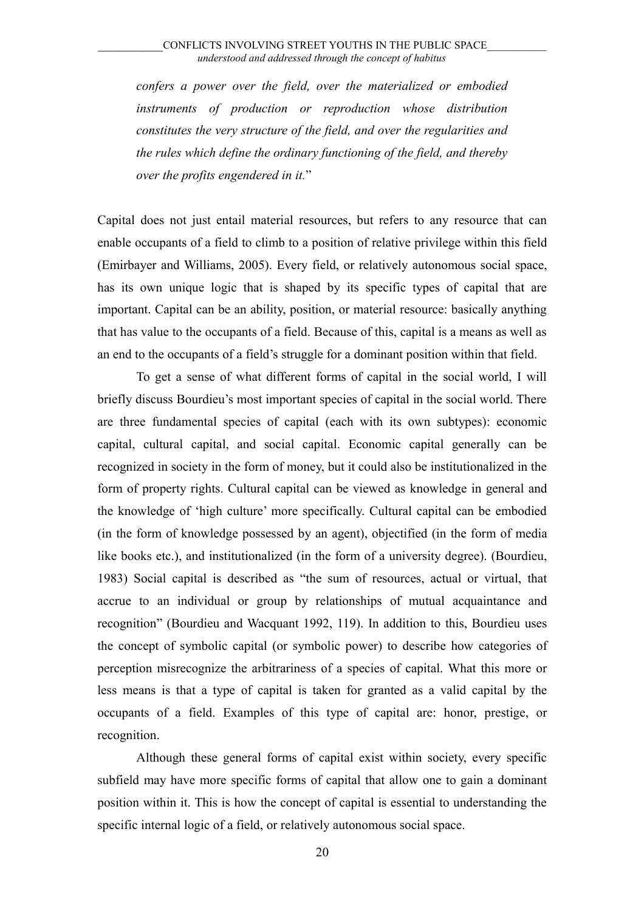> *confers a power over the field, over the materialized or embodied instruments of production or reproduction whose distribution constitutes the very structure of the field, and over the regularities and the rules which define the ordinary functioning of the field, and thereby over the profits engendered in it.*"

Capital does not just entail material resources, but refers to any resource that can enable occupants of a field to climb to a position of relative privilege within this field (Emirbayer and Williams, 2005). Every field, or relatively autonomous social space, has its own unique logic that is shaped by its specific types of capital that are important. Capital can be an ability, position, or material resource: basically anything that has value to the occupants of a field. Because of this, capital is a means as well as an end to the occupants of a field's struggle for a dominant position within that field.

To get a sense of what different forms of capital in the social world, I will briefly discuss Bourdieu's most important species of capital in the social world. There are three fundamental species of capital (each with its own subtypes): economic capital, cultural capital, and social capital. Economic capital generally can be recognized in society in the form of money, but it could also be institutionalized in the form of property rights. Cultural capital can be viewed as knowledge in general and the knowledge of 'high culture' more specifically. Cultural capital can be embodied (in the form of knowledge possessed by an agent), objectified (in the form of media like books etc.), and institutionalized (in the form of a university degree). (Bourdieu, 1983) Social capital is described as "the sum of resources, actual or virtual, that accrue to an individual or group by relationships of mutual acquaintance and recognition" (Bourdieu and Wacquant 1992, 119). In addition to this, Bourdieu uses the concept of symbolic capital (or symbolic power) to describe how categories of perception misrecognize the arbitrariness of a species of capital. What this more or less means is that a type of capital is taken for granted as a valid capital by the occupants of a field. Examples of this type of capital are: honor, prestige, or recognition.

Although these general forms of capital exist within society, every specific subfield may have more specific forms of capital that allow one to gain a dominant position within it. This is how the concept of capital is essential to understanding the specific internal logic of a field, or relatively autonomous social space.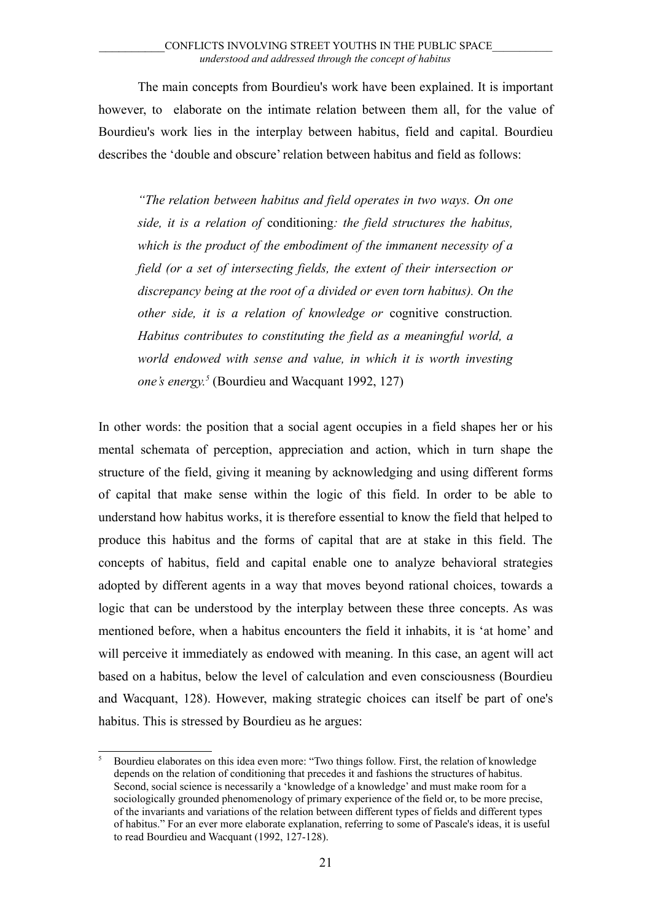The main concepts from Bourdieu's work have been explained. It is important however, to elaborate on the intimate relation between them all, for the value of Bourdieu's work lies in the interplay between habitus, field and capital. Bourdieu describes the 'double and obscure' relation between habitus and field as follows:

> *"The relation between habitus and field operates in two ways. On one side, it is a relation of* conditioning*: the field structures the habitus, which is the product of the embodiment of the immanent necessity of a field (or a set of intersecting fields, the extent of their intersection or discrepancy being at the root of a divided or even torn habitus). On the other side, it is a relation of knowledge or* cognitive construction*. Habitus contributes to constituting the field as a meaningful world, a world endowed with sense and value, in which it is worth investing one's energy.*[5] (Bourdieu and Wacquant 1992, 127)

In other words: the position that a social agent occupies in a field shapes her or his mental schemata of perception, appreciation and action, which in turn shape the structure of the field, giving it meaning by acknowledging and using different forms of capital that make sense within the logic of this field. In order to be able to understand how habitus works, it is therefore essential to know the field that helped to produce this habitus and the forms of capital that are at stake in this field. The concepts of habitus, field and capital enable one to analyze behavioral strategies adopted by different agents in a way that moves beyond rational choices, towards a logic that can be understood by the interplay between these three concepts. As was mentioned before, when a habitus encounters the field it inhabits, it is 'at home' and will perceive it immediately as endowed with meaning. In this case, an agent will act based on a habitus, below the level of calculation and even consciousness (Bourdieu and Wacquant, 128). However, making strategic choices can itself be part of one's habitus. This is stressed by Bourdieu as he argues:

---

[5] Bourdieu elaborates on this idea even more: "Two things follow. First, the relation of knowledge depends on the relation of conditioning that precedes it and fashions the structures of habitus. Second, social science is necessarily a 'knowledge of a knowledge' and must make room for a sociologically grounded phenomenology of primary experience of the field or, to be more precise, of the invariants and variations of the relation between different types of fields and different types of habitus." For an ever more elaborate explanation, referring to some of Pascale's ideas, it is useful to read Bourdieu and Wacquant (1992, 127-128).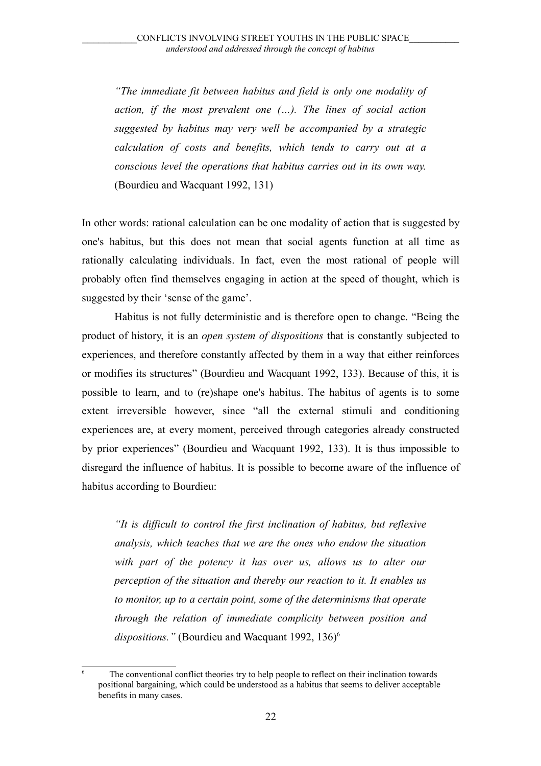> *"The immediate fit between habitus and field is only one modality of action, if the most prevalent one (…). The lines of social action suggested by habitus may very well be accompanied by a strategic calculation of costs and benefits, which tends to carry out at a conscious level the operations that habitus carries out in its own way.* (Bourdieu and Wacquant 1992, 131)

In other words: rational calculation can be one modality of action that is suggested by one's habitus, but this does not mean that social agents function at all time as rationally calculating individuals. In fact, even the most rational of people will probably often find themselves engaging in action at the speed of thought, which is suggested by their 'sense of the game'.

Habitus is not fully deterministic and is therefore open to change. "Being the product of history, it is an *open system of dispositions* that is constantly subjected to experiences, and therefore constantly affected by them in a way that either reinforces or modifies its structures" (Bourdieu and Wacquant 1992, 133). Because of this, it is possible to learn, and to (re)shape one's habitus. The habitus of agents is to some extent irreversible however, since "all the external stimuli and conditioning experiences are, at every moment, perceived through categories already constructed by prior experiences" (Bourdieu and Wacquant 1992, 133). It is thus impossible to disregard the influence of habitus. It is possible to become aware of the influence of habitus according to Bourdieu:

> *"It is difficult to control the first inclination of habitus, but reflexive analysis, which teaches that we are the ones who endow the situation with part of the potency it has over us, allows us to alter our perception of the situation and thereby our reaction to it. It enables us to monitor, up to a certain point, some of the determinisms that operate through the relation of immediate complicity between position and dispositions."* (Bourdieu and Wacquant 1992, 136)[6]

[6] The conventional conflict theories try to help people to reflect on their inclination towards positional bargaining, which could be understood as a habitus that seems to deliver acceptable benefits in many cases.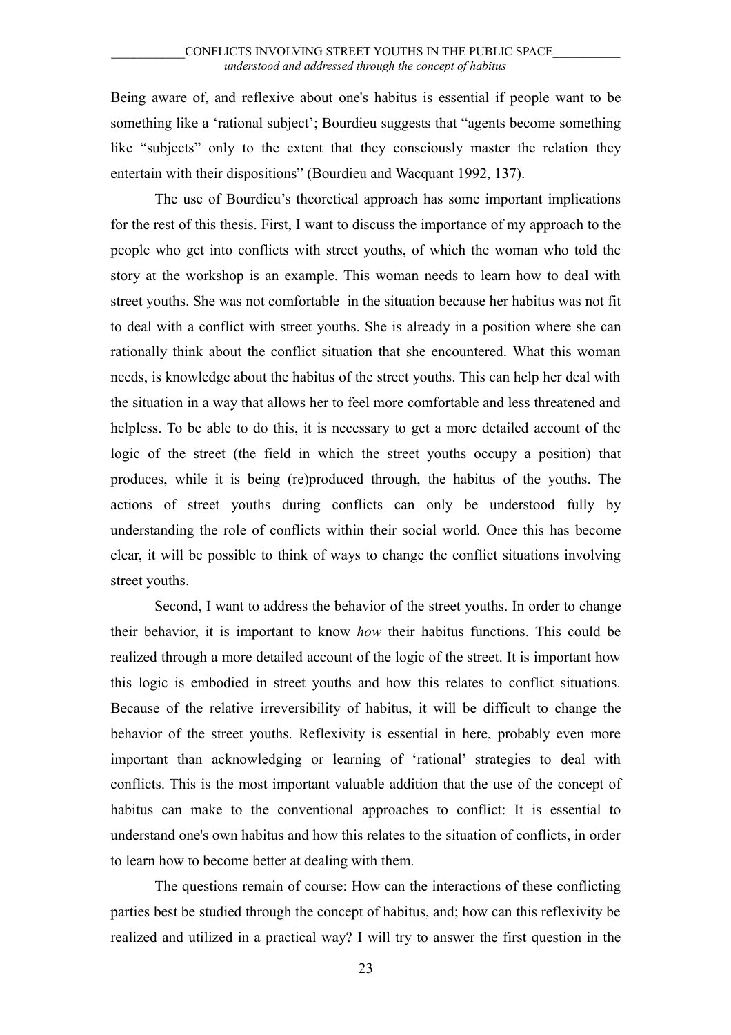Being aware of, and reflexive about one's habitus is essential if people want to be something like a ‘rational subject’; Bourdieu suggests that “agents become something like “subjects” only to the extent that they consciously master the relation they entertain with their dispositions” (Bourdieu and Wacquant 1992, 137).

The use of Bourdieu’s theoretical approach has some important implications for the rest of this thesis. First, I want to discuss the importance of my approach to the people who get into conflicts with street youths, of which the woman who told the story at the workshop is an example. This woman needs to learn how to deal with street youths. She was not comfortable in the situation because her habitus was not fit to deal with a conflict with street youths. She is already in a position where she can rationally think about the conflict situation that she encountered. What this woman needs, is knowledge about the habitus of the street youths. This can help her deal with the situation in a way that allows her to feel more comfortable and less threatened and helpless. To be able to do this, it is necessary to get a more detailed account of the logic of the street (the field in which the street youths occupy a position) that produces, while it is being (re)produced through, the habitus of the youths. The actions of street youths during conflicts can only be understood fully by understanding the role of conflicts within their social world. Once this has become clear, it will be possible to think of ways to change the conflict situations involving street youths.

Second, I want to address the behavior of the street youths. In order to change their behavior, it is important to know *how* their habitus functions. This could be realized through a more detailed account of the logic of the street. It is important how this logic is embodied in street youths and how this relates to conflict situations. Because of the relative irreversibility of habitus, it will be difficult to change the behavior of the street youths. Reflexivity is essential in here, probably even more important than acknowledging or learning of ‘rational’ strategies to deal with conflicts. This is the most important valuable addition that the use of the concept of habitus can make to the conventional approaches to conflict: It is essential to understand one's own habitus and how this relates to the situation of conflicts, in order to learn how to become better at dealing with them.

The questions remain of course: How can the interactions of these conflicting parties best be studied through the concept of habitus, and; how can this reflexivity be realized and utilized in a practical way? I will try to answer the first question in the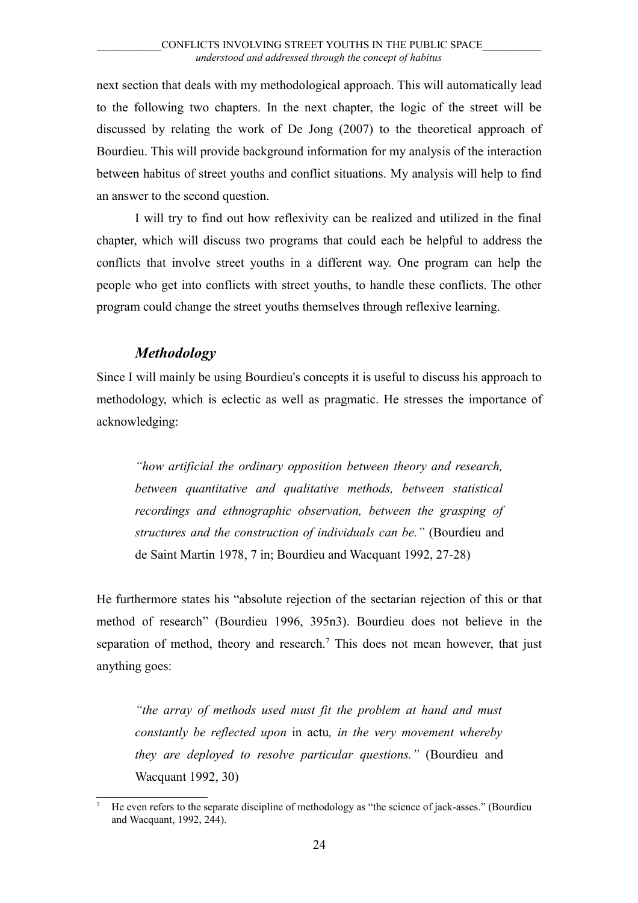next section that deals with my methodological approach. This will automatically lead to the following two chapters. In the next chapter, the logic of the street will be discussed by relating the work of De Jong (2007) to the theoretical approach of Bourdieu. This will provide background information for my analysis of the interaction between habitus of street youths and conflict situations. My analysis will help to find an answer to the second question.

I will try to find out how reflexivity can be realized and utilized in the final chapter, which will discuss two programs that could each be helpful to address the conflicts that involve street youths in a different way. One program can help the people who get into conflicts with street youths, to handle these conflicts. The other program could change the street youths themselves through reflexive learning.

### *Methodology*

Since I will mainly be using Bourdieu's concepts it is useful to discuss his approach to methodology, which is eclectic as well as pragmatic. He stresses the importance of acknowledging:

> *"how artificial the ordinary opposition between theory and research, between quantitative and qualitative methods, between statistical recordings and ethnographic observation, between the grasping of structures and the construction of individuals can be."* (Bourdieu and de Saint Martin 1978, 7 in; Bourdieu and Wacquant 1992, 27-28)

He furthermore states his "absolute rejection of the sectarian rejection of this or that method of research" (Bourdieu 1996, 395n3). Bourdieu does not believe in the separation of method, theory and research.[7] This does not mean however, that just anything goes:

> *"the array of methods used must fit the problem at hand and must constantly be reflected upon* in actu*, in the very movement whereby they are deployed to resolve particular questions."* (Bourdieu and Wacquant 1992, 30)

---

[7] He even refers to the separate discipline of methodology as "the science of jack-asses." (Bourdieu and Wacquant, 1992, 244).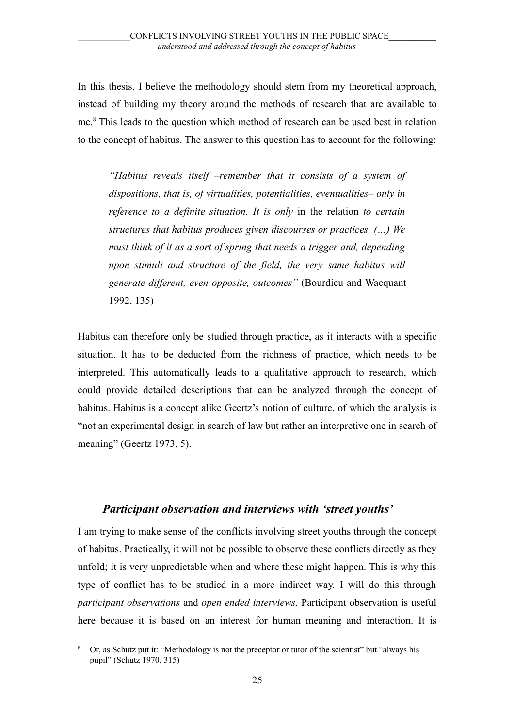In this thesis, I believe the methodology should stem from my theoretical approach, instead of building my theory around the methods of research that are available to me.[8] This leads to the question which method of research can be used best in relation to the concept of habitus. The answer to this question has to account for the following:

> *"Habitus reveals itself –remember that it consists of a system of dispositions, that is, of virtualities, potentialities, eventualities– only in reference to a definite situation. It is only* in the relation *to certain structures that habitus produces given discourses or practices. (…) We must think of it as a sort of spring that needs a trigger and, depending upon stimuli and structure of the field, the very same habitus will generate different, even opposite, outcomes"* (Bourdieu and Wacquant 1992, 135)

Habitus can therefore only be studied through practice, as it interacts with a specific situation. It has to be deducted from the richness of practice, which needs to be interpreted. This automatically leads to a qualitative approach to research, which could provide detailed descriptions that can be analyzed through the concept of habitus. Habitus is a concept alike Geertz's notion of culture, of which the analysis is "not an experimental design in search of law but rather an interpretive one in search of meaning" (Geertz 1973, 5).

### *Participant observation and interviews with 'street youths'*

I am trying to make sense of the conflicts involving street youths through the concept of habitus. Practically, it will not be possible to observe these conflicts directly as they unfold; it is very unpredictable when and where these might happen. This is why this type of conflict has to be studied in a more indirect way. I will do this through *participant observations* and *open ended interviews*. Participant observation is useful here because it is based on an interest for human meaning and interaction. It is

[8] Or, as Schutz put it: "Methodology is not the preceptor or tutor of the scientist" but "always his pupil" (Schutz 1970, 315)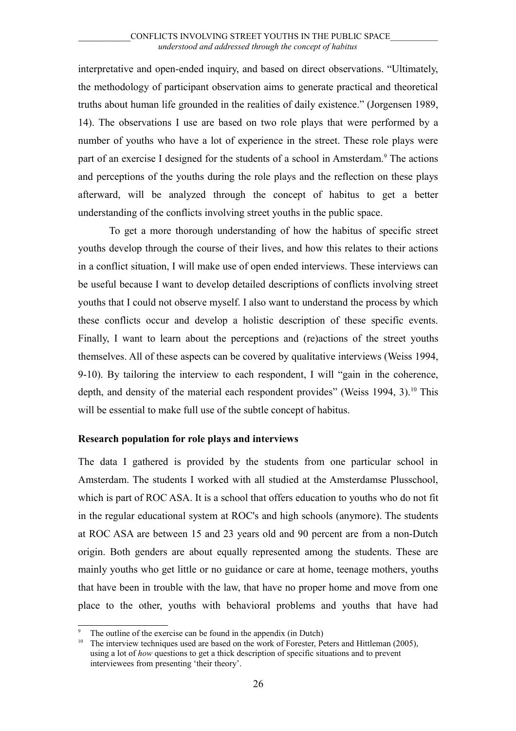interpretative and open-ended inquiry, and based on direct observations. "Ultimately, the methodology of participant observation aims to generate practical and theoretical truths about human life grounded in the realities of daily existence." (Jorgensen 1989, 14). The observations I use are based on two role plays that were performed by a number of youths who have a lot of experience in the street. These role plays were part of an exercise I designed for the students of a school in Amsterdam.[9] The actions and perceptions of the youths during the role plays and the reflection on these plays afterward, will be analyzed through the concept of habitus to get a better understanding of the conflicts involving street youths in the public space.

To get a more thorough understanding of how the habitus of specific street youths develop through the course of their lives, and how this relates to their actions in a conflict situation, I will make use of open ended interviews. These interviews can be useful because I want to develop detailed descriptions of conflicts involving street youths that I could not observe myself. I also want to understand the process by which these conflicts occur and develop a holistic description of these specific events. Finally, I want to learn about the perceptions and (re)actions of the street youths themselves. All of these aspects can be covered by qualitative interviews (Weiss 1994, 9-10). By tailoring the interview to each respondent, I will "gain in the coherence, depth, and density of the material each respondent provides" (Weiss 1994, 3).[10] This will be essential to make full use of the subtle concept of habitus.

**Research population for role plays and interviews**

The data I gathered is provided by the students from one particular school in Amsterdam. The students I worked with all studied at the Amsterdamse Plusschool, which is part of ROC ASA. It is a school that offers education to youths who do not fit in the regular educational system at ROC's and high schools (anymore). The students at ROC ASA are between 15 and 23 years old and 90 percent are from a non-Dutch origin. Both genders are about equally represented among the students. These are mainly youths who get little or no guidance or care at home, teenage mothers, youths that have been in trouble with the law, that have no proper home and move from one place to the other, youths with behavioral problems and youths that have had

[9] The outline of the exercise can be found in the appendix (in Dutch)

[10] The interview techniques used are based on the work of Forester, Peters and Hittleman (2005), using a lot of *how* questions to get a thick description of specific situations and to prevent interviewees from presenting 'their theory'.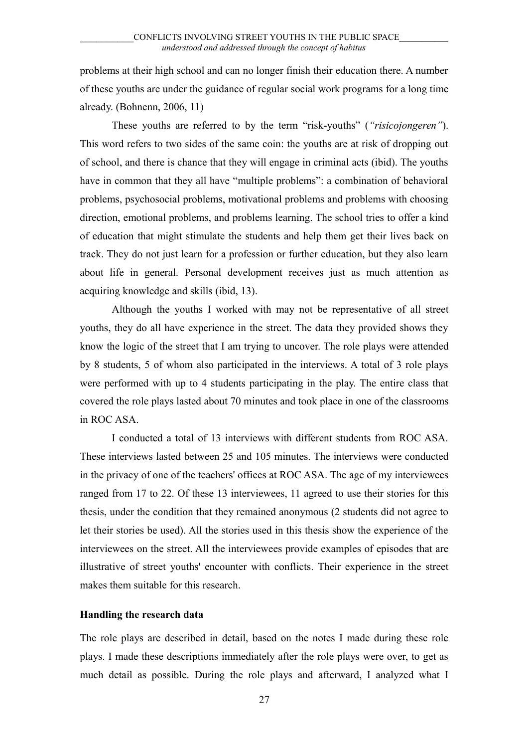problems at their high school and can no longer finish their education there. A number of these youths are under the guidance of regular social work programs for a long time already. (Bohnenn, 2006, 11)

These youths are referred to by the term "risk-youths" (*"risicojongeren"*). This word refers to two sides of the same coin: the youths are at risk of dropping out of school, and there is chance that they will engage in criminal acts (ibid). The youths have in common that they all have "multiple problems": a combination of behavioral problems, psychosocial problems, motivational problems and problems with choosing direction, emotional problems, and problems learning. The school tries to offer a kind of education that might stimulate the students and help them get their lives back on track. They do not just learn for a profession or further education, but they also learn about life in general. Personal development receives just as much attention as acquiring knowledge and skills (ibid, 13).

Although the youths I worked with may not be representative of all street youths, they do all have experience in the street. The data they provided shows they know the logic of the street that I am trying to uncover. The role plays were attended by 8 students, 5 of whom also participated in the interviews. A total of 3 role plays were performed with up to 4 students participating in the play. The entire class that covered the role plays lasted about 70 minutes and took place in one of the classrooms in ROC ASA.

I conducted a total of 13 interviews with different students from ROC ASA. These interviews lasted between 25 and 105 minutes. The interviews were conducted in the privacy of one of the teachers' offices at ROC ASA. The age of my interviewees ranged from 17 to 22. Of these 13 interviewees, 11 agreed to use their stories for this thesis, under the condition that they remained anonymous (2 students did not agree to let their stories be used). All the stories used in this thesis show the experience of the interviewees on the street. All the interviewees provide examples of episodes that are illustrative of street youths' encounter with conflicts. Their experience in the street makes them suitable for this research.

**Handling the research data**

The role plays are described in detail, based on the notes I made during these role plays. I made these descriptions immediately after the role plays were over, to get as much detail as possible. During the role plays and afterward, I analyzed what I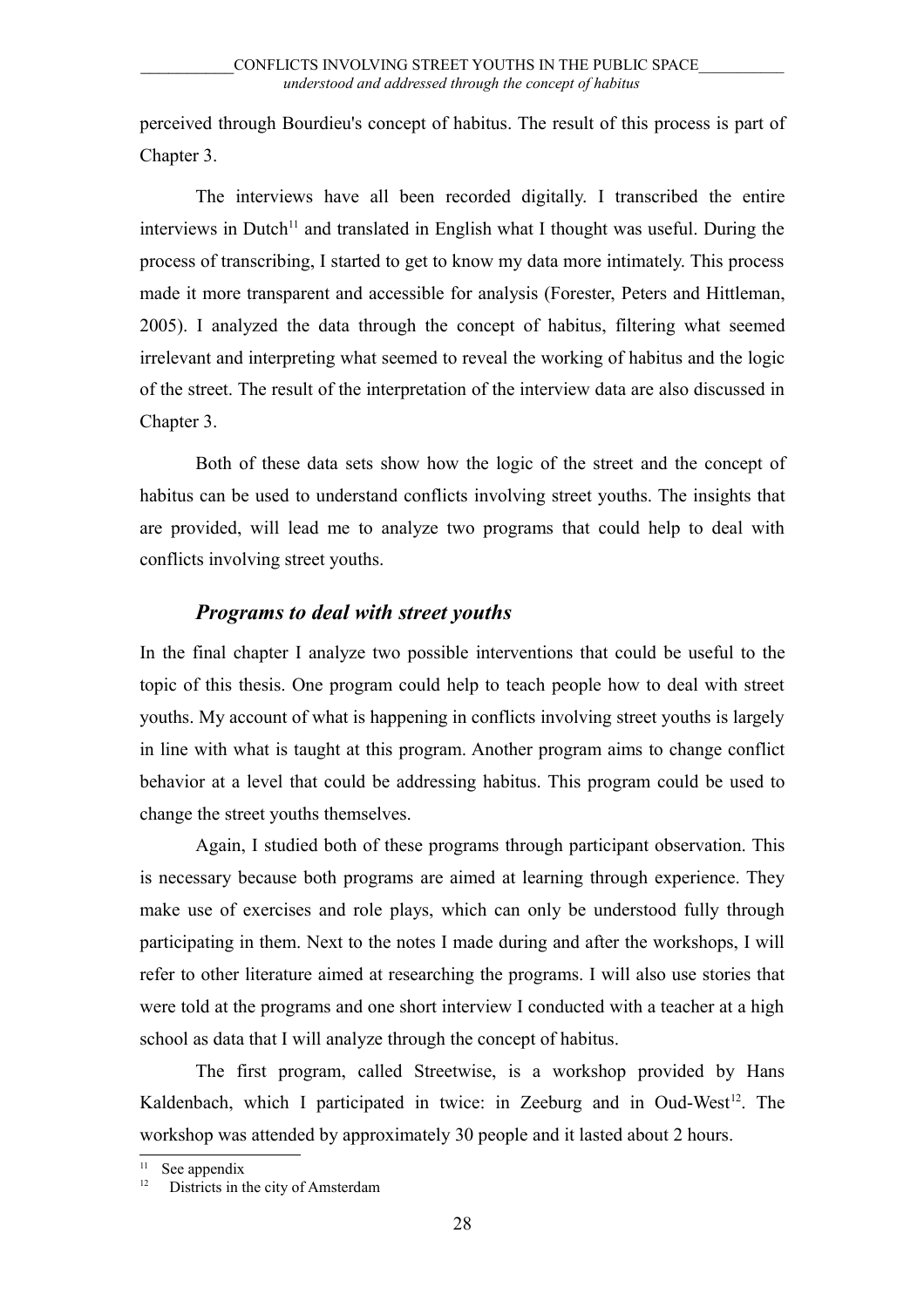perceived through Bourdieu's concept of habitus. The result of this process is part of Chapter 3.

The interviews have all been recorded digitally. I transcribed the entire interviews in Dutch[11] and translated in English what I thought was useful. During the process of transcribing, I started to get to know my data more intimately. This process made it more transparent and accessible for analysis (Forester, Peters and Hittleman, 2005). I analyzed the data through the concept of habitus, filtering what seemed irrelevant and interpreting what seemed to reveal the working of habitus and the logic of the street. The result of the interpretation of the interview data are also discussed in Chapter 3.

Both of these data sets show how the logic of the street and the concept of habitus can be used to understand conflicts involving street youths. The insights that are provided, will lead me to analyze two programs that could help to deal with conflicts involving street youths.

### *Programs to deal with street youths*

In the final chapter I analyze two possible interventions that could be useful to the topic of this thesis. One program could help to teach people how to deal with street youths. My account of what is happening in conflicts involving street youths is largely in line with what is taught at this program. Another program aims to change conflict behavior at a level that could be addressing habitus. This program could be used to change the street youths themselves.

Again, I studied both of these programs through participant observation. This is necessary because both programs are aimed at learning through experience. They make use of exercises and role plays, which can only be understood fully through participating in them. Next to the notes I made during and after the workshops, I will refer to other literature aimed at researching the programs. I will also use stories that were told at the programs and one short interview I conducted with a teacher at a high school as data that I will analyze through the concept of habitus.

The first program, called Streetwise, is a workshop provided by Hans Kaldenbach, which I participated in twice: in Zeeburg and in Oud-West[12]. The workshop was attended by approximately 30 people and it lasted about 2 hours.

[11] See appendix

[12] Districts in the city of Amsterdam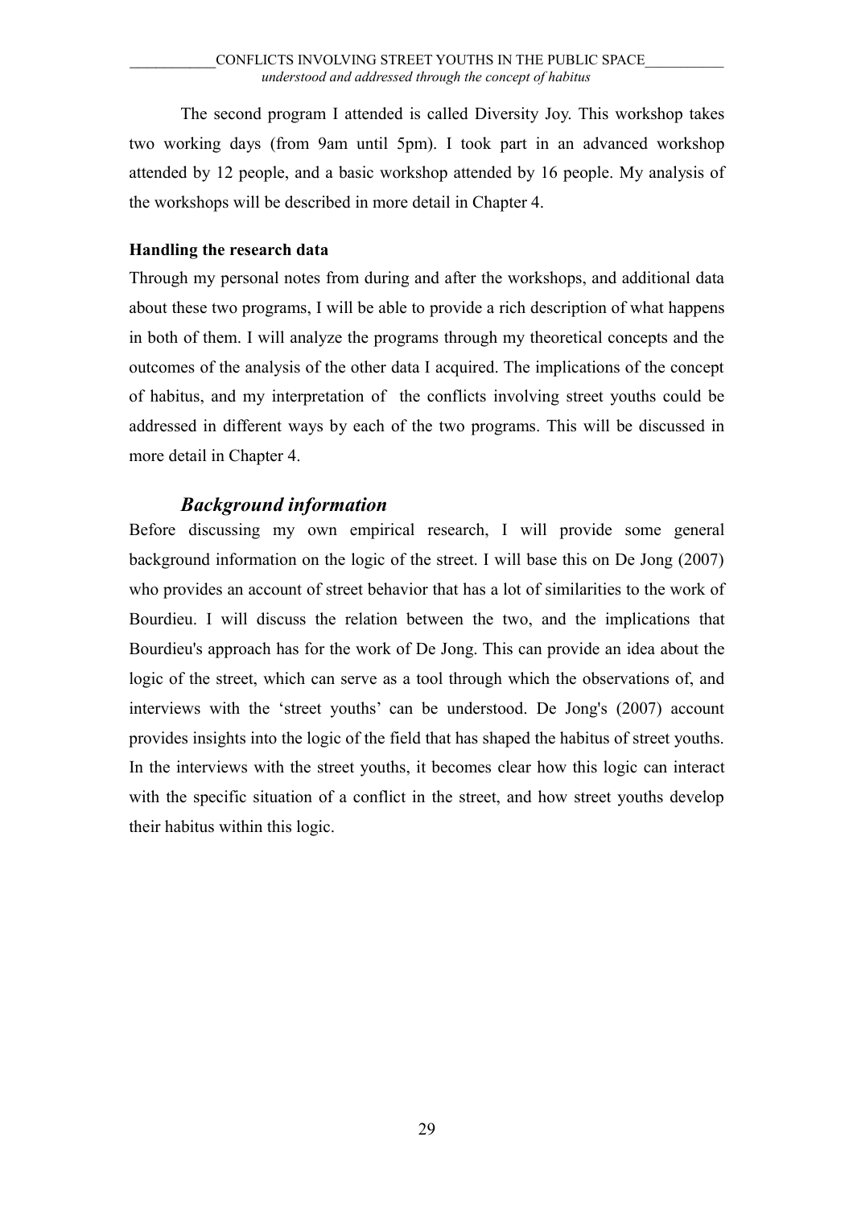The second program I attended is called Diversity Joy. This workshop takes two working days (from 9am until 5pm). I took part in an advanced workshop attended by 12 people, and a basic workshop attended by 16 people. My analysis of the workshops will be described in more detail in Chapter 4.

**Handling the research data**

Through my personal notes from during and after the workshops, and additional data about these two programs, I will be able to provide a rich description of what happens in both of them. I will analyze the programs through my theoretical concepts and the outcomes of the analysis of the other data I acquired. The implications of the concept of habitus, and my interpretation of the conflicts involving street youths could be addressed in different ways by each of the two programs. This will be discussed in more detail in Chapter 4.

### *Background information*

Before discussing my own empirical research, I will provide some general background information on the logic of the street. I will base this on De Jong (2007) who provides an account of street behavior that has a lot of similarities to the work of Bourdieu. I will discuss the relation between the two, and the implications that Bourdieu's approach has for the work of De Jong. This can provide an idea about the logic of the street, which can serve as a tool through which the observations of, and interviews with the 'street youths' can be understood. De Jong's (2007) account provides insights into the logic of the field that has shaped the habitus of street youths. In the interviews with the street youths, it becomes clear how this logic can interact with the specific situation of a conflict in the street, and how street youths develop their habitus within this logic.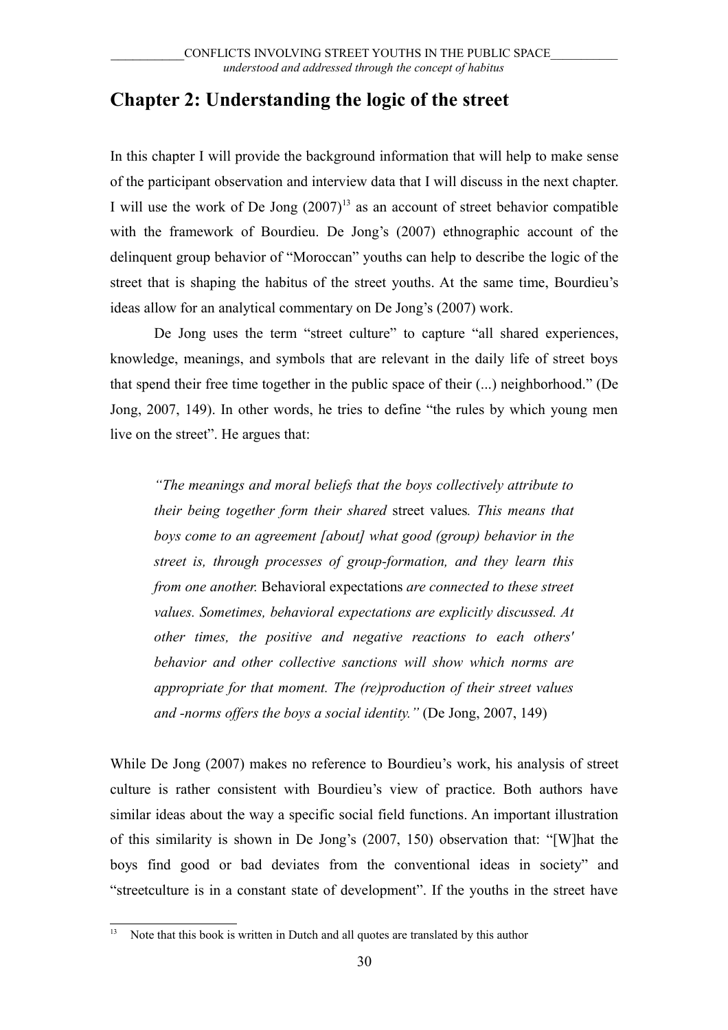# Chapter 2: Understanding the logic of the street

In this chapter I will provide the background information that will help to make sense of the participant observation and interview data that I will discuss in the next chapter. I will use the work of De Jong (2007)[13] as an account of street behavior compatible with the framework of Bourdieu. De Jong's (2007) ethnographic account of the delinquent group behavior of "Moroccan" youths can help to describe the logic of the street that is shaping the habitus of the street youths. At the same time, Bourdieu's ideas allow for an analytical commentary on De Jong's (2007) work.

De Jong uses the term "street culture" to capture "all shared experiences, knowledge, meanings, and symbols that are relevant in the daily life of street boys that spend their free time together in the public space of their (...) neighborhood." (De Jong, 2007, 149). In other words, he tries to define "the rules by which young men live on the street". He argues that:

> *"The meanings and moral beliefs that the boys collectively attribute to their being together form their shared* street values*. This means that boys come to an agreement [about] what good (group) behavior in the street is, through processes of group-formation, and they learn this from one another.* Behavioral expectations *are connected to these street values. Sometimes, behavioral expectations are explicitly discussed. At other times, the positive and negative reactions to each others' behavior and other collective sanctions will show which norms are appropriate for that moment. The (re)production of their street values and -norms offers the boys a social identity."* (De Jong, 2007, 149)

While De Jong (2007) makes no reference to Bourdieu's work, his analysis of street culture is rather consistent with Bourdieu's view of practice. Both authors have similar ideas about the way a specific social field functions. An important illustration of this similarity is shown in De Jong's (2007, 150) observation that: "[W]hat the boys find good or bad deviates from the conventional ideas in society" and "streetculture is in a constant state of development". If the youths in the street have

[13] Note that this book is written in Dutch and all quotes are translated by this author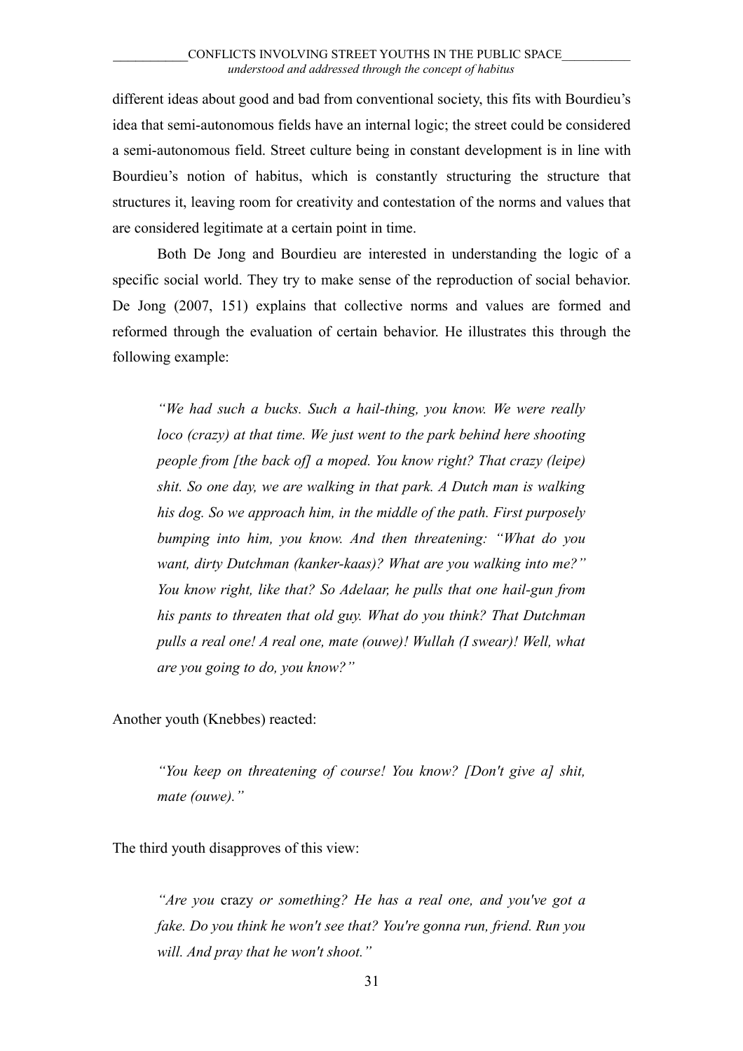different ideas about good and bad from conventional society, this fits with Bourdieu's idea that semi-autonomous fields have an internal logic; the street could be considered a semi-autonomous field. Street culture being in constant development is in line with Bourdieu's notion of habitus, which is constantly structuring the structure that structures it, leaving room for creativity and contestation of the norms and values that are considered legitimate at a certain point in time.

Both De Jong and Bourdieu are interested in understanding the logic of a specific social world. They try to make sense of the reproduction of social behavior. De Jong (2007, 151) explains that collective norms and values are formed and reformed through the evaluation of certain behavior. He illustrates this through the following example:

> *"We had such a bucks. Such a hail-thing, you know. We were really loco (crazy) at that time. We just went to the park behind here shooting people from [the back of] a moped. You know right? That crazy (leipe) shit. So one day, we are walking in that park. A Dutch man is walking his dog. So we approach him, in the middle of the path. First purposely bumping into him, you know. And then threatening: "What do you want, dirty Dutchman (kanker-kaas)? What are you walking into me?" You know right, like that? So Adelaar, he pulls that one hail-gun from his pants to threaten that old guy. What do you think? That Dutchman pulls a real one! A real one, mate (ouwe)! Wullah (I swear)! Well, what are you going to do, you know?"*

Another youth (Knebbes) reacted:

> *"You keep on threatening of course! You know? [Don't give a] shit, mate (ouwe)."*

The third youth disapproves of this view:

> *"Are you* crazy *or something? He has a real one, and you've got a fake. Do you think he won't see that? You're gonna run, friend. Run you will. And pray that he won't shoot."*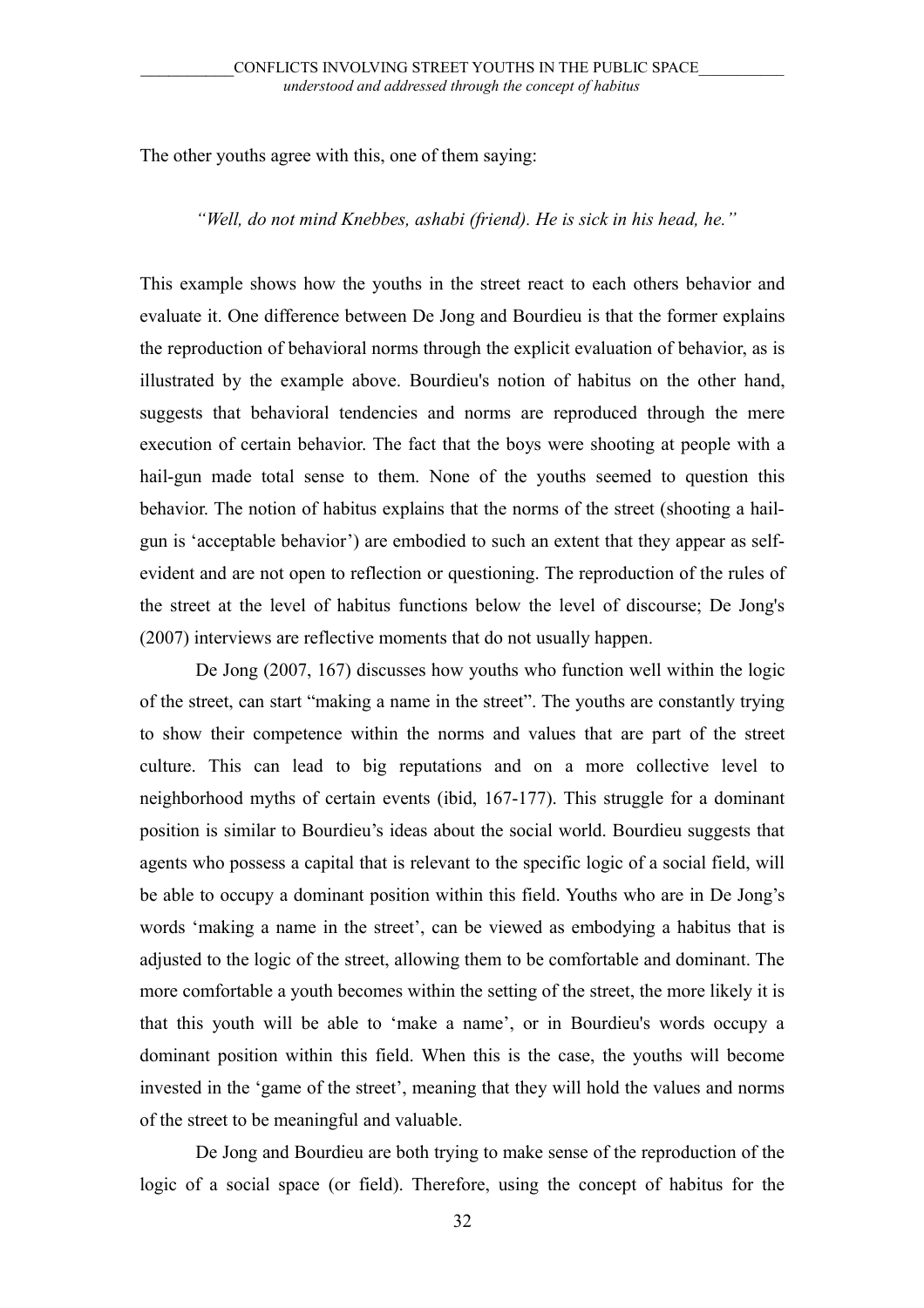The other youths agree with this, one of them saying:

> *"Well, do not mind Knebbes, ashabi (friend). He is sick in his head, he."*

This example shows how the youths in the street react to each others behavior and evaluate it. One difference between De Jong and Bourdieu is that the former explains the reproduction of behavioral norms through the explicit evaluation of behavior, as is illustrated by the example above. Bourdieu's notion of habitus on the other hand, suggests that behavioral tendencies and norms are reproduced through the mere execution of certain behavior. The fact that the boys were shooting at people with a hail-gun made total sense to them. None of the youths seemed to question this behavior. The notion of habitus explains that the norms of the street (shooting a hail-gun is 'acceptable behavior') are embodied to such an extent that they appear as self-evident and are not open to reflection or questioning. The reproduction of the rules of the street at the level of habitus functions below the level of discourse; De Jong's (2007) interviews are reflective moments that do not usually happen.

De Jong (2007, 167) discusses how youths who function well within the logic of the street, can start "making a name in the street". The youths are constantly trying to show their competence within the norms and values that are part of the street culture. This can lead to big reputations and on a more collective level to neighborhood myths of certain events (ibid, 167-177). This struggle for a dominant position is similar to Bourdieu's ideas about the social world. Bourdieu suggests that agents who possess a capital that is relevant to the specific logic of a social field, will be able to occupy a dominant position within this field. Youths who are in De Jong's words 'making a name in the street', can be viewed as embodying a habitus that is adjusted to the logic of the street, allowing them to be comfortable and dominant. The more comfortable a youth becomes within the setting of the street, the more likely it is that this youth will be able to 'make a name', or in Bourdieu's words occupy a dominant position within this field. When this is the case, the youths will become invested in the 'game of the street', meaning that they will hold the values and norms of the street to be meaningful and valuable.

De Jong and Bourdieu are both trying to make sense of the reproduction of the logic of a social space (or field). Therefore, using the concept of habitus for the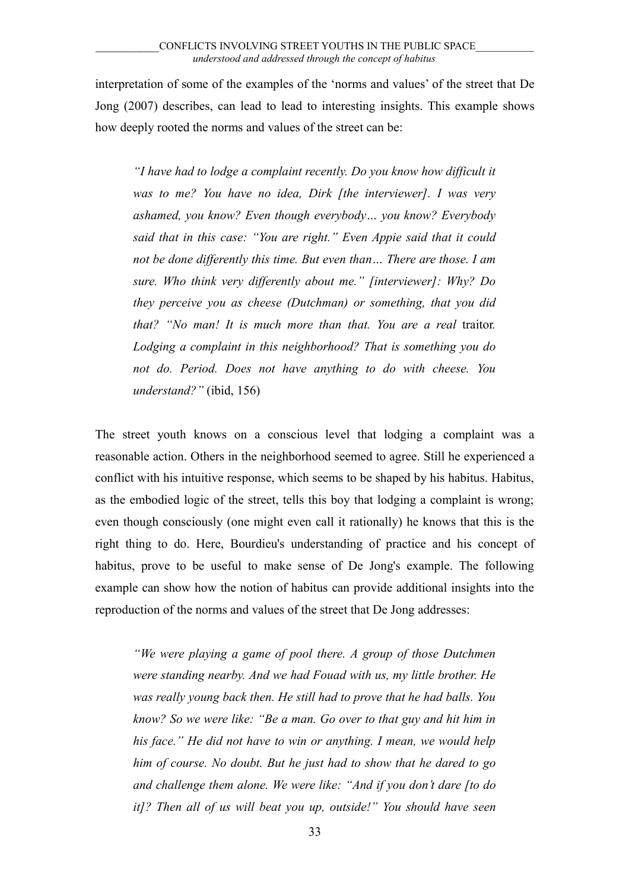interpretation of some of the examples of the 'norms and values' of the street that De Jong (2007) describes, can lead to lead to interesting insights. This example shows how deeply rooted the norms and values of the street can be:

> *"I have had to lodge a complaint recently. Do you know how difficult it was to me? You have no idea, Dirk [the interviewer]. I was very ashamed, you know? Even though everybody… you know? Everybody said that in this case: "You are right." Even Appie said that it could not be done differently this time. But even than… There are those. I am sure. Who think very differently about me." [interviewer]: Why? Do they perceive you as cheese (Dutchman) or something, that you did that? "No man! It is much more than that. You are a real* traitor*. Lodging a complaint in this neighborhood? That is something you do not do. Period. Does not have anything to do with cheese. You understand?"* (ibid, 156)

The street youth knows on a conscious level that lodging a complaint was a reasonable action. Others in the neighborhood seemed to agree. Still he experienced a conflict with his intuitive response, which seems to be shaped by his habitus. Habitus, as the embodied logic of the street, tells this boy that lodging a complaint is wrong; even though consciously (one might even call it rationally) he knows that this is the right thing to do. Here, Bourdieu's understanding of practice and his concept of habitus, prove to be useful to make sense of De Jong's example. The following example can show how the notion of habitus can provide additional insights into the reproduction of the norms and values of the street that De Jong addresses:

> *"We were playing a game of pool there. A group of those Dutchmen were standing nearby. And we had Fouad with us, my little brother. He was really young back then. He still had to prove that he had balls. You know? So we were like: "Be a man. Go over to that guy and hit him in his face." He did not have to win or anything. I mean, we would help him of course. No doubt. But he just had to show that he dared to go and challenge them alone. We were like: "And if you don't dare [to do it]? Then all of us will beat you up, outside!" You should have seen*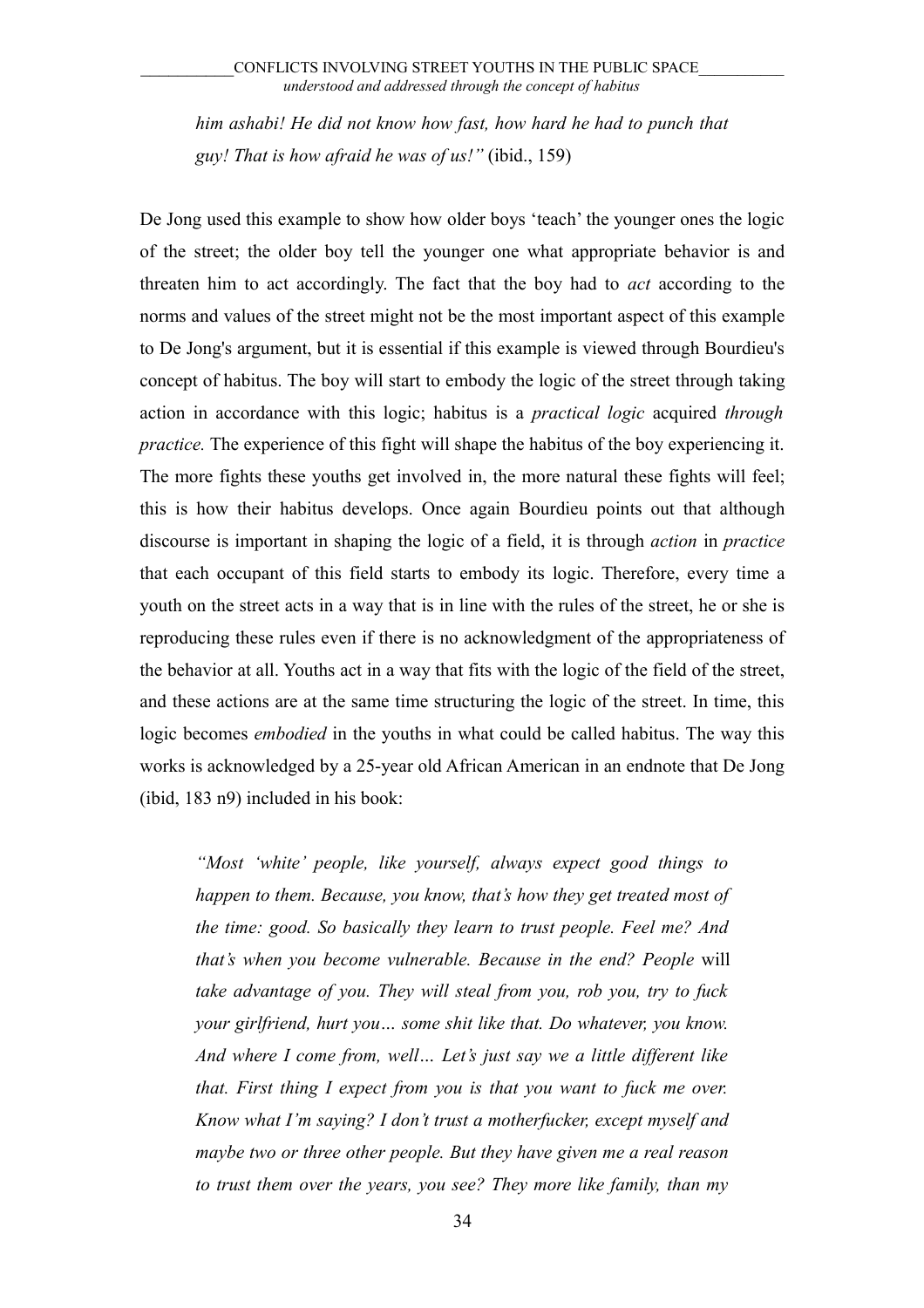> *him ashabi! He did not know how fast, how hard he had to punch that guy! That is how afraid he was of us!"* (ibid., 159)

De Jong used this example to show how older boys 'teach' the younger ones the logic of the street; the older boy tell the younger one what appropriate behavior is and threaten him to act accordingly. The fact that the boy had to *act* according to the norms and values of the street might not be the most important aspect of this example to De Jong's argument, but it is essential if this example is viewed through Bourdieu's concept of habitus. The boy will start to embody the logic of the street through taking action in accordance with this logic; habitus is a *practical logic* acquired *through practice.* The experience of this fight will shape the habitus of the boy experiencing it. The more fights these youths get involved in, the more natural these fights will feel; this is how their habitus develops. Once again Bourdieu points out that although discourse is important in shaping the logic of a field, it is through *action* in *practice* that each occupant of this field starts to embody its logic. Therefore, every time a youth on the street acts in a way that is in line with the rules of the street, he or she is reproducing these rules even if there is no acknowledgment of the appropriateness of the behavior at all. Youths act in a way that fits with the logic of the field of the street, and these actions are at the same time structuring the logic of the street. In time, this logic becomes *embodied* in the youths in what could be called habitus. The way this works is acknowledged by a 25-year old African American in an endnote that De Jong (ibid, 183 n9) included in his book:

> *"Most 'white' people, like yourself, always expect good things to happen to them. Because, you know, that's how they get treated most of the time: good. So basically they learn to trust people. Feel me? And that's when you become vulnerable. Because in the end? People* will *take advantage of you. They will steal from you, rob you, try to fuck your girlfriend, hurt you… some shit like that. Do whatever, you know. And where I come from, well… Let's just say we a little different like that. First thing I expect from you is that you want to fuck me over. Know what I'm saying? I don't trust a motherfucker, except myself and maybe two or three other people. But they have given me a real reason to trust them over the years, you see? They more like family, than my*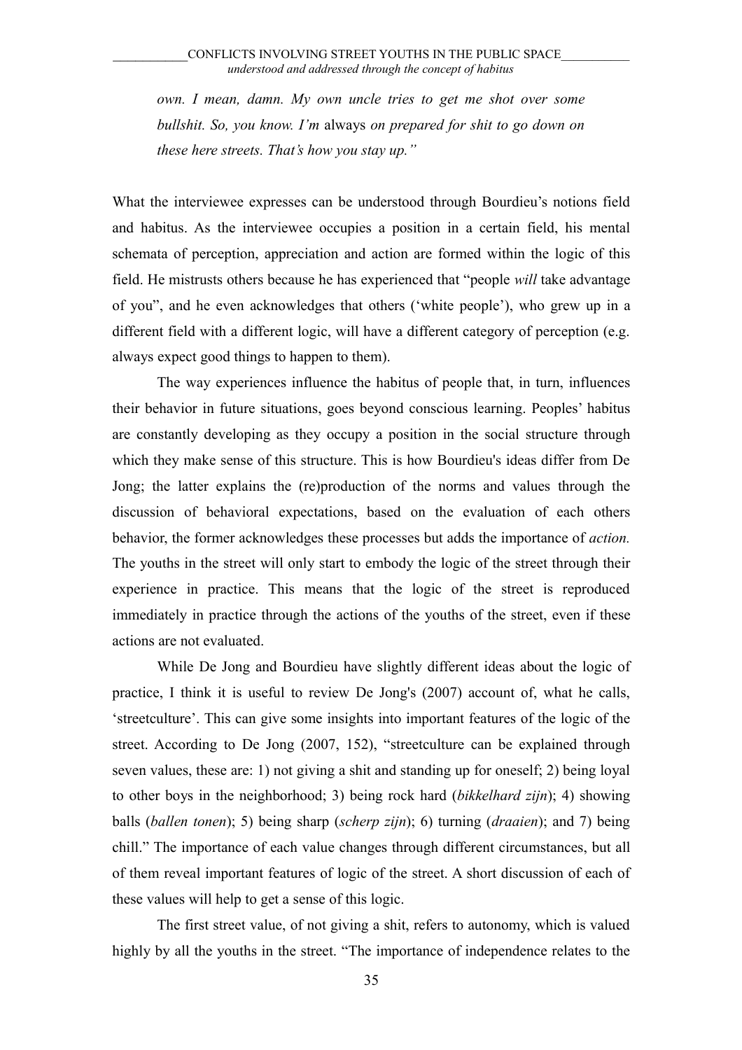> *own. I mean, damn. My own uncle tries to get me shot over some bullshit. So, you know. I'm* always *on prepared for shit to go down on these here streets. That's how you stay up."*

What the interviewee expresses can be understood through Bourdieu's notions field and habitus. As the interviewee occupies a position in a certain field, his mental schemata of perception, appreciation and action are formed within the logic of this field. He mistrusts others because he has experienced that "people *will* take advantage of you", and he even acknowledges that others ('white people'), who grew up in a different field with a different logic, will have a different category of perception (e.g. always expect good things to happen to them).

The way experiences influence the habitus of people that, in turn, influences their behavior in future situations, goes beyond conscious learning. Peoples' habitus are constantly developing as they occupy a position in the social structure through which they make sense of this structure. This is how Bourdieu's ideas differ from De Jong; the latter explains the (re)production of the norms and values through the discussion of behavioral expectations, based on the evaluation of each others behavior, the former acknowledges these processes but adds the importance of *action.* The youths in the street will only start to embody the logic of the street through their experience in practice. This means that the logic of the street is reproduced immediately in practice through the actions of the youths of the street, even if these actions are not evaluated.

While De Jong and Bourdieu have slightly different ideas about the logic of practice, I think it is useful to review De Jong's (2007) account of, what he calls, 'streetculture'. This can give some insights into important features of the logic of the street. According to De Jong (2007, 152), "streetculture can be explained through seven values, these are: 1) not giving a shit and standing up for oneself; 2) being loyal to other boys in the neighborhood; 3) being rock hard (*bikkelhard zijn*); 4) showing balls (*ballen tonen*); 5) being sharp (*scherp zijn*); 6) turning (*draaien*); and 7) being chill." The importance of each value changes through different circumstances, but all of them reveal important features of logic of the street. A short discussion of each of these values will help to get a sense of this logic.

The first street value, of not giving a shit, refers to autonomy, which is valued highly by all the youths in the street. "The importance of independence relates to the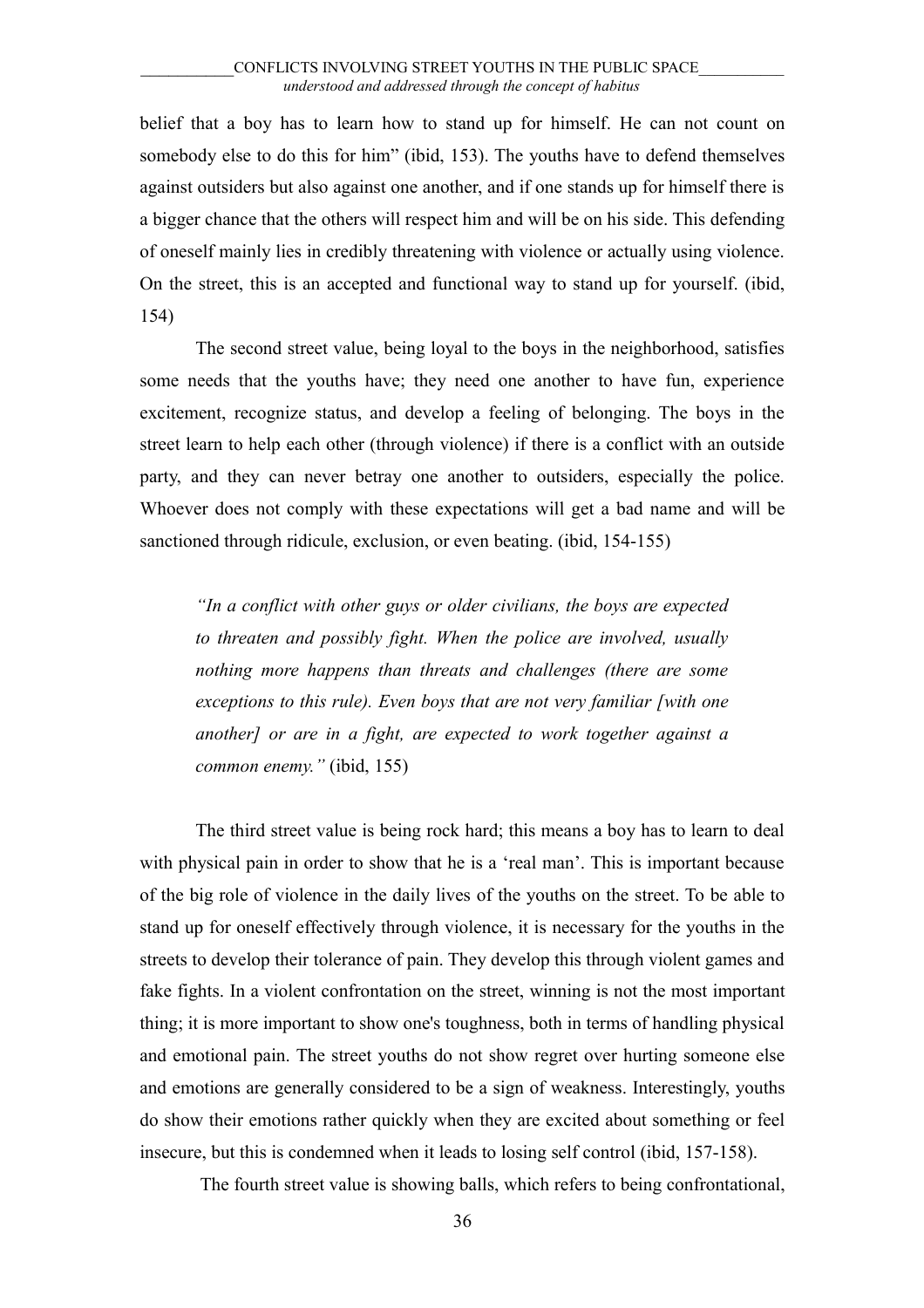belief that a boy has to learn how to stand up for himself. He can not count on somebody else to do this for him" (ibid, 153). The youths have to defend themselves against outsiders but also against one another, and if one stands up for himself there is a bigger chance that the others will respect him and will be on his side. This defending of oneself mainly lies in credibly threatening with violence or actually using violence. On the street, this is an accepted and functional way to stand up for yourself. (ibid, 154)

The second street value, being loyal to the boys in the neighborhood, satisfies some needs that the youths have; they need one another to have fun, experience excitement, recognize status, and develop a feeling of belonging. The boys in the street learn to help each other (through violence) if there is a conflict with an outside party, and they can never betray one another to outsiders, especially the police. Whoever does not comply with these expectations will get a bad name and will be sanctioned through ridicule, exclusion, or even beating. (ibid, 154-155)

> *"In a conflict with other guys or older civilians, the boys are expected to threaten and possibly fight. When the police are involved, usually nothing more happens than threats and challenges (there are some exceptions to this rule). Even boys that are not very familiar [with one another] or are in a fight, are expected to work together against a common enemy."* (ibid, 155)

The third street value is being rock hard; this means a boy has to learn to deal with physical pain in order to show that he is a 'real man'. This is important because of the big role of violence in the daily lives of the youths on the street. To be able to stand up for oneself effectively through violence, it is necessary for the youths in the streets to develop their tolerance of pain. They develop this through violent games and fake fights. In a violent confrontation on the street, winning is not the most important thing; it is more important to show one's toughness, both in terms of handling physical and emotional pain. The street youths do not show regret over hurting someone else and emotions are generally considered to be a sign of weakness. Interestingly, youths do show their emotions rather quickly when they are excited about something or feel insecure, but this is condemned when it leads to losing self control (ibid, 157-158).

The fourth street value is showing balls, which refers to being confrontational,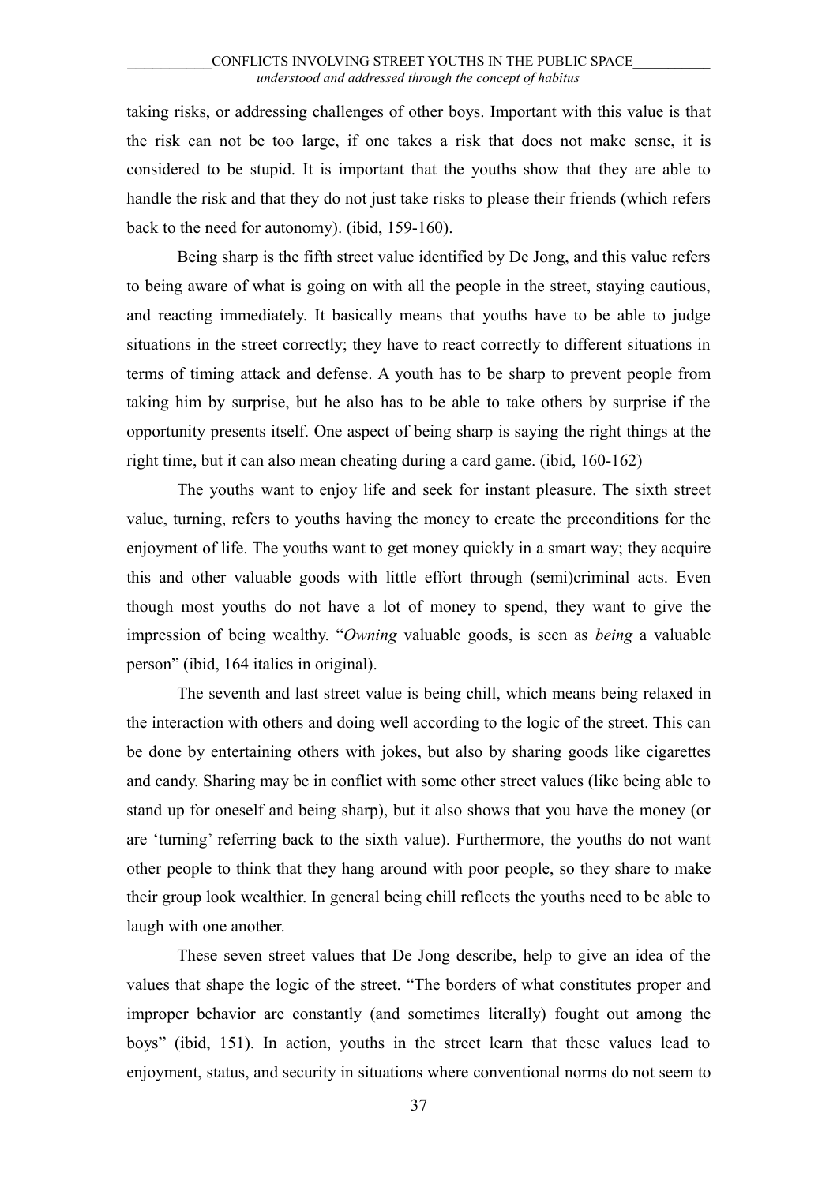taking risks, or addressing challenges of other boys. Important with this value is that the risk can not be too large, if one takes a risk that does not make sense, it is considered to be stupid. It is important that the youths show that they are able to handle the risk and that they do not just take risks to please their friends (which refers back to the need for autonomy). (ibid, 159-160).

Being sharp is the fifth street value identified by De Jong, and this value refers to being aware of what is going on with all the people in the street, staying cautious, and reacting immediately. It basically means that youths have to be able to judge situations in the street correctly; they have to react correctly to different situations in terms of timing attack and defense. A youth has to be sharp to prevent people from taking him by surprise, but he also has to be able to take others by surprise if the opportunity presents itself. One aspect of being sharp is saying the right things at the right time, but it can also mean cheating during a card game. (ibid, 160-162)

The youths want to enjoy life and seek for instant pleasure. The sixth street value, turning, refers to youths having the money to create the preconditions for the enjoyment of life. The youths want to get money quickly in a smart way; they acquire this and other valuable goods with little effort through (semi)criminal acts. Even though most youths do not have a lot of money to spend, they want to give the impression of being wealthy. "*Owning* valuable goods, is seen as *being* a valuable person" (ibid, 164 italics in original).

The seventh and last street value is being chill, which means being relaxed in the interaction with others and doing well according to the logic of the street. This can be done by entertaining others with jokes, but also by sharing goods like cigarettes and candy. Sharing may be in conflict with some other street values (like being able to stand up for oneself and being sharp), but it also shows that you have the money (or are 'turning' referring back to the sixth value). Furthermore, the youths do not want other people to think that they hang around with poor people, so they share to make their group look wealthier. In general being chill reflects the youths need to be able to laugh with one another.

These seven street values that De Jong describe, help to give an idea of the values that shape the logic of the street. "The borders of what constitutes proper and improper behavior are constantly (and sometimes literally) fought out among the boys" (ibid, 151). In action, youths in the street learn that these values lead to enjoyment, status, and security in situations where conventional norms do not seem to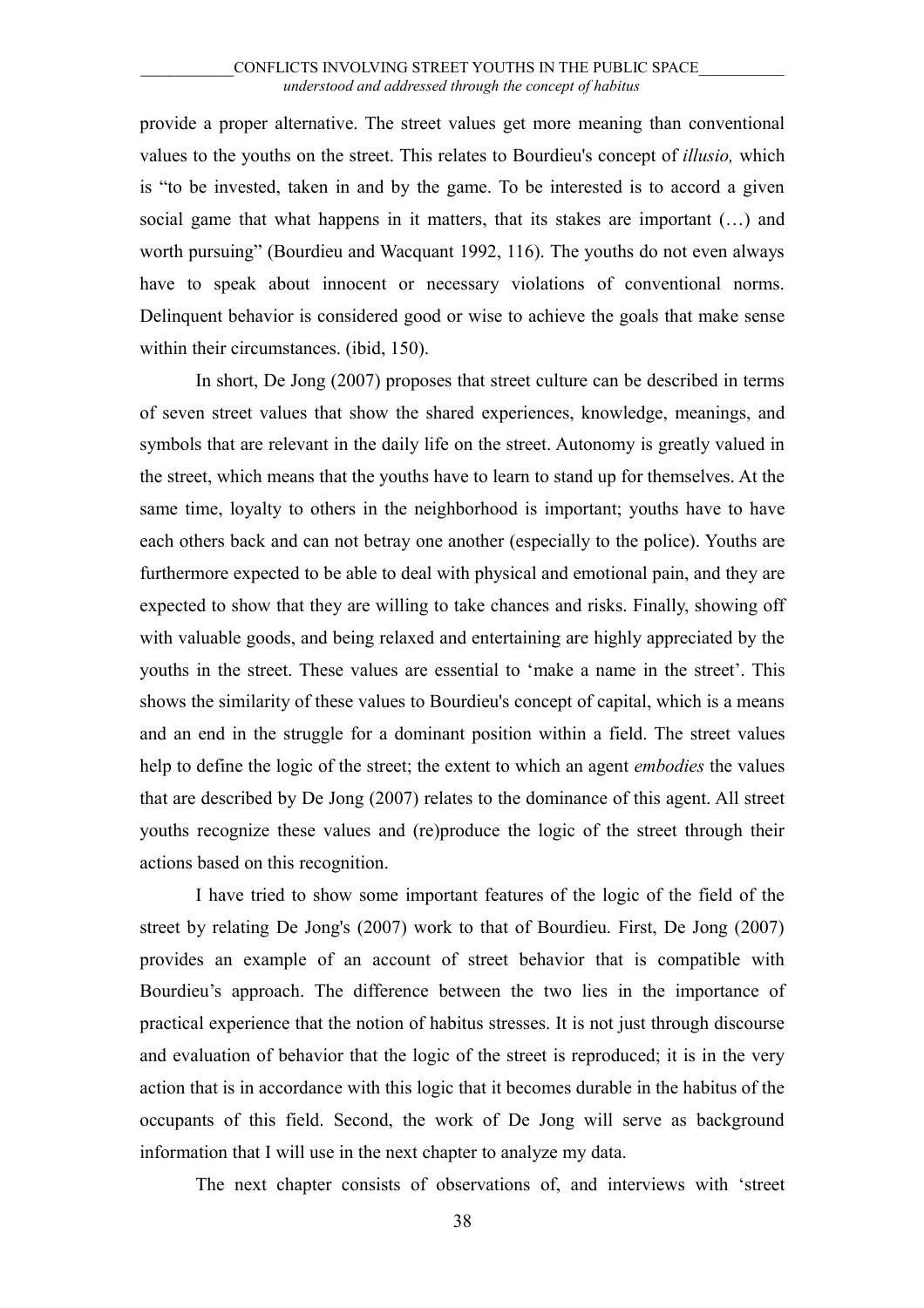provide a proper alternative. The street values get more meaning than conventional values to the youths on the street. This relates to Bourdieu's concept of *illusio,* which is "to be invested, taken in and by the game. To be interested is to accord a given social game that what happens in it matters, that its stakes are important (…) and worth pursuing" (Bourdieu and Wacquant 1992, 116). The youths do not even always have to speak about innocent or necessary violations of conventional norms. Delinquent behavior is considered good or wise to achieve the goals that make sense within their circumstances. (ibid, 150).

In short, De Jong (2007) proposes that street culture can be described in terms of seven street values that show the shared experiences, knowledge, meanings, and symbols that are relevant in the daily life on the street. Autonomy is greatly valued in the street, which means that the youths have to learn to stand up for themselves. At the same time, loyalty to others in the neighborhood is important; youths have to have each others back and can not betray one another (especially to the police). Youths are furthermore expected to be able to deal with physical and emotional pain, and they are expected to show that they are willing to take chances and risks. Finally, showing off with valuable goods, and being relaxed and entertaining are highly appreciated by the youths in the street. These values are essential to 'make a name in the street'. This shows the similarity of these values to Bourdieu's concept of capital, which is a means and an end in the struggle for a dominant position within a field. The street values help to define the logic of the street; the extent to which an agent *embodies* the values that are described by De Jong (2007) relates to the dominance of this agent. All street youths recognize these values and (re)produce the logic of the street through their actions based on this recognition.

I have tried to show some important features of the logic of the field of the street by relating De Jong's (2007) work to that of Bourdieu. First, De Jong (2007) provides an example of an account of street behavior that is compatible with Bourdieu's approach. The difference between the two lies in the importance of practical experience that the notion of habitus stresses. It is not just through discourse and evaluation of behavior that the logic of the street is reproduced; it is in the very action that is in accordance with this logic that it becomes durable in the habitus of the occupants of this field. Second, the work of De Jong will serve as background information that I will use in the next chapter to analyze my data.

The next chapter consists of observations of, and interviews with 'street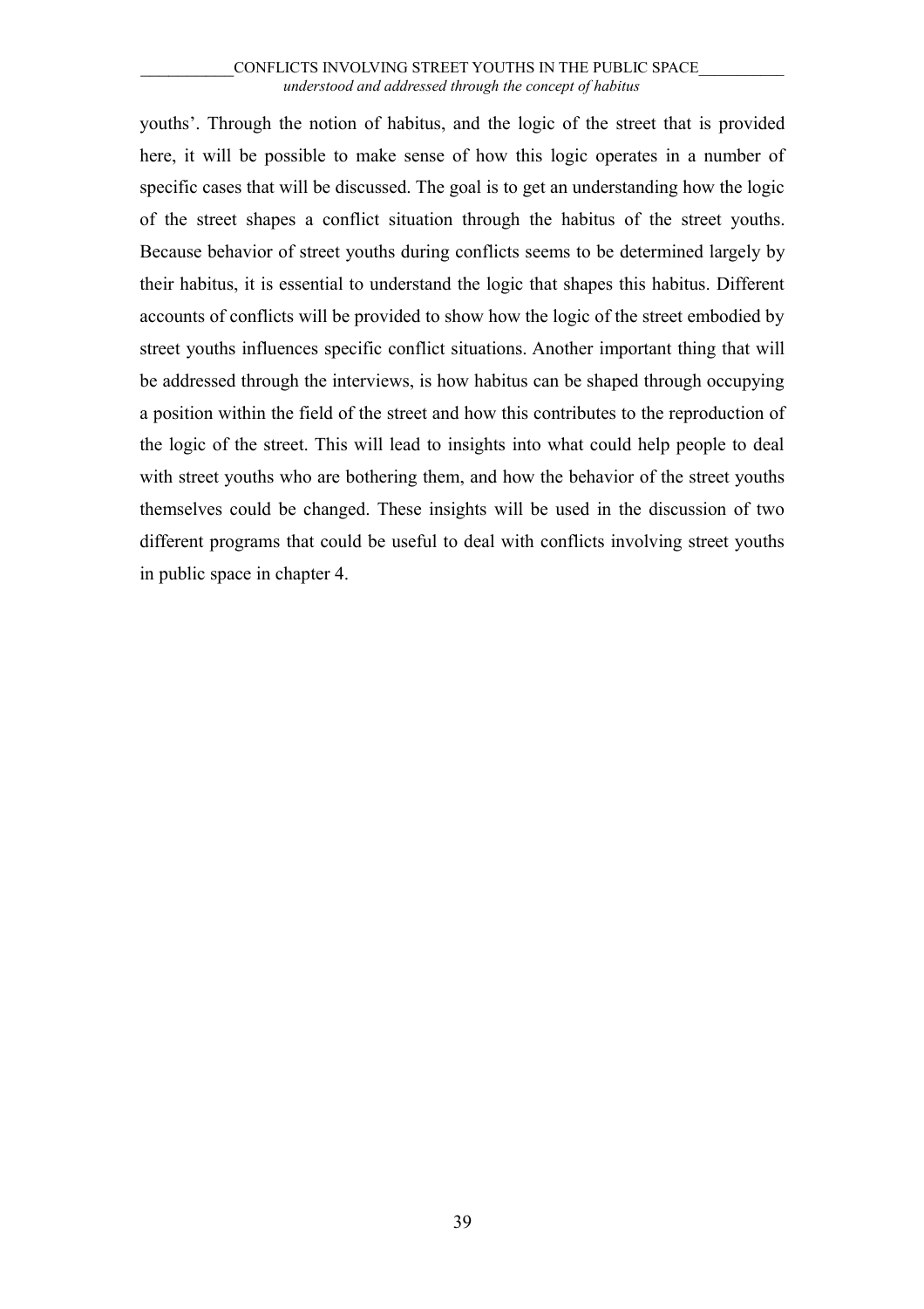youths'. Through the notion of habitus, and the logic of the street that is provided here, it will be possible to make sense of how this logic operates in a number of specific cases that will be discussed. The goal is to get an understanding how the logic of the street shapes a conflict situation through the habitus of the street youths. Because behavior of street youths during conflicts seems to be determined largely by their habitus, it is essential to understand the logic that shapes this habitus. Different accounts of conflicts will be provided to show how the logic of the street embodied by street youths influences specific conflict situations. Another important thing that will be addressed through the interviews, is how habitus can be shaped through occupying a position within the field of the street and how this contributes to the reproduction of the logic of the street. This will lead to insights into what could help people to deal with street youths who are bothering them, and how the behavior of the street youths themselves could be changed. These insights will be used in the discussion of two different programs that could be useful to deal with conflicts involving street youths in public space in chapter 4.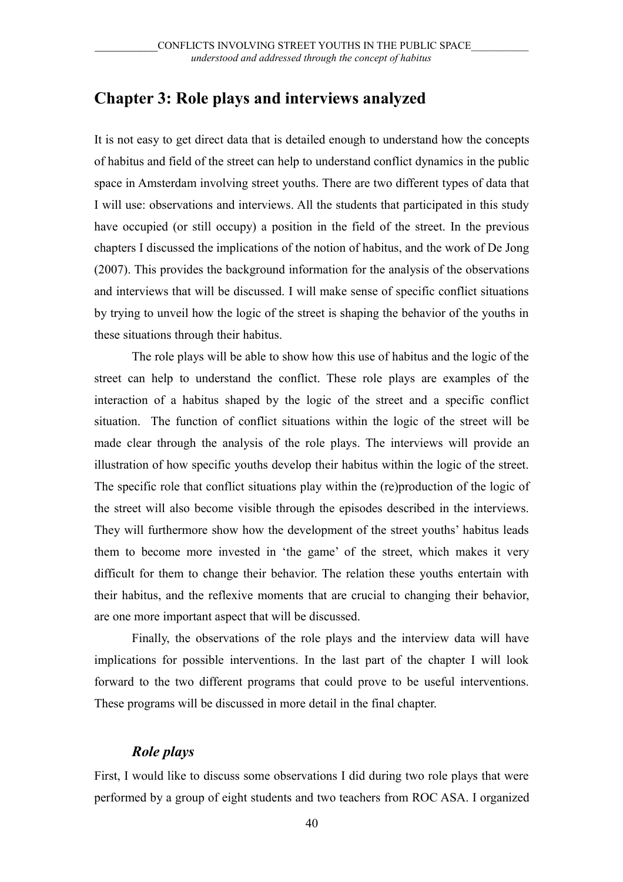## Chapter 3: Role plays and interviews analyzed

It is not easy to get direct data that is detailed enough to understand how the concepts of habitus and field of the street can help to understand conflict dynamics in the public space in Amsterdam involving street youths. There are two different types of data that I will use: observations and interviews. All the students that participated in this study have occupied (or still occupy) a position in the field of the street. In the previous chapters I discussed the implications of the notion of habitus, and the work of De Jong (2007). This provides the background information for the analysis of the observations and interviews that will be discussed. I will make sense of specific conflict situations by trying to unveil how the logic of the street is shaping the behavior of the youths in these situations through their habitus.

The role plays will be able to show how this use of habitus and the logic of the street can help to understand the conflict. These role plays are examples of the interaction of a habitus shaped by the logic of the street and a specific conflict situation. The function of conflict situations within the logic of the street will be made clear through the analysis of the role plays. The interviews will provide an illustration of how specific youths develop their habitus within the logic of the street. The specific role that conflict situations play within the (re)production of the logic of the street will also become visible through the episodes described in the interviews. They will furthermore show how the development of the street youths' habitus leads them to become more invested in 'the game' of the street, which makes it very difficult for them to change their behavior. The relation these youths entertain with their habitus, and the reflexive moments that are crucial to changing their behavior, are one more important aspect that will be discussed.

Finally, the observations of the role plays and the interview data will have implications for possible interventions. In the last part of the chapter I will look forward to the two different programs that could prove to be useful interventions. These programs will be discussed in more detail in the final chapter.

### *Role plays*

First, I would like to discuss some observations I did during two role plays that were performed by a group of eight students and two teachers from ROC ASA. I organized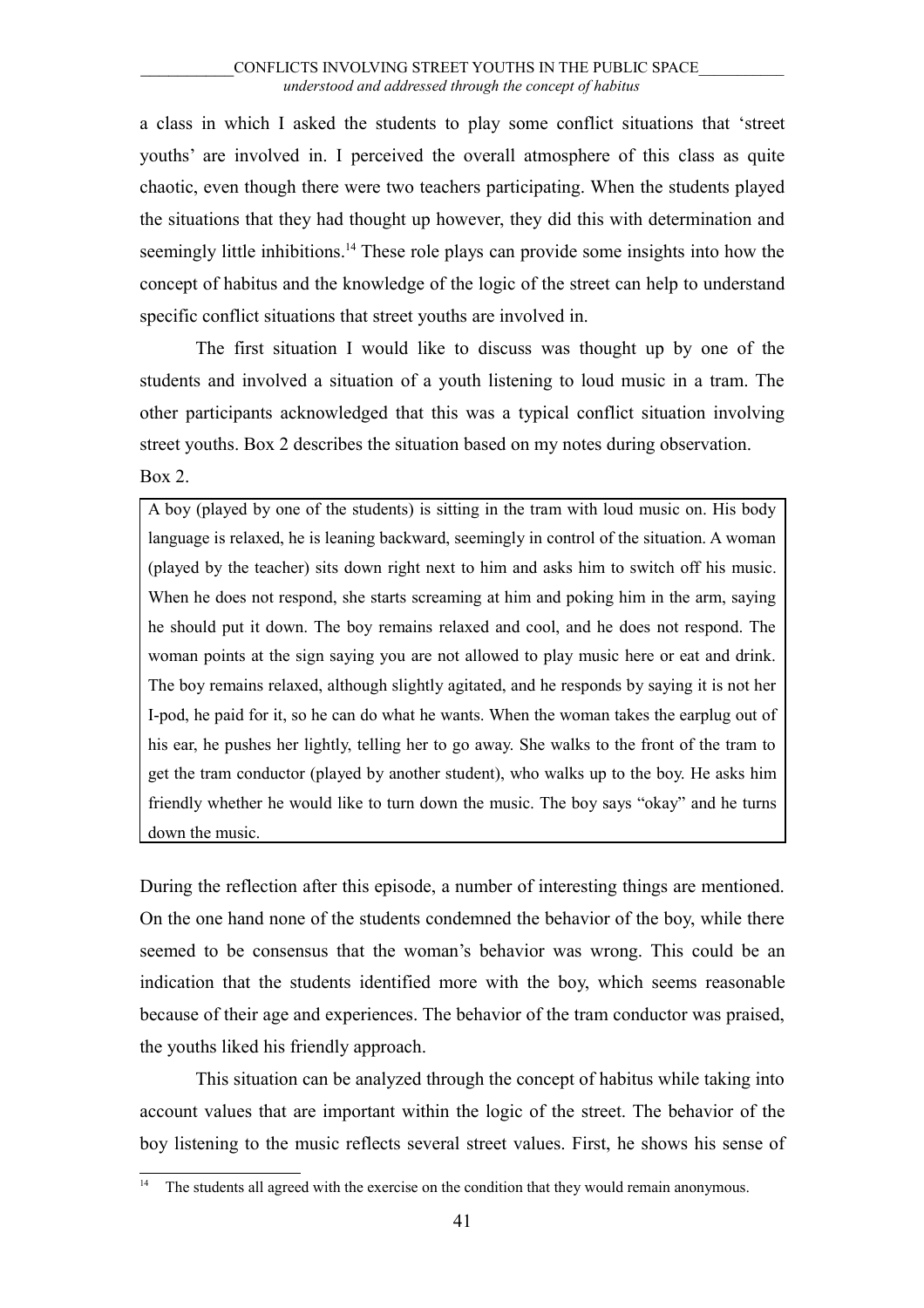a class in which I asked the students to play some conflict situations that 'street youths' are involved in. I perceived the overall atmosphere of this class as quite chaotic, even though there were two teachers participating. When the students played the situations that they had thought up however, they did this with determination and seemingly little inhibitions.[14] These role plays can provide some insights into how the concept of habitus and the knowledge of the logic of the street can help to understand specific conflict situations that street youths are involved in.

The first situation I would like to discuss was thought up by one of the students and involved a situation of a youth listening to loud music in a tram. The other participants acknowledged that this was a typical conflict situation involving street youths. Box 2 describes the situation based on my notes during observation.

Box 2.

| A boy (played by one of the students) is sitting in the tram with loud music on. His body language is relaxed, he is leaning backward, seemingly in control of the situation. A woman (played by the teacher) sits down right next to him and asks him to switch off his music. When he does not respond, she starts screaming at him and poking him in the arm, saying he should put it down. The boy remains relaxed and cool, and he does not respond. The woman points at the sign saying you are not allowed to play music here or eat and drink. The boy remains relaxed, although slightly agitated, and he responds by saying it is not her I-pod, he paid for it, so he can do what he wants. When the woman takes the earplug out of his ear, he pushes her lightly, telling her to go away. She walks to the front of the tram to get the tram conductor (played by another student), who walks up to the boy. He asks him friendly whether he would like to turn down the music. The boy says "okay" and he turns down the music. |
|---|

During the reflection after this episode, a number of interesting things are mentioned. On the one hand none of the students condemned the behavior of the boy, while there seemed to be consensus that the woman's behavior was wrong. This could be an indication that the students identified more with the boy, which seems reasonable because of their age and experiences. The behavior of the tram conductor was praised, the youths liked his friendly approach.

This situation can be analyzed through the concept of habitus while taking into account values that are important within the logic of the street. The behavior of the boy listening to the music reflects several street values. First, he shows his sense of

[14] The students all agreed with the exercise on the condition that they would remain anonymous.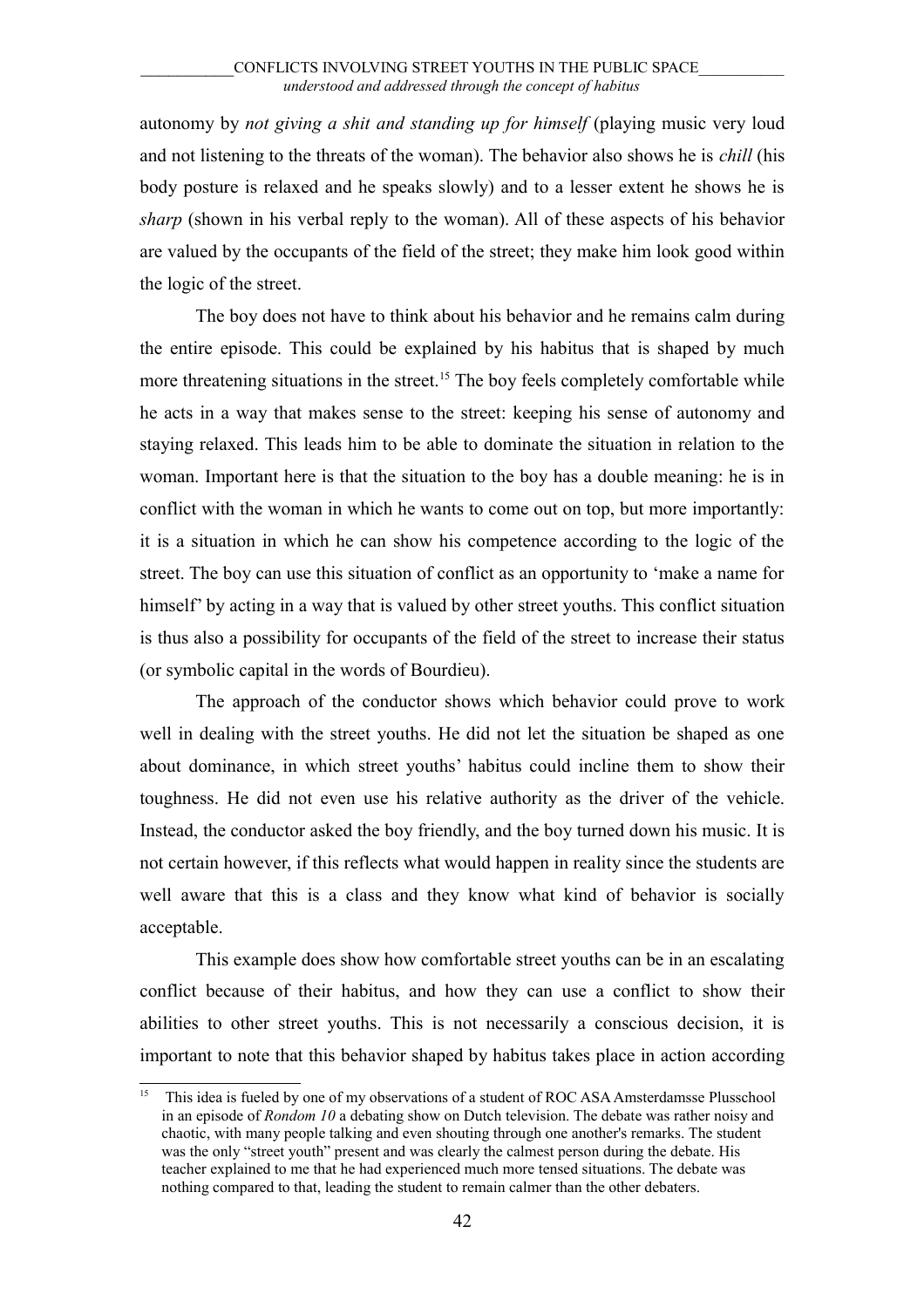autonomy by *not giving a shit and standing up for himself* (playing music very loud and not listening to the threats of the woman). The behavior also shows he is *chill* (his body posture is relaxed and he speaks slowly) and to a lesser extent he shows he is *sharp* (shown in his verbal reply to the woman). All of these aspects of his behavior are valued by the occupants of the field of the street; they make him look good within the logic of the street.

The boy does not have to think about his behavior and he remains calm during the entire episode. This could be explained by his habitus that is shaped by much more threatening situations in the street.[15] The boy feels completely comfortable while he acts in a way that makes sense to the street: keeping his sense of autonomy and staying relaxed. This leads him to be able to dominate the situation in relation to the woman. Important here is that the situation to the boy has a double meaning: he is in conflict with the woman in which he wants to come out on top, but more importantly: it is a situation in which he can show his competence according to the logic of the street. The boy can use this situation of conflict as an opportunity to 'make a name for himself' by acting in a way that is valued by other street youths. This conflict situation is thus also a possibility for occupants of the field of the street to increase their status (or symbolic capital in the words of Bourdieu).

The approach of the conductor shows which behavior could prove to work well in dealing with the street youths. He did not let the situation be shaped as one about dominance, in which street youths' habitus could incline them to show their toughness. He did not even use his relative authority as the driver of the vehicle. Instead, the conductor asked the boy friendly, and the boy turned down his music. It is not certain however, if this reflects what would happen in reality since the students are well aware that this is a class and they know what kind of behavior is socially acceptable.

This example does show how comfortable street youths can be in an escalating conflict because of their habitus, and how they can use a conflict to show their abilities to other street youths. This is not necessarily a conscious decision, it is important to note that this behavior shaped by habitus takes place in action according

---

[15] This idea is fueled by one of my observations of a student of ROC ASA Amsterdamsse Plusschool in an episode of *Rondom 10* a debating show on Dutch television. The debate was rather noisy and chaotic, with many people talking and even shouting through one another's remarks. The student was the only "street youth" present and was clearly the calmest person during the debate. His teacher explained to me that he had experienced much more tensed situations. The debate was nothing compared to that, leading the student to remain calmer than the other debaters.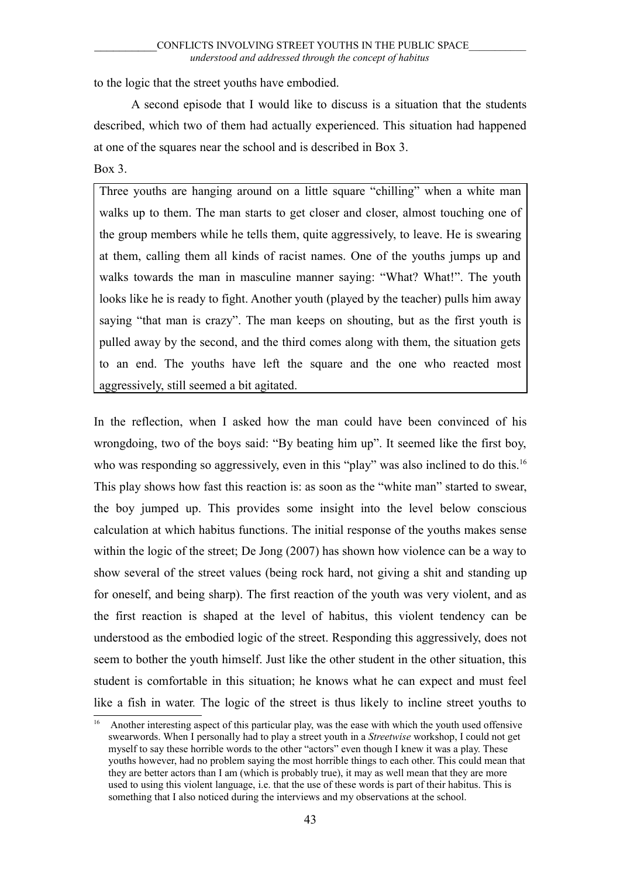to the logic that the street youths have embodied.

A second episode that I would like to discuss is a situation that the students described, which two of them had actually experienced. This situation had happened at one of the squares near the school and is described in Box 3.

Box 3.

> Three youths are hanging around on a little square "chilling" when a white man walks up to them. The man starts to get closer and closer, almost touching one of the group members while he tells them, quite aggressively, to leave. He is swearing at them, calling them all kinds of racist names. One of the youths jumps up and walks towards the man in masculine manner saying: "What? What!". The youth looks like he is ready to fight. Another youth (played by the teacher) pulls him away saying "that man is crazy". The man keeps on shouting, but as the first youth is pulled away by the second, and the third comes along with them, the situation gets to an end. The youths have left the square and the one who reacted most aggressively, still seemed a bit agitated.

In the reflection, when I asked how the man could have been convinced of his wrongdoing, two of the boys said: "By beating him up". It seemed like the first boy, who was responding so aggressively, even in this "play" was also inclined to do this.[16] This play shows how fast this reaction is: as soon as the "white man" started to swear, the boy jumped up. This provides some insight into the level below conscious calculation at which habitus functions. The initial response of the youths makes sense within the logic of the street; De Jong (2007) has shown how violence can be a way to show several of the street values (being rock hard, not giving a shit and standing up for oneself, and being sharp). The first reaction of the youth was very violent, and as the first reaction is shaped at the level of habitus, this violent tendency can be understood as the embodied logic of the street. Responding this aggressively, does not seem to bother the youth himself. Just like the other student in the other situation, this student is comfortable in this situation; he knows what he can expect and must feel like a fish in water. The logic of the street is thus likely to incline street youths to

[16] Another interesting aspect of this particular play, was the ease with which the youth used offensive swearwords. When I personally had to play a street youth in a *Streetwise* workshop, I could not get myself to say these horrible words to the other "actors" even though I knew it was a play. These youths however, had no problem saying the most horrible things to each other. This could mean that they are better actors than I am (which is probably true), it may as well mean that they are more used to using this violent language, i.e. that the use of these words is part of their habitus. This is something that I also noticed during the interviews and my observations at the school.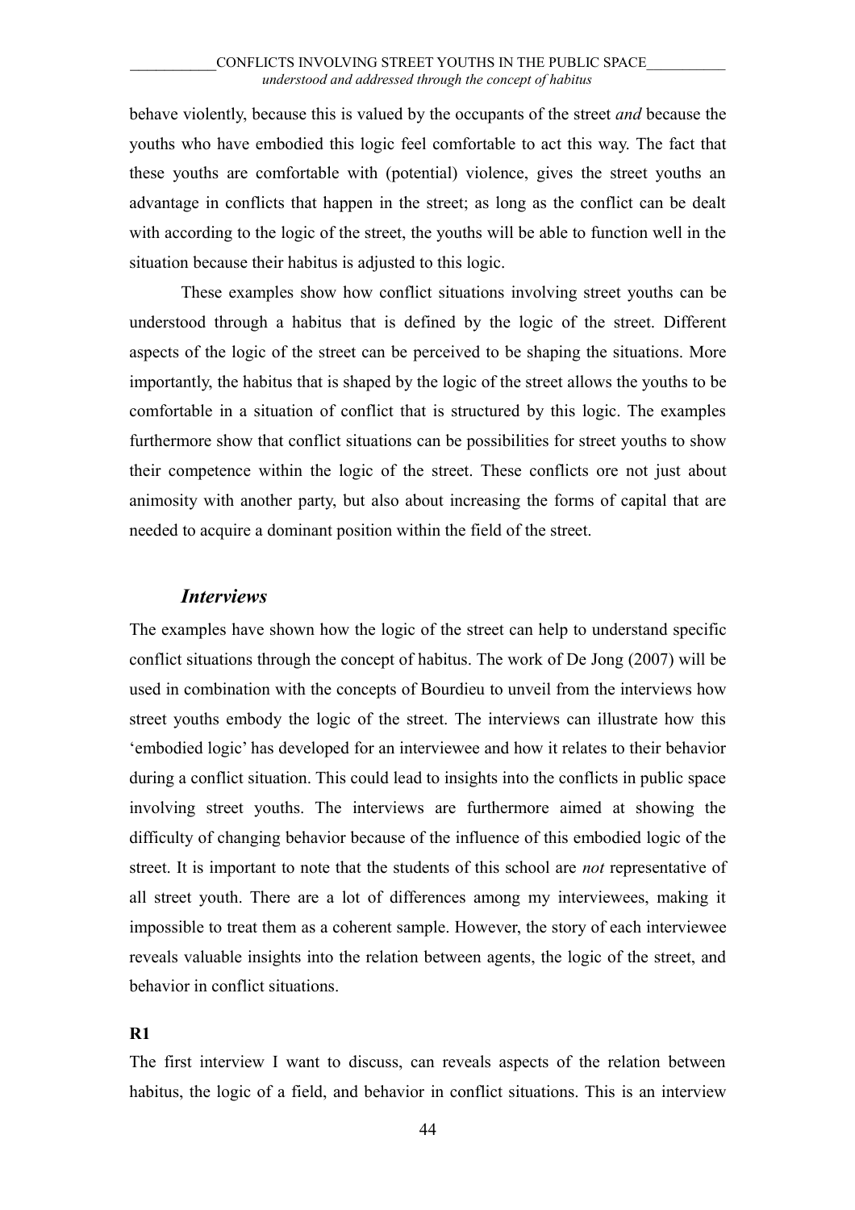behave violently, because this is valued by the occupants of the street *and* because the youths who have embodied this logic feel comfortable to act this way. The fact that these youths are comfortable with (potential) violence, gives the street youths an advantage in conflicts that happen in the street; as long as the conflict can be dealt with according to the logic of the street, the youths will be able to function well in the situation because their habitus is adjusted to this logic.

These examples show how conflict situations involving street youths can be understood through a habitus that is defined by the logic of the street. Different aspects of the logic of the street can be perceived to be shaping the situations. More importantly, the habitus that is shaped by the logic of the street allows the youths to be comfortable in a situation of conflict that is structured by this logic. The examples furthermore show that conflict situations can be possibilities for street youths to show their competence within the logic of the street. These conflicts ore not just about animosity with another party, but also about increasing the forms of capital that are needed to acquire a dominant position within the field of the street.

## *Interviews*

The examples have shown how the logic of the street can help to understand specific conflict situations through the concept of habitus. The work of De Jong (2007) will be used in combination with the concepts of Bourdieu to unveil from the interviews how street youths embody the logic of the street. The interviews can illustrate how this 'embodied logic' has developed for an interviewee and how it relates to their behavior during a conflict situation. This could lead to insights into the conflicts in public space involving street youths. The interviews are furthermore aimed at showing the difficulty of changing behavior because of the influence of this embodied logic of the street. It is important to note that the students of this school are *not* representative of all street youth. There are a lot of differences among my interviewees, making it impossible to treat them as a coherent sample. However, the story of each interviewee reveals valuable insights into the relation between agents, the logic of the street, and behavior in conflict situations.

**R1**

The first interview I want to discuss, can reveals aspects of the relation between habitus, the logic of a field, and behavior in conflict situations. This is an interview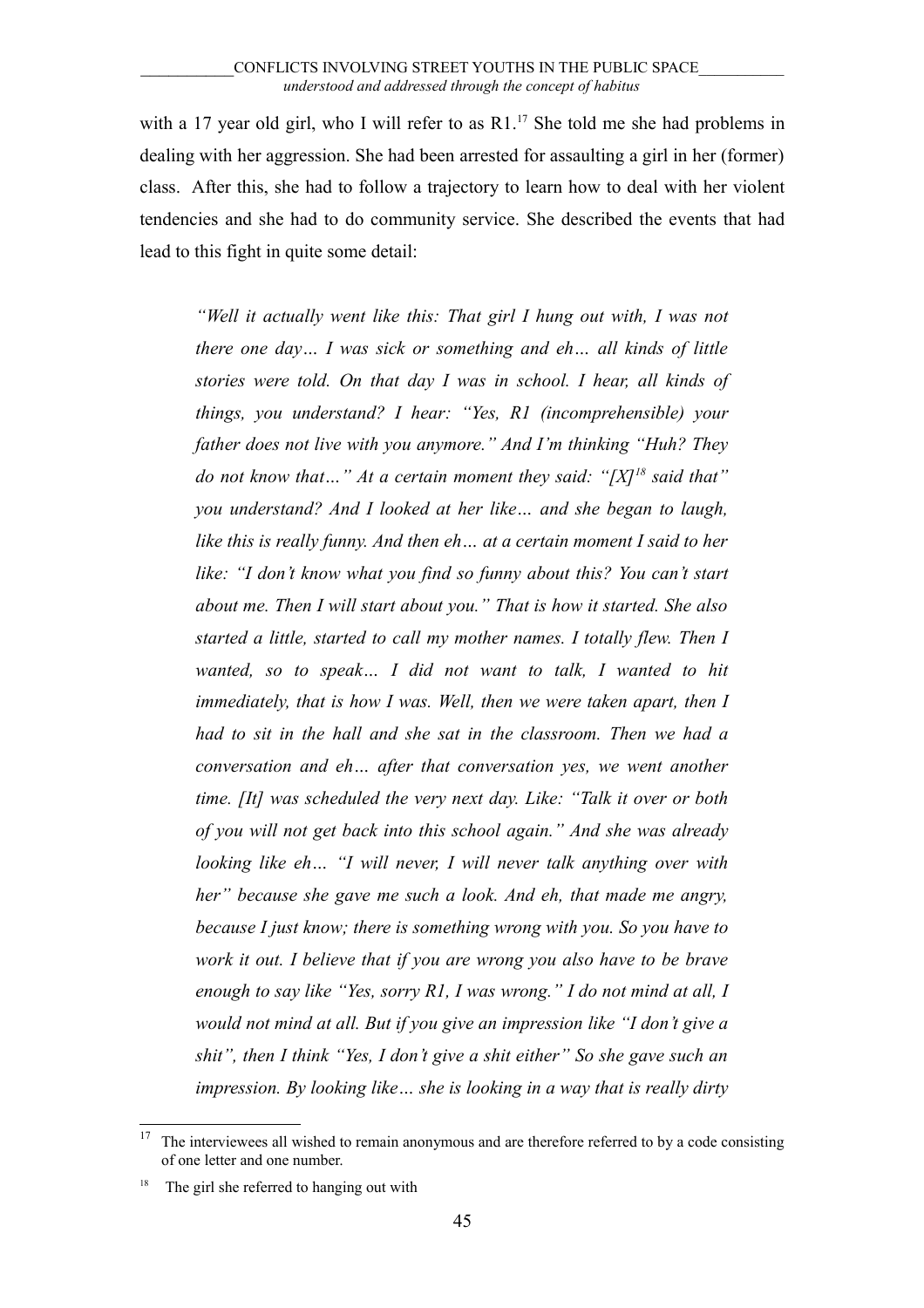with a 17 year old girl, who I will refer to as R1.[17] She told me she had problems in dealing with her aggression. She had been arrested for assaulting a girl in her (former) class. After this, she had to follow a trajectory to learn how to deal with her violent tendencies and she had to do community service. She described the events that had lead to this fight in quite some detail:

> *"Well it actually went like this: That girl I hung out with, I was not there one day… I was sick or something and eh… all kinds of little stories were told. On that day I was in school. I hear, all kinds of things, you understand? I hear: "Yes, R1 (incomprehensible) your father does not live with you anymore." And I'm thinking "Huh? They do not know that…" At a certain moment they said: "[X][18] said that" you understand? And I looked at her like… and she began to laugh, like this is really funny. And then eh… at a certain moment I said to her like: "I don't know what you find so funny about this? You can't start about me. Then I will start about you." That is how it started. She also started a little, started to call my mother names. I totally flew. Then I wanted, so to speak… I did not want to talk, I wanted to hit immediately, that is how I was. Well, then we were taken apart, then I had to sit in the hall and she sat in the classroom. Then we had a conversation and eh… after that conversation yes, we went another time. [It] was scheduled the very next day. Like: "Talk it over or both of you will not get back into this school again." And she was already looking like eh… "I will never, I will never talk anything over with her" because she gave me such a look. And eh, that made me angry, because I just know; there is something wrong with you. So you have to work it out. I believe that if you are wrong you also have to be brave enough to say like "Yes, sorry R1, I was wrong." I do not mind at all, I would not mind at all. But if you give an impression like "I don't give a shit", then I think "Yes, I don't give a shit either" So she gave such an impression. By looking like… she is looking in a way that is really dirty*

---

[17] The interviewees all wished to remain anonymous and are therefore referred to by a code consisting of one letter and one number.

[18] The girl she referred to hanging out with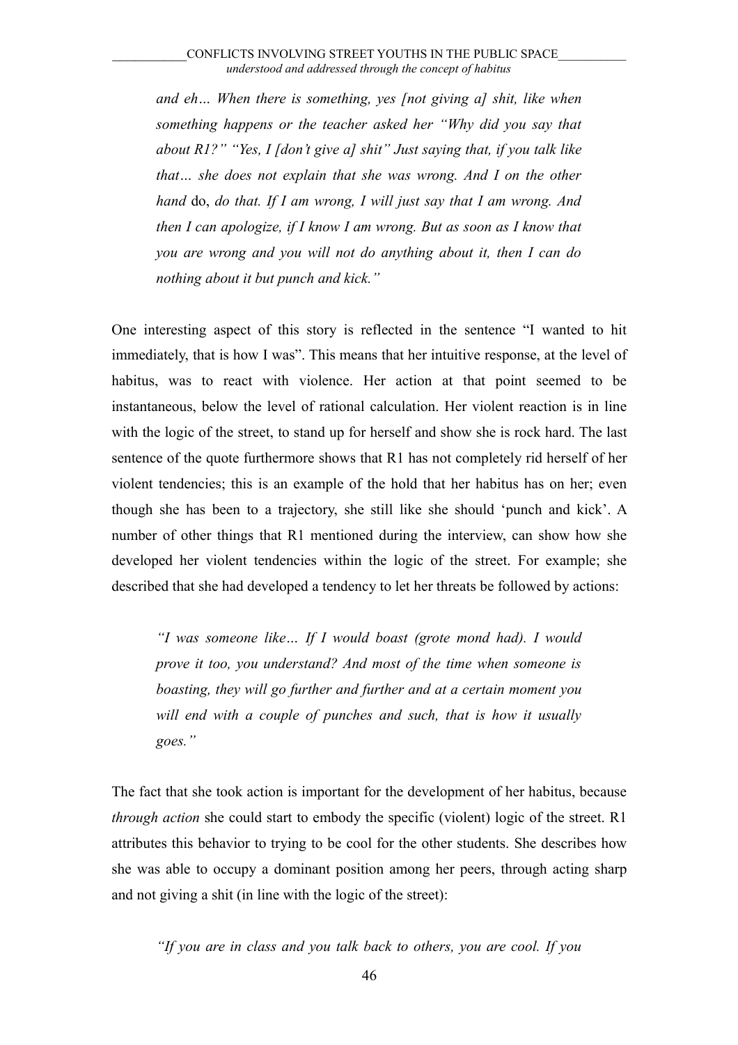*and eh… When there is something, yes [not giving a] shit, like when something happens or the teacher asked her "Why did you say that about R1?" "Yes, I [don't give a] shit" Just saying that, if you talk like that… she does not explain that she was wrong. And I on the other hand* do, *do that. If I am wrong, I will just say that I am wrong. And then I can apologize, if I know I am wrong. But as soon as I know that you are wrong and you will not do anything about it, then I can do nothing about it but punch and kick."*

One interesting aspect of this story is reflected in the sentence "I wanted to hit immediately, that is how I was". This means that her intuitive response, at the level of habitus, was to react with violence. Her action at that point seemed to be instantaneous, below the level of rational calculation. Her violent reaction is in line with the logic of the street, to stand up for herself and show she is rock hard. The last sentence of the quote furthermore shows that R1 has not completely rid herself of her violent tendencies; this is an example of the hold that her habitus has on her; even though she has been to a trajectory, she still like she should 'punch and kick'. A number of other things that R1 mentioned during the interview, can show how she developed her violent tendencies within the logic of the street. For example; she described that she had developed a tendency to let her threats be followed by actions:

*"I was someone like… If I would boast (grote mond had). I would prove it too, you understand? And most of the time when someone is boasting, they will go further and further and at a certain moment you will end with a couple of punches and such, that is how it usually goes."*

The fact that she took action is important for the development of her habitus, because *through action* she could start to embody the specific (violent) logic of the street. R1 attributes this behavior to trying to be cool for the other students. She describes how she was able to occupy a dominant position among her peers, through acting sharp and not giving a shit (in line with the logic of the street):

*"If you are in class and you talk back to others, you are cool. If you*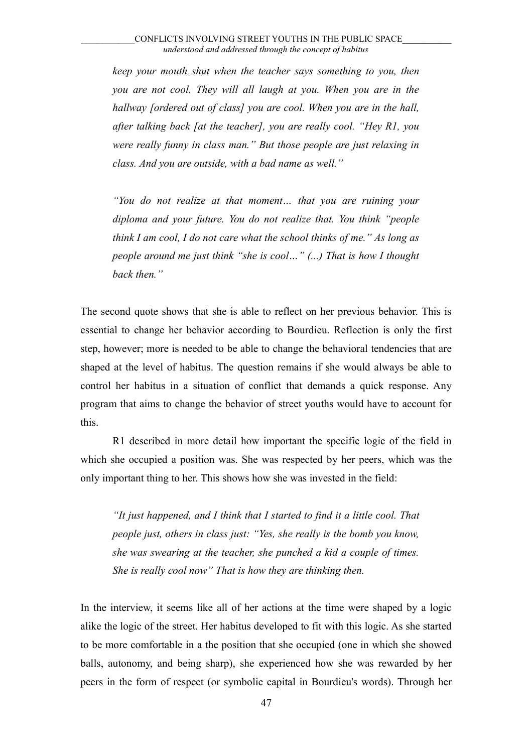*keep your mouth shut when the teacher says something to you, then you are not cool. They will all laugh at you. When you are in the hallway [ordered out of class] you are cool. When you are in the hall, after talking back [at the teacher], you are really cool. "Hey R1, you were really funny in class man." But those people are just relaxing in class. And you are outside, with a bad name as well."*

*"You do not realize at that moment… that you are ruining your diploma and your future. You do not realize that. You think "people think I am cool, I do not care what the school thinks of me." As long as people around me just think "she is cool…" (...) That is how I thought back then."*

The second quote shows that she is able to reflect on her previous behavior. This is essential to change her behavior according to Bourdieu. Reflection is only the first step, however; more is needed to be able to change the behavioral tendencies that are shaped at the level of habitus. The question remains if she would always be able to control her habitus in a situation of conflict that demands a quick response. Any program that aims to change the behavior of street youths would have to account for this.

R1 described in more detail how important the specific logic of the field in which she occupied a position was. She was respected by her peers, which was the only important thing to her. This shows how she was invested in the field:

*"It just happened, and I think that I started to find it a little cool. That people just, others in class just: "Yes, she really is the bomb you know, she was swearing at the teacher, she punched a kid a couple of times. She is really cool now" That is how they are thinking then.*

In the interview, it seems like all of her actions at the time were shaped by a logic alike the logic of the street. Her habitus developed to fit with this logic. As she started to be more comfortable in a the position that she occupied (one in which she showed balls, autonomy, and being sharp), she experienced how she was rewarded by her peers in the form of respect (or symbolic capital in Bourdieu's words). Through her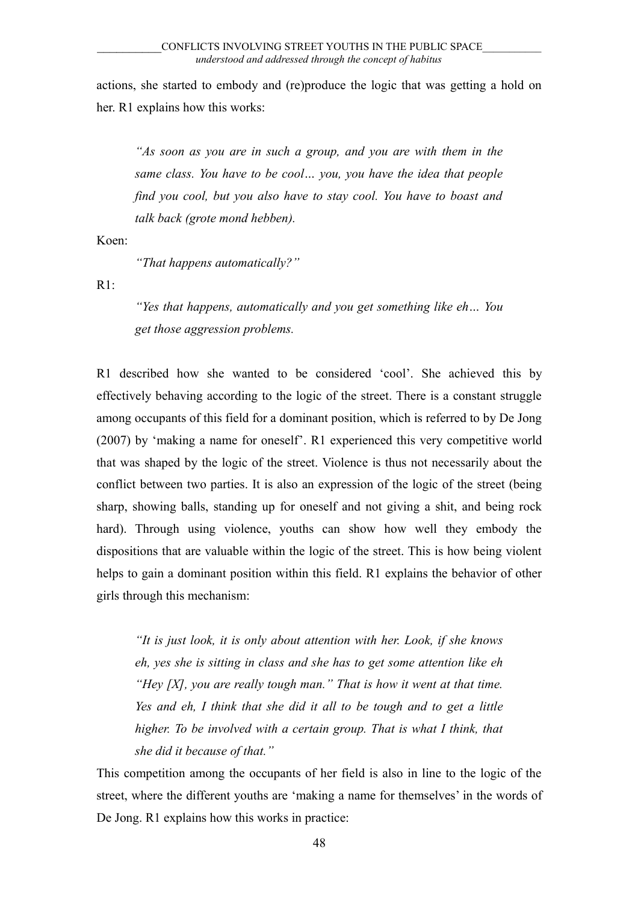actions, she started to embody and (re)produce the logic that was getting a hold on her. R1 explains how this works:

> *"As soon as you are in such a group, and you are with them in the same class. You have to be cool… you, you have the idea that people find you cool, but you also have to stay cool. You have to boast and talk back (grote mond hebben).*

Koen:

> *"That happens automatically?"*

R1:

> *"Yes that happens, automatically and you get something like eh… You get those aggression problems.*

R1 described how she wanted to be considered 'cool'. She achieved this by effectively behaving according to the logic of the street. There is a constant struggle among occupants of this field for a dominant position, which is referred to by De Jong (2007) by 'making a name for oneself'. R1 experienced this very competitive world that was shaped by the logic of the street. Violence is thus not necessarily about the conflict between two parties. It is also an expression of the logic of the street (being sharp, showing balls, standing up for oneself and not giving a shit, and being rock hard). Through using violence, youths can show how well they embody the dispositions that are valuable within the logic of the street. This is how being violent helps to gain a dominant position within this field. R1 explains the behavior of other girls through this mechanism:

> *"It is just look, it is only about attention with her. Look, if she knows eh, yes she is sitting in class and she has to get some attention like eh "Hey [X], you are really tough man." That is how it went at that time. Yes and eh, I think that she did it all to be tough and to get a little higher. To be involved with a certain group. That is what I think, that she did it because of that."*

This competition among the occupants of her field is also in line to the logic of the street, where the different youths are 'making a name for themselves' in the words of De Jong. R1 explains how this works in practice: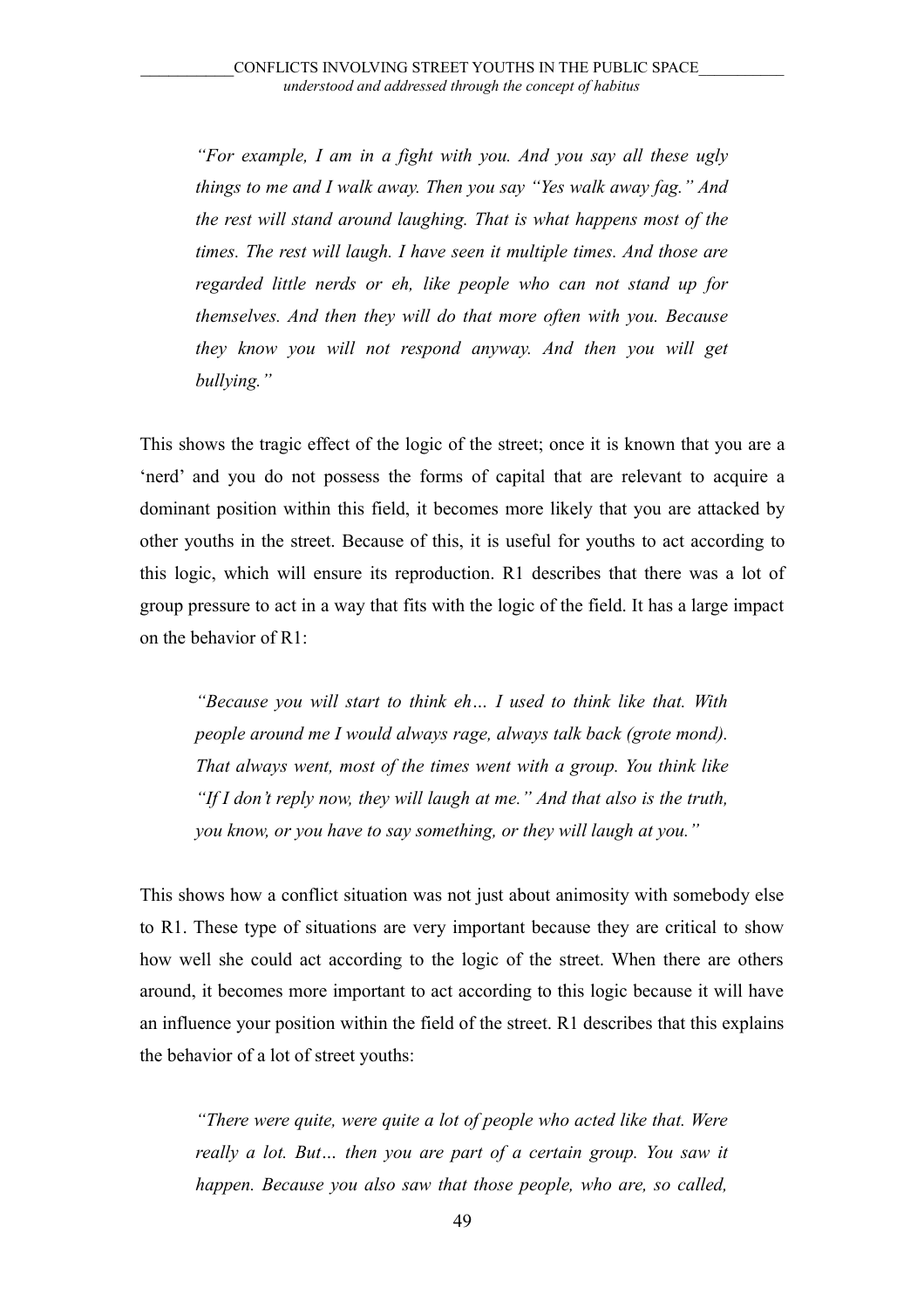> *"For example, I am in a fight with you. And you say all these ugly things to me and I walk away. Then you say "Yes walk away fag." And the rest will stand around laughing. That is what happens most of the times. The rest will laugh. I have seen it multiple times. And those are regarded little nerds or eh, like people who can not stand up for themselves. And then they will do that more often with you. Because they know you will not respond anyway. And then you will get bullying."*

This shows the tragic effect of the logic of the street; once it is known that you are a 'nerd' and you do not possess the forms of capital that are relevant to acquire a dominant position within this field, it becomes more likely that you are attacked by other youths in the street. Because of this, it is useful for youths to act according to this logic, which will ensure its reproduction. R1 describes that there was a lot of group pressure to act in a way that fits with the logic of the field. It has a large impact on the behavior of R1:

> *"Because you will start to think eh… I used to think like that. With people around me I would always rage, always talk back (grote mond). That always went, most of the times went with a group. You think like "If I don't reply now, they will laugh at me." And that also is the truth, you know, or you have to say something, or they will laugh at you."*

This shows how a conflict situation was not just about animosity with somebody else to R1. These type of situations are very important because they are critical to show how well she could act according to the logic of the street. When there are others around, it becomes more important to act according to this logic because it will have an influence your position within the field of the street. R1 describes that this explains the behavior of a lot of street youths:

> *"There were quite, were quite a lot of people who acted like that. Were really a lot. But… then you are part of a certain group. You saw it happen. Because you also saw that those people, who are, so called,*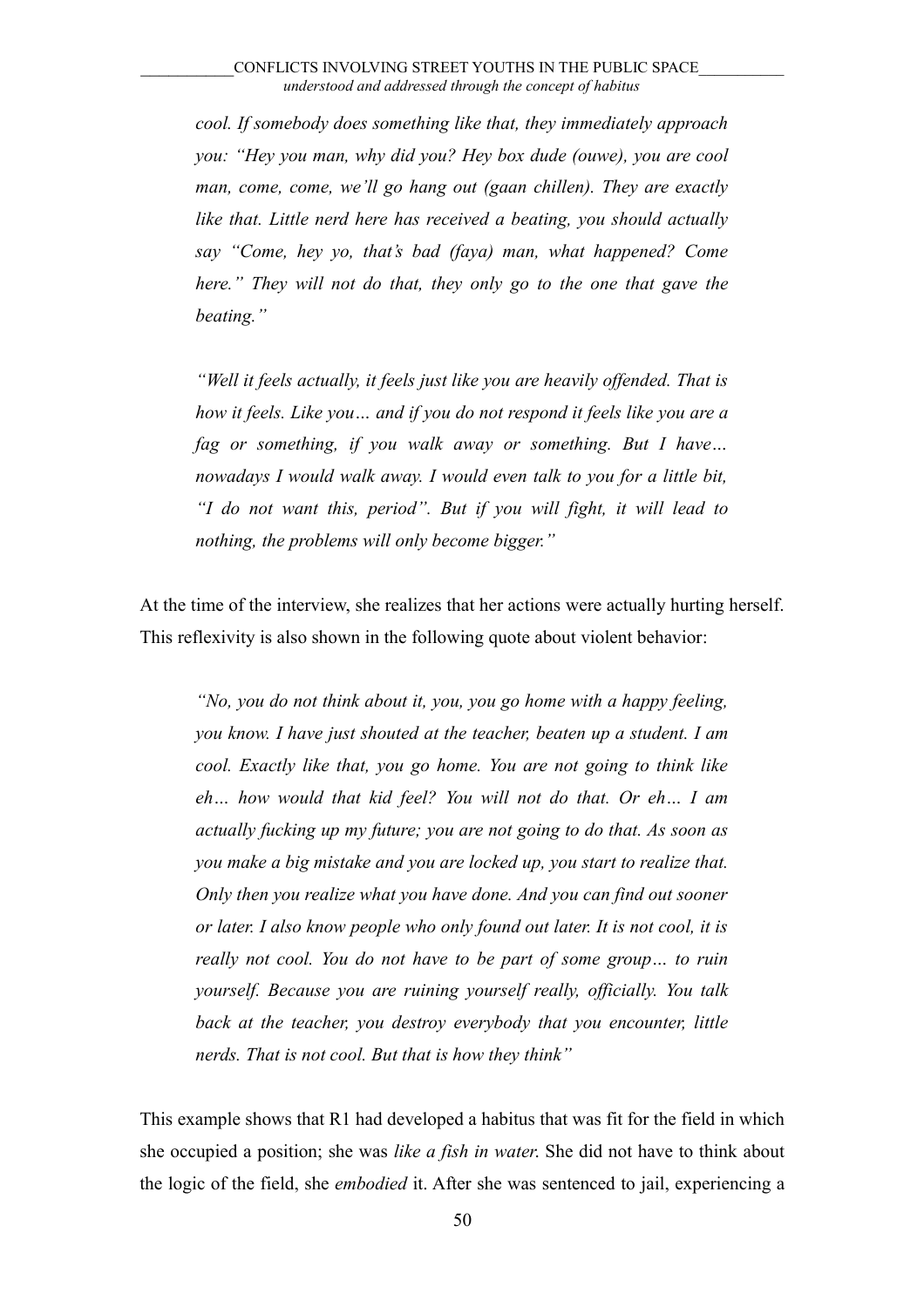*cool. If somebody does something like that, they immediately approach you: "Hey you man, why did you? Hey box dude (ouwe), you are cool man, come, come, we'll go hang out (gaan chillen). They are exactly like that. Little nerd here has received a beating, you should actually say "Come, hey yo, that's bad (faya) man, what happened? Come here." They will not do that, they only go to the one that gave the beating."*

*"Well it feels actually, it feels just like you are heavily offended. That is how it feels. Like you… and if you do not respond it feels like you are a fag or something, if you walk away or something. But I have… nowadays I would walk away. I would even talk to you for a little bit, "I do not want this, period". But if you will fight, it will lead to nothing, the problems will only become bigger."*

At the time of the interview, she realizes that her actions were actually hurting herself. This reflexivity is also shown in the following quote about violent behavior:

*"No, you do not think about it, you, you go home with a happy feeling, you know. I have just shouted at the teacher, beaten up a student. I am cool. Exactly like that, you go home. You are not going to think like eh… how would that kid feel? You will not do that. Or eh… I am actually fucking up my future; you are not going to do that. As soon as you make a big mistake and you are locked up, you start to realize that. Only then you realize what you have done. And you can find out sooner or later. I also know people who only found out later. It is not cool, it is really not cool. You do not have to be part of some group… to ruin yourself. Because you are ruining yourself really, officially. You talk back at the teacher, you destroy everybody that you encounter, little nerds. That is not cool. But that is how they think"*

This example shows that R1 had developed a habitus that was fit for the field in which she occupied a position; she was *like a fish in water*. She did not have to think about the logic of the field, she *embodied* it. After she was sentenced to jail, experiencing a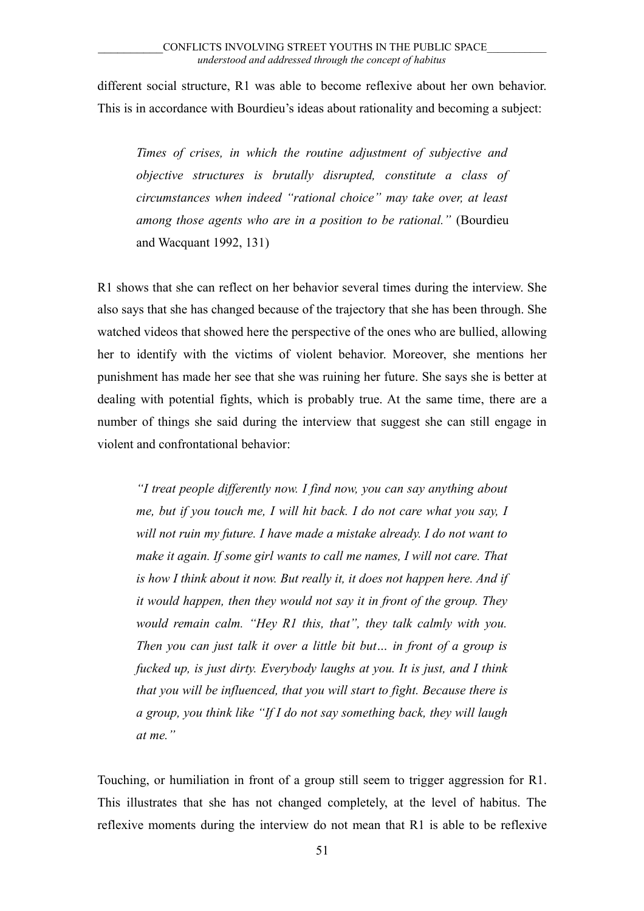different social structure, R1 was able to become reflexive about her own behavior. This is in accordance with Bourdieu's ideas about rationality and becoming a subject:

> *Times of crises, in which the routine adjustment of subjective and objective structures is brutally disrupted, constitute a class of circumstances when indeed "rational choice" may take over, at least among those agents who are in a position to be rational."* (Bourdieu and Wacquant 1992, 131)

R1 shows that she can reflect on her behavior several times during the interview. She also says that she has changed because of the trajectory that she has been through. She watched videos that showed here the perspective of the ones who are bullied, allowing her to identify with the victims of violent behavior. Moreover, she mentions her punishment has made her see that she was ruining her future. She says she is better at dealing with potential fights, which is probably true. At the same time, there are a number of things she said during the interview that suggest she can still engage in violent and confrontational behavior:

> *"I treat people differently now. I find now, you can say anything about me, but if you touch me, I will hit back. I do not care what you say, I will not ruin my future. I have made a mistake already. I do not want to make it again. If some girl wants to call me names, I will not care. That is how I think about it now. But really it, it does not happen here. And if it would happen, then they would not say it in front of the group. They would remain calm. "Hey R1 this, that", they talk calmly with you. Then you can just talk it over a little bit but… in front of a group is fucked up, is just dirty. Everybody laughs at you. It is just, and I think that you will be influenced, that you will start to fight. Because there is a group, you think like "If I do not say something back, they will laugh at me."*

Touching, or humiliation in front of a group still seem to trigger aggression for R1. This illustrates that she has not changed completely, at the level of habitus. The reflexive moments during the interview do not mean that R1 is able to be reflexive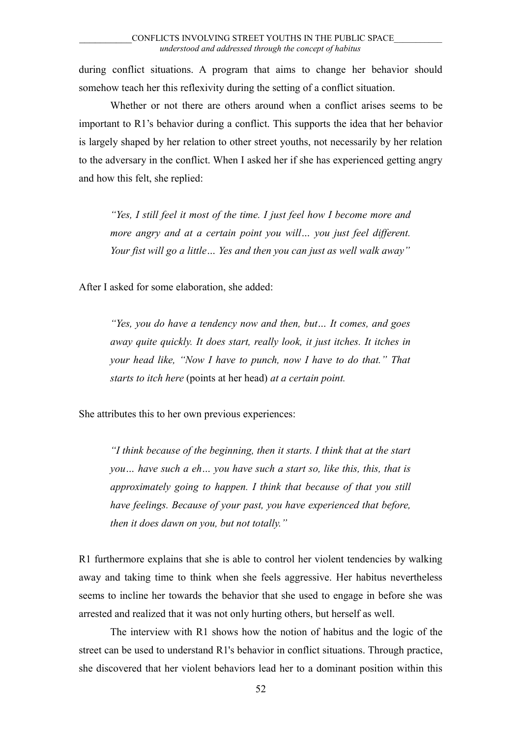during conflict situations. A program that aims to change her behavior should somehow teach her this reflexivity during the setting of a conflict situation.

Whether or not there are others around when a conflict arises seems to be important to R1's behavior during a conflict. This supports the idea that her behavior is largely shaped by her relation to other street youths, not necessarily by her relation to the adversary in the conflict. When I asked her if she has experienced getting angry and how this felt, she replied:

> *"Yes, I still feel it most of the time. I just feel how I become more and more angry and at a certain point you will… you just feel different. Your fist will go a little… Yes and then you can just as well walk away"*

After I asked for some elaboration, she added:

> *"Yes, you do have a tendency now and then, but… It comes, and goes away quite quickly. It does start, really look, it just itches. It itches in your head like, "Now I have to punch, now I have to do that." That starts to itch here* (points at her head) *at a certain point.*

She attributes this to her own previous experiences:

> *"I think because of the beginning, then it starts. I think that at the start you… have such a eh… you have such a start so, like this, this, that is approximately going to happen. I think that because of that you still have feelings. Because of your past, you have experienced that before, then it does dawn on you, but not totally."*

R1 furthermore explains that she is able to control her violent tendencies by walking away and taking time to think when she feels aggressive. Her habitus nevertheless seems to incline her towards the behavior that she used to engage in before she was arrested and realized that it was not only hurting others, but herself as well.

The interview with R1 shows how the notion of habitus and the logic of the street can be used to understand R1's behavior in conflict situations. Through practice, she discovered that her violent behaviors lead her to a dominant position within this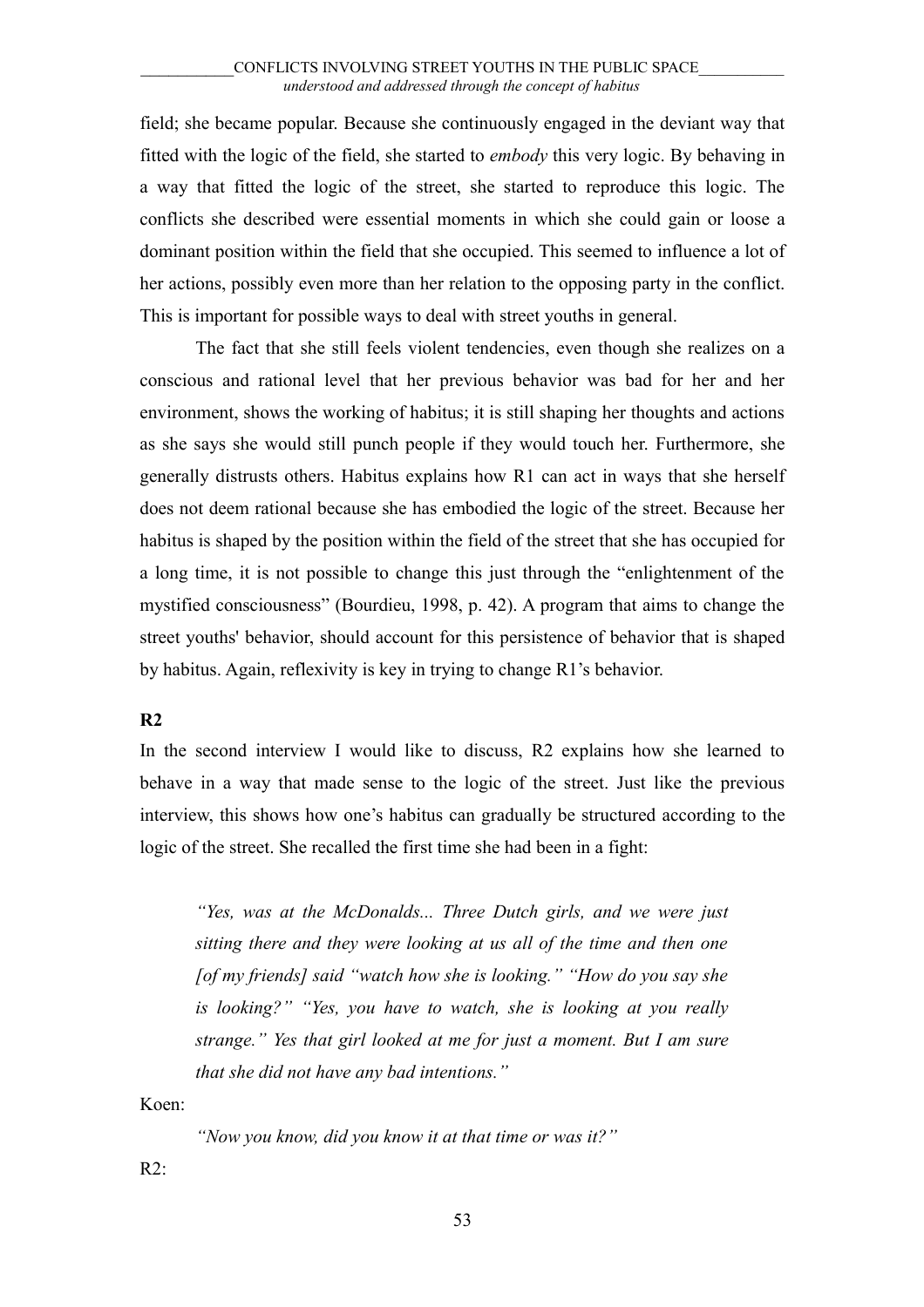field; she became popular. Because she continuously engaged in the deviant way that fitted with the logic of the field, she started to *embody* this very logic. By behaving in a way that fitted the logic of the street, she started to reproduce this logic. The conflicts she described were essential moments in which she could gain or loose a dominant position within the field that she occupied. This seemed to influence a lot of her actions, possibly even more than her relation to the opposing party in the conflict. This is important for possible ways to deal with street youths in general.

The fact that she still feels violent tendencies, even though she realizes on a conscious and rational level that her previous behavior was bad for her and her environment, shows the working of habitus; it is still shaping her thoughts and actions as she says she would still punch people if they would touch her. Furthermore, she generally distrusts others. Habitus explains how R1 can act in ways that she herself does not deem rational because she has embodied the logic of the street. Because her habitus is shaped by the position within the field of the street that she has occupied for a long time, it is not possible to change this just through the "enlightenment of the mystified consciousness" (Bourdieu, 1998, p. 42). A program that aims to change the street youths' behavior, should account for this persistence of behavior that is shaped by habitus. Again, reflexivity is key in trying to change R1's behavior.

**R2**

In the second interview I would like to discuss, R2 explains how she learned to behave in a way that made sense to the logic of the street. Just like the previous interview, this shows how one's habitus can gradually be structured according to the logic of the street. She recalled the first time she had been in a fight:

> *"Yes, was at the McDonalds... Three Dutch girls, and we were just sitting there and they were looking at us all of the time and then one [of my friends] said "watch how she is looking." "How do you say she is looking?" "Yes, you have to watch, she is looking at you really strange." Yes that girl looked at me for just a moment. But I am sure that she did not have any bad intentions."*

Koen:

> *"Now you know, did you know it at that time or was it?"*

R2: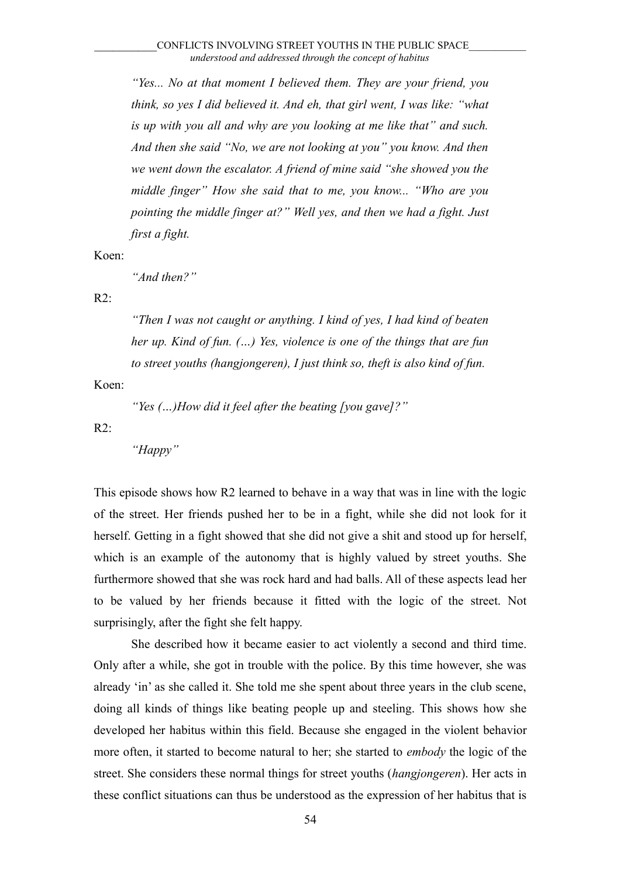*"Yes... No at that moment I believed them. They are your friend, you think, so yes I did believed it. And eh, that girl went, I was like: "what is up with you all and why are you looking at me like that" and such. And then she said "No, we are not looking at you" you know. And then we went down the escalator. A friend of mine said "she showed you the middle finger" How she said that to me, you know... "Who are you pointing the middle finger at?" Well yes, and then we had a fight. Just first a fight.*

Koen:

*"And then?"*

R2:

*"Then I was not caught or anything. I kind of yes, I had kind of beaten her up. Kind of fun. (…) Yes, violence is one of the things that are fun to street youths (hangjongeren), I just think so, theft is also kind of fun.*

Koen:

*"Yes (…)How did it feel after the beating [you gave]?"*

R2:

*"Happy"*

This episode shows how R2 learned to behave in a way that was in line with the logic of the street. Her friends pushed her to be in a fight, while she did not look for it herself. Getting in a fight showed that she did not give a shit and stood up for herself, which is an example of the autonomy that is highly valued by street youths. She furthermore showed that she was rock hard and had balls. All of these aspects lead her to be valued by her friends because it fitted with the logic of the street. Not surprisingly, after the fight she felt happy.

She described how it became easier to act violently a second and third time. Only after a while, she got in trouble with the police. By this time however, she was already 'in' as she called it. She told me she spent about three years in the club scene, doing all kinds of things like beating people up and steeling. This shows how she developed her habitus within this field. Because she engaged in the violent behavior more often, it started to become natural to her; she started to *embody* the logic of the street. She considers these normal things for street youths (*hangjongeren*). Her acts in these conflict situations can thus be understood as the expression of her habitus that is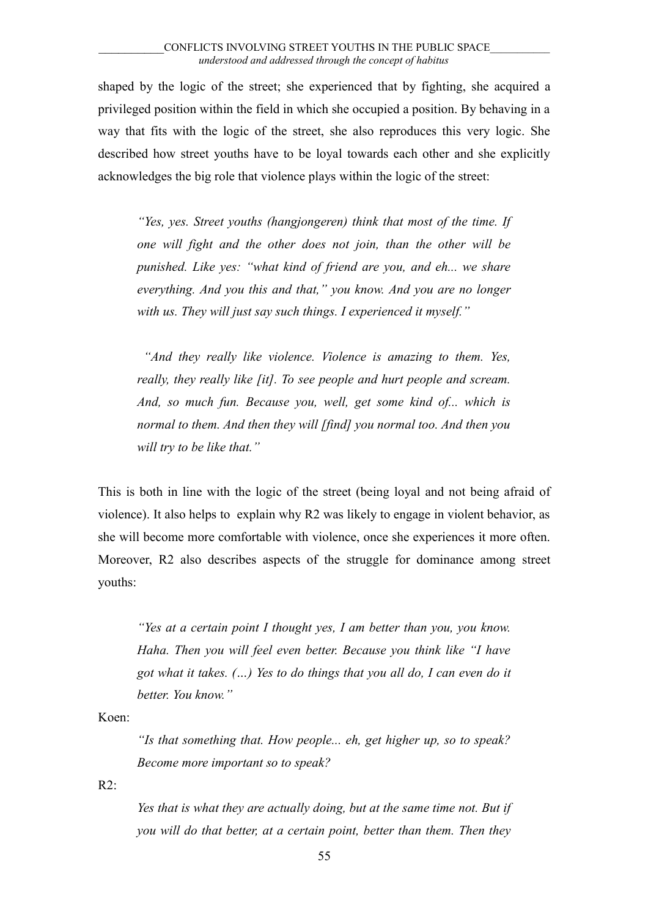shaped by the logic of the street; she experienced that by fighting, she acquired a privileged position within the field in which she occupied a position. By behaving in a way that fits with the logic of the street, she also reproduces this very logic. She described how street youths have to be loyal towards each other and she explicitly acknowledges the big role that violence plays within the logic of the street:

> *"Yes, yes. Street youths (hangjongeren) think that most of the time. If one will fight and the other does not join, than the other will be punished. Like yes: "what kind of friend are you, and eh... we share everything. And you this and that," you know. And you are no longer with us. They will just say such things. I experienced it myself."*

> *"And they really like violence. Violence is amazing to them. Yes, really, they really like [it]. To see people and hurt people and scream. And, so much fun. Because you, well, get some kind of... which is normal to them. And then they will [find] you normal too. And then you will try to be like that."*

This is both in line with the logic of the street (being loyal and not being afraid of violence). It also helps to explain why R2 was likely to engage in violent behavior, as she will become more comfortable with violence, once she experiences it more often. Moreover, R2 also describes aspects of the struggle for dominance among street youths:

> *"Yes at a certain point I thought yes, I am better than you, you know. Haha. Then you will feel even better. Because you think like "I have got what it takes. (…) Yes to do things that you all do, I can even do it better. You know."*

Koen:

> *"Is that something that. How people... eh, get higher up, so to speak? Become more important so to speak?*

R2:

> *Yes that is what they are actually doing, but at the same time not. But if you will do that better, at a certain point, better than them. Then they*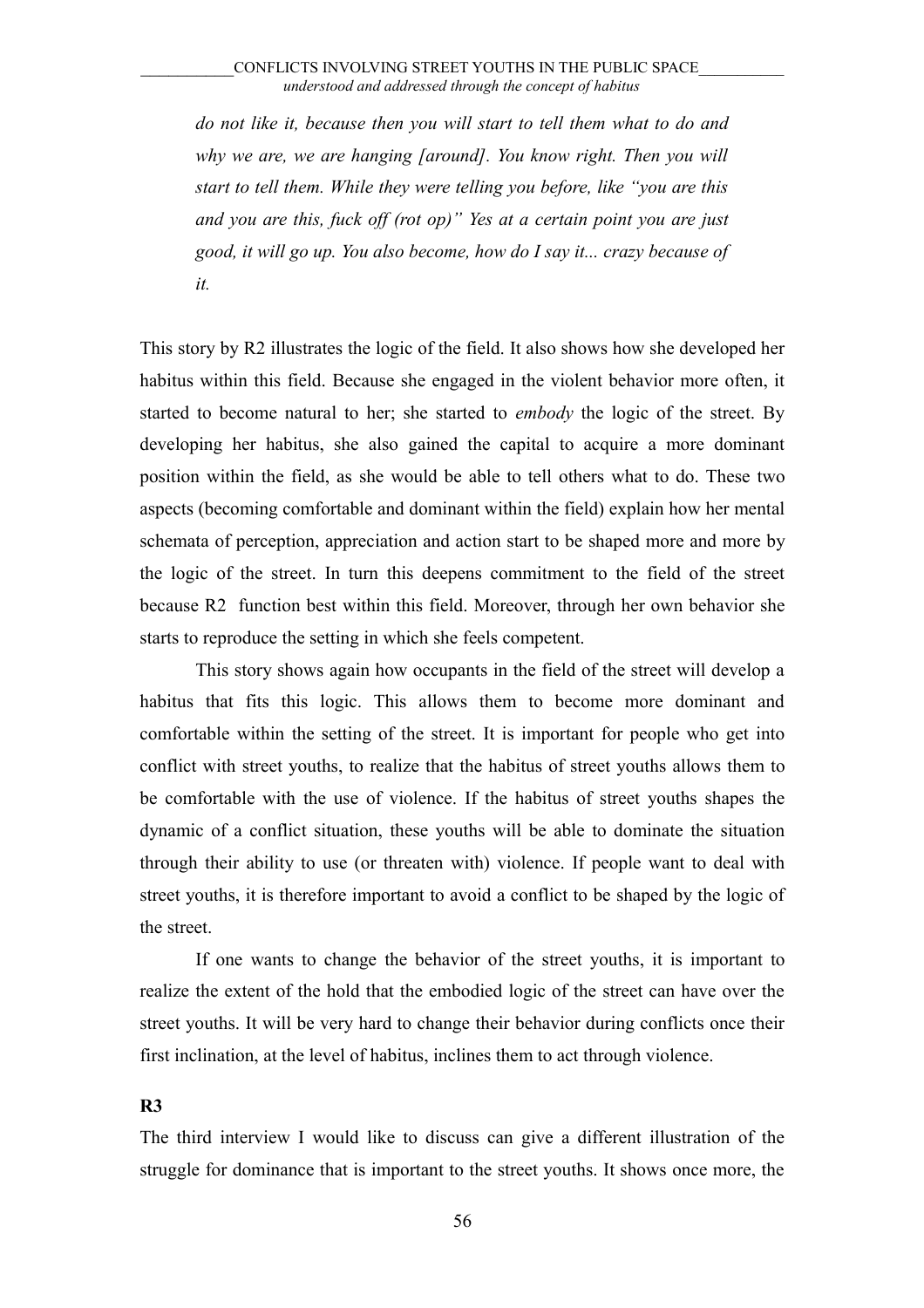*do not like it, because then you will start to tell them what to do and why we are, we are hanging [around]. You know right. Then you will start to tell them. While they were telling you before, like "you are this and you are this, fuck off (rot op)" Yes at a certain point you are just good, it will go up. You also become, how do I say it... crazy because of it.*

This story by R2 illustrates the logic of the field. It also shows how she developed her habitus within this field. Because she engaged in the violent behavior more often, it started to become natural to her; she started to *embody* the logic of the street. By developing her habitus, she also gained the capital to acquire a more dominant position within the field, as she would be able to tell others what to do. These two aspects (becoming comfortable and dominant within the field) explain how her mental schemata of perception, appreciation and action start to be shaped more and more by the logic of the street. In turn this deepens commitment to the field of the street because R2 function best within this field. Moreover, through her own behavior she starts to reproduce the setting in which she feels competent.

This story shows again how occupants in the field of the street will develop a habitus that fits this logic. This allows them to become more dominant and comfortable within the setting of the street. It is important for people who get into conflict with street youths, to realize that the habitus of street youths allows them to be comfortable with the use of violence. If the habitus of street youths shapes the dynamic of a conflict situation, these youths will be able to dominate the situation through their ability to use (or threaten with) violence. If people want to deal with street youths, it is therefore important to avoid a conflict to be shaped by the logic of the street.

If one wants to change the behavior of the street youths, it is important to realize the extent of the hold that the embodied logic of the street can have over the street youths. It will be very hard to change their behavior during conflicts once their first inclination, at the level of habitus, inclines them to act through violence.

**R3**

The third interview I would like to discuss can give a different illustration of the struggle for dominance that is important to the street youths. It shows once more, the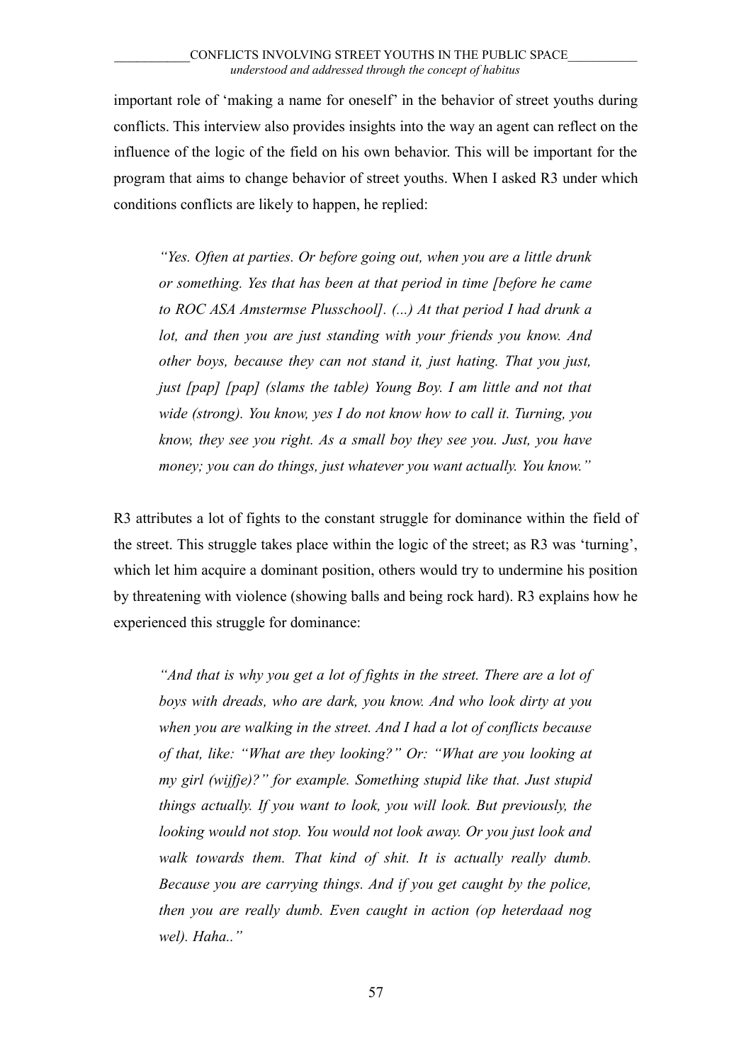important role of 'making a name for oneself' in the behavior of street youths during conflicts. This interview also provides insights into the way an agent can reflect on the influence of the logic of the field on his own behavior. This will be important for the program that aims to change behavior of street youths. When I asked R3 under which conditions conflicts are likely to happen, he replied:

> *"Yes. Often at parties. Or before going out, when you are a little drunk or something. Yes that has been at that period in time [before he came to ROC ASA Amstermse Plusschool]. (...) At that period I had drunk a lot, and then you are just standing with your friends you know. And other boys, because they can not stand it, just hating. That you just, just [pap] [pap] (slams the table) Young Boy. I am little and not that wide (strong). You know, yes I do not know how to call it. Turning, you know, they see you right. As a small boy they see you. Just, you have money; you can do things, just whatever you want actually. You know."*

R3 attributes a lot of fights to the constant struggle for dominance within the field of the street. This struggle takes place within the logic of the street; as R3 was 'turning', which let him acquire a dominant position, others would try to undermine his position by threatening with violence (showing balls and being rock hard). R3 explains how he experienced this struggle for dominance:

> *"And that is why you get a lot of fights in the street. There are a lot of boys with dreads, who are dark, you know. And who look dirty at you when you are walking in the street. And I had a lot of conflicts because of that, like: "What are they looking?" Or: "What are you looking at my girl (wijfje)?" for example. Something stupid like that. Just stupid things actually. If you want to look, you will look. But previously, the looking would not stop. You would not look away. Or you just look and walk towards them. That kind of shit. It is actually really dumb. Because you are carrying things. And if you get caught by the police, then you are really dumb. Even caught in action (op heterdaad nog wel). Haha.."*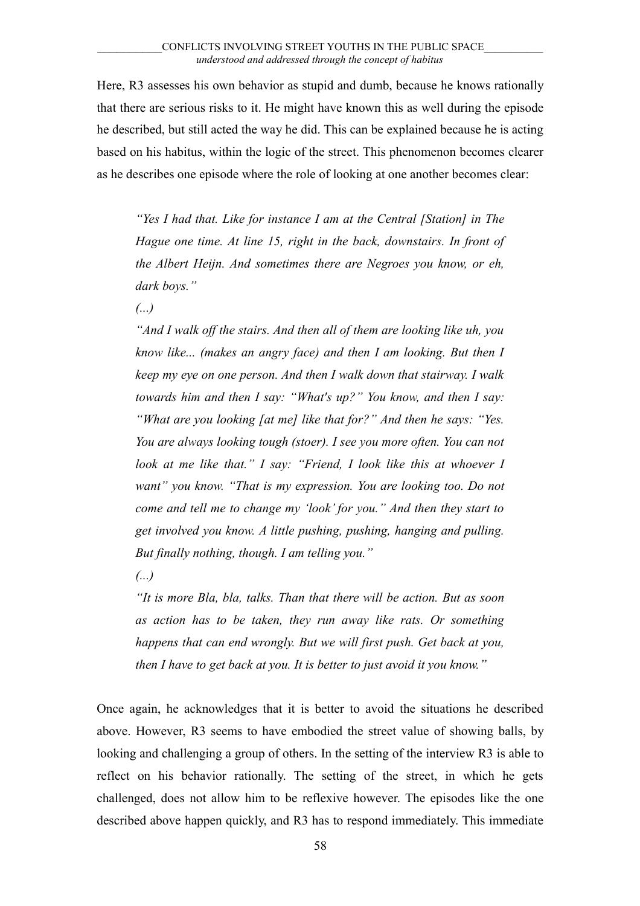Here, R3 assesses his own behavior as stupid and dumb, because he knows rationally that there are serious risks to it. He might have known this as well during the episode he described, but still acted the way he did. This can be explained because he is acting based on his habitus, within the logic of the street. This phenomenon becomes clearer as he describes one episode where the role of looking at one another becomes clear:

> *"Yes I had that. Like for instance I am at the Central [Station] in The Hague one time. At line 15, right in the back, downstairs. In front of the Albert Heijn. And sometimes there are Negroes you know, or eh, dark boys."*
>
> *(...)*
>
> *"And I walk off the stairs. And then all of them are looking like uh, you know like... (makes an angry face) and then I am looking. But then I keep my eye on one person. And then I walk down that stairway. I walk towards him and then I say: "What's up?" You know, and then I say: "What are you looking [at me] like that for?" And then he says: "Yes. You are always looking tough (stoer). I see you more often. You can not look at me like that." I say: "Friend, I look like this at whoever I want" you know. "That is my expression. You are looking too. Do not come and tell me to change my 'look' for you." And then they start to get involved you know. A little pushing, pushing, hanging and pulling. But finally nothing, though. I am telling you."*
>
> *(...)*
>
> *"It is more Bla, bla, talks. Than that there will be action. But as soon as action has to be taken, they run away like rats. Or something happens that can end wrongly. But we will first push. Get back at you, then I have to get back at you. It is better to just avoid it you know."*

Once again, he acknowledges that it is better to avoid the situations he described above. However, R3 seems to have embodied the street value of showing balls, by looking and challenging a group of others. In the setting of the interview R3 is able to reflect on his behavior rationally. The setting of the street, in which he gets challenged, does not allow him to be reflexive however. The episodes like the one described above happen quickly, and R3 has to respond immediately. This immediate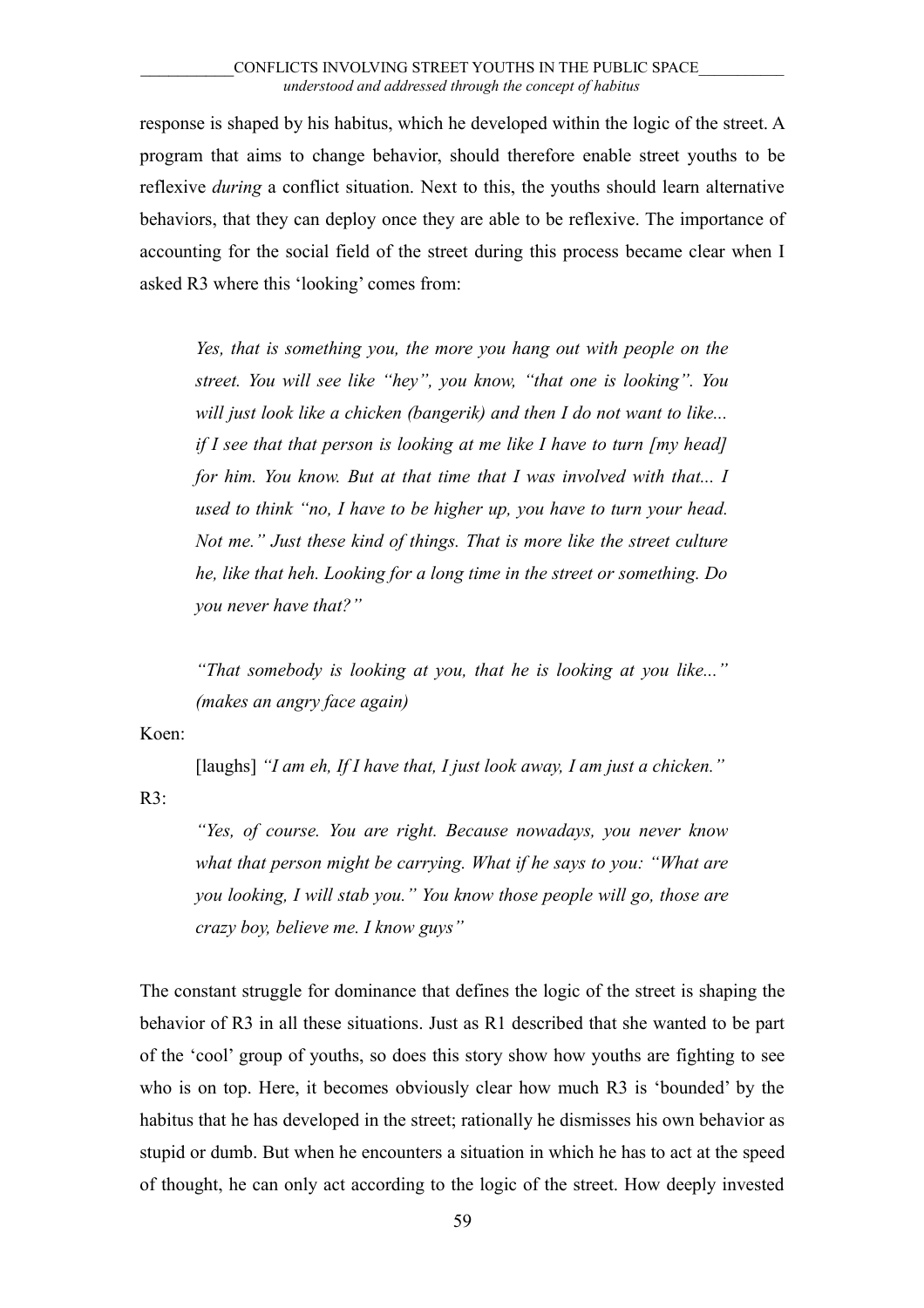response is shaped by his habitus, which he developed within the logic of the street. A program that aims to change behavior, should therefore enable street youths to be reflexive *during* a conflict situation. Next to this, the youths should learn alternative behaviors, that they can deploy once they are able to be reflexive. The importance of accounting for the social field of the street during this process became clear when I asked R3 where this 'looking' comes from:

> *Yes, that is something you, the more you hang out with people on the street. You will see like "hey", you know, "that one is looking". You will just look like a chicken (bangerik) and then I do not want to like... if I see that that person is looking at me like I have to turn [my head] for him. You know. But at that time that I was involved with that... I used to think "no, I have to be higher up, you have to turn your head. Not me." Just these kind of things. That is more like the street culture he, like that heh. Looking for a long time in the street or something. Do you never have that?"*
>
> *"That somebody is looking at you, that he is looking at you like..." (makes an angry face again)*

Koen:

> [laughs] *"I am eh, If I have that, I just look away, I am just a chicken."*

R3:

> *"Yes, of course. You are right. Because nowadays, you never know what that person might be carrying. What if he says to you: "What are you looking, I will stab you." You know those people will go, those are crazy boy, believe me. I know guys"*

The constant struggle for dominance that defines the logic of the street is shaping the behavior of R3 in all these situations. Just as R1 described that she wanted to be part of the 'cool' group of youths, so does this story show how youths are fighting to see who is on top. Here, it becomes obviously clear how much R3 is 'bounded' by the habitus that he has developed in the street; rationally he dismisses his own behavior as stupid or dumb. But when he encounters a situation in which he has to act at the speed of thought, he can only act according to the logic of the street. How deeply invested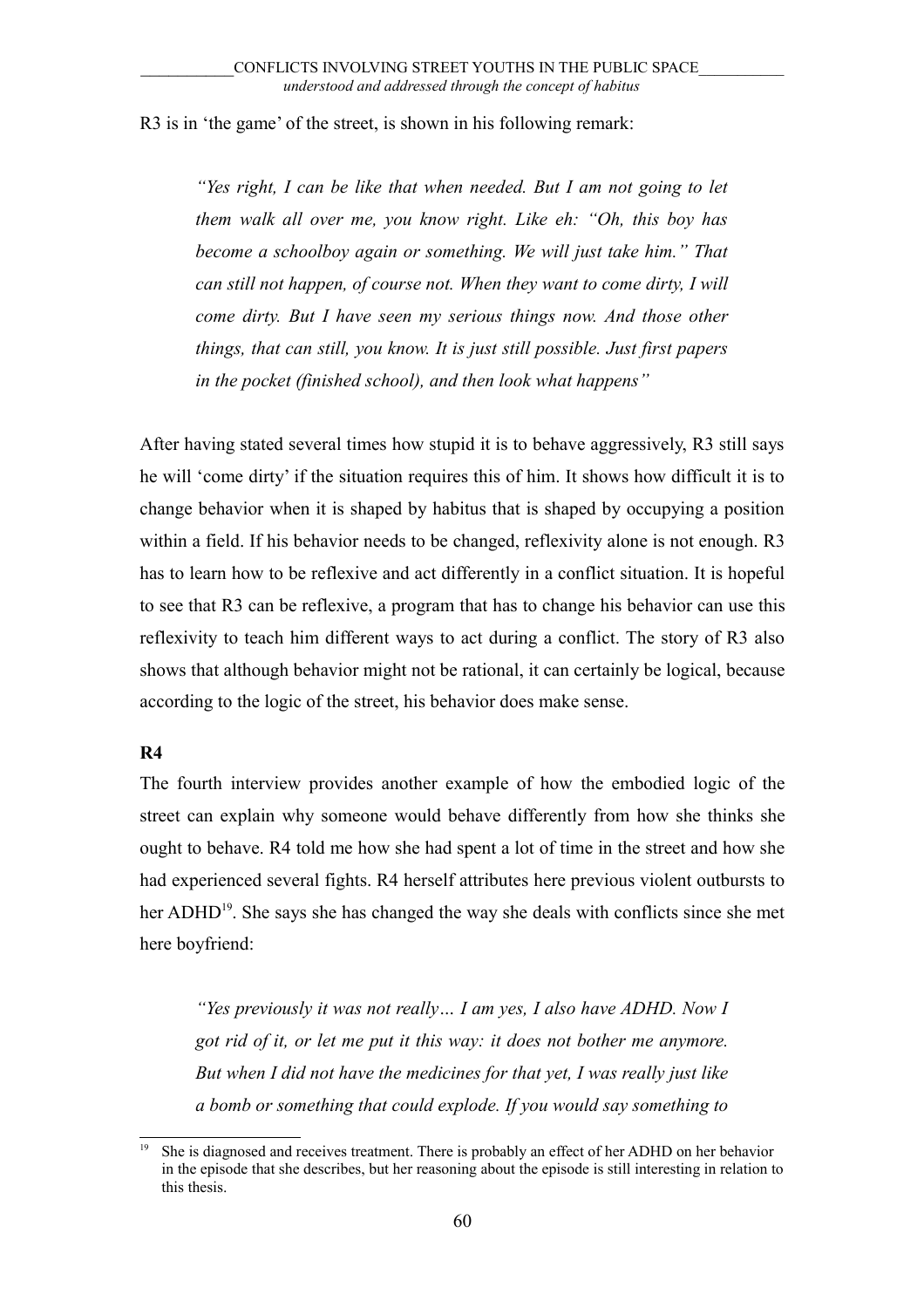R3 is in 'the game' of the street, is shown in his following remark:

> *"Yes right, I can be like that when needed. But I am not going to let them walk all over me, you know right. Like eh: "Oh, this boy has become a schoolboy again or something. We will just take him." That can still not happen, of course not. When they want to come dirty, I will come dirty. But I have seen my serious things now. And those other things, that can still, you know. It is just still possible. Just first papers in the pocket (finished school), and then look what happens"*

After having stated several times how stupid it is to behave aggressively, R3 still says he will 'come dirty' if the situation requires this of him. It shows how difficult it is to change behavior when it is shaped by habitus that is shaped by occupying a position within a field. If his behavior needs to be changed, reflexivity alone is not enough. R3 has to learn how to be reflexive and act differently in a conflict situation. It is hopeful to see that R3 can be reflexive, a program that has to change his behavior can use this reflexivity to teach him different ways to act during a conflict. The story of R3 also shows that although behavior might not be rational, it can certainly be logical, because according to the logic of the street, his behavior does make sense.

**R4**

The fourth interview provides another example of how the embodied logic of the street can explain why someone would behave differently from how she thinks she ought to behave. R4 told me how she had spent a lot of time in the street and how she had experienced several fights. R4 herself attributes here previous violent outbursts to her ADHD[19]. She says she has changed the way she deals with conflicts since she met here boyfriend:

> *"Yes previously it was not really… I am yes, I also have ADHD. Now I got rid of it, or let me put it this way: it does not bother me anymore. But when I did not have the medicines for that yet, I was really just like a bomb or something that could explode. If you would say something to*

[19] She is diagnosed and receives treatment. There is probably an effect of her ADHD on her behavior in the episode that she describes, but her reasoning about the episode is still interesting in relation to this thesis.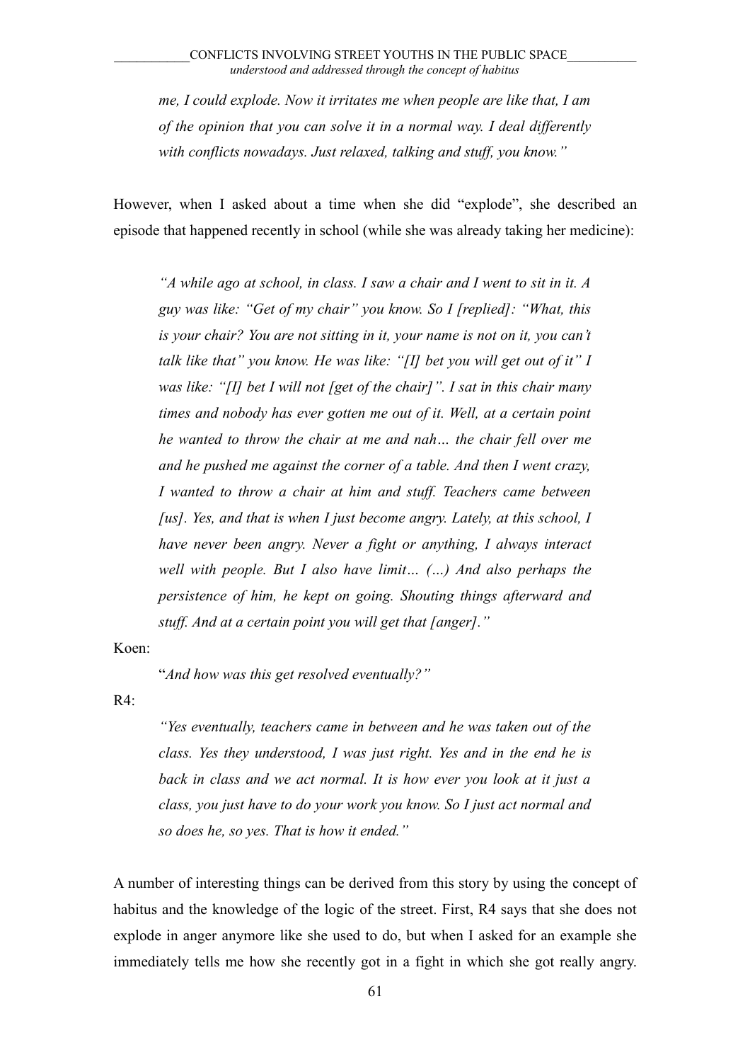*me, I could explode. Now it irritates me when people are like that, I am of the opinion that you can solve it in a normal way. I deal differently with conflicts nowadays. Just relaxed, talking and stuff, you know."*

However, when I asked about a time when she did "explode", she described an episode that happened recently in school (while she was already taking her medicine):

> *"A while ago at school, in class. I saw a chair and I went to sit in it. A guy was like: "Get of my chair" you know. So I [replied]: "What, this is your chair? You are not sitting in it, your name is not on it, you can't talk like that" you know. He was like: "[I] bet you will get out of it" I was like: "[I] bet I will not [get of the chair]". I sat in this chair many times and nobody has ever gotten me out of it. Well, at a certain point he wanted to throw the chair at me and nah… the chair fell over me and he pushed me against the corner of a table. And then I went crazy, I wanted to throw a chair at him and stuff. Teachers came between [us]. Yes, and that is when I just become angry. Lately, at this school, I have never been angry. Never a fight or anything, I always interact well with people. But I also have limit… (…) And also perhaps the persistence of him, he kept on going. Shouting things afterward and stuff. And at a certain point you will get that [anger]."*

Koen:

> "*And how was this get resolved eventually?"*

R4:

> *"Yes eventually, teachers came in between and he was taken out of the class. Yes they understood, I was just right. Yes and in the end he is back in class and we act normal. It is how ever you look at it just a class, you just have to do your work you know. So I just act normal and so does he, so yes. That is how it ended."*

A number of interesting things can be derived from this story by using the concept of habitus and the knowledge of the logic of the street. First, R4 says that she does not explode in anger anymore like she used to do, but when I asked for an example she immediately tells me how she recently got in a fight in which she got really angry.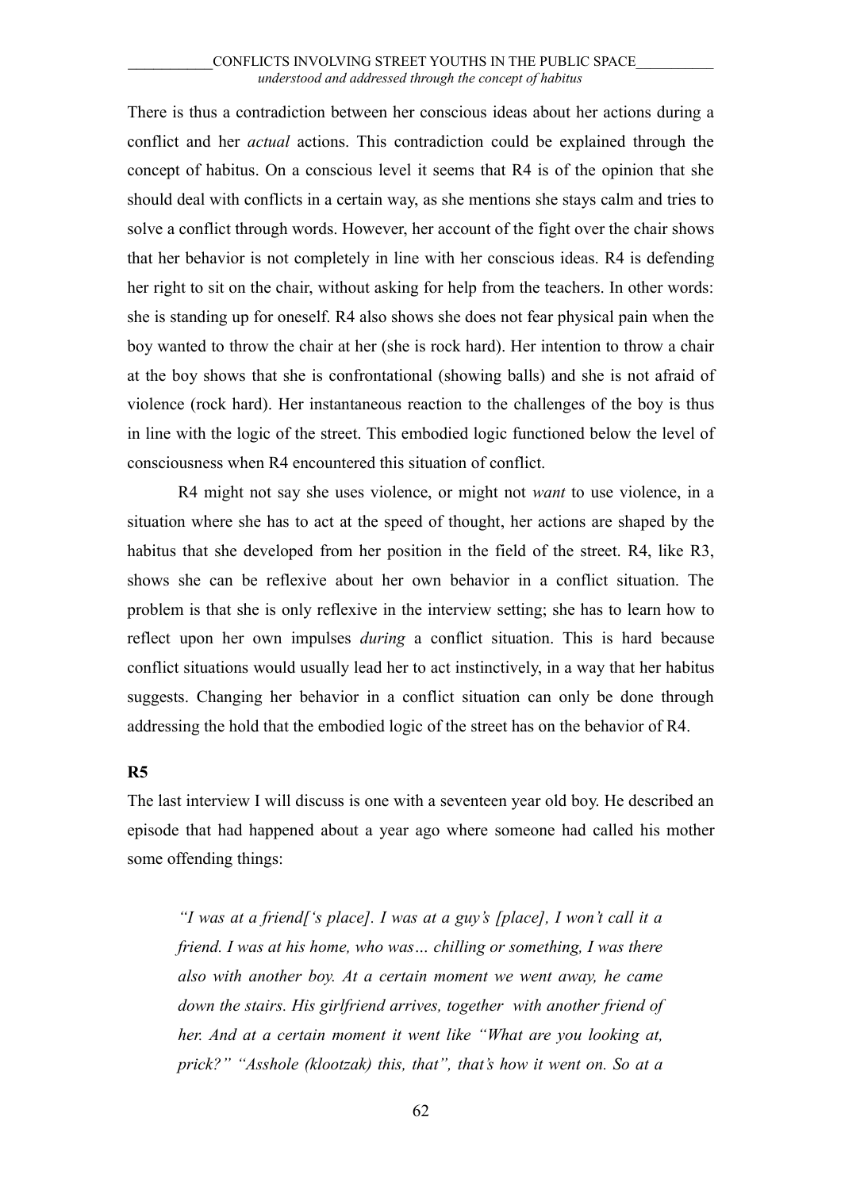There is thus a contradiction between her conscious ideas about her actions during a conflict and her *actual* actions. This contradiction could be explained through the concept of habitus. On a conscious level it seems that R4 is of the opinion that she should deal with conflicts in a certain way, as she mentions she stays calm and tries to solve a conflict through words. However, her account of the fight over the chair shows that her behavior is not completely in line with her conscious ideas. R4 is defending her right to sit on the chair, without asking for help from the teachers. In other words: she is standing up for oneself. R4 also shows she does not fear physical pain when the boy wanted to throw the chair at her (she is rock hard). Her intention to throw a chair at the boy shows that she is confrontational (showing balls) and she is not afraid of violence (rock hard). Her instantaneous reaction to the challenges of the boy is thus in line with the logic of the street. This embodied logic functioned below the level of consciousness when R4 encountered this situation of conflict.

R4 might not say she uses violence, or might not *want* to use violence, in a situation where she has to act at the speed of thought, her actions are shaped by the habitus that she developed from her position in the field of the street. R4, like R3, shows she can be reflexive about her own behavior in a conflict situation. The problem is that she is only reflexive in the interview setting; she has to learn how to reflect upon her own impulses *during* a conflict situation. This is hard because conflict situations would usually lead her to act instinctively, in a way that her habitus suggests. Changing her behavior in a conflict situation can only be done through addressing the hold that the embodied logic of the street has on the behavior of R4.

**R5**

The last interview I will discuss is one with a seventeen year old boy. He described an episode that had happened about a year ago where someone had called his mother some offending things:

> *"I was at a friend['s place]. I was at a guy's [place], I won't call it a friend. I was at his home, who was… chilling or something, I was there also with another boy. At a certain moment we went away, he came down the stairs. His girlfriend arrives, together with another friend of her. And at a certain moment it went like "What are you looking at, prick?" "Asshole (klootzak) this, that", that's how it went on. So at a*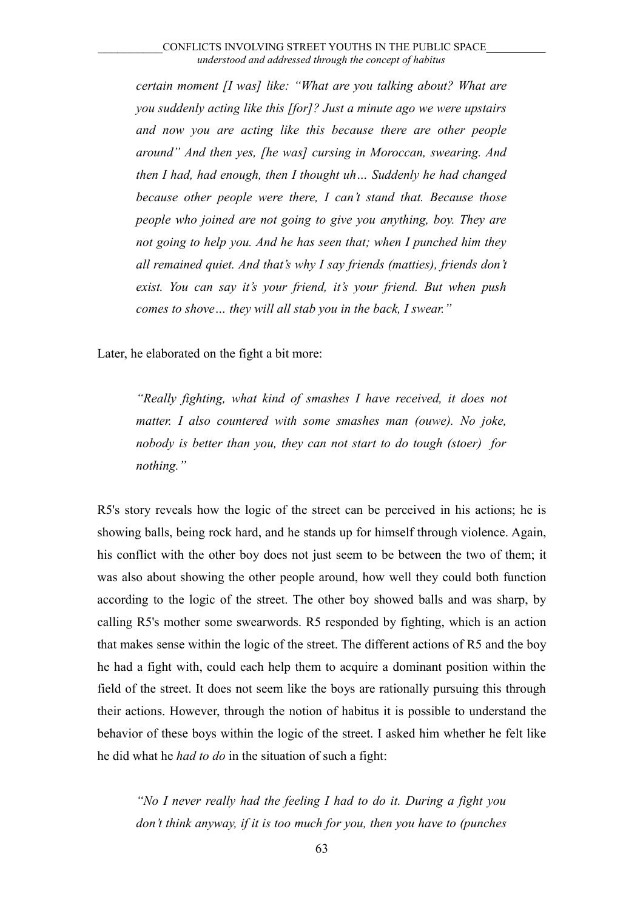> *certain moment [I was] like: "What are you talking about? What are you suddenly acting like this [for]? Just a minute ago we were upstairs and now you are acting like this because there are other people around" And then yes, [he was] cursing in Moroccan, swearing. And then I had, had enough, then I thought uh… Suddenly he had changed because other people were there, I can't stand that. Because those people who joined are not going to give you anything, boy. They are not going to help you. And he has seen that; when I punched him they all remained quiet. And that's why I say friends (matties), friends don't exist. You can say it's your friend, it's your friend. But when push comes to shove… they will all stab you in the back, I swear."*

Later, he elaborated on the fight a bit more:

> *"Really fighting, what kind of smashes I have received, it does not matter. I also countered with some smashes man (ouwe). No joke, nobody is better than you, they can not start to do tough (stoer) for nothing."*

R5's story reveals how the logic of the street can be perceived in his actions; he is showing balls, being rock hard, and he stands up for himself through violence. Again, his conflict with the other boy does not just seem to be between the two of them; it was also about showing the other people around, how well they could both function according to the logic of the street. The other boy showed balls and was sharp, by calling R5's mother some swearwords. R5 responded by fighting, which is an action that makes sense within the logic of the street. The different actions of R5 and the boy he had a fight with, could each help them to acquire a dominant position within the field of the street. It does not seem like the boys are rationally pursuing this through their actions. However, through the notion of habitus it is possible to understand the behavior of these boys within the logic of the street. I asked him whether he felt like he did what he *had to do* in the situation of such a fight:

> *"No I never really had the feeling I had to do it. During a fight you don't think anyway, if it is too much for you, then you have to (punches*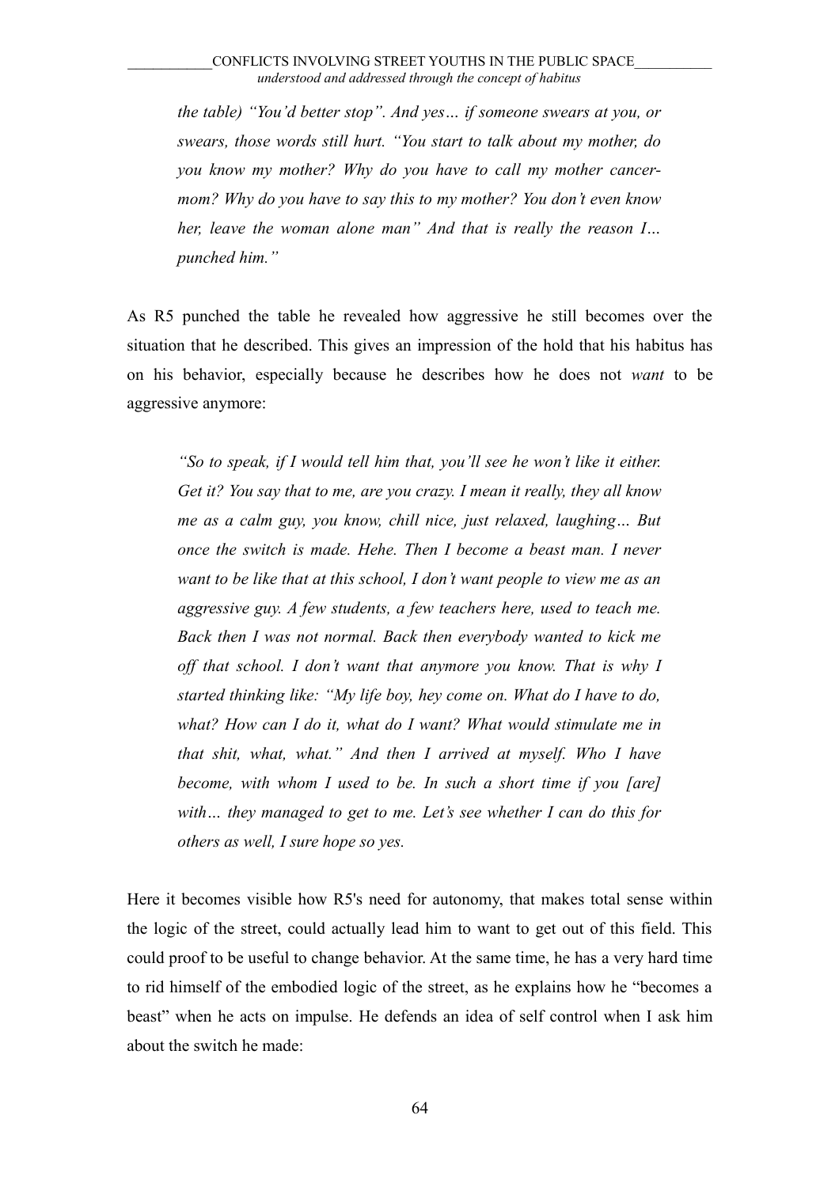*the table) "You'd better stop". And yes… if someone swears at you, or swears, those words still hurt. "You start to talk about my mother, do you know my mother? Why do you have to call my mother cancer-mom? Why do you have to say this to my mother? You don't even know her, leave the woman alone man" And that is really the reason I… punched him."*

As R5 punched the table he revealed how aggressive he still becomes over the situation that he described. This gives an impression of the hold that his habitus has on his behavior, especially because he describes how he does not *want* to be aggressive anymore:

> *"So to speak, if I would tell him that, you'll see he won't like it either. Get it? You say that to me, are you crazy. I mean it really, they all know me as a calm guy, you know, chill nice, just relaxed, laughing… But once the switch is made. Hehe. Then I become a beast man. I never want to be like that at this school, I don't want people to view me as an aggressive guy. A few students, a few teachers here, used to teach me. Back then I was not normal. Back then everybody wanted to kick me off that school. I don't want that anymore you know. That is why I started thinking like: "My life boy, hey come on. What do I have to do, what? How can I do it, what do I want? What would stimulate me in that shit, what, what." And then I arrived at myself. Who I have become, with whom I used to be. In such a short time if you [are] with… they managed to get to me. Let's see whether I can do this for others as well, I sure hope so yes.*

Here it becomes visible how R5's need for autonomy, that makes total sense within the logic of the street, could actually lead him to want to get out of this field. This could proof to be useful to change behavior. At the same time, he has a very hard time to rid himself of the embodied logic of the street, as he explains how he "becomes a beast" when he acts on impulse. He defends an idea of self control when I ask him about the switch he made: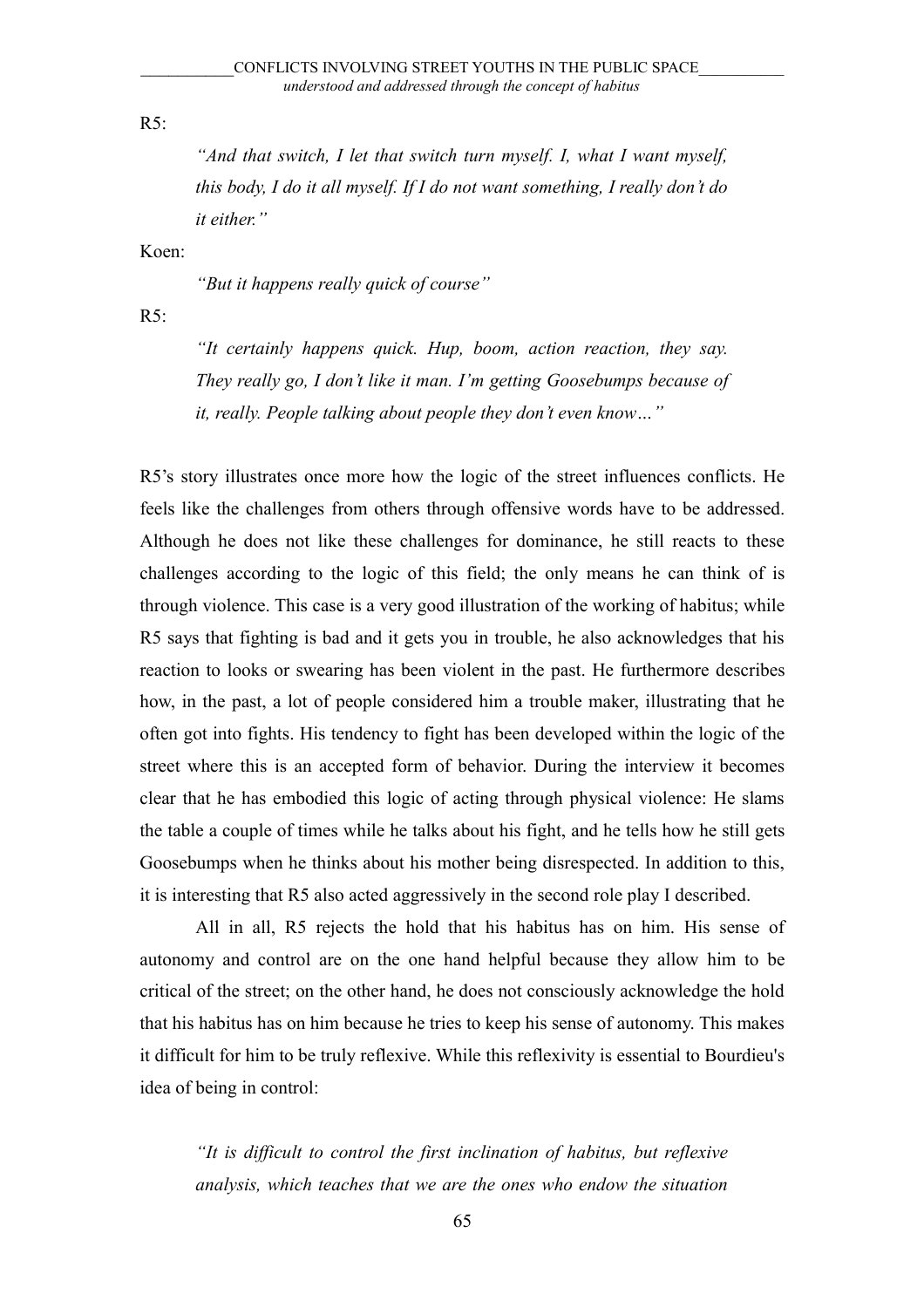R5:

> *"And that switch, I let that switch turn myself. I, what I want myself, this body, I do it all myself. If I do not want something, I really don't do it either."*

Koen:

> *"But it happens really quick of course"*

R5:

> *"It certainly happens quick. Hup, boom, action reaction, they say. They really go, I don't like it man. I'm getting Goosebumps because of it, really. People talking about people they don't even know…"*

R5's story illustrates once more how the logic of the street influences conflicts. He feels like the challenges from others through offensive words have to be addressed. Although he does not like these challenges for dominance, he still reacts to these challenges according to the logic of this field; the only means he can think of is through violence. This case is a very good illustration of the working of habitus; while R5 says that fighting is bad and it gets you in trouble, he also acknowledges that his reaction to looks or swearing has been violent in the past. He furthermore describes how, in the past, a lot of people considered him a trouble maker, illustrating that he often got into fights. His tendency to fight has been developed within the logic of the street where this is an accepted form of behavior. During the interview it becomes clear that he has embodied this logic of acting through physical violence: He slams the table a couple of times while he talks about his fight, and he tells how he still gets Goosebumps when he thinks about his mother being disrespected. In addition to this, it is interesting that R5 also acted aggressively in the second role play I described.

All in all, R5 rejects the hold that his habitus has on him. His sense of autonomy and control are on the one hand helpful because they allow him to be critical of the street; on the other hand, he does not consciously acknowledge the hold that his habitus has on him because he tries to keep his sense of autonomy. This makes it difficult for him to be truly reflexive. While this reflexivity is essential to Bourdieu's idea of being in control:

> *"It is difficult to control the first inclination of habitus, but reflexive analysis, which teaches that we are the ones who endow the situation*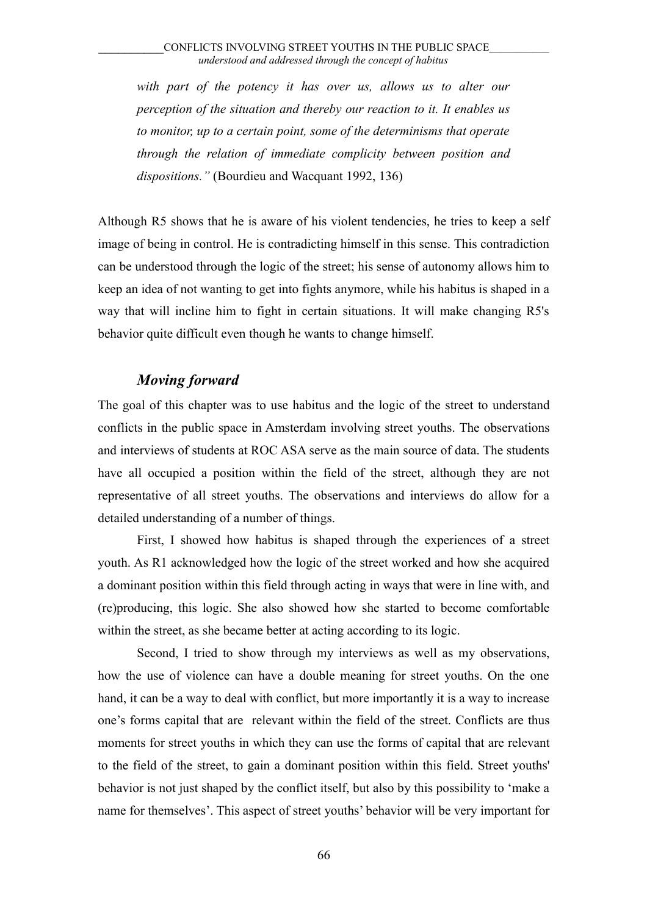> *with part of the potency it has over us, allows us to alter our perception of the situation and thereby our reaction to it. It enables us to monitor, up to a certain point, some of the determinisms that operate through the relation of immediate complicity between position and dispositions."* (Bourdieu and Wacquant 1992, 136)

Although R5 shows that he is aware of his violent tendencies, he tries to keep a self image of being in control. He is contradicting himself in this sense. This contradiction can be understood through the logic of the street; his sense of autonomy allows him to keep an idea of not wanting to get into fights anymore, while his habitus is shaped in a way that will incline him to fight in certain situations. It will make changing R5's behavior quite difficult even though he wants to change himself.

### *Moving forward*

The goal of this chapter was to use habitus and the logic of the street to understand conflicts in the public space in Amsterdam involving street youths. The observations and interviews of students at ROC ASA serve as the main source of data. The students have all occupied a position within the field of the street, although they are not representative of all street youths. The observations and interviews do allow for a detailed understanding of a number of things.

First, I showed how habitus is shaped through the experiences of a street youth. As R1 acknowledged how the logic of the street worked and how she acquired a dominant position within this field through acting in ways that were in line with, and (re)producing, this logic. She also showed how she started to become comfortable within the street, as she became better at acting according to its logic.

Second, I tried to show through my interviews as well as my observations, how the use of violence can have a double meaning for street youths. On the one hand, it can be a way to deal with conflict, but more importantly it is a way to increase one's forms capital that are relevant within the field of the street. Conflicts are thus moments for street youths in which they can use the forms of capital that are relevant to the field of the street, to gain a dominant position within this field. Street youths' behavior is not just shaped by the conflict itself, but also by this possibility to 'make a name for themselves'. This aspect of street youths' behavior will be very important for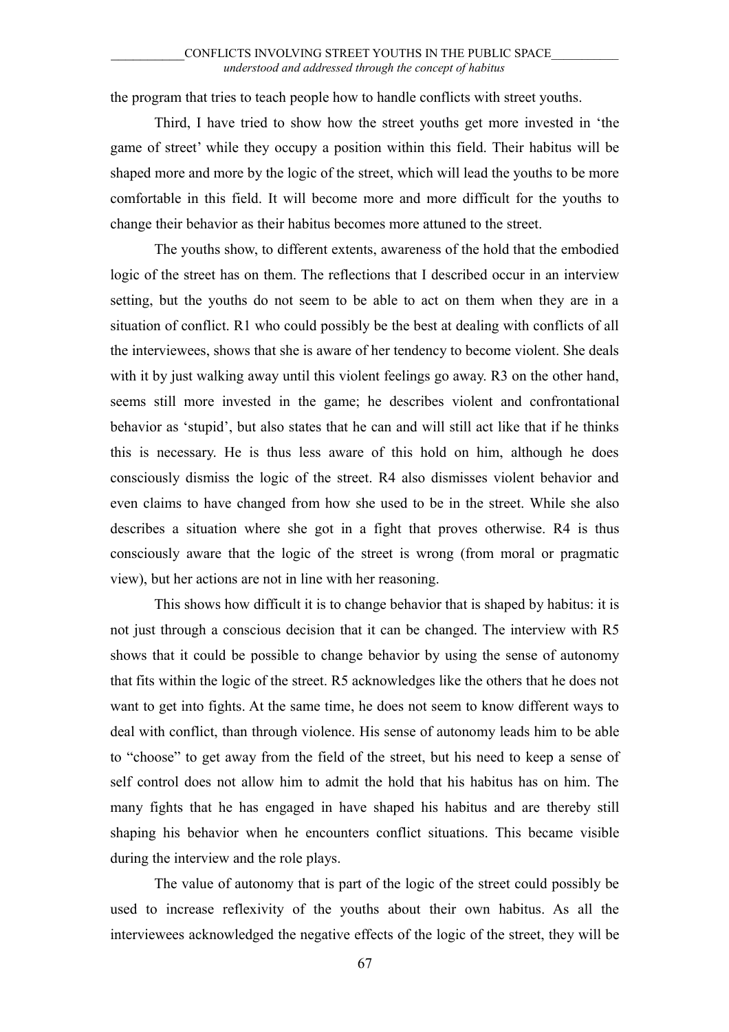the program that tries to teach people how to handle conflicts with street youths.

Third, I have tried to show how the street youths get more invested in 'the game of street' while they occupy a position within this field. Their habitus will be shaped more and more by the logic of the street, which will lead the youths to be more comfortable in this field. It will become more and more difficult for the youths to change their behavior as their habitus becomes more attuned to the street.

The youths show, to different extents, awareness of the hold that the embodied logic of the street has on them. The reflections that I described occur in an interview setting, but the youths do not seem to be able to act on them when they are in a situation of conflict. R1 who could possibly be the best at dealing with conflicts of all the interviewees, shows that she is aware of her tendency to become violent. She deals with it by just walking away until this violent feelings go away. R3 on the other hand, seems still more invested in the game; he describes violent and confrontational behavior as 'stupid', but also states that he can and will still act like that if he thinks this is necessary. He is thus less aware of this hold on him, although he does consciously dismiss the logic of the street. R4 also dismisses violent behavior and even claims to have changed from how she used to be in the street. While she also describes a situation where she got in a fight that proves otherwise. R4 is thus consciously aware that the logic of the street is wrong (from moral or pragmatic view), but her actions are not in line with her reasoning.

This shows how difficult it is to change behavior that is shaped by habitus: it is not just through a conscious decision that it can be changed. The interview with R5 shows that it could be possible to change behavior by using the sense of autonomy that fits within the logic of the street. R5 acknowledges like the others that he does not want to get into fights. At the same time, he does not seem to know different ways to deal with conflict, than through violence. His sense of autonomy leads him to be able to "choose" to get away from the field of the street, but his need to keep a sense of self control does not allow him to admit the hold that his habitus has on him. The many fights that he has engaged in have shaped his habitus and are thereby still shaping his behavior when he encounters conflict situations. This became visible during the interview and the role plays.

The value of autonomy that is part of the logic of the street could possibly be used to increase reflexivity of the youths about their own habitus. As all the interviewees acknowledged the negative effects of the logic of the street, they will be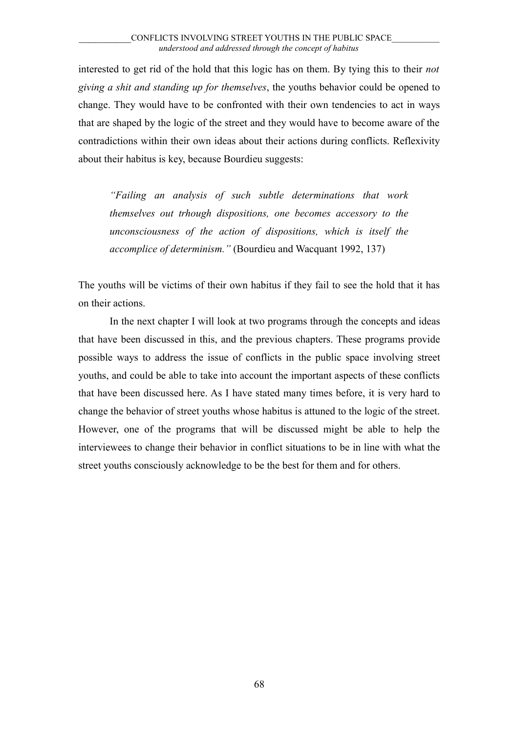interested to get rid of the hold that this logic has on them. By tying this to their *not giving a shit and standing up for themselves*, the youths behavior could be opened to change. They would have to be confronted with their own tendencies to act in ways that are shaped by the logic of the street and they would have to become aware of the contradictions within their own ideas about their actions during conflicts. Reflexivity about their habitus is key, because Bourdieu suggests:

> *"Failing an analysis of such subtle determinations that work themselves out trhough dispositions, one becomes accessory to the unconsciousness of the action of dispositions, which is itself the accomplice of determinism."* (Bourdieu and Wacquant 1992, 137)

The youths will be victims of their own habitus if they fail to see the hold that it has on their actions.

In the next chapter I will look at two programs through the concepts and ideas that have been discussed in this, and the previous chapters. These programs provide possible ways to address the issue of conflicts in the public space involving street youths, and could be able to take into account the important aspects of these conflicts that have been discussed here. As I have stated many times before, it is very hard to change the behavior of street youths whose habitus is attuned to the logic of the street. However, one of the programs that will be discussed might be able to help the interviewees to change their behavior in conflict situations to be in line with what the street youths consciously acknowledge to be the best for them and for others.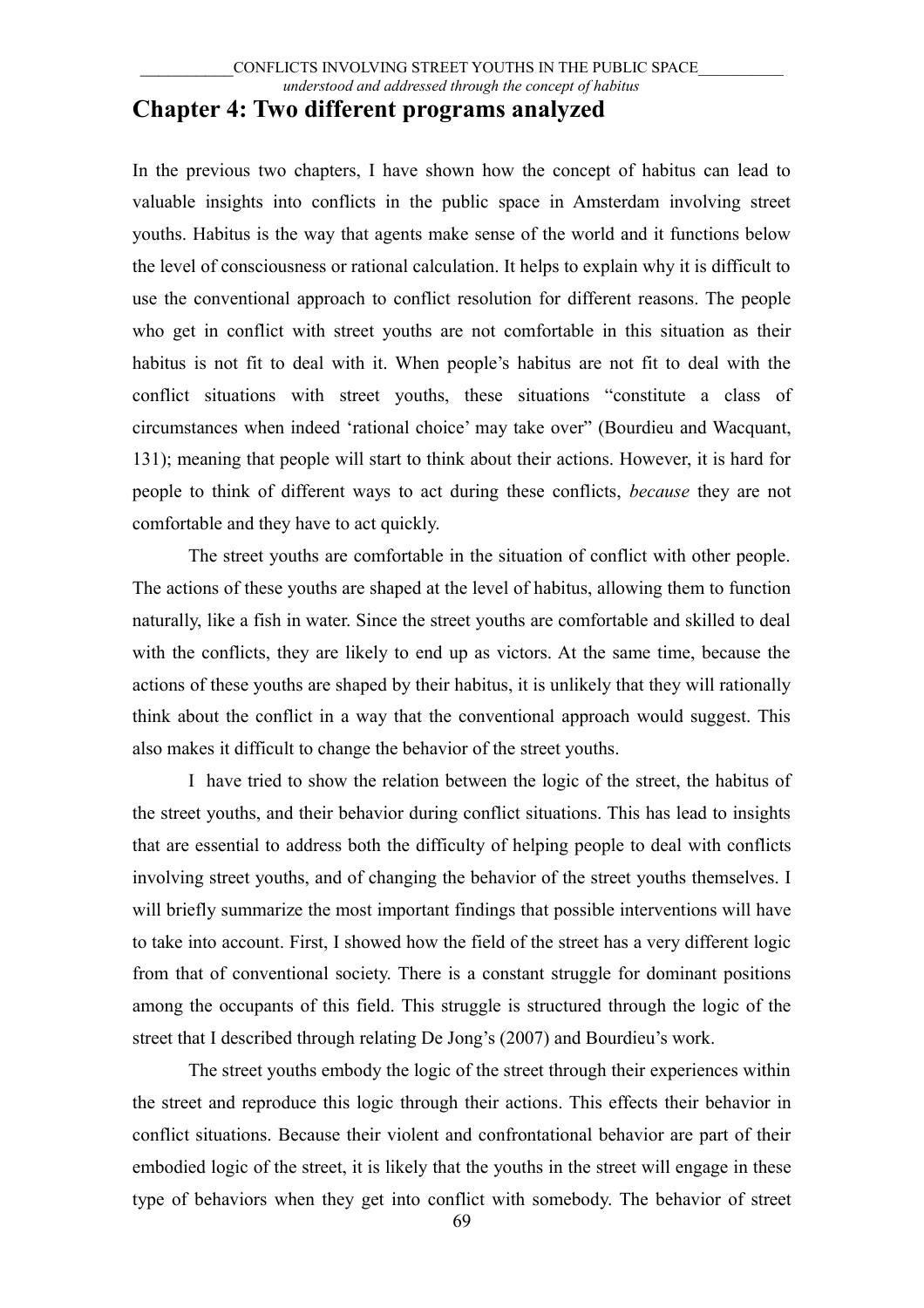# Chapter 4: Two different programs analyzed

In the previous two chapters, I have shown how the concept of habitus can lead to valuable insights into conflicts in the public space in Amsterdam involving street youths. Habitus is the way that agents make sense of the world and it functions below the level of consciousness or rational calculation. It helps to explain why it is difficult to use the conventional approach to conflict resolution for different reasons. The people who get in conflict with street youths are not comfortable in this situation as their habitus is not fit to deal with it. When people's habitus are not fit to deal with the conflict situations with street youths, these situations "constitute a class of circumstances when indeed 'rational choice' may take over" (Bourdieu and Wacquant, 131); meaning that people will start to think about their actions. However, it is hard for people to think of different ways to act during these conflicts, *because* they are not comfortable and they have to act quickly.

The street youths are comfortable in the situation of conflict with other people. The actions of these youths are shaped at the level of habitus, allowing them to function naturally, like a fish in water. Since the street youths are comfortable and skilled to deal with the conflicts, they are likely to end up as victors. At the same time, because the actions of these youths are shaped by their habitus, it is unlikely that they will rationally think about the conflict in a way that the conventional approach would suggest. This also makes it difficult to change the behavior of the street youths.

I have tried to show the relation between the logic of the street, the habitus of the street youths, and their behavior during conflict situations. This has lead to insights that are essential to address both the difficulty of helping people to deal with conflicts involving street youths, and of changing the behavior of the street youths themselves. I will briefly summarize the most important findings that possible interventions will have to take into account. First, I showed how the field of the street has a very different logic from that of conventional society. There is a constant struggle for dominant positions among the occupants of this field. This struggle is structured through the logic of the street that I described through relating De Jong's (2007) and Bourdieu's work.

The street youths embody the logic of the street through their experiences within the street and reproduce this logic through their actions. This effects their behavior in conflict situations. Because their violent and confrontational behavior are part of their embodied logic of the street, it is likely that the youths in the street will engage in these type of behaviors when they get into conflict with somebody. The behavior of street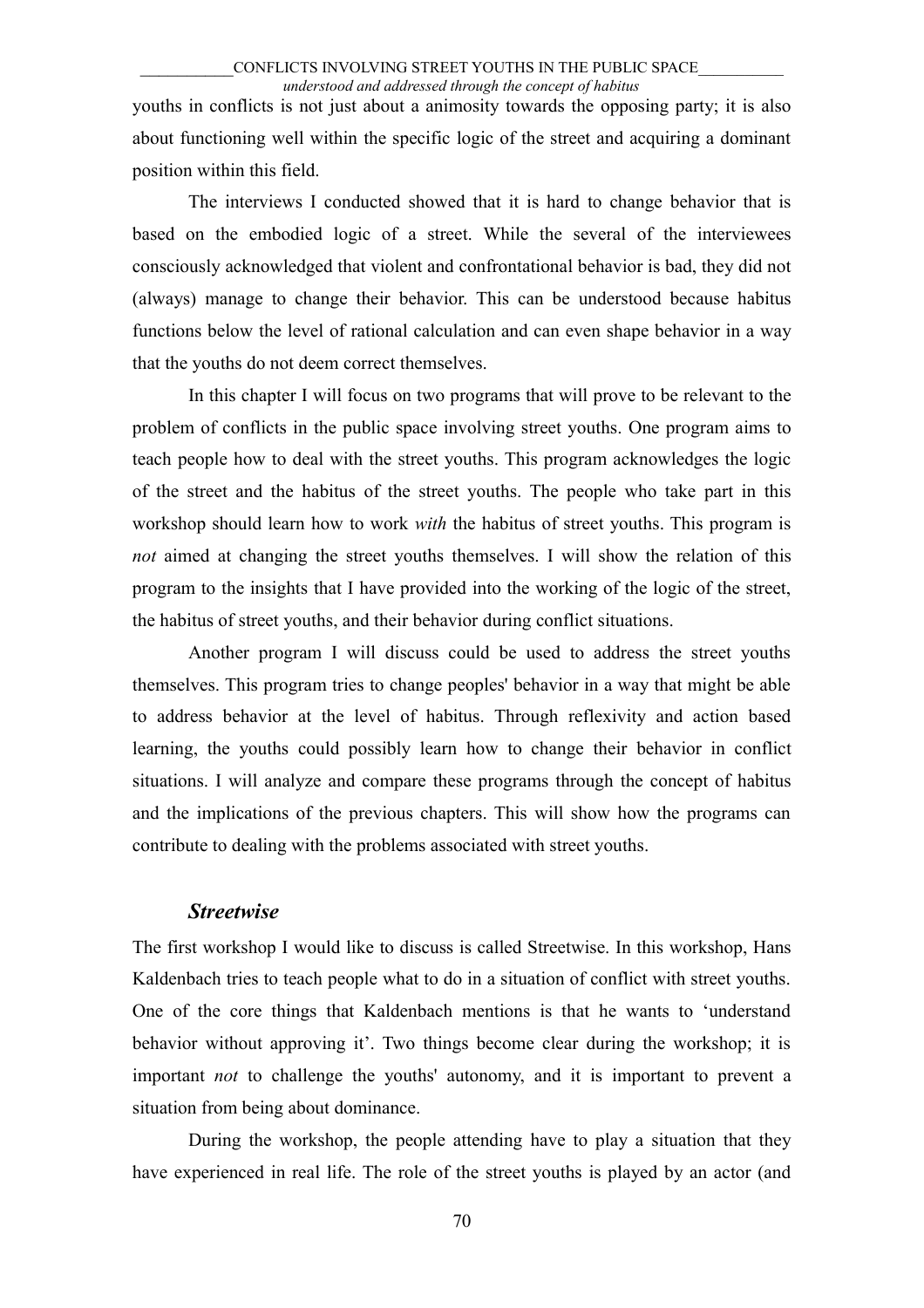youths in conflicts is not just about a animosity towards the opposing party; it is also about functioning well within the specific logic of the street and acquiring a dominant position within this field.

The interviews I conducted showed that it is hard to change behavior that is based on the embodied logic of a street. While the several of the interviewees consciously acknowledged that violent and confrontational behavior is bad, they did not (always) manage to change their behavior. This can be understood because habitus functions below the level of rational calculation and can even shape behavior in a way that the youths do not deem correct themselves.

In this chapter I will focus on two programs that will prove to be relevant to the problem of conflicts in the public space involving street youths. One program aims to teach people how to deal with the street youths. This program acknowledges the logic of the street and the habitus of the street youths. The people who take part in this workshop should learn how to work *with* the habitus of street youths. This program is *not* aimed at changing the street youths themselves. I will show the relation of this program to the insights that I have provided into the working of the logic of the street, the habitus of street youths, and their behavior during conflict situations.

Another program I will discuss could be used to address the street youths themselves. This program tries to change peoples' behavior in a way that might be able to address behavior at the level of habitus. Through reflexivity and action based learning, the youths could possibly learn how to change their behavior in conflict situations. I will analyze and compare these programs through the concept of habitus and the implications of the previous chapters. This will show how the programs can contribute to dealing with the problems associated with street youths.

### *Streetwise*

The first workshop I would like to discuss is called Streetwise. In this workshop, Hans Kaldenbach tries to teach people what to do in a situation of conflict with street youths. One of the core things that Kaldenbach mentions is that he wants to 'understand behavior without approving it'. Two things become clear during the workshop; it is important *not* to challenge the youths' autonomy, and it is important to prevent a situation from being about dominance.

During the workshop, the people attending have to play a situation that they have experienced in real life. The role of the street youths is played by an actor (and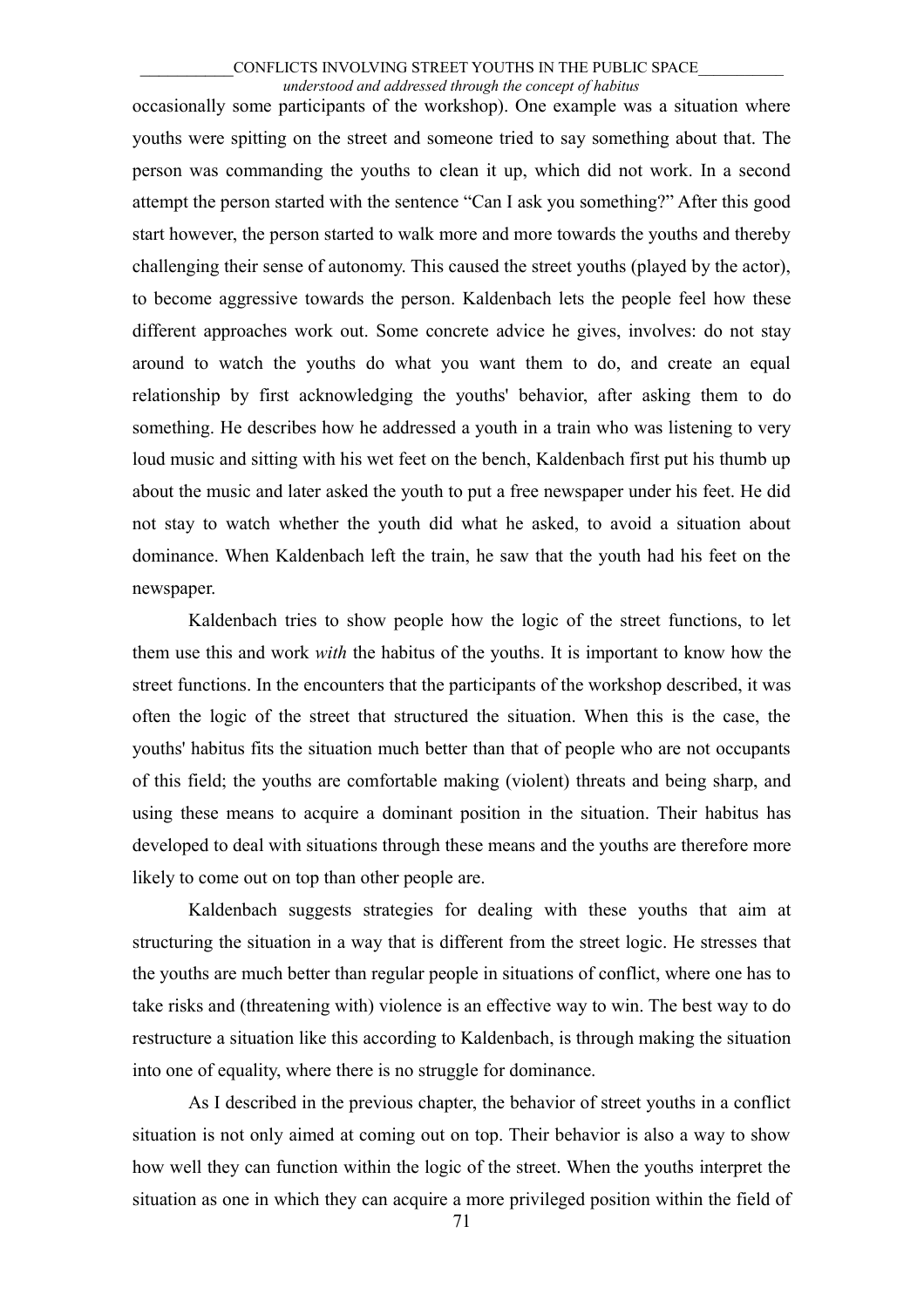occasionally some participants of the workshop). One example was a situation where youths were spitting on the street and someone tried to say something about that. The person was commanding the youths to clean it up, which did not work. In a second attempt the person started with the sentence "Can I ask you something?" After this good start however, the person started to walk more and more towards the youths and thereby challenging their sense of autonomy. This caused the street youths (played by the actor), to become aggressive towards the person. Kaldenbach lets the people feel how these different approaches work out. Some concrete advice he gives, involves: do not stay around to watch the youths do what you want them to do, and create an equal relationship by first acknowledging the youths' behavior, after asking them to do something. He describes how he addressed a youth in a train who was listening to very loud music and sitting with his wet feet on the bench, Kaldenbach first put his thumb up about the music and later asked the youth to put a free newspaper under his feet. He did not stay to watch whether the youth did what he asked, to avoid a situation about dominance. When Kaldenbach left the train, he saw that the youth had his feet on the newspaper.

Kaldenbach tries to show people how the logic of the street functions, to let them use this and work *with* the habitus of the youths. It is important to know how the street functions. In the encounters that the participants of the workshop described, it was often the logic of the street that structured the situation. When this is the case, the youths' habitus fits the situation much better than that of people who are not occupants of this field; the youths are comfortable making (violent) threats and being sharp, and using these means to acquire a dominant position in the situation. Their habitus has developed to deal with situations through these means and the youths are therefore more likely to come out on top than other people are.

Kaldenbach suggests strategies for dealing with these youths that aim at structuring the situation in a way that is different from the street logic. He stresses that the youths are much better than regular people in situations of conflict, where one has to take risks and (threatening with) violence is an effective way to win. The best way to do restructure a situation like this according to Kaldenbach, is through making the situation into one of equality, where there is no struggle for dominance.

As I described in the previous chapter, the behavior of street youths in a conflict situation is not only aimed at coming out on top. Their behavior is also a way to show how well they can function within the logic of the street. When the youths interpret the situation as one in which they can acquire a more privileged position within the field of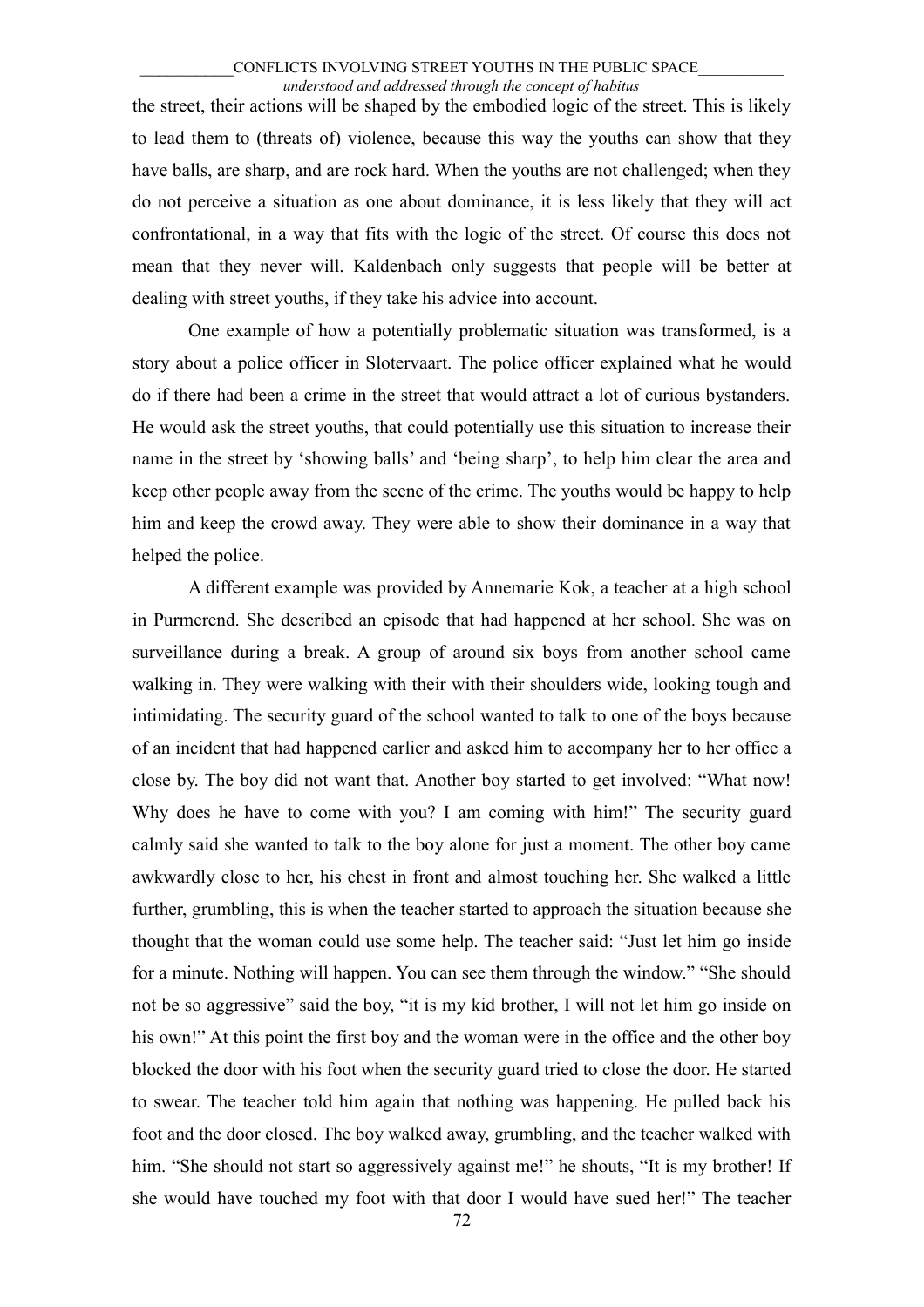the street, their actions will be shaped by the embodied logic of the street. This is likely to lead them to (threats of) violence, because this way the youths can show that they have balls, are sharp, and are rock hard. When the youths are not challenged; when they do not perceive a situation as one about dominance, it is less likely that they will act confrontational, in a way that fits with the logic of the street. Of course this does not mean that they never will. Kaldenbach only suggests that people will be better at dealing with street youths, if they take his advice into account.

One example of how a potentially problematic situation was transformed, is a story about a police officer in Slotervaart. The police officer explained what he would do if there had been a crime in the street that would attract a lot of curious bystanders. He would ask the street youths, that could potentially use this situation to increase their name in the street by 'showing balls' and 'being sharp', to help him clear the area and keep other people away from the scene of the crime. The youths would be happy to help him and keep the crowd away. They were able to show their dominance in a way that helped the police.

A different example was provided by Annemarie Kok, a teacher at a high school in Purmerend. She described an episode that had happened at her school. She was on surveillance during a break. A group of around six boys from another school came walking in. They were walking with their with their shoulders wide, looking tough and intimidating. The security guard of the school wanted to talk to one of the boys because of an incident that had happened earlier and asked him to accompany her to her office a close by. The boy did not want that. Another boy started to get involved: "What now! Why does he have to come with you? I am coming with him!" The security guard calmly said she wanted to talk to the boy alone for just a moment. The other boy came awkwardly close to her, his chest in front and almost touching her. She walked a little further, grumbling, this is when the teacher started to approach the situation because she thought that the woman could use some help. The teacher said: "Just let him go inside for a minute. Nothing will happen. You can see them through the window." "She should not be so aggressive" said the boy, "it is my kid brother, I will not let him go inside on his own!" At this point the first boy and the woman were in the office and the other boy blocked the door with his foot when the security guard tried to close the door. He started to swear. The teacher told him again that nothing was happening. He pulled back his foot and the door closed. The boy walked away, grumbling, and the teacher walked with him. "She should not start so aggressively against me!" he shouts, "It is my brother! If she would have touched my foot with that door I would have sued her!" The teacher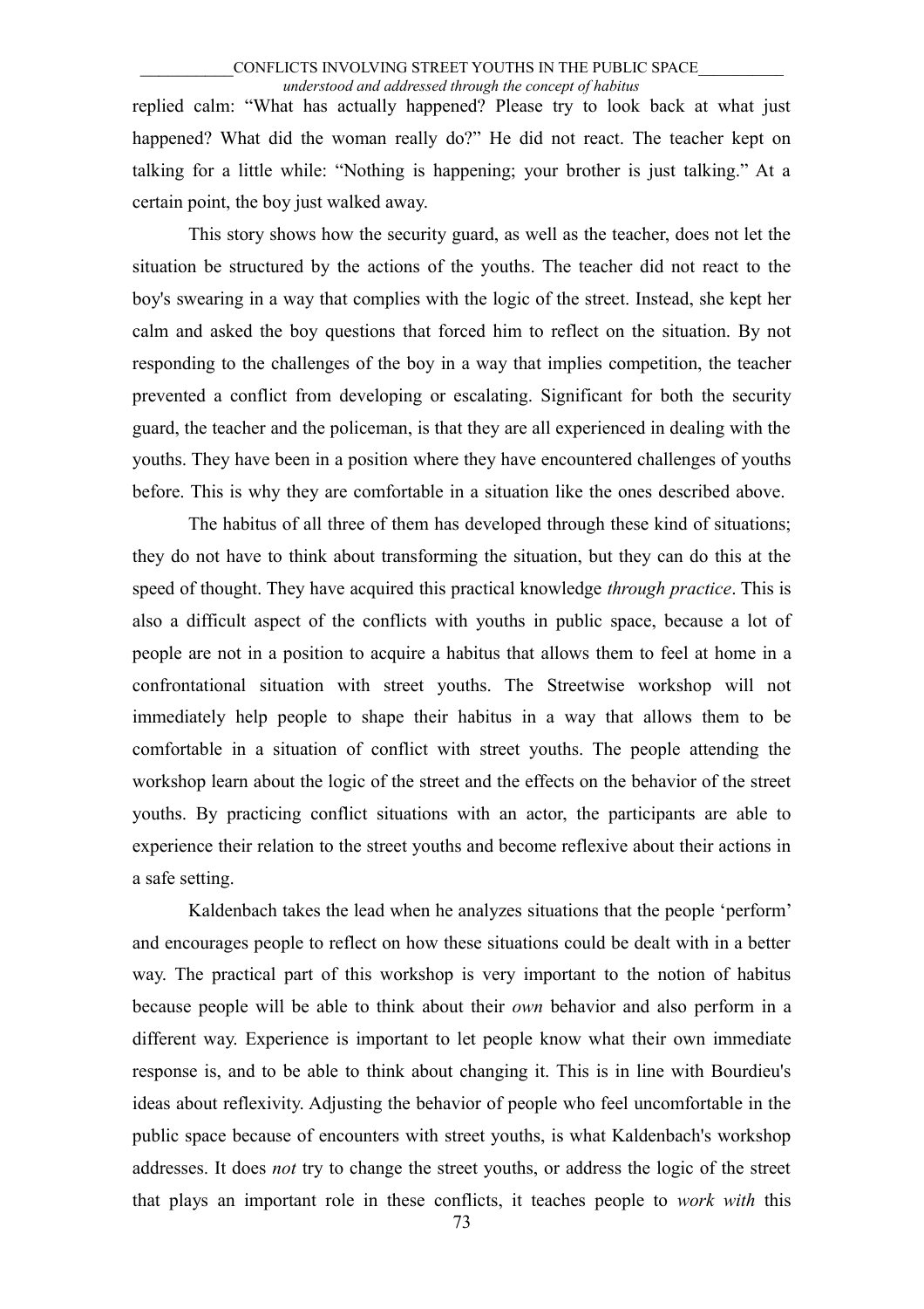replied calm: “What has actually happened? Please try to look back at what just happened? What did the woman really do?” He did not react. The teacher kept on talking for a little while: “Nothing is happening; your brother is just talking.” At a certain point, the boy just walked away.

This story shows how the security guard, as well as the teacher, does not let the situation be structured by the actions of the youths. The teacher did not react to the boy's swearing in a way that complies with the logic of the street. Instead, she kept her calm and asked the boy questions that forced him to reflect on the situation. By not responding to the challenges of the boy in a way that implies competition, the teacher prevented a conflict from developing or escalating. Significant for both the security guard, the teacher and the policeman, is that they are all experienced in dealing with the youths. They have been in a position where they have encountered challenges of youths before. This is why they are comfortable in a situation like the ones described above.

The habitus of all three of them has developed through these kind of situations; they do not have to think about transforming the situation, but they can do this at the speed of thought. They have acquired this practical knowledge *through practice*. This is also a difficult aspect of the conflicts with youths in public space, because a lot of people are not in a position to acquire a habitus that allows them to feel at home in a confrontational situation with street youths. The Streetwise workshop will not immediately help people to shape their habitus in a way that allows them to be comfortable in a situation of conflict with street youths. The people attending the workshop learn about the logic of the street and the effects on the behavior of the street youths. By practicing conflict situations with an actor, the participants are able to experience their relation to the street youths and become reflexive about their actions in a safe setting.

Kaldenbach takes the lead when he analyzes situations that the people ‘perform’ and encourages people to reflect on how these situations could be dealt with in a better way. The practical part of this workshop is very important to the notion of habitus because people will be able to think about their *own* behavior and also perform in a different way. Experience is important to let people know what their own immediate response is, and to be able to think about changing it. This is in line with Bourdieu's ideas about reflexivity. Adjusting the behavior of people who feel uncomfortable in the public space because of encounters with street youths, is what Kaldenbach's workshop addresses. It does *not* try to change the street youths, or address the logic of the street that plays an important role in these conflicts, it teaches people to *work with* this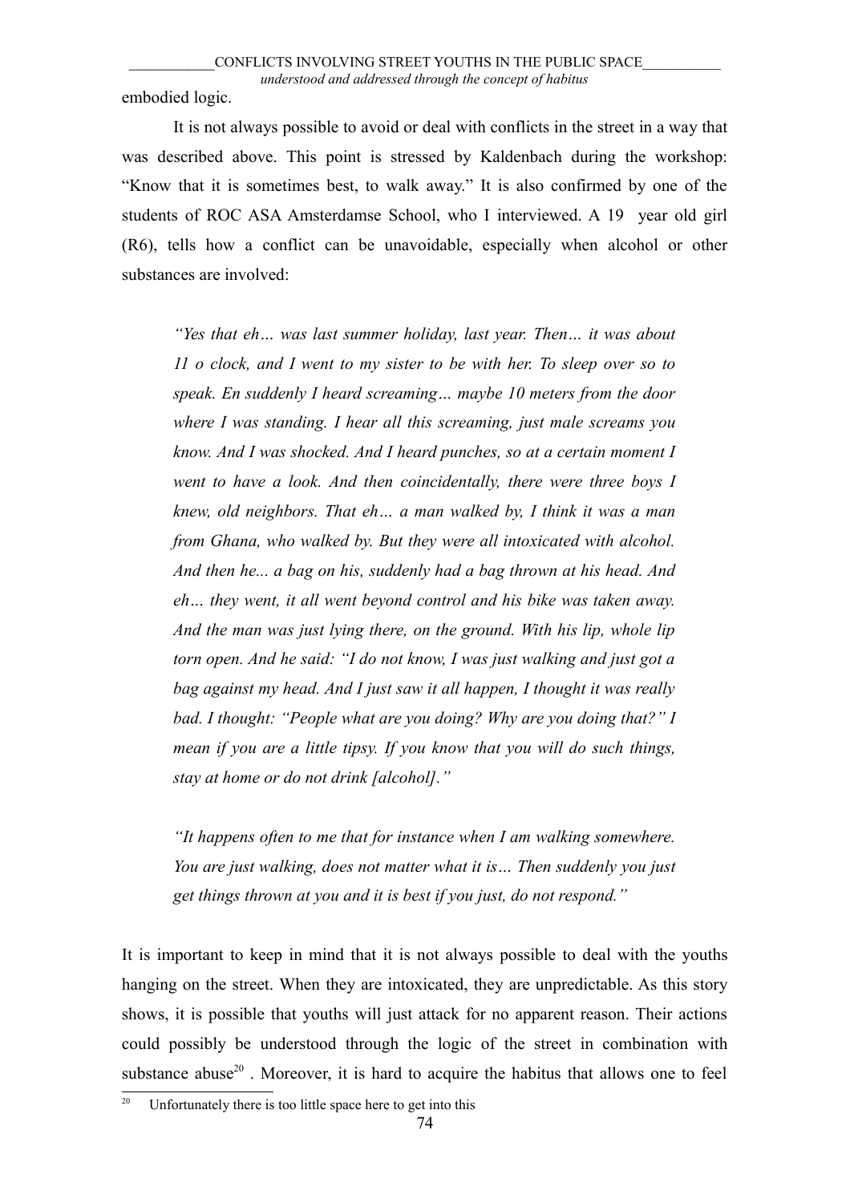embodied logic.

It is not always possible to avoid or deal with conflicts in the street in a way that was described above. This point is stressed by Kaldenbach during the workshop: "Know that it is sometimes best, to walk away." It is also confirmed by one of the students of ROC ASA Amsterdamse School, who I interviewed. A 19 year old girl (R6), tells how a conflict can be unavoidable, especially when alcohol or other substances are involved:

> *"Yes that eh… was last summer holiday, last year. Then… it was about 11 o clock, and I went to my sister to be with her. To sleep over so to speak. En suddenly I heard screaming… maybe 10 meters from the door where I was standing. I hear all this screaming, just male screams you know. And I was shocked. And I heard punches, so at a certain moment I went to have a look. And then coincidentally, there were three boys I knew, old neighbors. That eh… a man walked by, I think it was a man from Ghana, who walked by. But they were all intoxicated with alcohol. And then he... a bag on his, suddenly had a bag thrown at his head. And eh… they went, it all went beyond control and his bike was taken away. And the man was just lying there, on the ground. With his lip, whole lip torn open. And he said: "I do not know, I was just walking and just got a bag against my head. And I just saw it all happen, I thought it was really bad. I thought: "People what are you doing? Why are you doing that?" I mean if you are a little tipsy. If you know that you will do such things, stay at home or do not drink [alcohol]."*

> *"It happens often to me that for instance when I am walking somewhere. You are just walking, does not matter what it is… Then suddenly you just get things thrown at you and it is best if you just, do not respond."*

It is important to keep in mind that it is not always possible to deal with the youths hanging on the street. When they are intoxicated, they are unpredictable. As this story shows, it is possible that youths will just attack for no apparent reason. Their actions could possibly be understood through the logic of the street in combination with substance abuse[20] . Moreover, it is hard to acquire the habitus that allows one to feel

[20] Unfortunately there is too little space here to get into this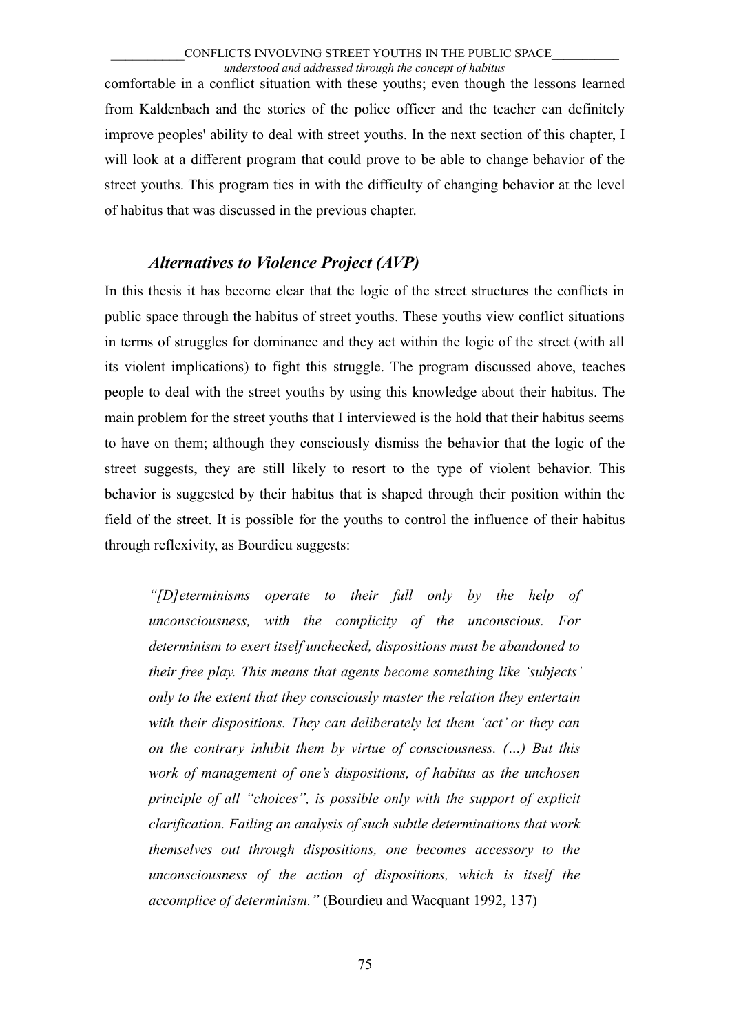comfortable in a conflict situation with these youths; even though the lessons learned from Kaldenbach and the stories of the police officer and the teacher can definitely improve peoples' ability to deal with street youths. In the next section of this chapter, I will look at a different program that could prove to be able to change behavior of the street youths. This program ties in with the difficulty of changing behavior at the level of habitus that was discussed in the previous chapter.

### *Alternatives to Violence Project (AVP)*

In this thesis it has become clear that the logic of the street structures the conflicts in public space through the habitus of street youths. These youths view conflict situations in terms of struggles for dominance and they act within the logic of the street (with all its violent implications) to fight this struggle. The program discussed above, teaches people to deal with the street youths by using this knowledge about their habitus. The main problem for the street youths that I interviewed is the hold that their habitus seems to have on them; although they consciously dismiss the behavior that the logic of the street suggests, they are still likely to resort to the type of violent behavior. This behavior is suggested by their habitus that is shaped through their position within the field of the street. It is possible for the youths to control the influence of their habitus through reflexivity, as Bourdieu suggests:

> *"[D]eterminisms operate to their full only by the help of unconsciousness, with the complicity of the unconscious. For determinism to exert itself unchecked, dispositions must be abandoned to their free play. This means that agents become something like 'subjects' only to the extent that they consciously master the relation they entertain with their dispositions. They can deliberately let them 'act' or they can on the contrary inhibit them by virtue of consciousness. (…) But this work of management of one's dispositions, of habitus as the unchosen principle of all "choices", is possible only with the support of explicit clarification. Failing an analysis of such subtle determinations that work themselves out through dispositions, one becomes accessory to the unconsciousness of the action of dispositions, which is itself the accomplice of determinism."* (Bourdieu and Wacquant 1992, 137)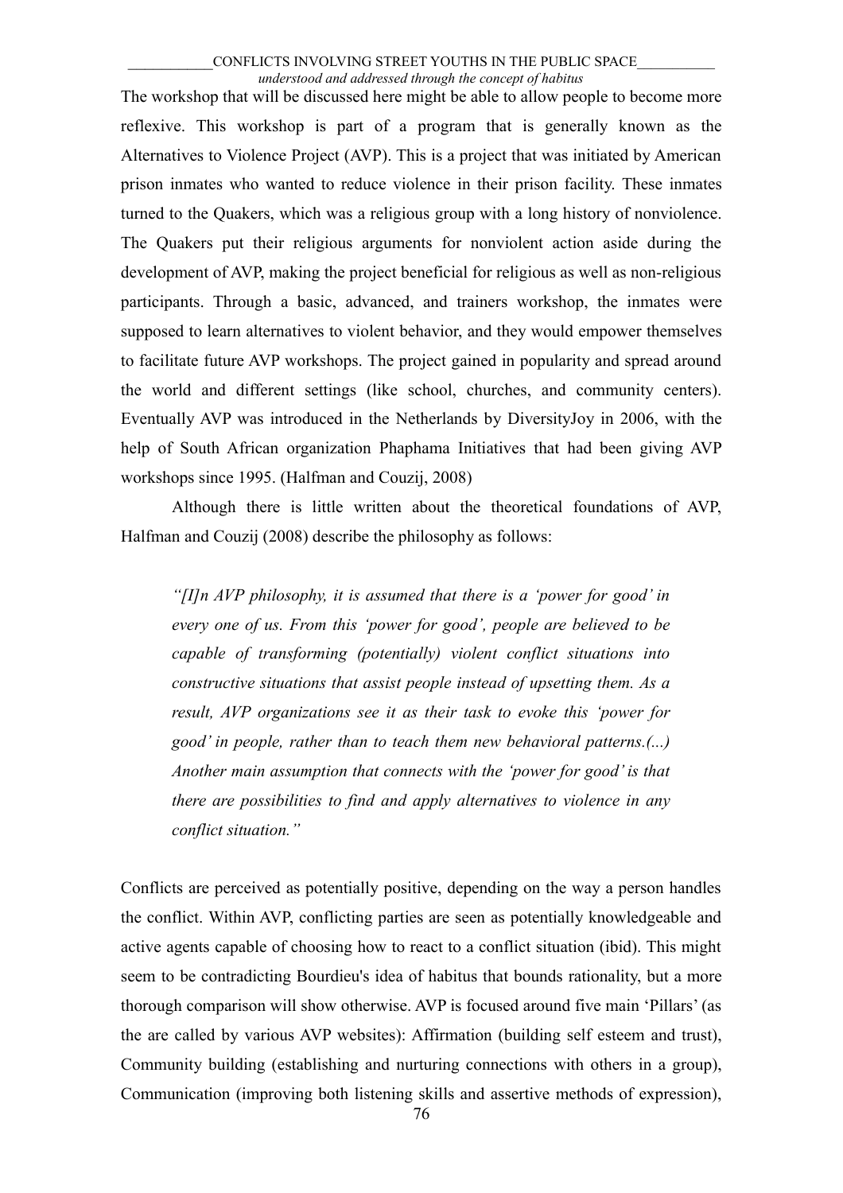The workshop that will be discussed here might be able to allow people to become more reflexive. This workshop is part of a program that is generally known as the Alternatives to Violence Project (AVP). This is a project that was initiated by American prison inmates who wanted to reduce violence in their prison facility. These inmates turned to the Quakers, which was a religious group with a long history of nonviolence. The Quakers put their religious arguments for nonviolent action aside during the development of AVP, making the project beneficial for religious as well as non-religious participants. Through a basic, advanced, and trainers workshop, the inmates were supposed to learn alternatives to violent behavior, and they would empower themselves to facilitate future AVP workshops. The project gained in popularity and spread around the world and different settings (like school, churches, and community centers). Eventually AVP was introduced in the Netherlands by DiversityJoy in 2006, with the help of South African organization Phaphama Initiatives that had been giving AVP workshops since 1995. (Halfman and Couzij, 2008)

Although there is little written about the theoretical foundations of AVP, Halfman and Couzij (2008) describe the philosophy as follows:

> *"[I]n AVP philosophy, it is assumed that there is a 'power for good' in every one of us. From this 'power for good', people are believed to be capable of transforming (potentially) violent conflict situations into constructive situations that assist people instead of upsetting them. As a result, AVP organizations see it as their task to evoke this 'power for good' in people, rather than to teach them new behavioral patterns.(...) Another main assumption that connects with the 'power for good' is that there are possibilities to find and apply alternatives to violence in any conflict situation."*

Conflicts are perceived as potentially positive, depending on the way a person handles the conflict. Within AVP, conflicting parties are seen as potentially knowledgeable and active agents capable of choosing how to react to a conflict situation (ibid). This might seem to be contradicting Bourdieu's idea of habitus that bounds rationality, but a more thorough comparison will show otherwise. AVP is focused around five main 'Pillars' (as the are called by various AVP websites): Affirmation (building self esteem and trust), Community building (establishing and nurturing connections with others in a group), Communication (improving both listening skills and assertive methods of expression),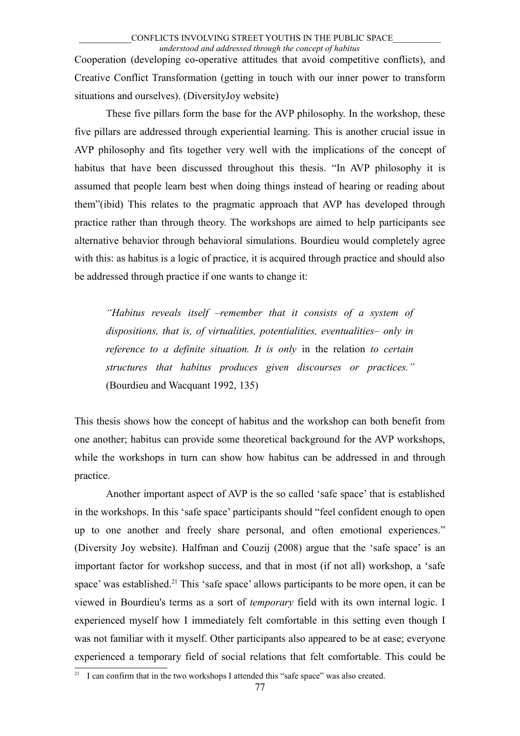Cooperation (developing co-operative attitudes that avoid competitive conflicts), and Creative Conflict Transformation (getting in touch with our inner power to transform situations and ourselves). (DiversityJoy website)

These five pillars form the base for the AVP philosophy. In the workshop, these five pillars are addressed through experiential learning. This is another crucial issue in AVP philosophy and fits together very well with the implications of the concept of habitus that have been discussed throughout this thesis. “In AVP philosophy it is assumed that people learn best when doing things instead of hearing or reading about them”(ibid) This relates to the pragmatic approach that AVP has developed through practice rather than through theory. The workshops are aimed to help participants see alternative behavior through behavioral simulations. Bourdieu would completely agree with this: as habitus is a logic of practice, it is acquired through practice and should also be addressed through practice if one wants to change it:

> *“Habitus reveals itself –remember that it consists of a system of dispositions, that is, of virtualities, potentialities, eventualities– only in reference to a definite situation. It is only* in the relation *to certain structures that habitus produces given discourses or practices.”* (Bourdieu and Wacquant 1992, 135)

This thesis shows how the concept of habitus and the workshop can both benefit from one another; habitus can provide some theoretical background for the AVP workshops, while the workshops in turn can show how habitus can be addressed in and through practice.

Another important aspect of AVP is the so called ‘safe space’ that is established in the workshops. In this ‘safe space’ participants should “feel confident enough to open up to one another and freely share personal, and often emotional experiences.” (Diversity Joy website). Halfman and Couzij (2008) argue that the ‘safe space’ is an important factor for workshop success, and that in most (if not all) workshop, a ‘safe space’ was established.[21] This ‘safe space’ allows participants to be more open, it can be viewed in Bourdieu's terms as a sort of *temporary* field with its own internal logic. I experienced myself how I immediately felt comfortable in this setting even though I was not familiar with it myself. Other participants also appeared to be at ease; everyone experienced a temporary field of social relations that felt comfortable. This could be

---

[21] I can confirm that in the two workshops I attended this “safe space” was also created.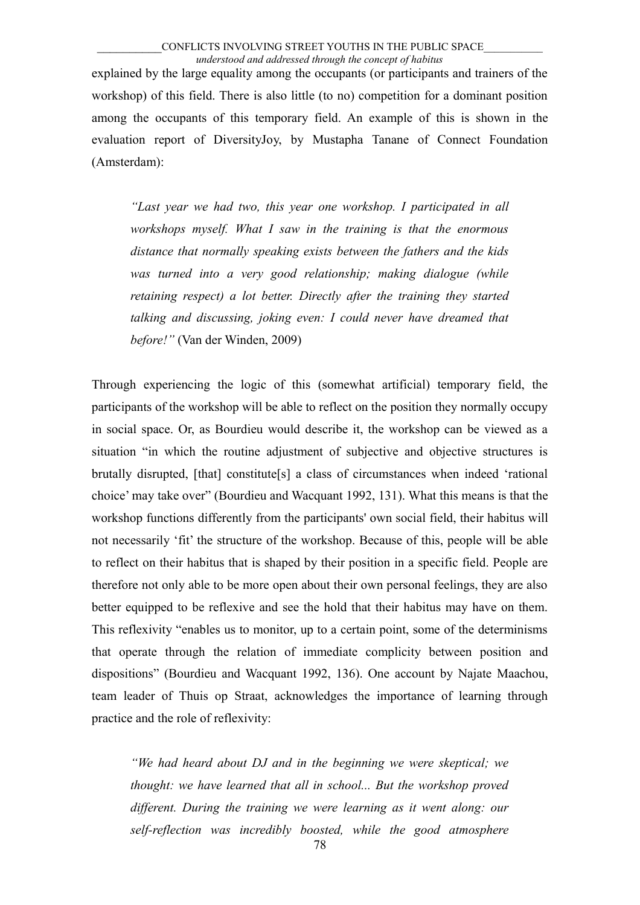explained by the large equality among the occupants (or participants and trainers of the workshop) of this field. There is also little (to no) competition for a dominant position among the occupants of this temporary field. An example of this is shown in the evaluation report of DiversityJoy, by Mustapha Tanane of Connect Foundation (Amsterdam):

> *"Last year we had two, this year one workshop. I participated in all workshops myself. What I saw in the training is that the enormous distance that normally speaking exists between the fathers and the kids was turned into a very good relationship; making dialogue (while retaining respect) a lot better. Directly after the training they started talking and discussing, joking even: I could never have dreamed that before!"* (Van der Winden, 2009)

Through experiencing the logic of this (somewhat artificial) temporary field, the participants of the workshop will be able to reflect on the position they normally occupy in social space. Or, as Bourdieu would describe it, the workshop can be viewed as a situation "in which the routine adjustment of subjective and objective structures is brutally disrupted, [that] constitute[s] a class of circumstances when indeed 'rational choice' may take over" (Bourdieu and Wacquant 1992, 131). What this means is that the workshop functions differently from the participants' own social field, their habitus will not necessarily 'fit' the structure of the workshop. Because of this, people will be able to reflect on their habitus that is shaped by their position in a specific field. People are therefore not only able to be more open about their own personal feelings, they are also better equipped to be reflexive and see the hold that their habitus may have on them. This reflexivity "enables us to monitor, up to a certain point, some of the determinisms that operate through the relation of immediate complicity between position and dispositions" (Bourdieu and Wacquant 1992, 136). One account by Najate Maachou, team leader of Thuis op Straat, acknowledges the importance of learning through practice and the role of reflexivity:

> *"We had heard about DJ and in the beginning we were skeptical; we thought: we have learned that all in school... But the workshop proved different. During the training we were learning as it went along: our self-reflection was incredibly boosted, while the good atmosphere*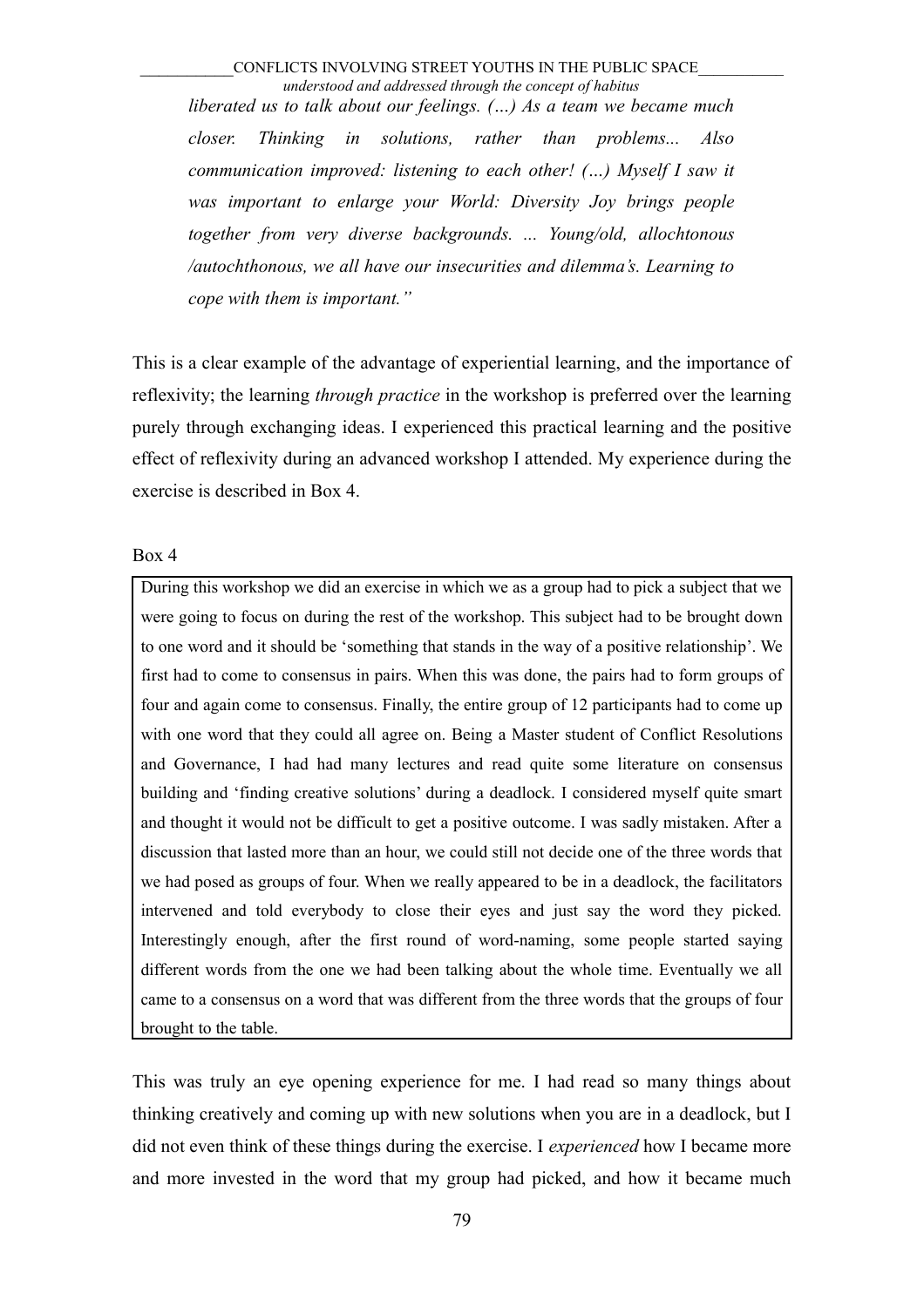*liberated us to talk about our feelings. (…) As a team we became much closer. Thinking in solutions, rather than problems... Also communication improved: listening to each other! (…) Myself I saw it was important to enlarge your World: Diversity Joy brings people together from very diverse backgrounds. ... Young/old, allochtonous /autochthonous, we all have our insecurities and dilemma's. Learning to cope with them is important."*

This is a clear example of the advantage of experiential learning, and the importance of reflexivity; the learning *through practice* in the workshop is preferred over the learning purely through exchanging ideas. I experienced this practical learning and the positive effect of reflexivity during an advanced workshop I attended. My experience during the exercise is described in Box 4.

Box 4

> During this workshop we did an exercise in which we as a group had to pick a subject that we were going to focus on during the rest of the workshop. This subject had to be brought down to one word and it should be 'something that stands in the way of a positive relationship'. We first had to come to consensus in pairs. When this was done, the pairs had to form groups of four and again come to consensus. Finally, the entire group of 12 participants had to come up with one word that they could all agree on. Being a Master student of Conflict Resolutions and Governance, I had had many lectures and read quite some literature on consensus building and 'finding creative solutions' during a deadlock. I considered myself quite smart and thought it would not be difficult to get a positive outcome. I was sadly mistaken. After a discussion that lasted more than an hour, we could still not decide one of the three words that we had posed as groups of four. When we really appeared to be in a deadlock, the facilitators intervened and told everybody to close their eyes and just say the word they picked. Interestingly enough, after the first round of word-naming, some people started saying different words from the one we had been talking about the whole time. Eventually we all came to a consensus on a word that was different from the three words that the groups of four brought to the table.

This was truly an eye opening experience for me. I had read so many things about thinking creatively and coming up with new solutions when you are in a deadlock, but I did not even think of these things during the exercise. I *experienced* how I became more and more invested in the word that my group had picked, and how it became much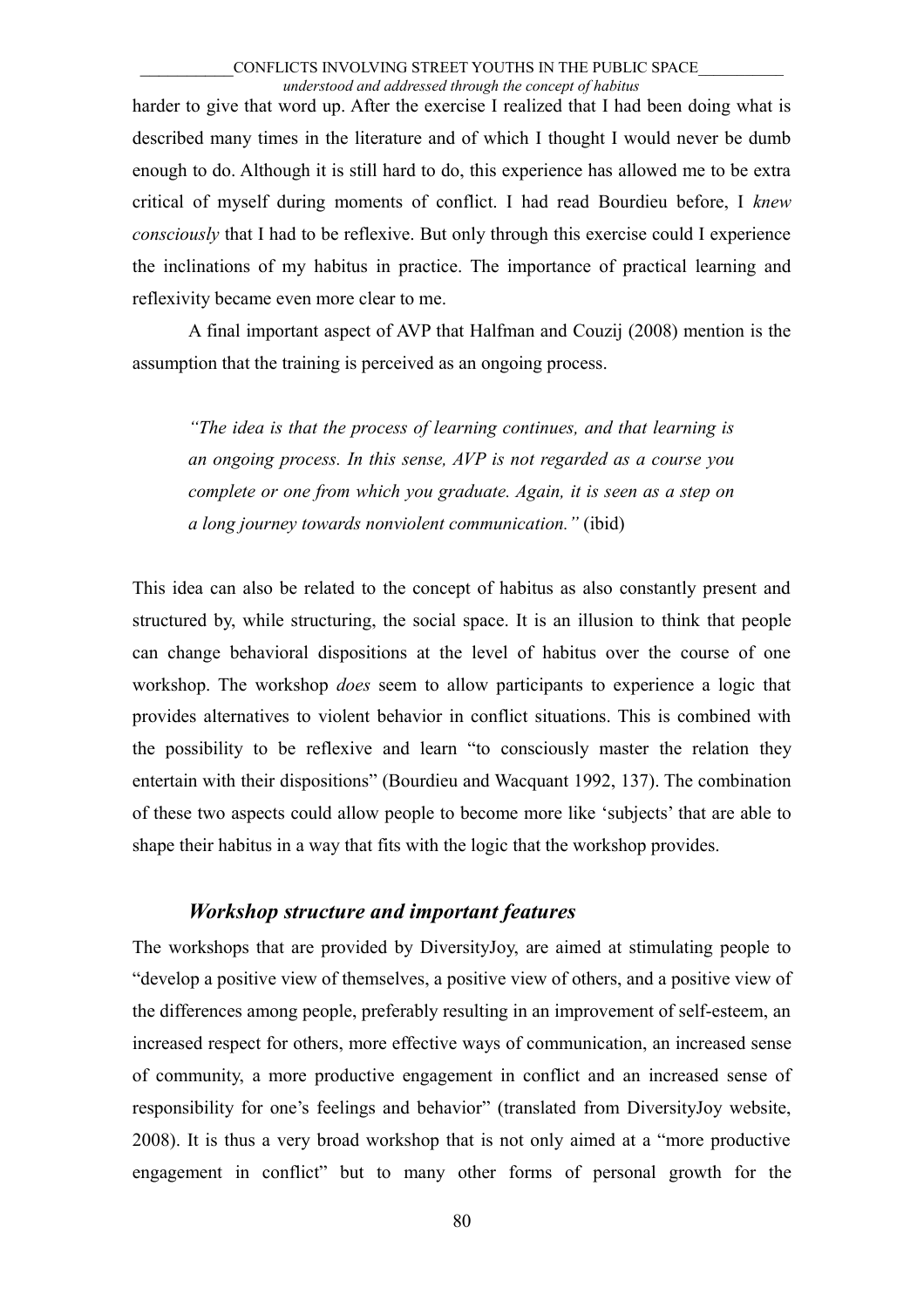harder to give that word up. After the exercise I realized that I had been doing what is described many times in the literature and of which I thought I would never be dumb enough to do. Although it is still hard to do, this experience has allowed me to be extra critical of myself during moments of conflict. I had read Bourdieu before, I *knew consciously* that I had to be reflexive. But only through this exercise could I experience the inclinations of my habitus in practice. The importance of practical learning and reflexivity became even more clear to me.

A final important aspect of AVP that Halfman and Couzij (2008) mention is the assumption that the training is perceived as an ongoing process.

> *"The idea is that the process of learning continues, and that learning is an ongoing process. In this sense, AVP is not regarded as a course you complete or one from which you graduate. Again, it is seen as a step on a long journey towards nonviolent communication."* (ibid)

This idea can also be related to the concept of habitus as also constantly present and structured by, while structuring, the social space. It is an illusion to think that people can change behavioral dispositions at the level of habitus over the course of one workshop. The workshop *does* seem to allow participants to experience a logic that provides alternatives to violent behavior in conflict situations. This is combined with the possibility to be reflexive and learn "to consciously master the relation they entertain with their dispositions" (Bourdieu and Wacquant 1992, 137). The combination of these two aspects could allow people to become more like 'subjects' that are able to shape their habitus in a way that fits with the logic that the workshop provides.

### *Workshop structure and important features*

The workshops that are provided by DiversityJoy, are aimed at stimulating people to "develop a positive view of themselves, a positive view of others, and a positive view of the differences among people, preferably resulting in an improvement of self-esteem, an increased respect for others, more effective ways of communication, an increased sense of community, a more productive engagement in conflict and an increased sense of responsibility for one's feelings and behavior" (translated from DiversityJoy website, 2008). It is thus a very broad workshop that is not only aimed at a "more productive engagement in conflict" but to many other forms of personal growth for the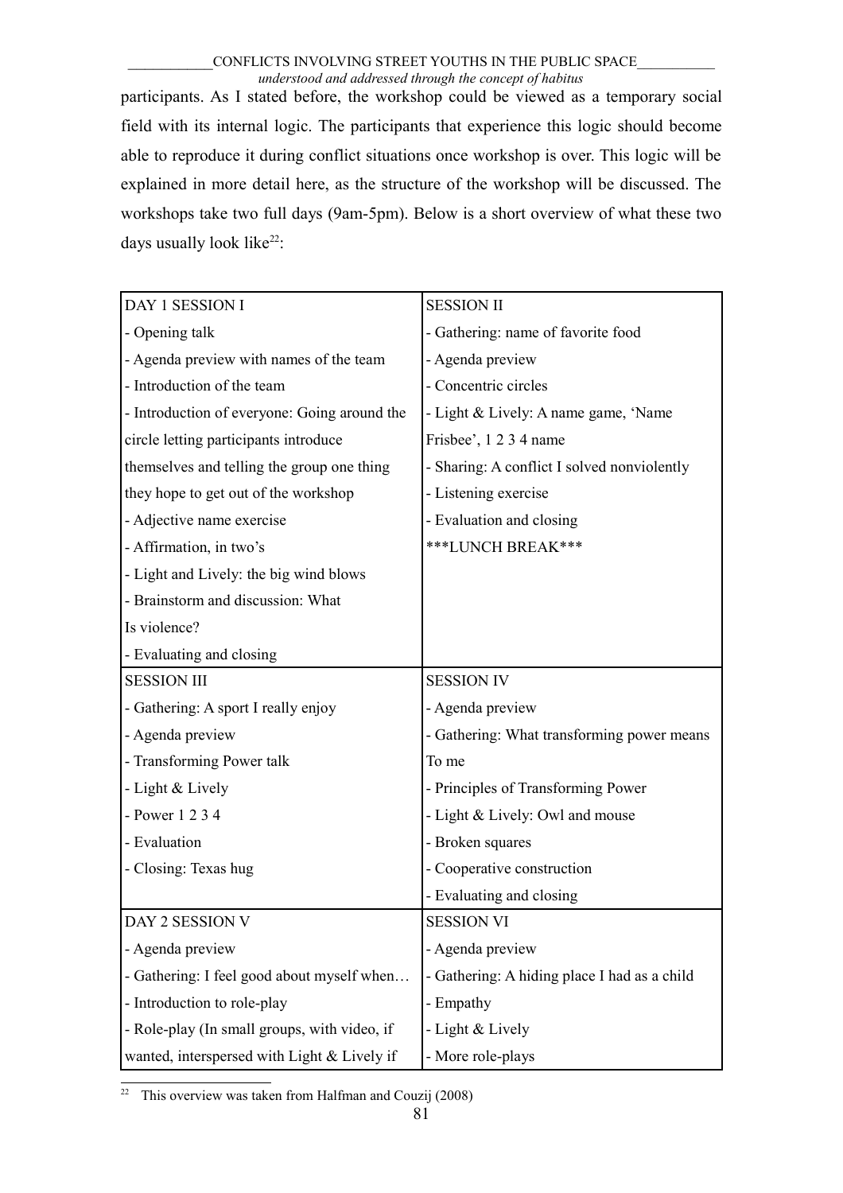participants. As I stated before, the workshop could be viewed as a temporary social field with its internal logic. The participants that experience this logic should become able to reproduce it during conflict situations once workshop is over. This logic will be explained in more detail here, as the structure of the workshop will be discussed. The workshops take two full days (9am-5pm). Below is a short overview of what these two days usually look like[22]:

| DAY 1 SESSION I | SESSION II |
|---|---|
| - Opening talk<br>- Agenda preview with names of the team<br>- Introduction of the team<br>- Introduction of everyone: Going around the circle letting participants introduce themselves and telling the group one thing they hope to get out of the workshop<br>- Adjective name exercise<br>- Affirmation, in two's<br>- Light and Lively: the big wind blows<br>- Brainstorm and discussion: What Is violence?<br>- Evaluating and closing | - Gathering: name of favorite food<br>- Agenda preview<br>- Concentric circles<br>- Light & Lively: A name game, 'Name Frisbee', 1 2 3 4 name<br>- Sharing: A conflict I solved nonviolently<br>- Listening exercise<br>- Evaluation and closing<br>\*\*\*LUNCH BREAK\*\*\* |
| **SESSION III** | **SESSION IV** |
| - Gathering: A sport I really enjoy<br>- Agenda preview<br>- Transforming Power talk<br>- Light & Lively<br>- Power 1 2 3 4<br>- Evaluation<br>- Closing: Texas hug | - Agenda preview<br>- Gathering: What transforming power means To me<br>- Principles of Transforming Power<br>- Light & Lively: Owl and mouse<br>- Broken squares<br>- Cooperative construction<br>- Evaluating and closing |
| **DAY 2 SESSION V** | **SESSION VI** |
| - Agenda preview<br>- Gathering: I feel good about myself when…<br>- Introduction to role-play<br>- Role-play (In small groups, with video, if wanted, interspersed with Light & Lively if | - Agenda preview<br>- Gathering: A hiding place I had as a child<br>- Empathy<br>- Light & Lively<br>- More role-plays |

[22] This overview was taken from Halfman and Couzij (2008)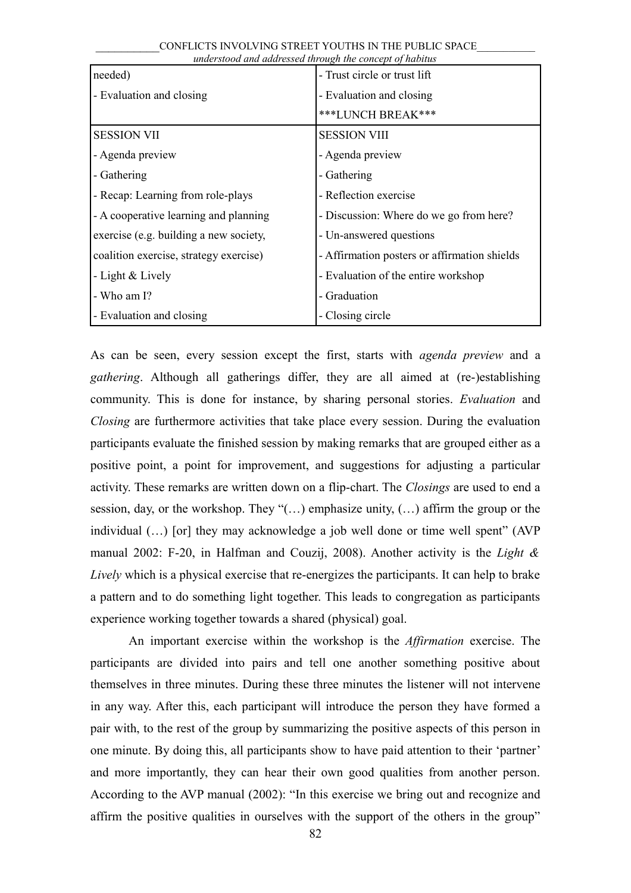| | |
|---|---|
| needed) | - Trust circle or trust lift |
| - Evaluation and closing | - Evaluation and closing |
| | ***LUNCH BREAK*** |
| SESSION VII | SESSION VIII |
| - Agenda preview | - Agenda preview |
| - Gathering | - Gathering |
| - Recap: Learning from role-plays | - Reflection exercise |
| - A cooperative learning and planning exercise (e.g. building a new society, coalition exercise, strategy exercise) | - Discussion: Where do we go from here? - Un-answered questions - Affirmation posters or affirmation shields |
| - Light & Lively | - Evaluation of the entire workshop |
| - Who am I? | - Graduation |
| - Evaluation and closing | - Closing circle |

As can be seen, every session except the first, starts with *agenda preview* and a *gathering*. Although all gatherings differ, they are all aimed at (re-)establishing community. This is done for instance, by sharing personal stories. *Evaluation* and *Closing* are furthermore activities that take place every session. During the evaluation participants evaluate the finished session by making remarks that are grouped either as a positive point, a point for improvement, and suggestions for adjusting a particular activity. These remarks are written down on a flip-chart. The *Closings* are used to end a session, day, or the workshop. They "(…) emphasize unity, (…) affirm the group or the individual (…) [or] they may acknowledge a job well done or time well spent" (AVP manual 2002: F-20, in Halfman and Couzij, 2008). Another activity is the *Light & Lively* which is a physical exercise that re-energizes the participants. It can help to brake a pattern and to do something light together. This leads to congregation as participants experience working together towards a shared (physical) goal.

An important exercise within the workshop is the *Affirmation* exercise. The participants are divided into pairs and tell one another something positive about themselves in three minutes. During these three minutes the listener will not intervene in any way. After this, each participant will introduce the person they have formed a pair with, to the rest of the group by summarizing the positive aspects of this person in one minute. By doing this, all participants show to have paid attention to their 'partner' and more importantly, they can hear their own good qualities from another person. According to the AVP manual (2002): "In this exercise we bring out and recognize and affirm the positive qualities in ourselves with the support of the others in the group"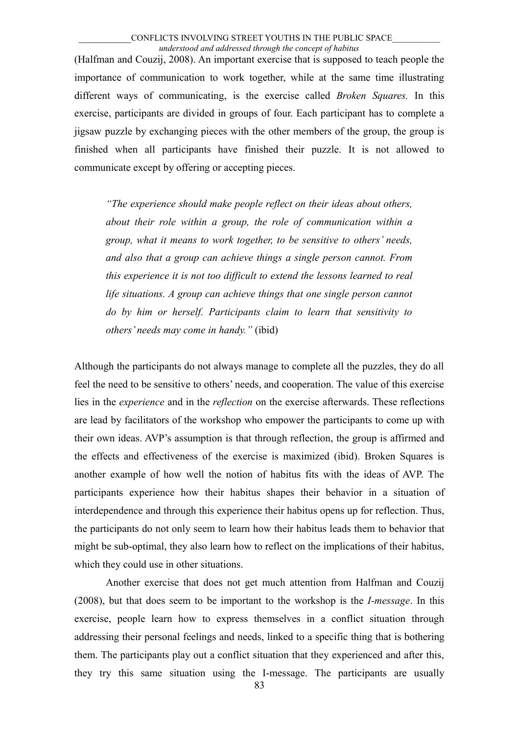(Halfman and Couzij, 2008). An important exercise that is supposed to teach people the importance of communication to work together, while at the same time illustrating different ways of communicating, is the exercise called *Broken Squares.* In this exercise, participants are divided in groups of four. Each participant has to complete a jigsaw puzzle by exchanging pieces with the other members of the group, the group is finished when all participants have finished their puzzle. It is not allowed to communicate except by offering or accepting pieces.

> *"The experience should make people reflect on their ideas about others, about their role within a group, the role of communication within a group, what it means to work together, to be sensitive to others' needs, and also that a group can achieve things a single person cannot. From this experience it is not too difficult to extend the lessons learned to real life situations. A group can achieve things that one single person cannot do by him or herself. Participants claim to learn that sensitivity to others' needs may come in handy."* (ibid)

Although the participants do not always manage to complete all the puzzles, they do all feel the need to be sensitive to others' needs, and cooperation. The value of this exercise lies in the *experience* and in the *reflection* on the exercise afterwards. These reflections are lead by facilitators of the workshop who empower the participants to come up with their own ideas. AVP's assumption is that through reflection, the group is affirmed and the effects and effectiveness of the exercise is maximized (ibid). Broken Squares is another example of how well the notion of habitus fits with the ideas of AVP. The participants experience how their habitus shapes their behavior in a situation of interdependence and through this experience their habitus opens up for reflection. Thus, the participants do not only seem to learn how their habitus leads them to behavior that might be sub-optimal, they also learn how to reflect on the implications of their habitus, which they could use in other situations.

Another exercise that does not get much attention from Halfman and Couzij (2008), but that does seem to be important to the workshop is the *I-message*. In this exercise, people learn how to express themselves in a conflict situation through addressing their personal feelings and needs, linked to a specific thing that is bothering them. The participants play out a conflict situation that they experienced and after this, they try this same situation using the I-message. The participants are usually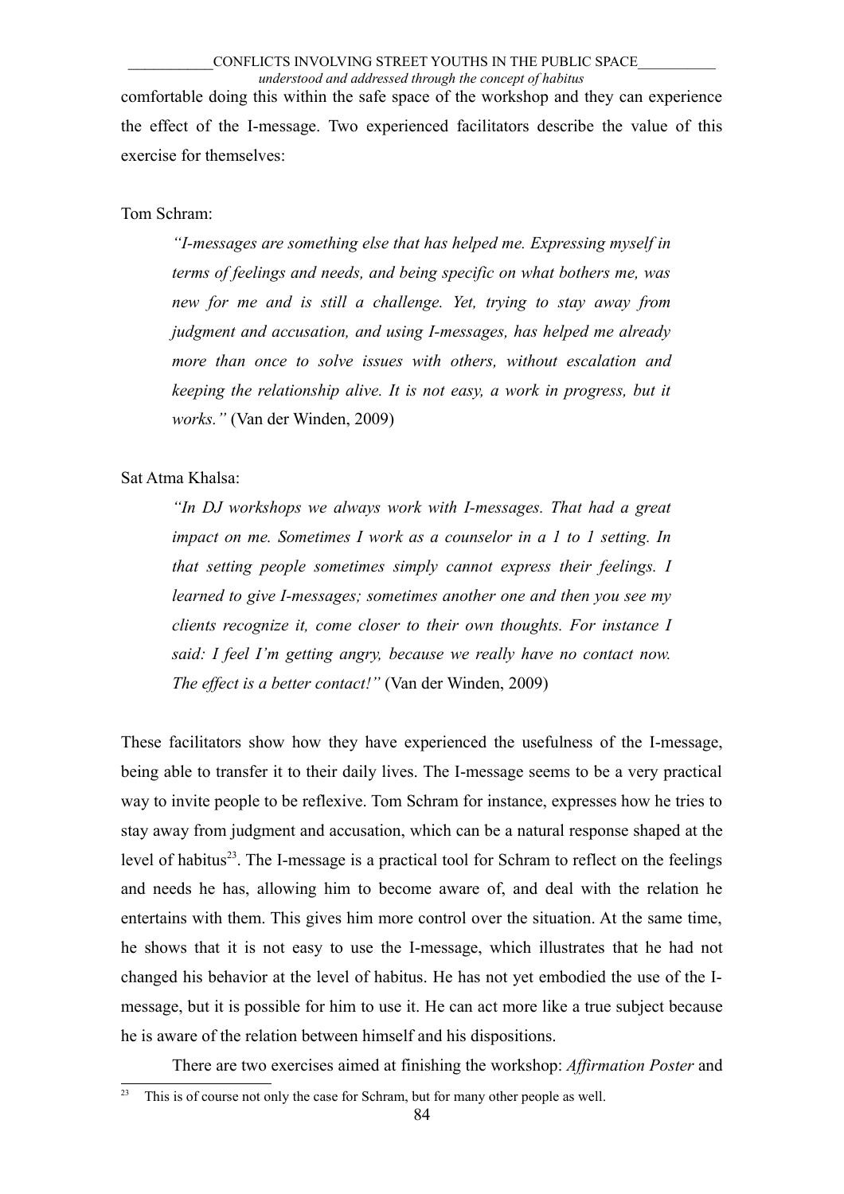comfortable doing this within the safe space of the workshop and they can experience the effect of the I-message. Two experienced facilitators describe the value of this exercise for themselves:

Tom Schram:

> *"I-messages are something else that has helped me. Expressing myself in terms of feelings and needs, and being specific on what bothers me, was new for me and is still a challenge. Yet, trying to stay away from judgment and accusation, and using I-messages, has helped me already more than once to solve issues with others, without escalation and keeping the relationship alive. It is not easy, a work in progress, but it works."* (Van der Winden, 2009)

Sat Atma Khalsa:

> *"In DJ workshops we always work with I-messages. That had a great impact on me. Sometimes I work as a counselor in a 1 to 1 setting. In that setting people sometimes simply cannot express their feelings. I learned to give I-messages; sometimes another one and then you see my clients recognize it, come closer to their own thoughts. For instance I said: I feel I'm getting angry, because we really have no contact now. The effect is a better contact!"* (Van der Winden, 2009)

These facilitators show how they have experienced the usefulness of the I-message, being able to transfer it to their daily lives. The I-message seems to be a very practical way to invite people to be reflexive. Tom Schram for instance, expresses how he tries to stay away from judgment and accusation, which can be a natural response shaped at the level of habitus[23]. The I-message is a practical tool for Schram to reflect on the feelings and needs he has, allowing him to become aware of, and deal with the relation he entertains with them. This gives him more control over the situation. At the same time, he shows that it is not easy to use the I-message, which illustrates that he had not changed his behavior at the level of habitus. He has not yet embodied the use of the I-message, but it is possible for him to use it. He can act more like a true subject because he is aware of the relation between himself and his dispositions.

There are two exercises aimed at finishing the workshop: *Affirmation Poster* and

[23] This is of course not only the case for Schram, but for many other people as well.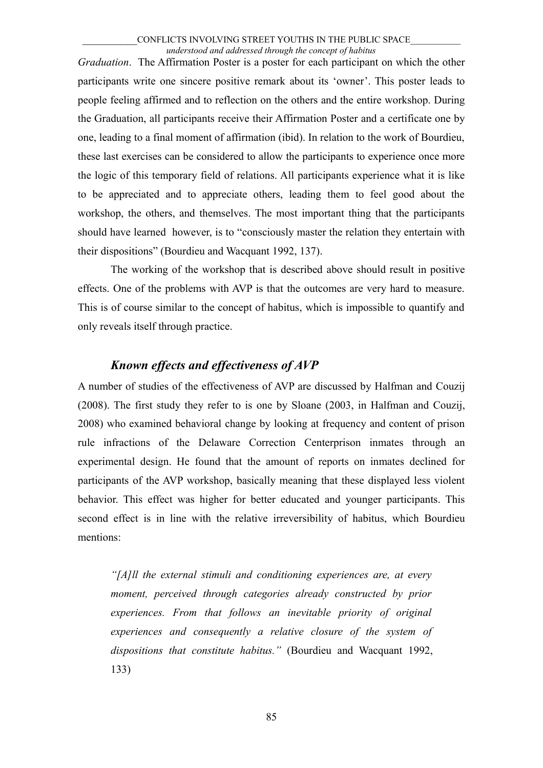*Graduation*. The Affirmation Poster is a poster for each participant on which the other participants write one sincere positive remark about its 'owner'. This poster leads to people feeling affirmed and to reflection on the others and the entire workshop. During the Graduation, all participants receive their Affirmation Poster and a certificate one by one, leading to a final moment of affirmation (ibid). In relation to the work of Bourdieu, these last exercises can be considered to allow the participants to experience once more the logic of this temporary field of relations. All participants experience what it is like to be appreciated and to appreciate others, leading them to feel good about the workshop, the others, and themselves. The most important thing that the participants should have learned however, is to "consciously master the relation they entertain with their dispositions" (Bourdieu and Wacquant 1992, 137).

The working of the workshop that is described above should result in positive effects. One of the problems with AVP is that the outcomes are very hard to measure. This is of course similar to the concept of habitus, which is impossible to quantify and only reveals itself through practice.

### *Known effects and effectiveness of AVP*

A number of studies of the effectiveness of AVP are discussed by Halfman and Couzij (2008). The first study they refer to is one by Sloane (2003, in Halfman and Couzij, 2008) who examined behavioral change by looking at frequency and content of prison rule infractions of the Delaware Correction Centerprison inmates through an experimental design. He found that the amount of reports on inmates declined for participants of the AVP workshop, basically meaning that these displayed less violent behavior. This effect was higher for better educated and younger participants. This second effect is in line with the relative irreversibility of habitus, which Bourdieu mentions:

> *"[A]ll the external stimuli and conditioning experiences are, at every moment, perceived through categories already constructed by prior experiences. From that follows an inevitable priority of original experiences and consequently a relative closure of the system of dispositions that constitute habitus."* (Bourdieu and Wacquant 1992, 133)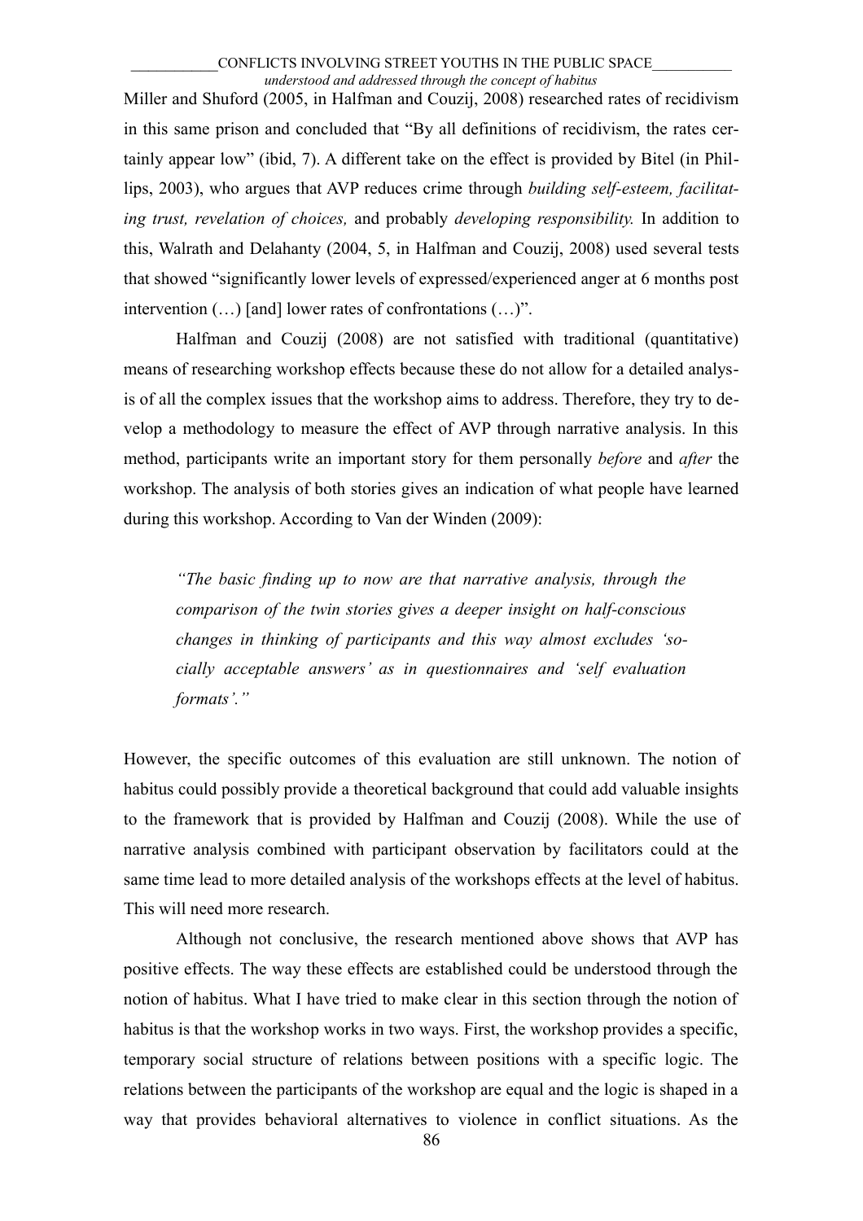Miller and Shuford (2005, in Halfman and Couzij, 2008) researched rates of recidivism in this same prison and concluded that "By all definitions of recidivism, the rates certainly appear low" (ibid, 7). A different take on the effect is provided by Bitel (in Phillips, 2003), who argues that AVP reduces crime through *building self-esteem, facilitating trust, revelation of choices,* and probably *developing responsibility.* In addition to this, Walrath and Delahanty (2004, 5, in Halfman and Couzij, 2008) used several tests that showed "significantly lower levels of expressed/experienced anger at 6 months post intervention (…) [and] lower rates of confrontations (…)".

Halfman and Couzij (2008) are not satisfied with traditional (quantitative) means of researching workshop effects because these do not allow for a detailed analysis of all the complex issues that the workshop aims to address. Therefore, they try to develop a methodology to measure the effect of AVP through narrative analysis. In this method, participants write an important story for them personally *before* and *after* the workshop. The analysis of both stories gives an indication of what people have learned during this workshop. According to Van der Winden (2009):

> *"The basic finding up to now are that narrative analysis, through the comparison of the twin stories gives a deeper insight on half-conscious changes in thinking of participants and this way almost excludes 'socially acceptable answers' as in questionnaires and 'self evaluation formats'."*

However, the specific outcomes of this evaluation are still unknown. The notion of habitus could possibly provide a theoretical background that could add valuable insights to the framework that is provided by Halfman and Couzij (2008). While the use of narrative analysis combined with participant observation by facilitators could at the same time lead to more detailed analysis of the workshops effects at the level of habitus. This will need more research.

Although not conclusive, the research mentioned above shows that AVP has positive effects. The way these effects are established could be understood through the notion of habitus. What I have tried to make clear in this section through the notion of habitus is that the workshop works in two ways. First, the workshop provides a specific, temporary social structure of relations between positions with a specific logic. The relations between the participants of the workshop are equal and the logic is shaped in a way that provides behavioral alternatives to violence in conflict situations. As the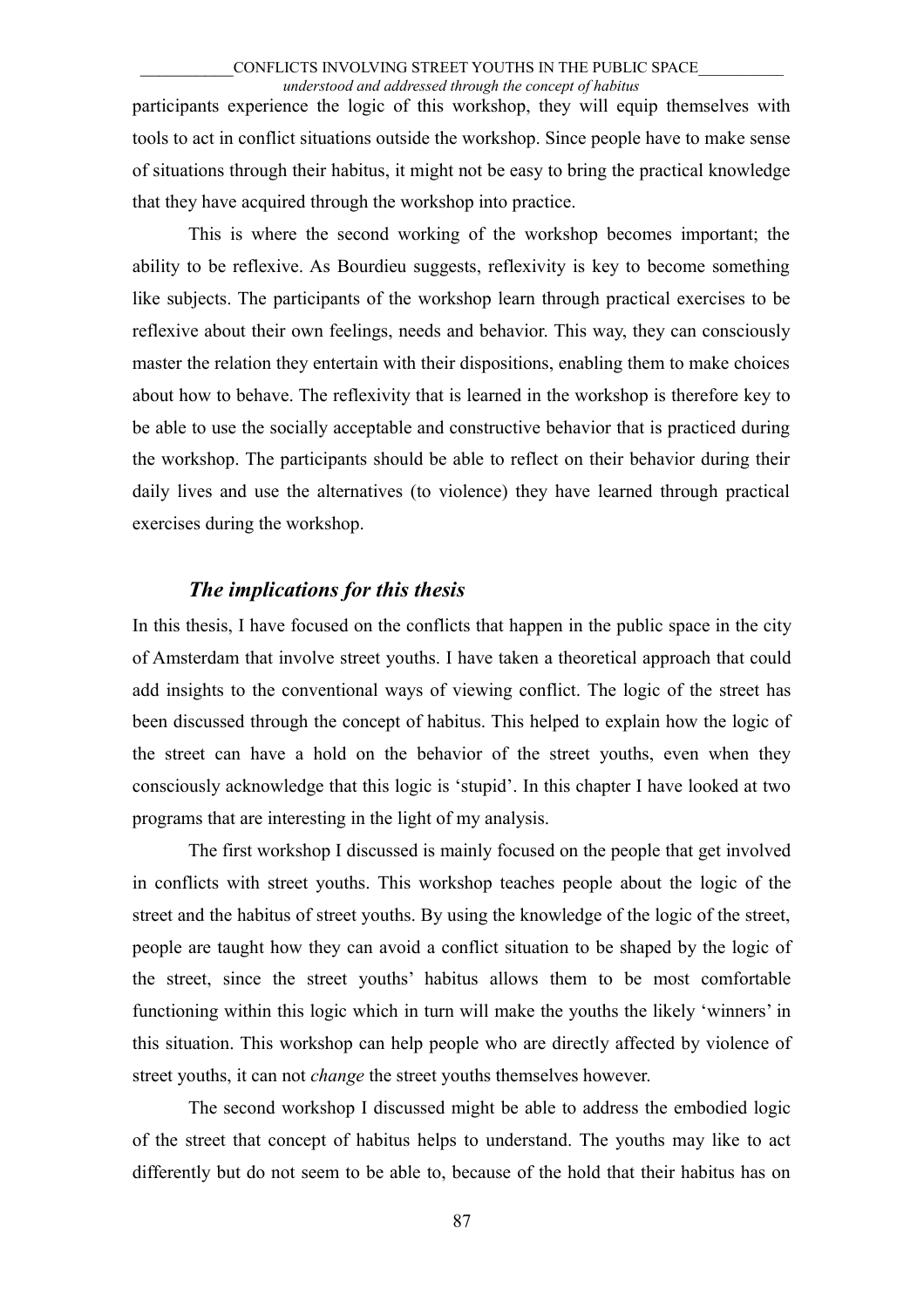participants experience the logic of this workshop, they will equip themselves with tools to act in conflict situations outside the workshop. Since people have to make sense of situations through their habitus, it might not be easy to bring the practical knowledge that they have acquired through the workshop into practice.

This is where the second working of the workshop becomes important; the ability to be reflexive. As Bourdieu suggests, reflexivity is key to become something like subjects. The participants of the workshop learn through practical exercises to be reflexive about their own feelings, needs and behavior. This way, they can consciously master the relation they entertain with their dispositions, enabling them to make choices about how to behave. The reflexivity that is learned in the workshop is therefore key to be able to use the socially acceptable and constructive behavior that is practiced during the workshop. The participants should be able to reflect on their behavior during their daily lives and use the alternatives (to violence) they have learned through practical exercises during the workshop.

### *The implications for this thesis*

In this thesis, I have focused on the conflicts that happen in the public space in the city of Amsterdam that involve street youths. I have taken a theoretical approach that could add insights to the conventional ways of viewing conflict. The logic of the street has been discussed through the concept of habitus. This helped to explain how the logic of the street can have a hold on the behavior of the street youths, even when they consciously acknowledge that this logic is 'stupid'. In this chapter I have looked at two programs that are interesting in the light of my analysis.

The first workshop I discussed is mainly focused on the people that get involved in conflicts with street youths. This workshop teaches people about the logic of the street and the habitus of street youths. By using the knowledge of the logic of the street, people are taught how they can avoid a conflict situation to be shaped by the logic of the street, since the street youths' habitus allows them to be most comfortable functioning within this logic which in turn will make the youths the likely 'winners' in this situation. This workshop can help people who are directly affected by violence of street youths, it can not *change* the street youths themselves however.

The second workshop I discussed might be able to address the embodied logic of the street that concept of habitus helps to understand. The youths may like to act differently but do not seem to be able to, because of the hold that their habitus has on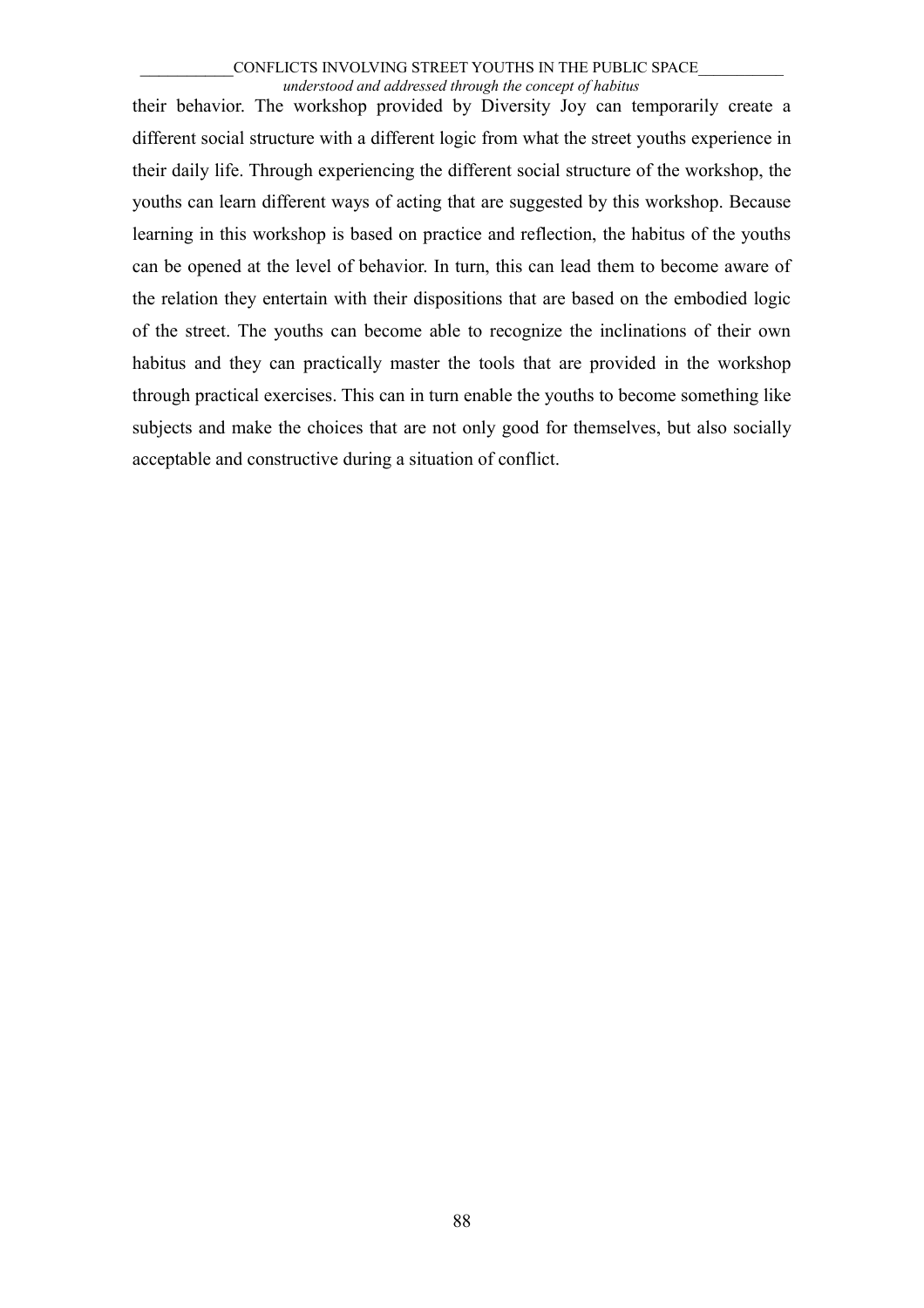their behavior. The workshop provided by Diversity Joy can temporarily create a different social structure with a different logic from what the street youths experience in their daily life. Through experiencing the different social structure of the workshop, the youths can learn different ways of acting that are suggested by this workshop. Because learning in this workshop is based on practice and reflection, the habitus of the youths can be opened at the level of behavior. In turn, this can lead them to become aware of the relation they entertain with their dispositions that are based on the embodied logic of the street. The youths can become able to recognize the inclinations of their own habitus and they can practically master the tools that are provided in the workshop through practical exercises. This can in turn enable the youths to become something like subjects and make the choices that are not only good for themselves, but also socially acceptable and constructive during a situation of conflict.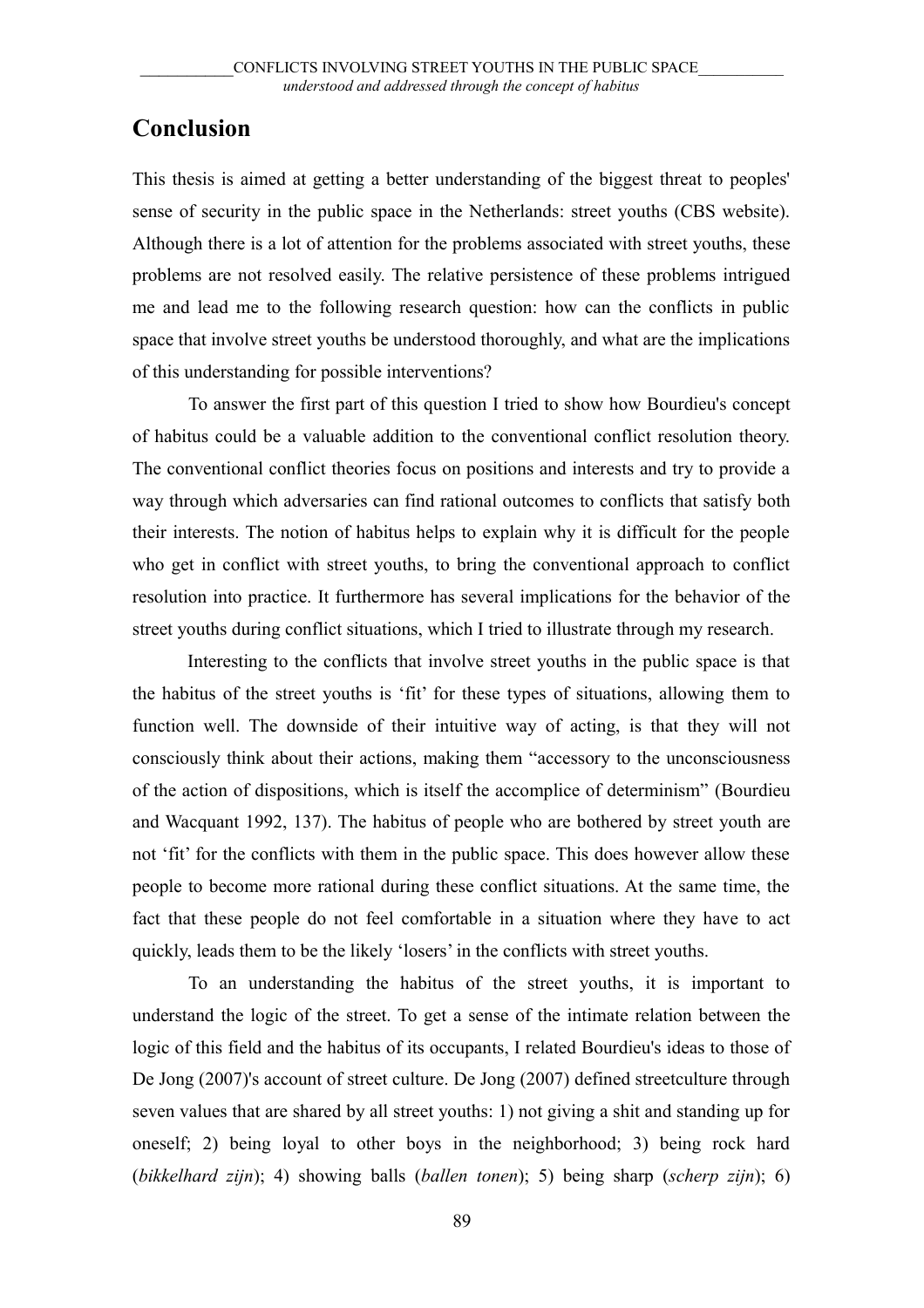# Conclusion

This thesis is aimed at getting a better understanding of the biggest threat to peoples' sense of security in the public space in the Netherlands: street youths (CBS website). Although there is a lot of attention for the problems associated with street youths, these problems are not resolved easily. The relative persistence of these problems intrigued me and lead me to the following research question: how can the conflicts in public space that involve street youths be understood thoroughly, and what are the implications of this understanding for possible interventions?

To answer the first part of this question I tried to show how Bourdieu's concept of habitus could be a valuable addition to the conventional conflict resolution theory. The conventional conflict theories focus on positions and interests and try to provide a way through which adversaries can find rational outcomes to conflicts that satisfy both their interests. The notion of habitus helps to explain why it is difficult for the people who get in conflict with street youths, to bring the conventional approach to conflict resolution into practice. It furthermore has several implications for the behavior of the street youths during conflict situations, which I tried to illustrate through my research.

Interesting to the conflicts that involve street youths in the public space is that the habitus of the street youths is 'fit' for these types of situations, allowing them to function well. The downside of their intuitive way of acting, is that they will not consciously think about their actions, making them "accessory to the unconsciousness of the action of dispositions, which is itself the accomplice of determinism" (Bourdieu and Wacquant 1992, 137). The habitus of people who are bothered by street youth are not 'fit' for the conflicts with them in the public space. This does however allow these people to become more rational during these conflict situations. At the same time, the fact that these people do not feel comfortable in a situation where they have to act quickly, leads them to be the likely 'losers' in the conflicts with street youths.

To an understanding the habitus of the street youths, it is important to understand the logic of the street. To get a sense of the intimate relation between the logic of this field and the habitus of its occupants, I related Bourdieu's ideas to those of De Jong (2007)'s account of street culture. De Jong (2007) defined streetculture through seven values that are shared by all street youths: 1) not giving a shit and standing up for oneself; 2) being loyal to other boys in the neighborhood; 3) being rock hard (*bikkelhard zijn*); 4) showing balls (*ballen tonen*); 5) being sharp (*scherp zijn*); 6)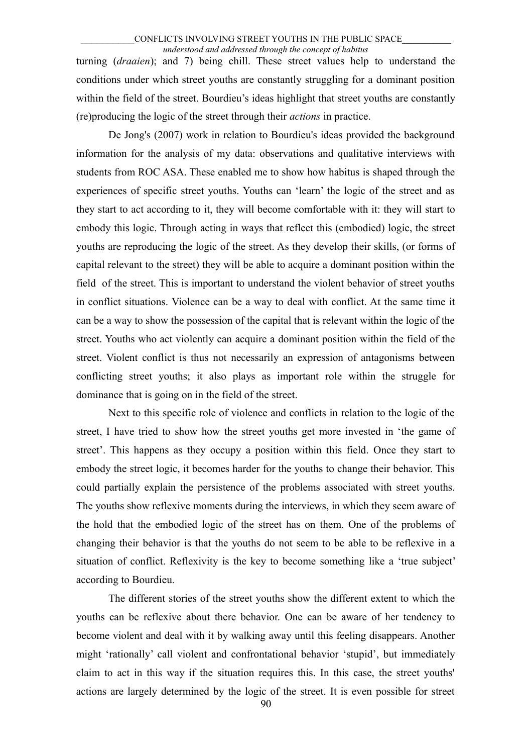turning (*draaien*); and 7) being chill. These street values help to understand the conditions under which street youths are constantly struggling for a dominant position within the field of the street. Bourdieu's ideas highlight that street youths are constantly (re)producing the logic of the street through their *actions* in practice.

De Jong's (2007) work in relation to Bourdieu's ideas provided the background information for the analysis of my data: observations and qualitative interviews with students from ROC ASA. These enabled me to show how habitus is shaped through the experiences of specific street youths. Youths can 'learn' the logic of the street and as they start to act according to it, they will become comfortable with it: they will start to embody this logic. Through acting in ways that reflect this (embodied) logic, the street youths are reproducing the logic of the street. As they develop their skills, (or forms of capital relevant to the street) they will be able to acquire a dominant position within the field of the street. This is important to understand the violent behavior of street youths in conflict situations. Violence can be a way to deal with conflict. At the same time it can be a way to show the possession of the capital that is relevant within the logic of the street. Youths who act violently can acquire a dominant position within the field of the street. Violent conflict is thus not necessarily an expression of antagonisms between conflicting street youths; it also plays as important role within the struggle for dominance that is going on in the field of the street.

Next to this specific role of violence and conflicts in relation to the logic of the street, I have tried to show how the street youths get more invested in 'the game of street'. This happens as they occupy a position within this field. Once they start to embody the street logic, it becomes harder for the youths to change their behavior. This could partially explain the persistence of the problems associated with street youths. The youths show reflexive moments during the interviews, in which they seem aware of the hold that the embodied logic of the street has on them. One of the problems of changing their behavior is that the youths do not seem to be able to be reflexive in a situation of conflict. Reflexivity is the key to become something like a 'true subject' according to Bourdieu.

The different stories of the street youths show the different extent to which the youths can be reflexive about there behavior. One can be aware of her tendency to become violent and deal with it by walking away until this feeling disappears. Another might 'rationally' call violent and confrontational behavior 'stupid', but immediately claim to act in this way if the situation requires this. In this case, the street youths' actions are largely determined by the logic of the street. It is even possible for street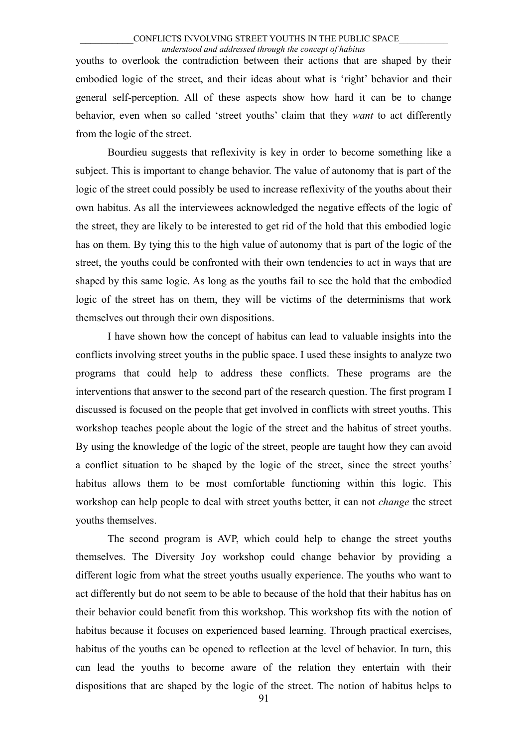youths to overlook the contradiction between their actions that are shaped by their embodied logic of the street, and their ideas about what is 'right' behavior and their general self-perception. All of these aspects show how hard it can be to change behavior, even when so called 'street youths' claim that they *want* to act differently from the logic of the street.

Bourdieu suggests that reflexivity is key in order to become something like a subject. This is important to change behavior. The value of autonomy that is part of the logic of the street could possibly be used to increase reflexivity of the youths about their own habitus. As all the interviewees acknowledged the negative effects of the logic of the street, they are likely to be interested to get rid of the hold that this embodied logic has on them. By tying this to the high value of autonomy that is part of the logic of the street, the youths could be confronted with their own tendencies to act in ways that are shaped by this same logic. As long as the youths fail to see the hold that the embodied logic of the street has on them, they will be victims of the determinisms that work themselves out through their own dispositions.

I have shown how the concept of habitus can lead to valuable insights into the conflicts involving street youths in the public space. I used these insights to analyze two programs that could help to address these conflicts. These programs are the interventions that answer to the second part of the research question. The first program I discussed is focused on the people that get involved in conflicts with street youths. This workshop teaches people about the logic of the street and the habitus of street youths. By using the knowledge of the logic of the street, people are taught how they can avoid a conflict situation to be shaped by the logic of the street, since the street youths' habitus allows them to be most comfortable functioning within this logic. This workshop can help people to deal with street youths better, it can not *change* the street youths themselves.

The second program is AVP, which could help to change the street youths themselves. The Diversity Joy workshop could change behavior by providing a different logic from what the street youths usually experience. The youths who want to act differently but do not seem to be able to because of the hold that their habitus has on their behavior could benefit from this workshop. This workshop fits with the notion of habitus because it focuses on experienced based learning. Through practical exercises, habitus of the youths can be opened to reflection at the level of behavior. In turn, this can lead the youths to become aware of the relation they entertain with their dispositions that are shaped by the logic of the street. The notion of habitus helps to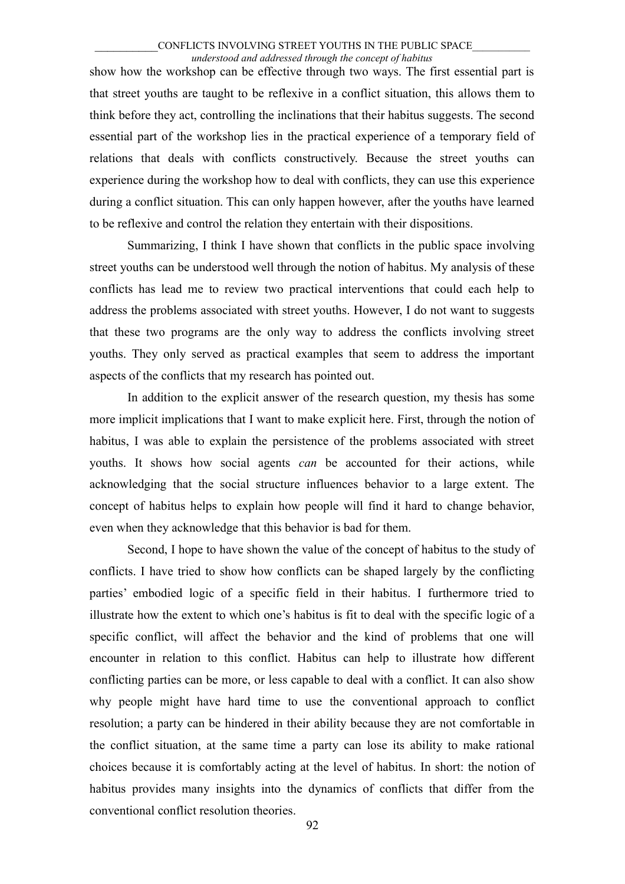show how the workshop can be effective through two ways. The first essential part is that street youths are taught to be reflexive in a conflict situation, this allows them to think before they act, controlling the inclinations that their habitus suggests. The second essential part of the workshop lies in the practical experience of a temporary field of relations that deals with conflicts constructively. Because the street youths can experience during the workshop how to deal with conflicts, they can use this experience during a conflict situation. This can only happen however, after the youths have learned to be reflexive and control the relation they entertain with their dispositions.

Summarizing, I think I have shown that conflicts in the public space involving street youths can be understood well through the notion of habitus. My analysis of these conflicts has lead me to review two practical interventions that could each help to address the problems associated with street youths. However, I do not want to suggests that these two programs are the only way to address the conflicts involving street youths. They only served as practical examples that seem to address the important aspects of the conflicts that my research has pointed out.

In addition to the explicit answer of the research question, my thesis has some more implicit implications that I want to make explicit here. First, through the notion of habitus, I was able to explain the persistence of the problems associated with street youths. It shows how social agents *can* be accounted for their actions, while acknowledging that the social structure influences behavior to a large extent. The concept of habitus helps to explain how people will find it hard to change behavior, even when they acknowledge that this behavior is bad for them.

Second, I hope to have shown the value of the concept of habitus to the study of conflicts. I have tried to show how conflicts can be shaped largely by the conflicting parties' embodied logic of a specific field in their habitus. I furthermore tried to illustrate how the extent to which one's habitus is fit to deal with the specific logic of a specific conflict, will affect the behavior and the kind of problems that one will encounter in relation to this conflict. Habitus can help to illustrate how different conflicting parties can be more, or less capable to deal with a conflict. It can also show why people might have hard time to use the conventional approach to conflict resolution; a party can be hindered in their ability because they are not comfortable in the conflict situation, at the same time a party can lose its ability to make rational choices because it is comfortably acting at the level of habitus. In short: the notion of habitus provides many insights into the dynamics of conflicts that differ from the conventional conflict resolution theories.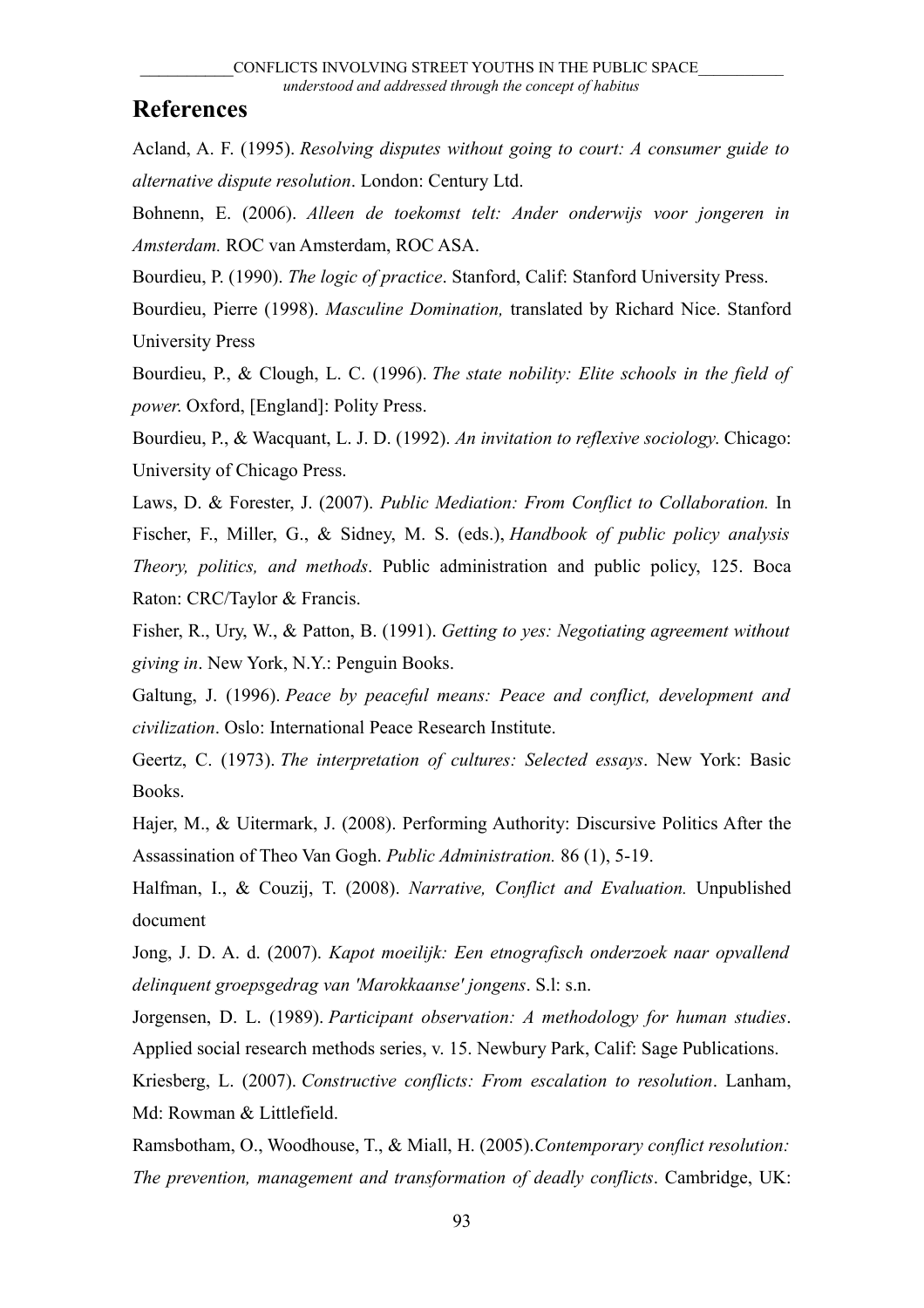# References

Acland, A. F. (1995). *Resolving disputes without going to court: A consumer guide to alternative dispute resolution*. London: Century Ltd.

Bohnenn, E. (2006). *Alleen de toekomst telt: Ander onderwijs voor jongeren in Amsterdam.* ROC van Amsterdam, ROC ASA.

Bourdieu, P. (1990). *The logic of practice*. Stanford, Calif: Stanford University Press.

Bourdieu, Pierre (1998). *Masculine Domination,* translated by Richard Nice. Stanford University Press

Bourdieu, P., & Clough, L. C. (1996). *The state nobility: Elite schools in the field of power*. Oxford, [England]: Polity Press.

Bourdieu, P., & Wacquant, L. J. D. (1992). *An invitation to reflexive sociology*. Chicago: University of Chicago Press.

Laws, D. & Forester, J. (2007). *Public Mediation: From Conflict to Collaboration.* In Fischer, F., Miller, G., & Sidney, M. S. (eds.), *Handbook of public policy analysis Theory, politics, and methods*. Public administration and public policy, 125. Boca Raton: CRC/Taylor & Francis.

Fisher, R., Ury, W., & Patton, B. (1991). *Getting to yes: Negotiating agreement without giving in*. New York, N.Y.: Penguin Books.

Galtung, J. (1996). *Peace by peaceful means: Peace and conflict, development and civilization*. Oslo: International Peace Research Institute.

Geertz, C. (1973). *The interpretation of cultures: Selected essays*. New York: Basic Books.

Hajer, M., & Uitermark, J. (2008). Performing Authority: Discursive Politics After the Assassination of Theo Van Gogh. *Public Administration.* 86 (1), 5-19.

Halfman, I., & Couzij, T. (2008). *Narrative, Conflict and Evaluation.* Unpublished document

Jong, J. D. A. d. (2007). *Kapot moeilijk: Een etnografisch onderzoek naar opvallend delinquent groepsgedrag van 'Marokkaanse' jongens*. S.l: s.n.

Jorgensen, D. L. (1989). *Participant observation: A methodology for human studies*. Applied social research methods series, v. 15. Newbury Park, Calif: Sage Publications.

Kriesberg, L. (2007). *Constructive conflicts: From escalation to resolution*. Lanham, Md: Rowman & Littlefield.

Ramsbotham, O., Woodhouse, T., & Miall, H. (2005).*Contemporary conflict resolution: The prevention, management and transformation of deadly conflicts*. Cambridge, UK: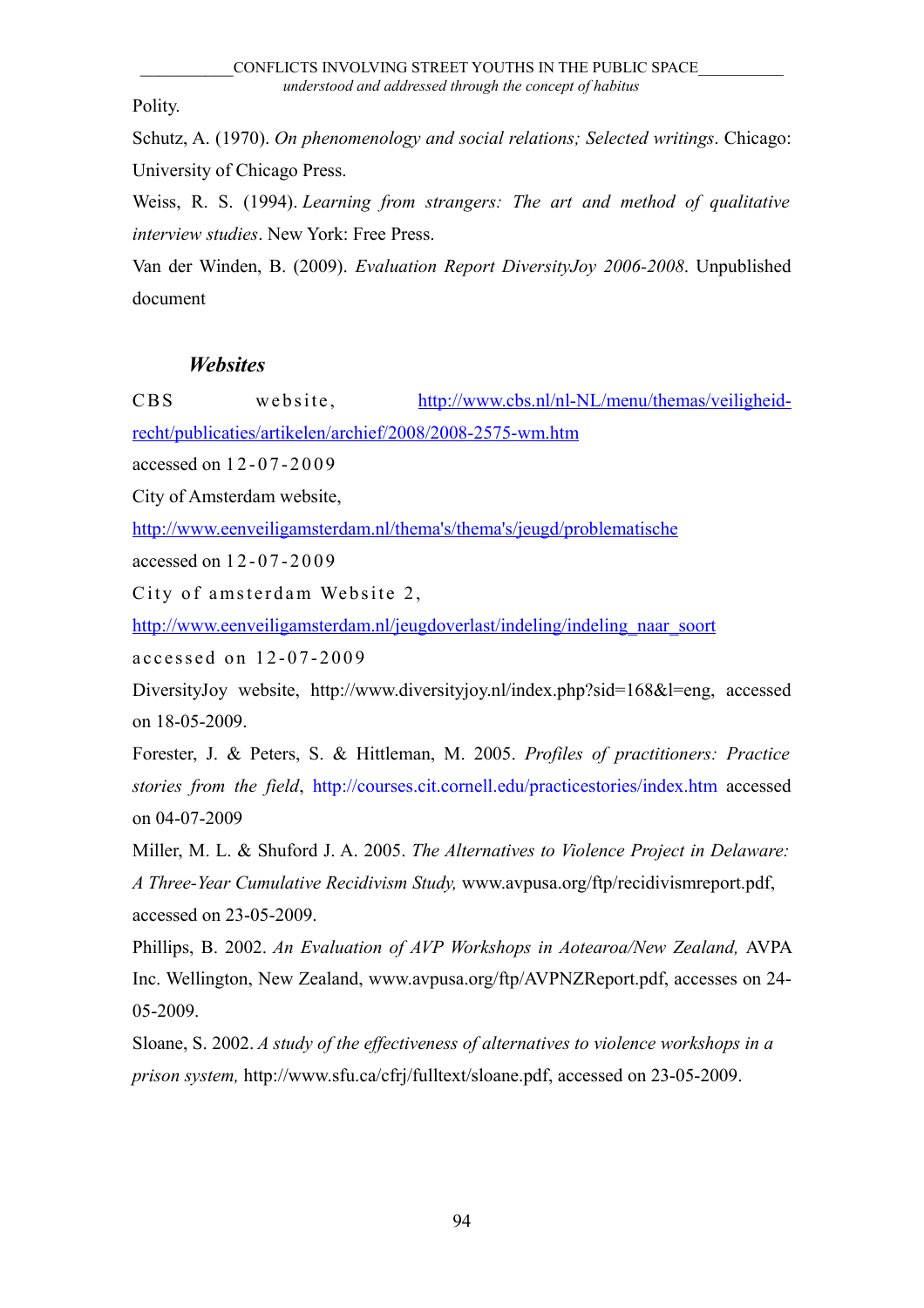Polity.

Schutz, A. (1970). *On phenomenology and social relations; Selected writings*. Chicago: University of Chicago Press.

Weiss, R. S. (1994). *Learning from strangers: The art and method of qualitative interview studies*. New York: Free Press.

Van der Winden, B. (2009). *Evaluation Report DiversityJoy 2006-2008*. Unpublished document

### *Websites*

CBS website, http://www.cbs.nl/nl-NL/menu/themas/veiligheid-recht/publicaties/artikelen/archief/2008/2008-2575-wm.htm accessed on 12-07-2009

City of Amsterdam website, http://www.eenveiligamsterdam.nl/thema's/thema's/jeugd/problematische accessed on 12-07-2009

City of amsterdam Website 2, http://www.eenveiligamsterdam.nl/jeugdoverlast/indeling/indeling_naar_soort accessed on 12-07-2009

DiversityJoy website, http://www.diversityjoy.nl/index.php?sid=168&l=eng, accessed on 18-05-2009.

Forester, J. & Peters, S. & Hittleman, M. 2005. *Profiles of practitioners: Practice stories from the field*, http://courses.cit.cornell.edu/practicestories/index.htm accessed on 04-07-2009

Miller, M. L. & Shuford J. A. 2005. *The Alternatives to Violence Project in Delaware: A Three-Year Cumulative Recidivism Study,* www.avpusa.org/ftp/recidivismreport.pdf, accessed on 23-05-2009.

Phillips, B. 2002. *An Evaluation of AVP Workshops in Aotearoa/New Zealand,* AVPA Inc. Wellington, New Zealand, www.avpusa.org/ftp/AVPNZReport.pdf, accesses on 24-05-2009.

Sloane, S. 2002. *A study of the effectiveness of alternatives to violence workshops in a prison system,* http://www.sfu.ca/cfrj/fulltext/sloane.pdf, accessed on 23-05-2009.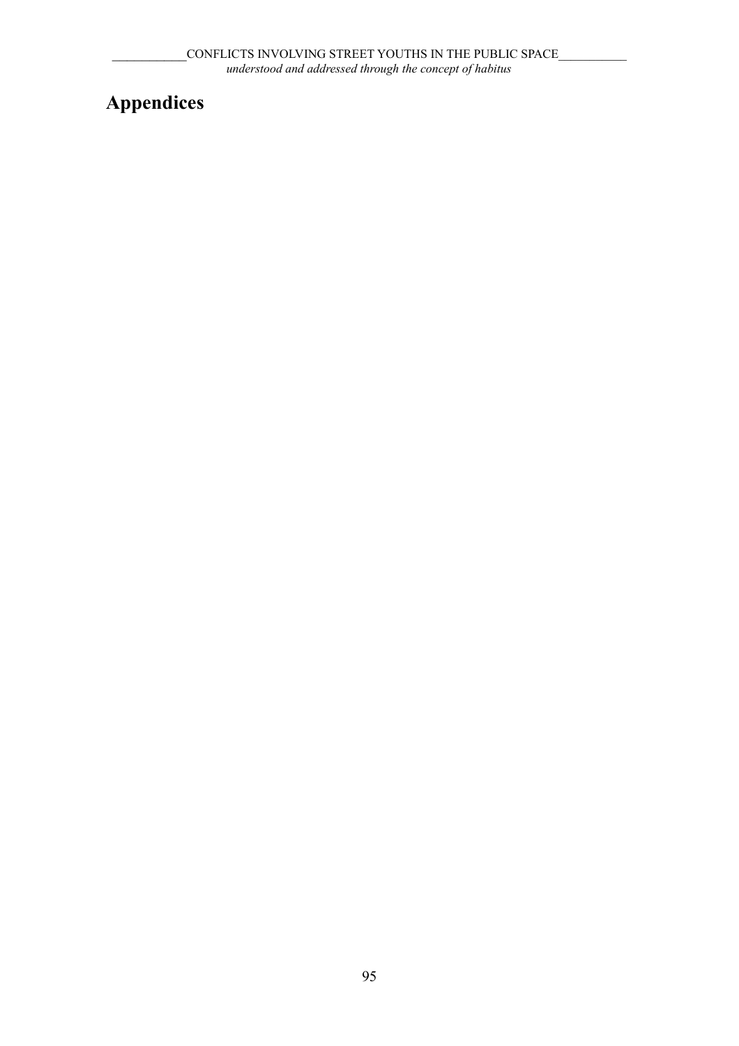# Appendices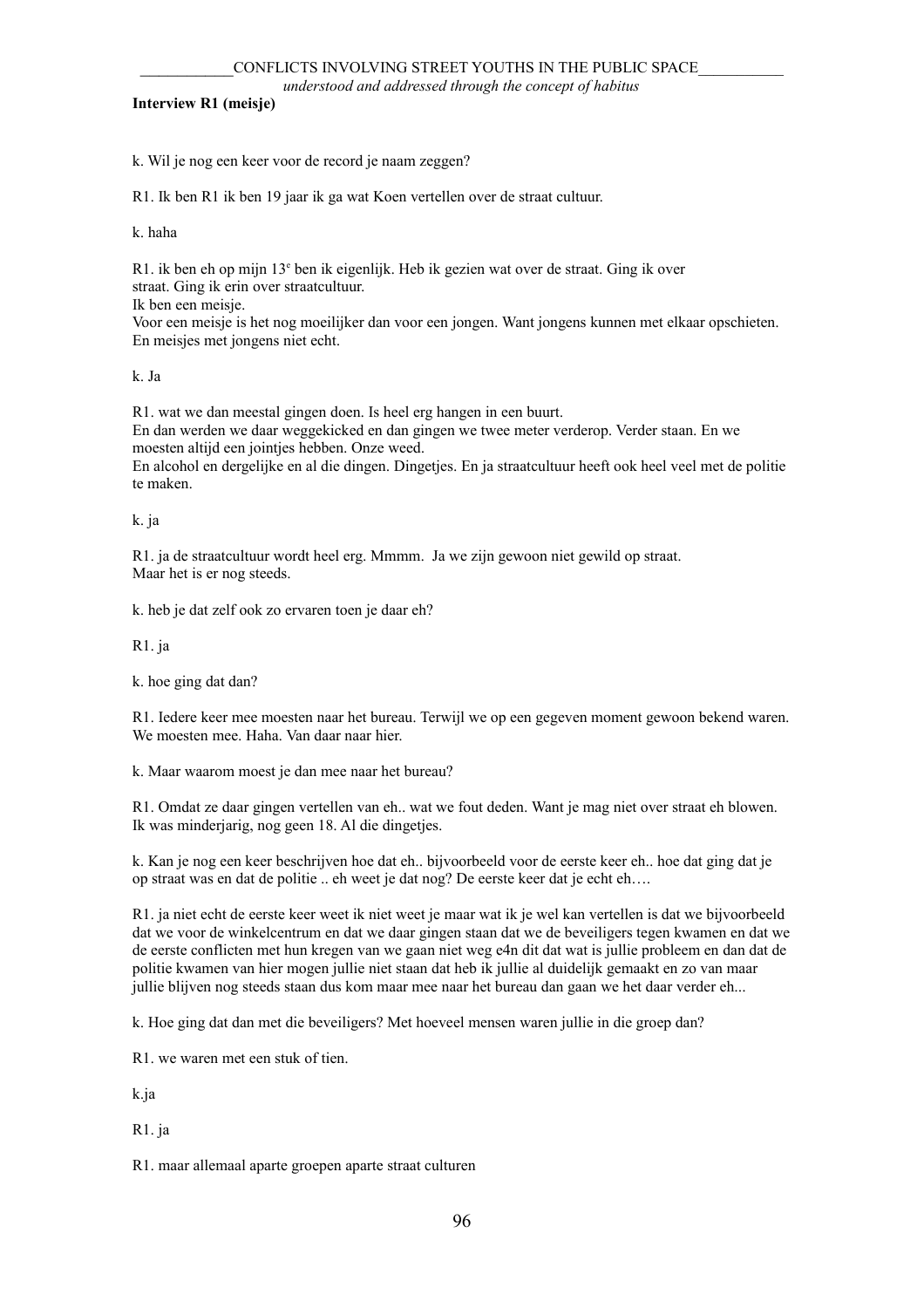**Interview R1 (meisje)**

k. Wil je nog een keer voor de record je naam zeggen?

R1. Ik ben R1 ik ben 19 jaar ik ga wat Koen vertellen over de straat cultuur.

k. haha

R1. ik ben eh op mijn 13e ben ik eigenlijk. Heb ik gezien wat over de straat. Ging ik over straat. Ging ik erin over straatcultuur.
Ik ben een meisje.
Voor een meisje is het nog moeilijker dan voor een jongen. Want jongens kunnen met elkaar opschieten. En meisjes met jongens niet echt.

k. Ja

R1. wat we dan meestal gingen doen. Is heel erg hangen in een buurt.
En dan werden we daar weggekicked en dan gingen we twee meter verderop. Verder staan. En we moesten altijd een jointjes hebben. Onze weed.
En alcohol en dergelijke en al die dingen. Dingetjes. En ja straatcultuur heeft ook heel veel met de politie te maken.

k. ja

R1. ja de straatcultuur wordt heel erg. Mmmm. Ja we zijn gewoon niet gewild op straat.
Maar het is er nog steeds.

k. heb je dat zelf ook zo ervaren toen je daar eh?

R1. ja

k. hoe ging dat dan?

R1. Iedere keer mee moesten naar het bureau. Terwijl we op een gegeven moment gewoon bekend waren. We moesten mee. Haha. Van daar naar hier.

k. Maar waarom moest je dan mee naar het bureau?

R1. Omdat ze daar gingen vertellen van eh.. wat we fout deden. Want je mag niet over straat eh blowen. Ik was minderjarig, nog geen 18. Al die dingetjes.

k. Kan je nog een keer beschrijven hoe dat eh.. bijvoorbeeld voor de eerste keer eh.. hoe dat ging dat je op straat was en dat de politie .. eh weet je dat nog? De eerste keer dat je echt eh….

R1. ja niet echt de eerste keer weet ik niet weet je maar wat ik je wel kan vertellen is dat we bijvoorbeeld dat we voor de winkelcentrum en dat we daar gingen staan dat we de beveiligers tegen kwamen en dat we de eerste conflicten met hun kregen van we gaan niet weg e4n dit dat wat is jullie probleem en dan dat de politie kwamen van hier mogen jullie niet staan dat heb ik jullie al duidelijk gemaakt en zo van maar jullie blijven nog steeds staan dus kom maar mee naar het bureau dan gaan we het daar verder eh...

k. Hoe ging dat dan met die beveiligers? Met hoeveel mensen waren jullie in die groep dan?

R1. we waren met een stuk of tien.

k.ja

R1. ja

R1. maar allemaal aparte groepen aparte straat culturen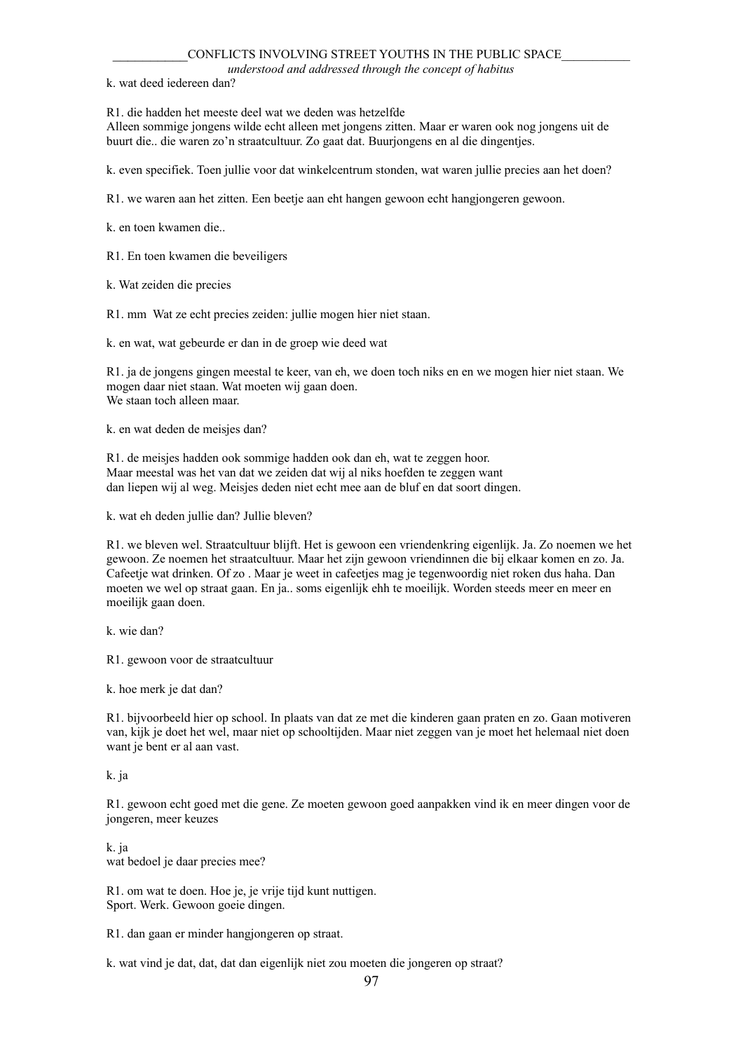k. wat deed iedereen dan?

R1. die hadden het meeste deel wat we deden was hetzelfde
Alleen sommige jongens wilde echt alleen met jongens zitten. Maar er waren ook nog jongens uit de buurt die.. die waren zo'n straatcultuur. Zo gaat dat. Buurjongens en al die dingentjes.

k. even specifiek. Toen jullie voor dat winkelcentrum stonden, wat waren jullie precies aan het doen?

R1. we waren aan het zitten. Een beetje aan eht hangen gewoon echt hangjongeren gewoon.

k. en toen kwamen die..

R1. En toen kwamen die beveiligers

k. Wat zeiden die precies

R1. mm  Wat ze echt precies zeiden: jullie mogen hier niet staan.

k. en wat, wat gebeurde er dan in de groep wie deed wat

R1. ja de jongens gingen meestal te keer, van eh, we doen toch niks en en we mogen hier niet staan. We mogen daar niet staan. Wat moeten wij gaan doen.
We staan toch alleen maar.

k. en wat deden de meisjes dan?

R1. de meisjes hadden ook sommige hadden ook dan eh, wat te zeggen hoor.
Maar meestal was het van dat we zeiden dat wij al niks hoefden te zeggen want
dan liepen wij al weg. Meisjes deden niet echt mee aan de bluf en dat soort dingen.

k. wat eh deden jullie dan? Jullie bleven?

R1. we bleven wel. Straatcultuur blijft. Het is gewoon een vriendenkring eigenlijk. Ja. Zo noemen we het gewoon. Ze noemen het straatcultuur. Maar het zijn gewoon vriendinnen die bij elkaar komen en zo. Ja. Cafeetje wat drinken. Of zo . Maar je weet in cafeetjes mag je tegenwoordig niet roken dus haha. Dan moeten we wel op straat gaan. En ja.. soms eigenlijk ehh te moeilijk. Worden steeds meer en meer en moeilijk gaan doen.

k. wie dan?

R1. gewoon voor de straatcultuur

k. hoe merk je dat dan?

R1. bijvoorbeeld hier op school. In plaats van dat ze met die kinderen gaan praten en zo. Gaan motiveren van, kijk je doet het wel, maar niet op schooltijden. Maar niet zeggen van je moet het helemaal niet doen want je bent er al aan vast.

k. ja

R1. gewoon echt goed met die gene. Ze moeten gewoon goed aanpakken vind ik en meer dingen voor de jongeren, meer keuzes

k. ja
wat bedoel je daar precies mee?

R1. om wat te doen. Hoe je, je vrije tijd kunt nuttigen.
Sport. Werk. Gewoon goeie dingen.

R1. dan gaan er minder hangjongeren op straat.

k. wat vind je dat, dat, dat dan eigenlijk niet zou moeten die jongeren op straat?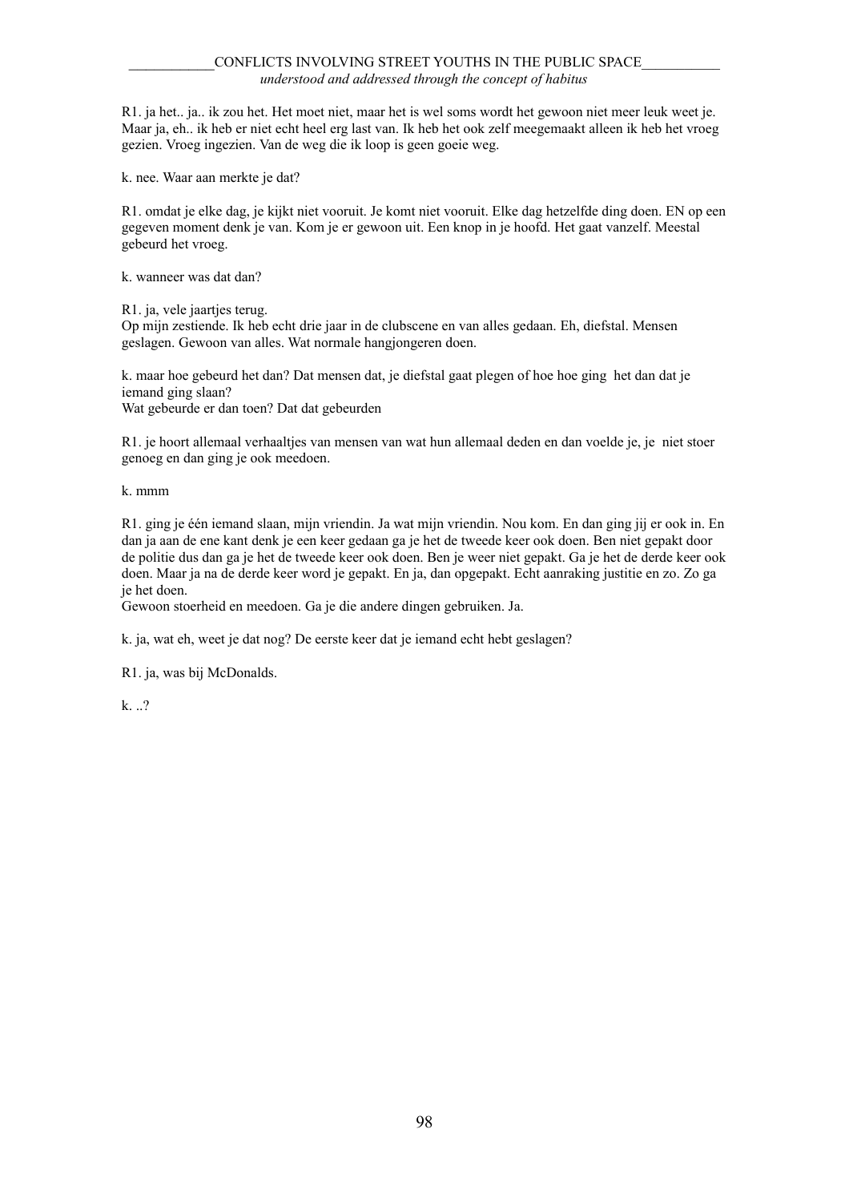R1. ja het.. ja.. ik zou het. Het moet niet, maar het is wel soms wordt het gewoon niet meer leuk weet je. Maar ja, eh.. ik heb er niet echt heel erg last van. Ik heb het ook zelf meegemaakt alleen ik heb het vroeg gezien. Vroeg ingezien. Van de weg die ik loop is geen goeie weg.

k. nee. Waar aan merkte je dat?

R1. omdat je elke dag, je kijkt niet vooruit. Je komt niet vooruit. Elke dag hetzelfde ding doen. EN op een gegeven moment denk je van. Kom je er gewoon uit. Een knop in je hoofd. Het gaat vanzelf. Meestal gebeurd het vroeg.

k. wanneer was dat dan?

R1. ja, vele jaartjes terug.
Op mijn zestiende. Ik heb echt drie jaar in de clubscene en van alles gedaan. Eh, diefstal. Mensen geslagen. Gewoon van alles. Wat normale hangjongeren doen.

k. maar hoe gebeurd het dan? Dat mensen dat, je diefstal gaat plegen of hoe hoe ging het dan dat je iemand ging slaan?
Wat gebeurde er dan toen? Dat dat gebeurden

R1. je hoort allemaal verhaaltjes van mensen van wat hun allemaal deden en dan voelde je, je niet stoer genoeg en dan ging je ook meedoen.

k. mmm

R1. ging je één iemand slaan, mijn vriendin. Ja wat mijn vriendin. Nou kom. En dan ging jij er ook in. En dan ja aan de ene kant denk je een keer gedaan ga je het de tweede keer ook doen. Ben niet gepakt door de politie dus dan ga je het de tweede keer ook doen. Ben je weer niet gepakt. Ga je het de derde keer ook doen. Maar ja na de derde keer word je gepakt. En ja, dan opgepakt. Echt aanraking justitie en zo. Zo ga je het doen.
Gewoon stoerheid en meedoen. Ga je die andere dingen gebruiken. Ja.

k. ja, wat eh, weet je dat nog? De eerste keer dat je iemand echt hebt geslagen?

R1. ja, was bij McDonalds.

k. ..?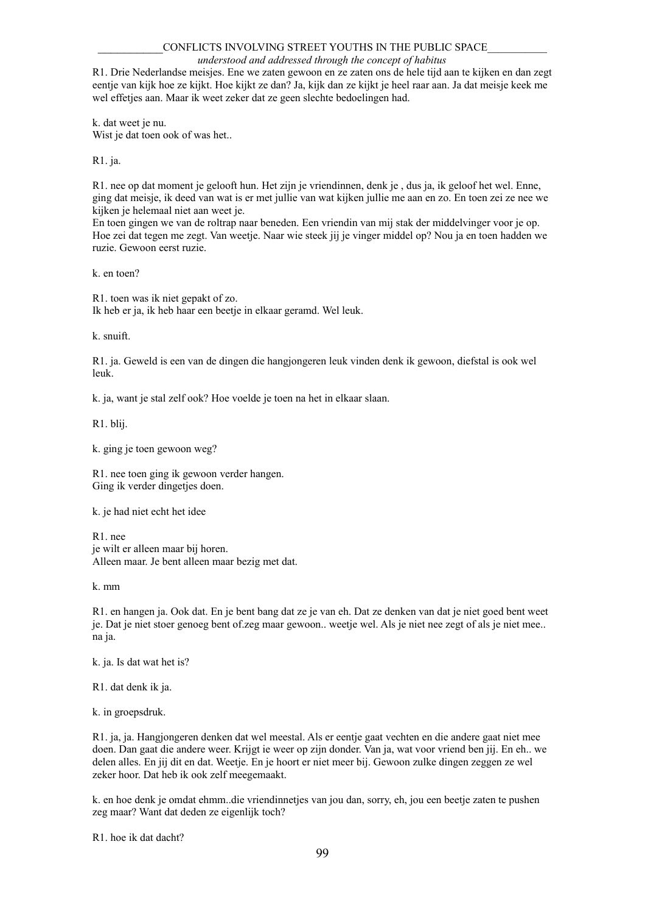R1. Drie Nederlandse meisjes. Ene we zaten gewoon en ze zaten ons de hele tijd aan te kijken en dan zegt eentje van kijk hoe ze kijkt. Hoe kijkt ze dan? Ja, kijk dan ze kijkt je heel raar aan. Ja dat meisje keek me wel effetjes aan. Maar ik weet zeker dat ze geen slechte bedoelingen had.

k. dat weet je nu.
Wist je dat toen ook of was het..

R1. ja.

R1. nee op dat moment je gelooft hun. Het zijn je vriendinnen, denk je , dus ja, ik geloof het wel. Enne, ging dat meisje, ik deed van wat is er met jullie van wat kijken jullie me aan en zo. En toen zei ze nee we kijken je helemaal niet aan weet je.
En toen gingen we van de roltrap naar beneden. Een vriendin van mij stak der middelvinger voor je op. Hoe zei dat tegen me zegt. Van weetje. Naar wie steek jij je vinger middel op? Nou ja en toen hadden we ruzie. Gewoon eerst ruzie.

k. en toen?

R1. toen was ik niet gepakt of zo.
Ik heb er ja, ik heb haar een beetje in elkaar geramd. Wel leuk.

k. snuift.

R1. ja. Geweld is een van de dingen die hangjongeren leuk vinden denk ik gewoon, diefstal is ook wel leuk.

k. ja, want je stal zelf ook? Hoe voelde je toen na het in elkaar slaan.

R1. blij.

k. ging je toen gewoon weg?

R1. nee toen ging ik gewoon verder hangen.
Ging ik verder dingetjes doen.

k. je had niet echt het idee

R1. nee
je wilt er alleen maar bij horen.
Alleen maar. Je bent alleen maar bezig met dat.

k. mm

R1. en hangen ja. Ook dat. En je bent bang dat ze je van eh. Dat ze denken van dat je niet goed bent weet je. Dat je niet stoer genoeg bent of.zeg maar gewoon.. weetje wel. Als je niet nee zegt of als je niet mee.. na ja.

k. ja. Is dat wat het is?

R1. dat denk ik ja.

k. in groepsdruk.

R1. ja, ja. Hangjongeren denken dat wel meestal. Als er eentje gaat vechten en die andere gaat niet mee doen. Dan gaat die andere weer. Krijgt ie weer op zijn donder. Van ja, wat voor vriend ben jij. En eh.. we delen alles. En jij dit en dat. Weetje. En je hoort er niet meer bij. Gewoon zulke dingen zeggen ze wel zeker hoor. Dat heb ik ook zelf meegemaakt.

k. en hoe denk je omdat ehmm..die vriendinnetjes van jou dan, sorry, eh, jou een beetje zaten te pushen zeg maar? Want dat deden ze eigenlijk toch?

R1. hoe ik dat dacht?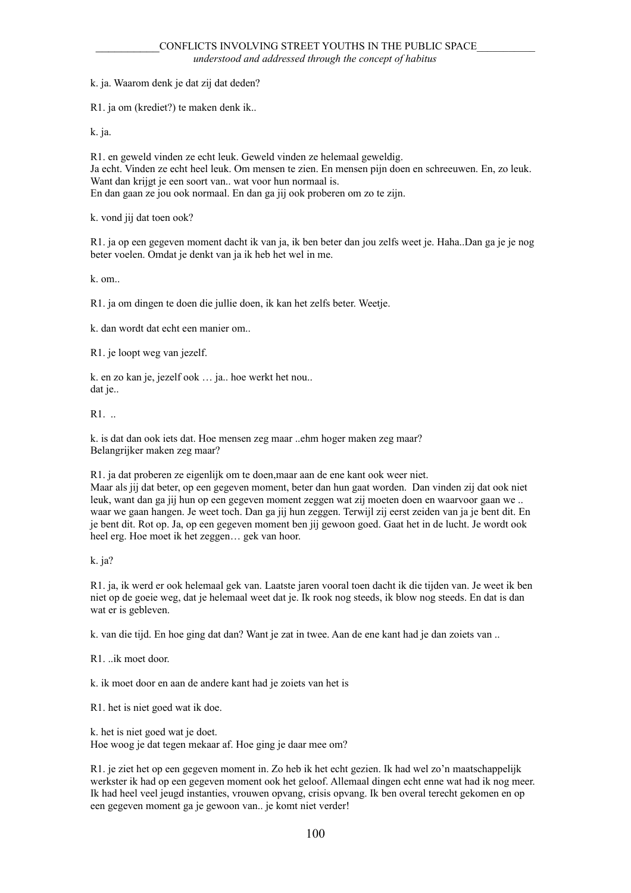k. ja. Waarom denk je dat zij dat deden?

R1. ja om (krediet?) te maken denk ik..

k. ja.

R1. en geweld vinden ze echt leuk. Geweld vinden ze helemaal geweldig.
Ja echt. Vinden ze echt heel leuk. Om mensen te zien. En mensen pijn doen en schreeuwen. En, zo leuk. Want dan krijgt je een soort van.. wat voor hun normaal is.
En dan gaan ze jou ook normaal. En dan ga jij ook proberen om zo te zijn.

k. vond jij dat toen ook?

R1. ja op een gegeven moment dacht ik van ja, ik ben beter dan jou zelfs weet je. Haha..Dan ga je je nog beter voelen. Omdat je denkt van ja ik heb het wel in me.

k. om..

R1. ja om dingen te doen die jullie doen, ik kan het zelfs beter. Weetje.

k. dan wordt dat echt een manier om..

R1. je loopt weg van jezelf.

k. en zo kan je, jezelf ook … ja.. hoe werkt het nou..
dat je..

R1. ..

k. is dat dan ook iets dat. Hoe mensen zeg maar ..ehm hoger maken zeg maar?
Belangrijker maken zeg maar?

R1. ja dat proberen ze eigenlijk om te doen,maar aan de ene kant ook weer niet.
Maar als jij dat beter, op een gegeven moment, beter dan hun gaat worden. Dan vinden zij dat ook niet leuk, want dan ga jij hun op een gegeven moment zeggen wat zij moeten doen en waarvoor gaan we .. waar we gaan hangen. Je weet toch. Dan ga jij hun zeggen. Terwijl zij eerst zeiden van ja je bent dit. En je bent dit. Rot op. Ja, op een gegeven moment ben jij gewoon goed. Gaat het in de lucht. Je wordt ook heel erg. Hoe moet ik het zeggen… gek van hoor.

k. ja?

R1. ja, ik werd er ook helemaal gek van. Laatste jaren vooral toen dacht ik die tijden van. Je weet ik ben niet op de goeie weg, dat je helemaal weet dat je. Ik rook nog steeds, ik blow nog steeds. En dat is dan wat er is gebleven.

k. van die tijd. En hoe ging dat dan? Want je zat in twee. Aan de ene kant had je dan zoiets van ..

R1. ..ik moet door.

k. ik moet door en aan de andere kant had je zoiets van het is

R1. het is niet goed wat ik doe.

k. het is niet goed wat je doet.
Hoe woog je dat tegen mekaar af. Hoe ging je daar mee om?

R1. je ziet het op een gegeven moment in. Zo heb ik het echt gezien. Ik had wel zo'n maatschappelijk werkster ik had op een gegeven moment ook het geloof. Allemaal dingen echt enne wat had ik nog meer. Ik had heel veel jeugd instanties, vrouwen opvang, crisis opvang. Ik ben overal terecht gekomen en op een gegeven moment ga je gewoon van.. je komt niet verder!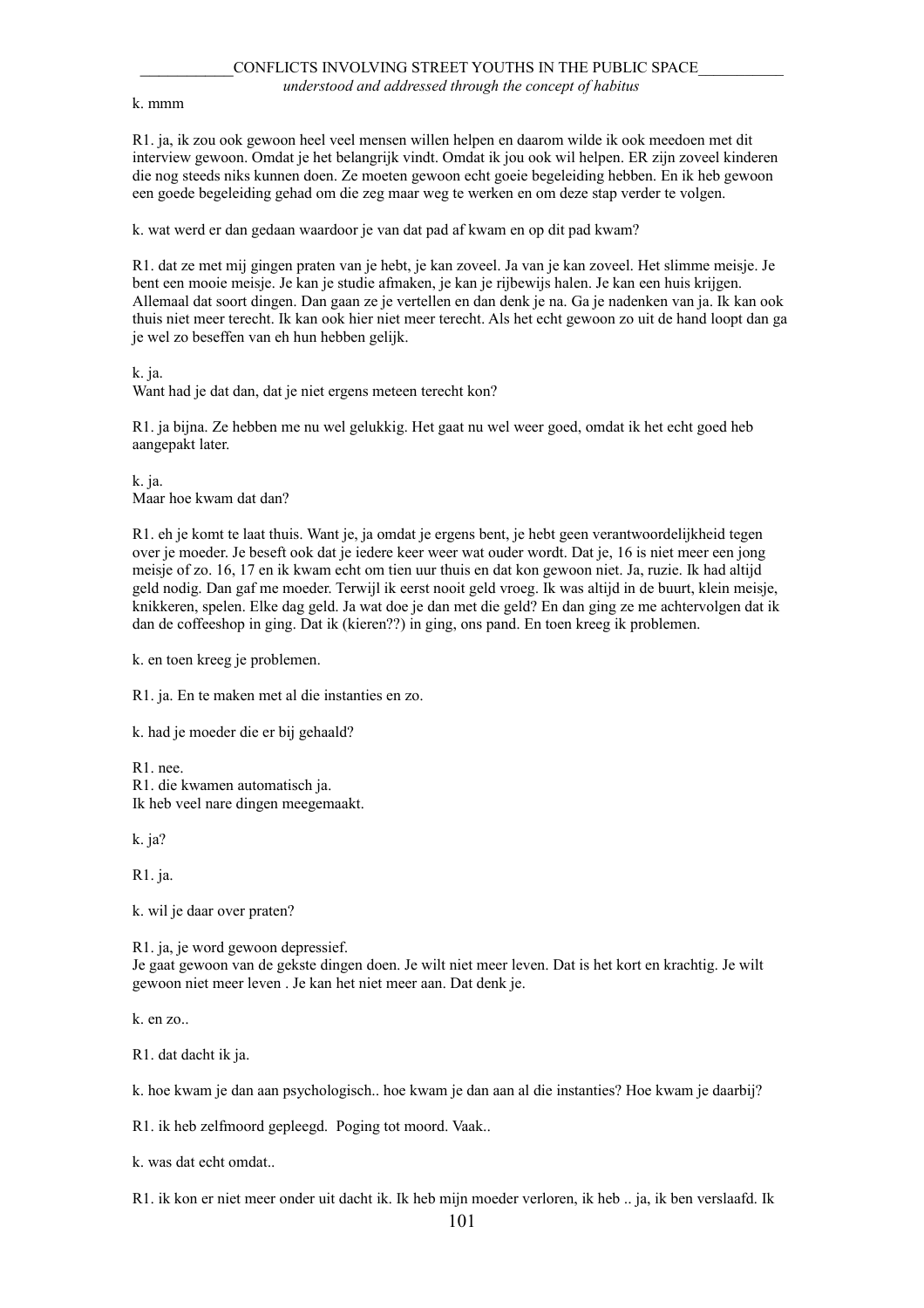k. mmm

R1. ja, ik zou ook gewoon heel veel mensen willen helpen en daarom wilde ik ook meedoen met dit interview gewoon. Omdat je het belangrijk vindt. Omdat ik jou ook wil helpen. ER zijn zoveel kinderen die nog steeds niks kunnen doen. Ze moeten gewoon echt goeie begeleiding hebben. En ik heb gewoon een goede begeleiding gehad om die zeg maar weg te werken en om deze stap verder te volgen.

k. wat werd er dan gedaan waardoor je van dat pad af kwam en op dit pad kwam?

R1. dat ze met mij gingen praten van je hebt, je kan zoveel. Ja van je kan zoveel. Het slimme meisje. Je bent een mooie meisje. Je kan je studie afmaken, je kan je rijbewijs halen. Je kan een huis krijgen. Allemaal dat soort dingen. Dan gaan ze je vertellen en dan denk je na. Ga je nadenken van ja. Ik kan ook thuis niet meer terecht. Ik kan ook hier niet meer terecht. Als het echt gewoon zo uit de hand loopt dan ga je wel zo beseffen van eh hun hebben gelijk.

k. ja.
Want had je dat dan, dat je niet ergens meteen terecht kon?

R1. ja bijna. Ze hebben me nu wel gelukkig. Het gaat nu wel weer goed, omdat ik het echt goed heb aangepakt later.

k. ja.
Maar hoe kwam dat dan?

R1. eh je komt te laat thuis. Want je, ja omdat je ergens bent, je hebt geen verantwoordelijkheid tegen over je moeder. Je beseft ook dat je iedere keer weer wat ouder wordt. Dat je, 16 is niet meer een jong meisje of zo. 16, 17 en ik kwam echt om tien uur thuis en dat kon gewoon niet. Ja, ruzie. Ik had altijd geld nodig. Dan gaf me moeder. Terwijl ik eerst nooit geld vroeg. Ik was altijd in de buurt, klein meisje, knikkeren, spelen. Elke dag geld. Ja wat doe je dan met die geld? En dan ging ze me achtervolgen dat ik dan de coffeeshop in ging. Dat ik (kieren??) in ging, ons pand. En toen kreeg ik problemen.

k. en toen kreeg je problemen.

R1. ja. En te maken met al die instanties en zo.

k. had je moeder die er bij gehaald?

R1. nee.
R1. die kwamen automatisch ja.
Ik heb veel nare dingen meegemaakt.

k. ja?

R1. ja.

k. wil je daar over praten?

R1. ja, je word gewoon depressief.
Je gaat gewoon van de gekste dingen doen. Je wilt niet meer leven. Dat is het kort en krachtig. Je wilt gewoon niet meer leven . Je kan het niet meer aan. Dat denk je.

k. en zo..

R1. dat dacht ik ja.

k. hoe kwam je dan aan psychologisch.. hoe kwam je dan aan al die instanties? Hoe kwam je daarbij?

R1. ik heb zelfmoord gepleegd.  Poging tot moord. Vaak..

k. was dat echt omdat..

R1. ik kon er niet meer onder uit dacht ik. Ik heb mijn moeder verloren, ik heb .. ja, ik ben verslaafd. Ik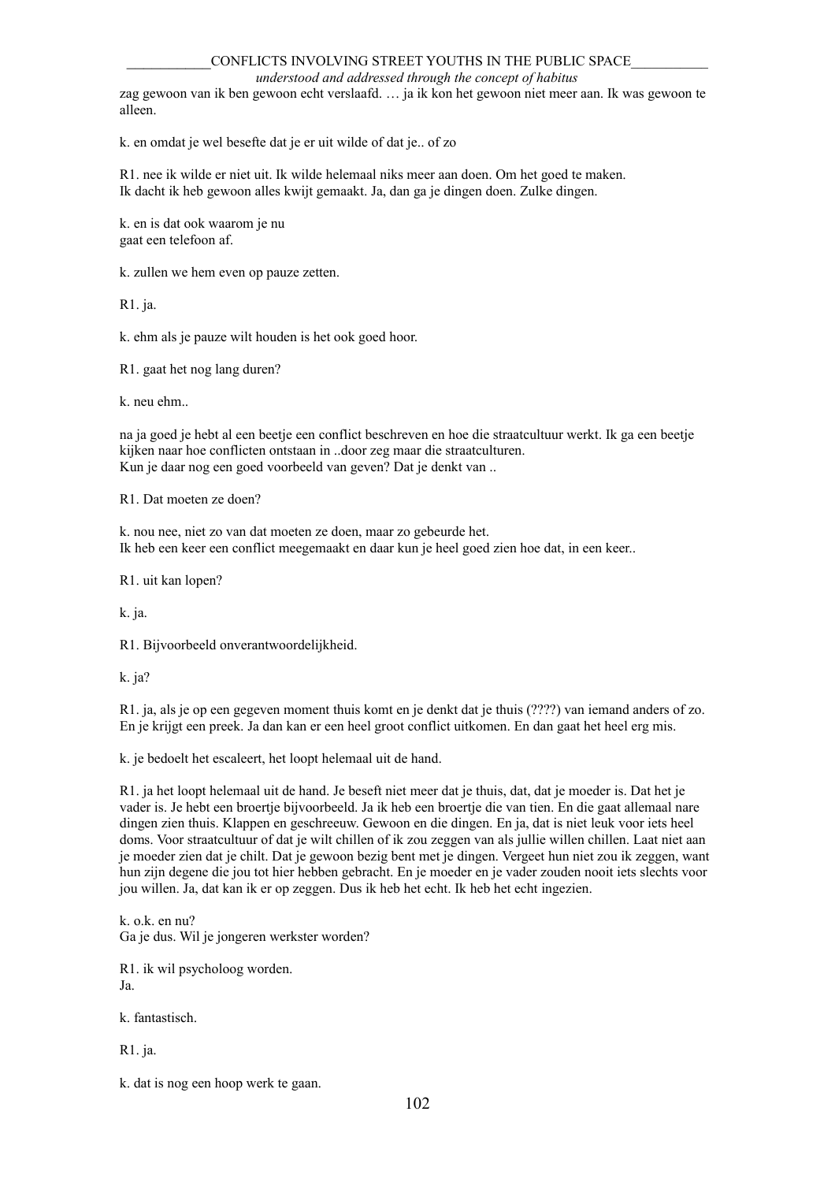zag gewoon van ik ben gewoon echt verslaafd. … ja ik kon het gewoon niet meer aan. Ik was gewoon te alleen.

k. en omdat je wel besefte dat je er uit wilde of dat je.. of zo

R1. nee ik wilde er niet uit. Ik wilde helemaal niks meer aan doen. Om het goed te maken.
Ik dacht ik heb gewoon alles kwijt gemaakt. Ja, dan ga je dingen doen. Zulke dingen.

k. en is dat ook waarom je nu
gaat een telefoon af.

k. zullen we hem even op pauze zetten.

R1. ja.

k. ehm als je pauze wilt houden is het ook goed hoor.

R1. gaat het nog lang duren?

k. neu ehm..

na ja goed je hebt al een beetje een conflict beschreven en hoe die straatcultuur werkt. Ik ga een beetje kijken naar hoe conflicten ontstaan in ..door zeg maar die straatculturen.
Kun je daar nog een goed voorbeeld van geven? Dat je denkt van ..

R1. Dat moeten ze doen?

k. nou nee, niet zo van dat moeten ze doen, maar zo gebeurde het.
Ik heb een keer een conflict meegemaakt en daar kun je heel goed zien hoe dat, in een keer..

R1. uit kan lopen?

k. ja.

R1. Bijvoorbeeld onverantwoordelijkheid.

k. ja?

R1. ja, als je op een gegeven moment thuis komt en je denkt dat je thuis (????) van iemand anders of zo. En je krijgt een preek. Ja dan kan er een heel groot conflict uitkomen. En dan gaat het heel erg mis.

k. je bedoelt het escaleert, het loopt helemaal uit de hand.

R1. ja het loopt helemaal uit de hand. Je beseft niet meer dat je thuis, dat, dat je moeder is. Dat het je vader is. Je hebt een broertje bijvoorbeeld. Ja ik heb een broertje die van tien. En die gaat allemaal nare dingen zien thuis. Klappen en geschreeuw. Gewoon en die dingen. En ja, dat is niet leuk voor iets heel doms. Voor straatcultuur of dat je wilt chillen of ik zou zeggen van als jullie willen chillen. Laat niet aan je moeder zien dat je chilt. Dat je gewoon bezig bent met je dingen. Vergeet hun niet zou ik zeggen, want hun zijn degene die jou tot hier hebben gebracht. En je moeder en je vader zouden nooit iets slechts voor jou willen. Ja, dat kan ik er op zeggen. Dus ik heb het echt. Ik heb het echt ingezien.

k. o.k. en nu?
Ga je dus. Wil je jongeren werkster worden?

R1. ik wil psycholoog worden.
Ja.

k. fantastisch.

R1. ja.

k. dat is nog een hoop werk te gaan.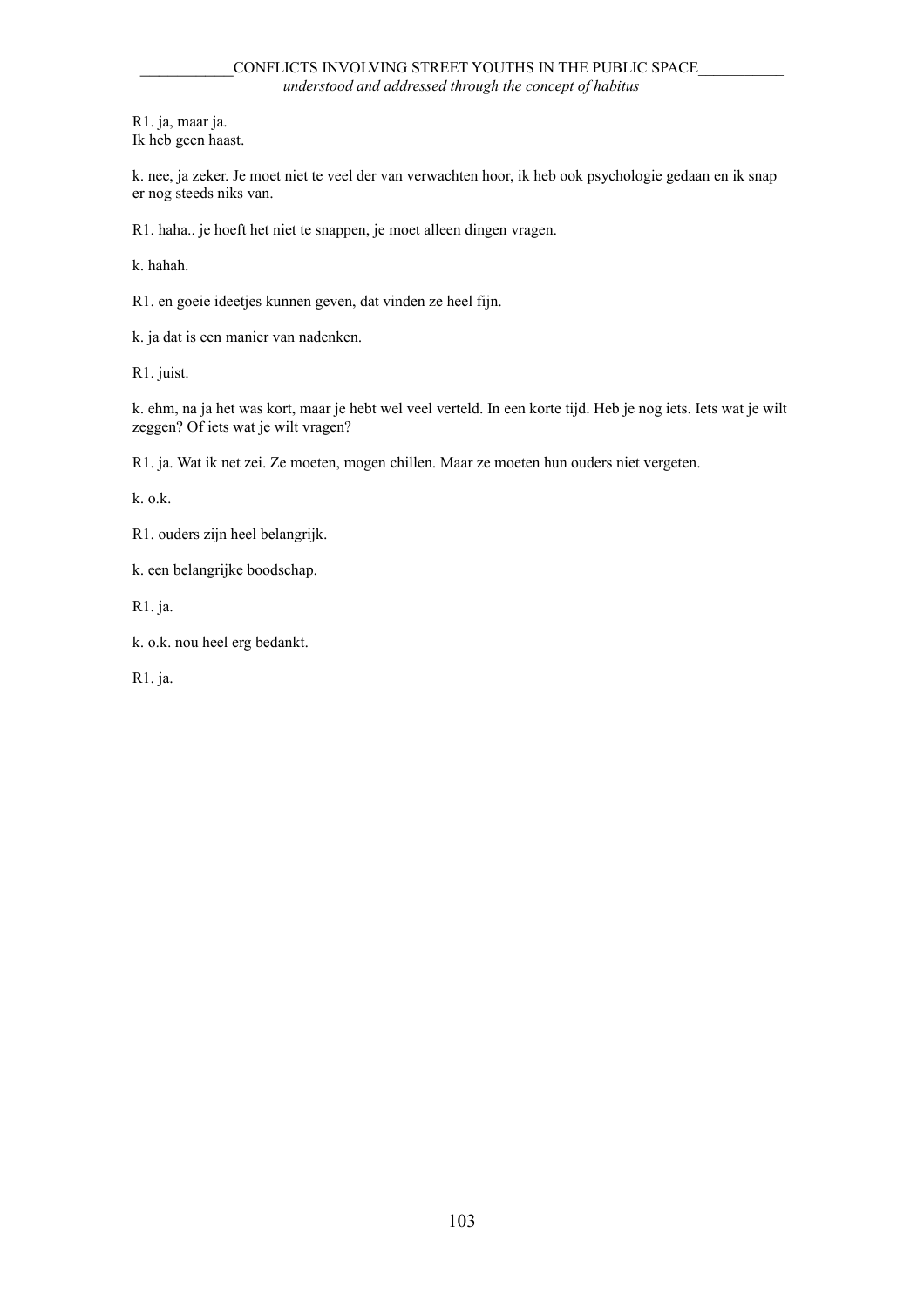R1. ja, maar ja.
Ik heb geen haast.

k. nee, ja zeker. Je moet niet te veel der van verwachten hoor, ik heb ook psychologie gedaan en ik snap er nog steeds niks van.

R1. haha.. je hoeft het niet te snappen, je moet alleen dingen vragen.

k. hahah.

R1. en goeie ideetjes kunnen geven, dat vinden ze heel fijn.

k. ja dat is een manier van nadenken.

R1. juist.

k. ehm, na ja het was kort, maar je hebt wel veel verteld. In een korte tijd. Heb je nog iets. Iets wat je wilt zeggen? Of iets wat je wilt vragen?

R1. ja. Wat ik net zei. Ze moeten, mogen chillen. Maar ze moeten hun ouders niet vergeten.

k. o.k.

R1. ouders zijn heel belangrijk.

k. een belangrijke boodschap.

R1. ja.

k. o.k. nou heel erg bedankt.

R1. ja.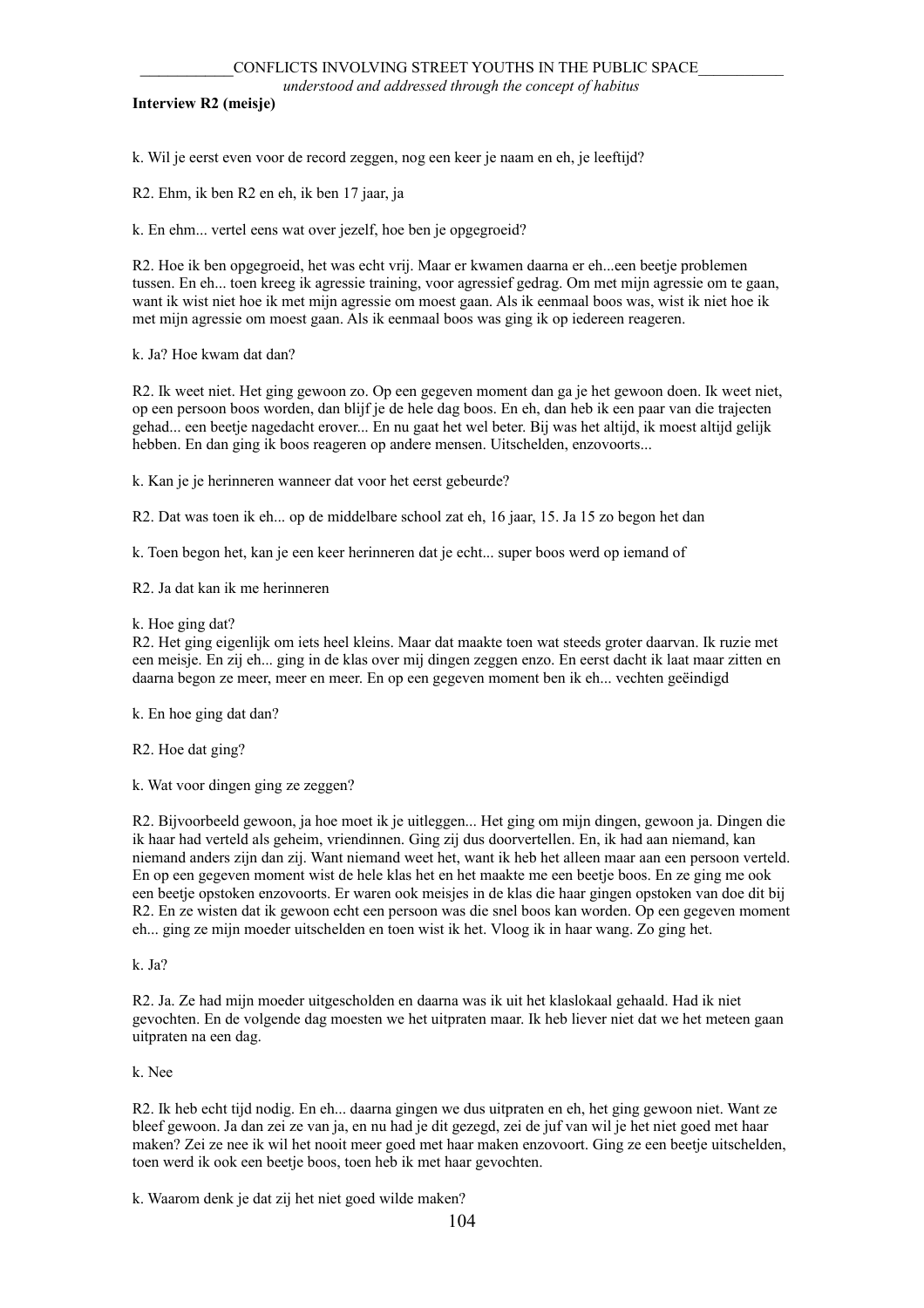**Interview R2 (meisje)**

k. Wil je eerst even voor de record zeggen, nog een keer je naam en eh, je leeftijd?

R2. Ehm, ik ben R2 en eh, ik ben 17 jaar, ja

k. En ehm... vertel eens wat over jezelf, hoe ben je opgegroeid?

R2. Hoe ik ben opgegroeid, het was echt vrij. Maar er kwamen daarna er eh...een beetje problemen tussen. En eh... toen kreeg ik agressie training, voor agressief gedrag. Om met mijn agressie om te gaan, want ik wist niet hoe ik met mijn agressie om moest gaan. Als ik eenmaal boos was, wist ik niet hoe ik met mijn agressie om moest gaan. Als ik eenmaal boos was ging ik op iedereen reageren.

k. Ja? Hoe kwam dat dan?

R2. Ik weet niet. Het ging gewoon zo. Op een gegeven moment dan ga je het gewoon doen. Ik weet niet, op een persoon boos worden, dan blijf je de hele dag boos. En eh, dan heb ik een paar van die trajecten gehad... een beetje nagedacht erover... En nu gaat het wel beter. Bij was het altijd, ik moest altijd gelijk hebben. En dan ging ik boos reageren op andere mensen. Uitschelden, enzovoorts...

k. Kan je je herinneren wanneer dat voor het eerst gebeurde?

R2. Dat was toen ik eh... op de middelbare school zat eh, 16 jaar, 15. Ja 15 zo begon het dan

k. Toen begon het, kan je een keer herinneren dat je echt... super boos werd op iemand of

R2. Ja dat kan ik me herinneren

k. Hoe ging dat?
R2. Het ging eigenlijk om iets heel kleins. Maar dat maakte toen wat steeds groter daarvan. Ik ruzie met een meisje. En zij eh... ging in de klas over mij dingen zeggen enzo. En eerst dacht ik laat maar zitten en daarna begon ze meer, meer en meer. En op een gegeven moment ben ik eh... vechten geëindigd

k. En hoe ging dat dan?

R2. Hoe dat ging?

k. Wat voor dingen ging ze zeggen?

R2. Bijvoorbeeld gewoon, ja hoe moet ik je uitleggen... Het ging om mijn dingen, gewoon ja. Dingen die ik haar had verteld als geheim, vriendinnen. Ging zij dus doorvertellen. En, ik had aan niemand, kan niemand anders zijn dan zij. Want niemand weet het, want ik heb het alleen maar aan een persoon verteld. En op een gegeven moment wist de hele klas het en het maakte me een beetje boos. En ze ging me ook een beetje opstoken enzovoorts. Er waren ook meisjes in de klas die haar gingen opstoken van doe dit bij R2. En ze wisten dat ik gewoon echt een persoon was die snel boos kan worden. Op een gegeven moment eh... ging ze mijn moeder uitschelden en toen wist ik het. Vloog ik in haar wang. Zo ging het.

k. Ja?

R2. Ja. Ze had mijn moeder uitgescholden en daarna was ik uit het klaslokaal gehaald. Had ik niet gevochten. En de volgende dag moesten we het uitpraten maar. Ik heb liever niet dat we het meteen gaan uitpraten na een dag.

k. Nee

R2. Ik heb echt tijd nodig. En eh... daarna gingen we dus uitpraten en eh, het ging gewoon niet. Want ze bleef gewoon. Ja dan zei ze van ja, en nu had je dit gezegd, zei de juf van wil je het niet goed met haar maken? Zei ze nee ik wil het nooit meer goed met haar maken enzovoort. Ging ze een beetje uitschelden, toen werd ik ook een beetje boos, toen heb ik met haar gevochten.

k. Waarom denk je dat zij het niet goed wilde maken?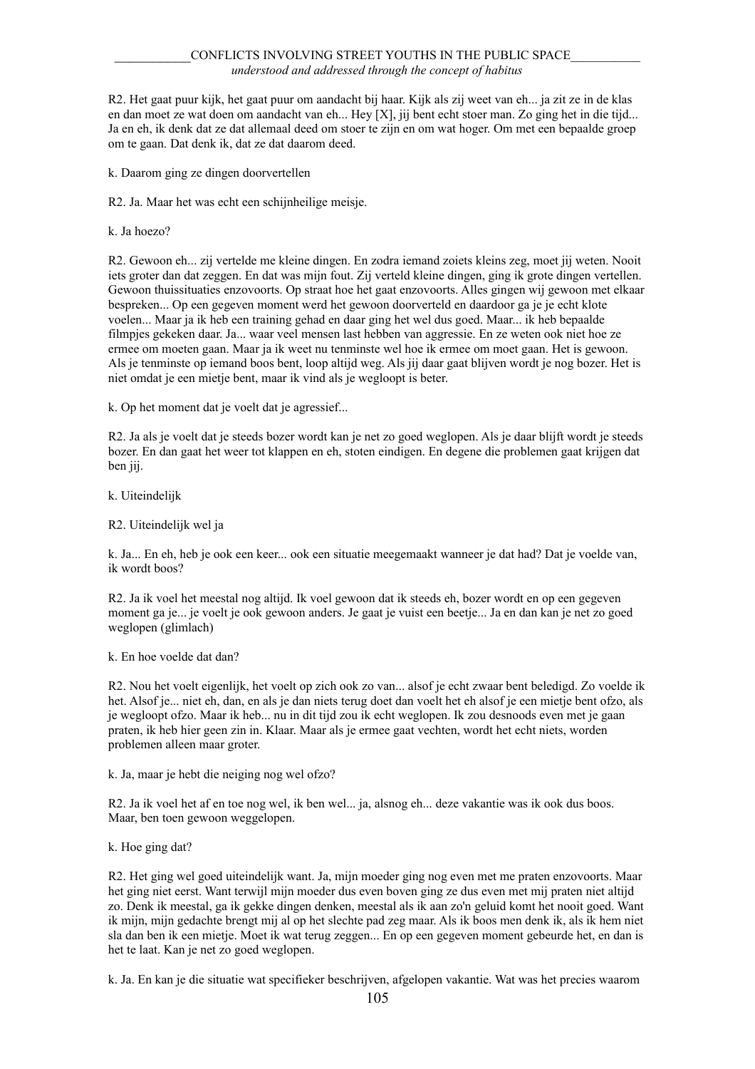R2. Het gaat puur kijk, het gaat puur om aandacht bij haar. Kijk als zij weet van eh... ja zit ze in de klas en dan moet ze wat doen om aandacht van eh... Hey [X], jij bent echt stoer man. Zo ging het in die tijd... Ja en eh, ik denk dat ze dat allemaal deed om stoer te zijn en om wat hoger. Om met een bepaalde groep om te gaan. Dat denk ik, dat ze dat daarom deed.

k. Daarom ging ze dingen doorvertellen

R2. Ja. Maar het was echt een schijnheilige meisje.

k. Ja hoezo?

R2. Gewoon eh... zij vertelde me kleine dingen. En zodra iemand zoiets kleins zeg, moet jij weten. Nooit iets groter dan dat zeggen. En dat was mijn fout. Zij verteld kleine dingen, ging ik grote dingen vertellen. Gewoon thuissituaties enzovoorts. Op straat hoe het gaat enzovoorts. Alles gingen wij gewoon met elkaar bespreken... Op een gegeven moment werd het gewoon doorverteld en daardoor ga je je echt klote voelen... Maar ja ik heb een training gehad en daar ging het wel dus goed. Maar... ik heb bepaalde filmpjes gekeken daar. Ja... waar veel mensen last hebben van aggressie. En ze weten ook niet hoe ze ermee om moeten gaan. Maar ja ik weet nu tenminste wel hoe ik ermee om moet gaan. Het is gewoon. Als je tenminste op iemand boos bent, loop altijd weg. Als jij daar gaat blijven wordt je nog bozer. Het is niet omdat je een mietje bent, maar ik vind als je wegloopt is beter.

k. Op het moment dat je voelt dat je agressief...

R2. Ja als je voelt dat je steeds bozer wordt kan je net zo goed weglopen. Als je daar blijft wordt je steeds bozer. En dan gaat het weer tot klappen en eh, stoten eindigen. En degene die problemen gaat krijgen dat ben jij.

k. Uiteindelijk

R2. Uiteindelijk wel ja

k. Ja... En eh, heb je ook een keer... ook een situatie meegemaakt wanneer je dat had? Dat je voelde van, ik wordt boos?

R2. Ja ik voel het meestal nog altijd. Ik voel gewoon dat ik steeds eh, bozer wordt en op een gegeven moment ga je... je voelt je ook gewoon anders. Je gaat je vuist een beetje... Ja en dan kan je net zo goed weglopen (glimlach)

k. En hoe voelde dat dan?

R2. Nou het voelt eigenlijk, het voelt op zich ook zo van... alsof je echt zwaar bent beledigd. Zo voelde ik het. Alsof je... niet eh, dan, en als je dan niets terug doet dan voelt het eh alsof je een mietje bent ofzo, als je wegloopt ofzo. Maar ik heb... nu in dit tijd zou ik echt weglopen. Ik zou desnoods even met je gaan praten, ik heb hier geen zin in. Klaar. Maar als je ermee gaat vechten, wordt het echt niets, worden problemen alleen maar groter.

k. Ja, maar je hebt die neiging nog wel ofzo?

R2. Ja ik voel het af en toe nog wel, ik ben wel... ja, alsnog eh... deze vakantie was ik ook dus boos. Maar, ben toen gewoon weggelopen.

k. Hoe ging dat?

R2. Het ging wel goed uiteindelijk want. Ja, mijn moeder ging nog even met me praten enzovoorts. Maar het ging niet eerst. Want terwijl mijn moeder dus even boven ging ze dus even met mij praten niet altijd zo. Denk ik meestal, ga ik gekke dingen denken, meestal als ik aan zo'n geluid komt het nooit goed. Want ik mijn, mijn gedachte brengt mij al op het slechte pad zeg maar. Als ik boos men denk ik, als ik hem niet sla dan ben ik een mietje. Moet ik wat terug zeggen... En op een gegeven moment gebeurde het, en dan is het te laat. Kan je net zo goed weglopen.

k. Ja. En kan je die situatie wat specifieker beschrijven, afgelopen vakantie. Wat was het precies waarom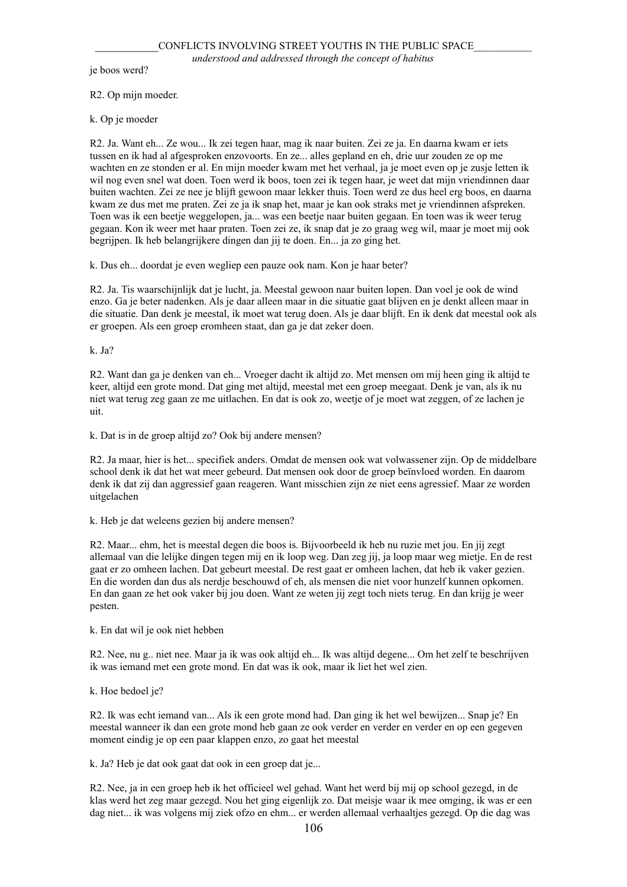je boos werd?

R2. Op mijn moeder.

k. Op je moeder

R2. Ja. Want eh... Ze wou... Ik zei tegen haar, mag ik naar buiten. Zei ze ja. En daarna kwam er iets tussen en ik had al afgesproken enzovoorts. En ze... alles gepland en eh, drie uur zouden ze op me wachten en ze stonden er al. En mijn moeder kwam met het verhaal, ja je moet even op je zusje letten ik wil nog even snel wat doen. Toen werd ik boos, toen zei ik tegen haar, je weet dat mijn vriendinnen daar buiten wachten. Zei ze nee je blijft gewoon maar lekker thuis. Toen werd ze dus heel erg boos, en daarna kwam ze dus met me praten. Zei ze ja ik snap het, maar je kan ook straks met je vriendinnen afspreken. Toen was ik een beetje weggelopen, ja... was een beetje naar buiten gegaan. En toen was ik weer terug gegaan. Kon ik weer met haar praten. Toen zei ze, ik snap dat je zo graag weg wil, maar je moet mij ook begrijpen. Ik heb belangrijkere dingen dan jij te doen. En... ja zo ging het.

k. Dus eh... doordat je even wegliep een pauze ook nam. Kon je haar beter?

R2. Ja. Tis waarschijnlijk dat je lucht, ja. Meestal gewoon naar buiten lopen. Dan voel je ook de wind enzo. Ga je beter nadenken. Als je daar alleen maar in die situatie gaat blijven en je denkt alleen maar in die situatie. Dan denk je meestal, ik moet wat terug doen. Als je daar blijft. En ik denk dat meestal ook als er groepen. Als een groep eromheen staat, dan ga je dat zeker doen.

k. Ja?

R2. Want dan ga je denken van eh... Vroeger dacht ik altijd zo. Met mensen om mij heen ging ik altijd te keer, altijd een grote mond. Dat ging met altijd, meestal met een groep meegaat. Denk je van, als ik nu niet wat terug zeg gaan ze me uitlachen. En dat is ook zo, weetje of je moet wat zeggen, of ze lachen je uit.

k. Dat is in de groep altijd zo? Ook bij andere mensen?

R2. Ja maar, hier is het... specifiek anders. Omdat de mensen ook wat volwassener zijn. Op de middelbare school denk ik dat het wat meer gebeurd. Dat mensen ook door de groep beïnvloed worden. En daarom denk ik dat zij dan aggressief gaan reageren. Want misschien zijn ze niet eens agressief. Maar ze worden uitgelachen

k. Heb je dat weleens gezien bij andere mensen?

R2. Maar... ehm, het is meestal degen die boos is. Bijvoorbeeld ik heb nu ruzie met jou. En jij zegt allemaal van die lelijke dingen tegen mij en ik loop weg. Dan zeg jij, ja loop maar weg mietje. En de rest gaat er zo omheen lachen. Dat gebeurt meestal. De rest gaat er omheen lachen, dat heb ik vaker gezien. En die worden dan dus als nerdje beschouwd of eh, als mensen die niet voor hunzelf kunnen opkomen. En dan gaan ze het ook vaker bij jou doen. Want ze weten jij zegt toch niets terug. En dan krijg je weer pesten.

k. En dat wil je ook niet hebben

R2. Nee, nu g.. niet nee. Maar ja ik was ook altijd eh... Ik was altijd degene... Om het zelf te beschrijven ik was iemand met een grote mond. En dat was ik ook, maar ik liet het wel zien.

k. Hoe bedoel je?

R2. Ik was echt iemand van... Als ik een grote mond had. Dan ging ik het wel bewijzen... Snap je? En meestal wanneer ik dan een grote mond heb gaan ze ook verder en verder en verder en op een gegeven moment eindig je op een paar klappen enzo, zo gaat het meestal

k. Ja? Heb je dat ook gaat dat ook in een groep dat je...

R2. Nee, ja in een groep heb ik het officieel wel gehad. Want het werd bij mij op school gezegd, in de klas werd het zeg maar gezegd. Nou het ging eigenlijk zo. Dat meisje waar ik mee omging, ik was er een dag niet... ik was volgens mij ziek ofzo en ehm... er werden allemaal verhaaltjes gezegd. Op die dag was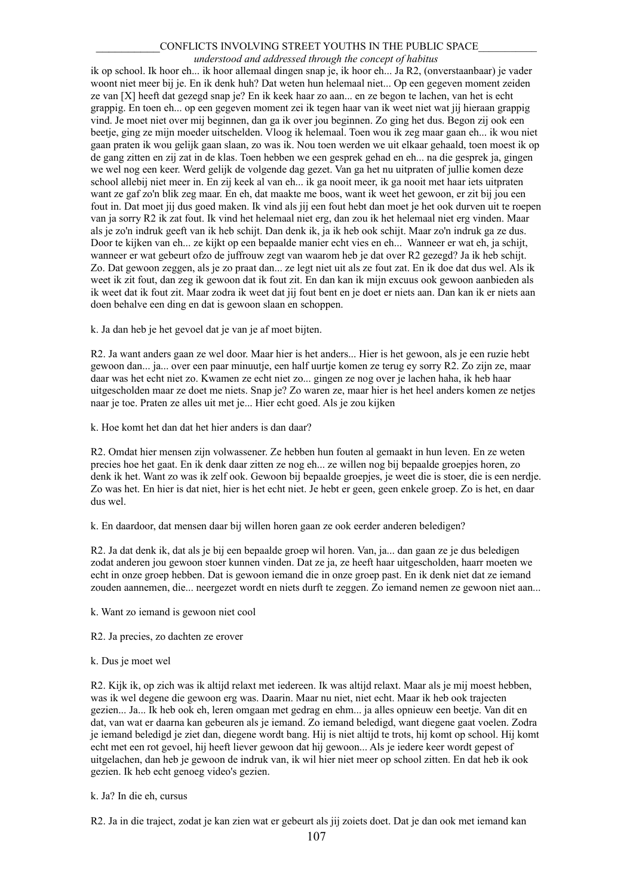ik op school. Ik hoor eh... ik hoor allemaal dingen snap je, ik hoor eh... Ja R2, (onverstaanbaar) je vader woont niet meer bij je. En ik denk huh? Dat weten hun helemaal niet... Op een gegeven moment zeiden ze van [X] heeft dat gezegd snap je? En ik keek haar zo aan... en ze begon te lachen, van het is echt grappig. En toen eh... op een gegeven moment zei ik tegen haar van ik weet niet wat jij hieraan grappig vind. Je moet niet over mij beginnen, dan ga ik over jou beginnen. Zo ging het dus. Begon zij ook een beetje, ging ze mijn moeder uitschelden. Vloog ik helemaal. Toen wou ik zeg maar gaan eh... ik wou niet gaan praten ik wou gelijk gaan slaan, zo was ik. Nou toen werden we uit elkaar gehaald, toen moest ik op de gang zitten en zij zat in de klas. Toen hebben we een gesprek gehad en eh... na die gesprek ja, gingen we wel nog een keer. Werd gelijk de volgende dag gezet. Van ga het nu uitpraten of jullie komen deze school allebij niet meer in. En zij keek al van eh... ik ga nooit meer, ik ga nooit met haar iets uitpraten want ze gaf zo'n blik zeg maar. En eh, dat maakte me boos, want ik weet het gewoon, er zit bij jou een fout in. Dat moet jij dus goed maken. Ik vind als jij een fout hebt dan moet je het ook durven uit te roepen van ja sorry R2 ik zat fout. Ik vind het helemaal niet erg, dan zou ik het helemaal niet erg vinden. Maar als je zo'n indruk geeft van ik heb schijt. Dan denk ik, ja ik heb ook schijt. Maar zo'n indruk ga ze dus. Door te kijken van eh... ze kijkt op een bepaalde manier echt vies en eh... Wanneer er wat eh, ja schijt, wanneer er wat gebeurt ofzo de juffrouw zegt van waarom heb je dat over R2 gezegd? Ja ik heb schijt. Zo. Dat gewoon zeggen, als je zo praat dan... ze legt niet uit als ze fout zat. En ik doe dat dus wel. Als ik weet ik zit fout, dan zeg ik gewoon dat ik fout zit. En dan kan ik mijn excuus ook gewoon aanbieden als ik weet dat ik fout zit. Maar zodra ik weet dat jij fout bent en je doet er niets aan. Dan kan ik er niets aan doen behalve een ding en dat is gewoon slaan en schoppen.

k. Ja dan heb je het gevoel dat je van je af moet bijten.

R2. Ja want anders gaan ze wel door. Maar hier is het anders... Hier is het gewoon, als je een ruzie hebt gewoon dan... ja... over een paar minuutje, een half uurtje komen ze terug ey sorry R2. Zo zijn ze, maar daar was het echt niet zo. Kwamen ze echt niet zo... gingen ze nog over je lachen haha, ik heb haar uitgescholden maar ze doet me niets. Snap je? Zo waren ze, maar hier is het heel anders komen ze netjes naar je toe. Praten ze alles uit met je... Hier echt goed. Als je zou kijken

k. Hoe komt het dan dat het hier anders is dan daar?

R2. Omdat hier mensen zijn volwassener. Ze hebben hun fouten al gemaakt in hun leven. En ze weten precies hoe het gaat. En ik denk daar zitten ze nog eh... ze willen nog bij bepaalde groepjes horen, zo denk ik het. Want zo was ik zelf ook. Gewoon bij bepaalde groepjes, je weet die is stoer, die is een nerdje. Zo was het. En hier is dat niet, hier is het echt niet. Je hebt er geen, geen enkele groep. Zo is het, en daar dus wel.

k. En daardoor, dat mensen daar bij willen horen gaan ze ook eerder anderen beledigen?

R2. Ja dat denk ik, dat als je bij een bepaalde groep wil horen. Van, ja... dan gaan ze je dus beledigen zodat anderen jou gewoon stoer kunnen vinden. Dat ze ja, ze heeft haar uitgescholden, haarr moeten we echt in onze groep hebben. Dat is gewoon iemand die in onze groep past. En ik denk niet dat ze iemand zouden aannemen, die... neergezet wordt en niets durft te zeggen. Zo iemand nemen ze gewoon niet aan...

k. Want zo iemand is gewoon niet cool

R2. Ja precies, zo dachten ze erover

k. Dus je moet wel

R2. Kijk ik, op zich was ik altijd relaxt met iedereen. Ik was altijd relaxt. Maar als je mij moest hebben, was ik wel degene die gewoon erg was. Daarin. Maar nu niet, niet echt. Maar ik heb ook trajecten gezien... Ja... Ik heb ook eh, leren omgaan met gedrag en ehm... ja alles opnieuw een beetje. Van dit en dat, van wat er daarna kan gebeuren als je iemand. Zo iemand beledigd, want diegene gaat voelen. Zodra je iemand beledigd je ziet dan, diegene wordt bang. Hij is niet altijd te trots, hij komt op school. Hij komt echt met een rot gevoel, hij heeft liever gewoon dat hij gewoon... Als je iedere keer wordt gepest of uitgelachen, dan heb je gewoon de indruk van, ik wil hier niet meer op school zitten. En dat heb ik ook gezien. Ik heb echt genoeg video's gezien.

k. Ja? In die eh, cursus

R2. Ja in die traject, zodat je kan zien wat er gebeurt als jij zoiets doet. Dat je dan ook met iemand kan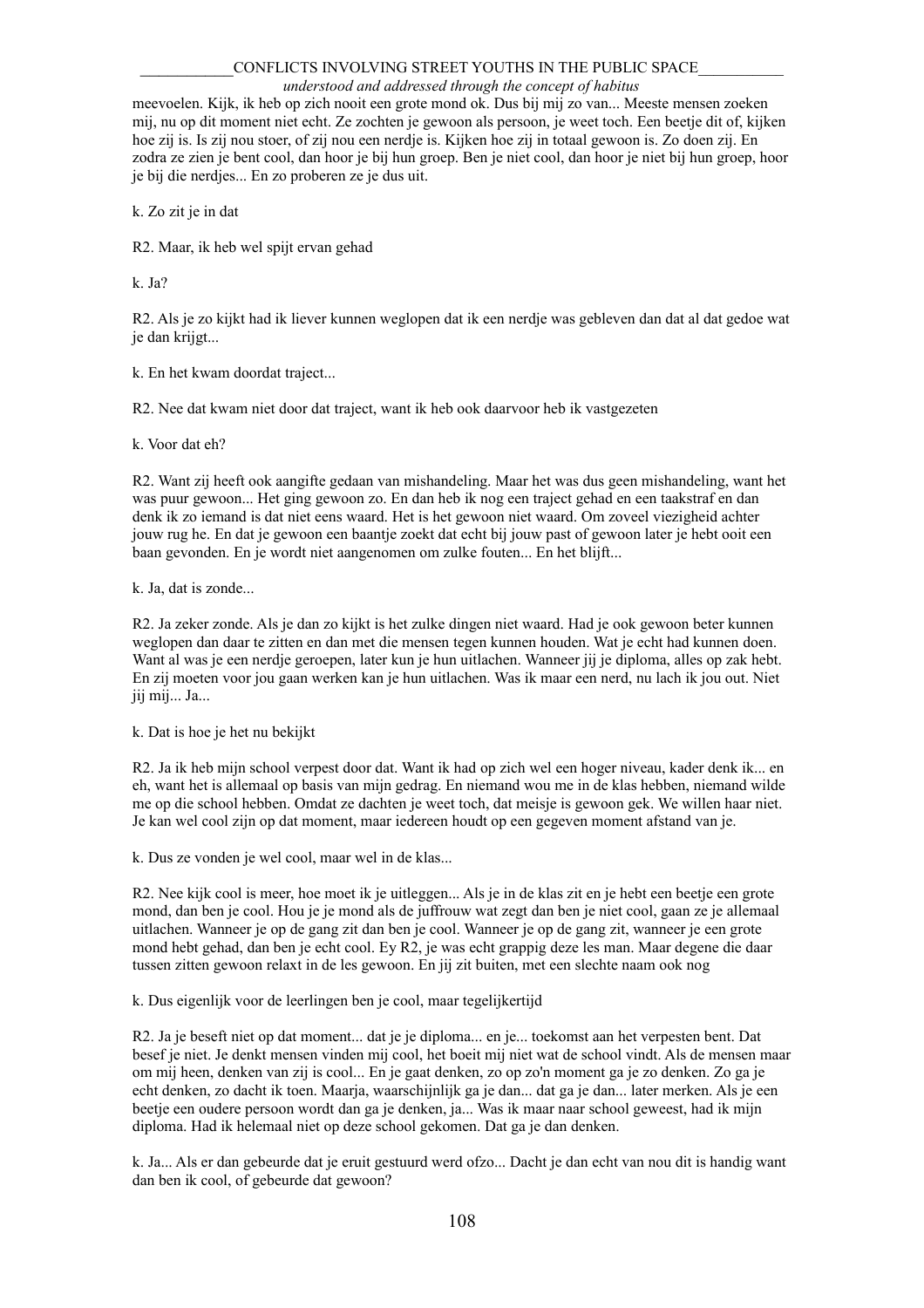meevoelen. Kijk, ik heb op zich nooit een grote mond ok. Dus bij mij zo van... Meeste mensen zoeken mij, nu op dit moment niet echt. Ze zochten je gewoon als persoon, je weet toch. Een beetje dit of, kijken hoe zij is. Is zij nou stoer, of zij nou een nerdje is. Kijken hoe zij in totaal gewoon is. Zo doen zij. En zodra ze zien je bent cool, dan hoor je bij hun groep. Ben je niet cool, dan hoor je niet bij hun groep, hoor je bij die nerdjes... En zo proberen ze je dus uit.

k. Zo zit je in dat

R2. Maar, ik heb wel spijt ervan gehad

k. Ja?

R2. Als je zo kijkt had ik liever kunnen weglopen dat ik een nerdje was gebleven dan dat al dat gedoe wat je dan krijgt...

k. En het kwam doordat traject...

R2. Nee dat kwam niet door dat traject, want ik heb ook daarvoor heb ik vastgezeten

k. Voor dat eh?

R2. Want zij heeft ook aangifte gedaan van mishandeling. Maar het was dus geen mishandeling, want het was puur gewoon... Het ging gewoon zo. En dan heb ik nog een traject gehad en een taakstraf en dan denk ik zo iemand is dat niet eens waard. Het is het gewoon niet waard. Om zoveel viezigheid achter jouw rug he. En dat je gewoon een baantje zoekt dat echt bij jouw past of gewoon later je hebt ooit een baan gevonden. En je wordt niet aangenomen om zulke fouten... En het blijft...

k. Ja, dat is zonde...

R2. Ja zeker zonde. Als je dan zo kijkt is het zulke dingen niet waard. Had je ook gewoon beter kunnen weglopen dan daar te zitten en dan met die mensen tegen kunnen houden. Wat je echt had kunnen doen. Want al was je een nerdje geroepen, later kun je hun uitlachen. Wanneer jij je diploma, alles op zak hebt. En zij moeten voor jou gaan werken kan je hun uitlachen. Was ik maar een nerd, nu lach ik jou out. Niet jij mij... Ja...

k. Dat is hoe je het nu bekijkt

R2. Ja ik heb mijn school verpest door dat. Want ik had op zich wel een hoger niveau, kader denk ik... en eh, want het is allemaal op basis van mijn gedrag. En niemand wou me in de klas hebben, niemand wilde me op die school hebben. Omdat ze dachten je weet toch, dat meisje is gewoon gek. We willen haar niet. Je kan wel cool zijn op dat moment, maar iedereen houdt op een gegeven moment afstand van je.

k. Dus ze vonden je wel cool, maar wel in de klas...

R2. Nee kijk cool is meer, hoe moet ik je uitleggen... Als je in de klas zit en je hebt een beetje een grote mond, dan ben je cool. Hou je je mond als de juffrouw wat zegt dan ben je niet cool, gaan ze je allemaal uitlachen. Wanneer je op de gang zit dan ben je cool. Wanneer je op de gang zit, wanneer je een grote mond hebt gehad, dan ben je echt cool. Ey R2, je was echt grappig deze les man. Maar degene die daar tussen zitten gewoon relaxt in de les gewoon. En jij zit buiten, met een slechte naam ook nog

k. Dus eigenlijk voor de leerlingen ben je cool, maar tegelijkertijd

R2. Ja je beseft niet op dat moment... dat je je diploma... en je... toekomst aan het verpesten bent. Dat besef je niet. Je denkt mensen vinden mij cool, het boeit mij niet wat de school vindt. Als de mensen maar om mij heen, denken van zij is cool... En je gaat denken, zo op zo'n moment ga je zo denken. Zo ga je echt denken, zo dacht ik toen. Maarja, waarschijnlijk ga je dan... dat ga je dan... later merken. Als je een beetje een oudere persoon wordt dan ga je denken, ja... Was ik maar naar school geweest, had ik mijn diploma. Had ik helemaal niet op deze school gekomen. Dat ga je dan denken.

k. Ja... Als er dan gebeurde dat je eruit gestuurd werd ofzo... Dacht je dan echt van nou dit is handig want dan ben ik cool, of gebeurde dat gewoon?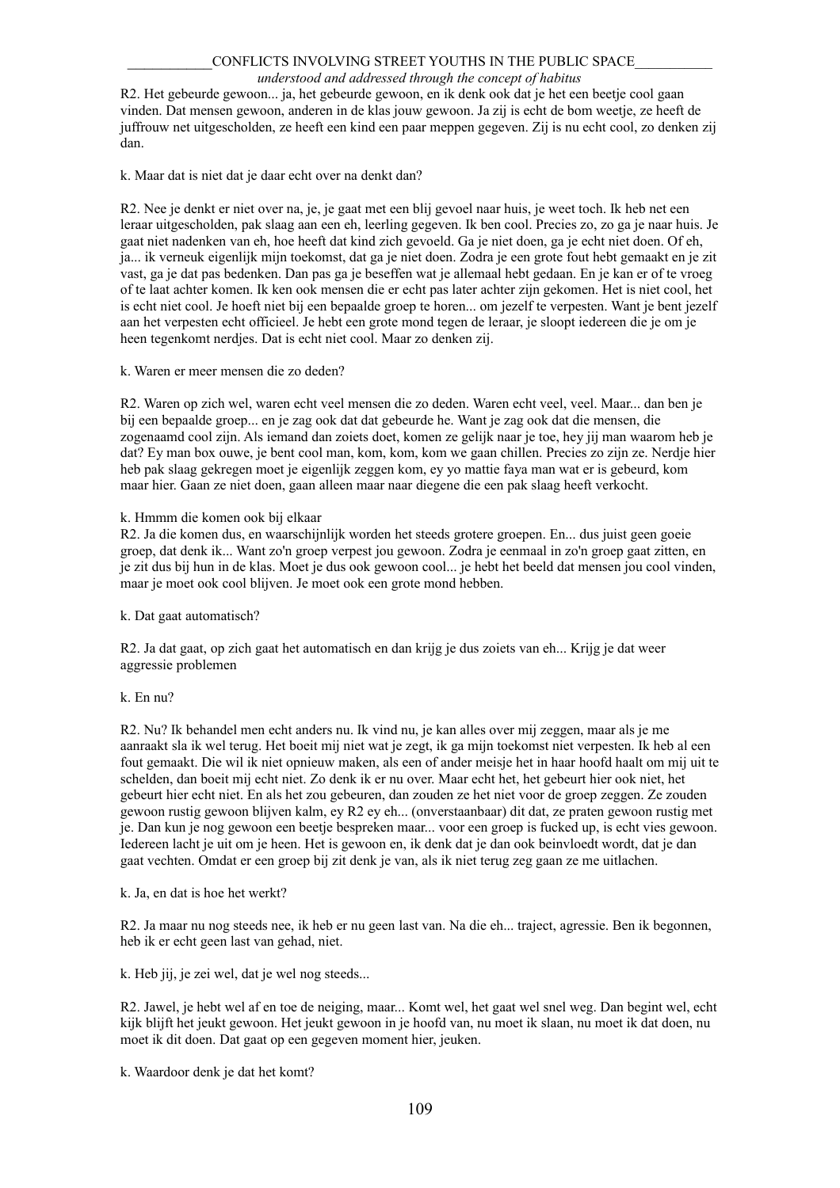R2. Het gebeurde gewoon... ja, het gebeurde gewoon, en ik denk ook dat je het een beetje cool gaan vinden. Dat mensen gewoon, anderen in de klas jouw gewoon. Ja zij is echt de bom weetje, ze heeft de juffrouw net uitgescholden, ze heeft een kind een paar meppen gegeven. Zij is nu echt cool, zo denken zij dan.

k. Maar dat is niet dat je daar echt over na denkt dan?

R2. Nee je denkt er niet over na, je, je gaat met een blij gevoel naar huis, je weet toch. Ik heb net een leraar uitgescholden, pak slaag aan een eh, leerling gegeven. Ik ben cool. Precies zo, zo ga je naar huis. Je gaat niet nadenken van eh, hoe heeft dat kind zich gevoeld. Ga je niet doen, ga je echt niet doen. Of eh, ja... ik verneuk eigenlijk mijn toekomst, dat ga je niet doen. Zodra je een grote fout hebt gemaakt en je zit vast, ga je dat pas bedenken. Dan pas ga je beseffen wat je allemaal hebt gedaan. En je kan er of te vroeg of te laat achter komen. Ik ken ook mensen die er echt pas later achter zijn gekomen. Het is niet cool, het is echt niet cool. Je hoeft niet bij een bepaalde groep te horen... om jezelf te verpesten. Want je bent jezelf aan het verpesten echt officieel. Je hebt een grote mond tegen de leraar, je sloopt iedereen die je om je heen tegenkomt nerdjes. Dat is echt niet cool. Maar zo denken zij.

k. Waren er meer mensen die zo deden?

R2. Waren op zich wel, waren echt veel mensen die zo deden. Waren echt veel, veel. Maar... dan ben je bij een bepaalde groep... en je zag ook dat dat gebeurde he. Want je zag ook dat die mensen, die zogenaamd cool zijn. Als iemand dan zoiets doet, komen ze gelijk naar je toe, hey jij man waarom heb je dat? Ey man box ouwe, je bent cool man, kom, kom, kom we gaan chillen. Precies zo zijn ze. Nerdje hier heb pak slaag gekregen moet je eigenlijk zeggen kom, ey yo mattie faya man wat er is gebeurd, kom maar hier. Gaan ze niet doen, gaan alleen maar naar diegene die een pak slaag heeft verkocht.

k. Hmmm die komen ook bij elkaar

R2. Ja die komen dus, en waarschijnlijk worden het steeds grotere groepen. En... dus juist geen goeie groep, dat denk ik... Want zo'n groep verpest jou gewoon. Zodra je eenmaal in zo'n groep gaat zitten, en je zit dus bij hun in de klas. Moet je dus ook gewoon cool... je hebt het beeld dat mensen jou cool vinden, maar je moet ook cool blijven. Je moet ook een grote mond hebben.

k. Dat gaat automatisch?

R2. Ja dat gaat, op zich gaat het automatisch en dan krijg je dus zoiets van eh... Krijg je dat weer aggressie problemen

k. En nu?

R2. Nu? Ik behandel men echt anders nu. Ik vind nu, je kan alles over mij zeggen, maar als je me aanraakt sla ik wel terug. Het boeit mij niet wat je zegt, ik ga mijn toekomst niet verpesten. Ik heb al een fout gemaakt. Die wil ik niet opnieuw maken, als een of ander meisje het in haar hoofd haalt om mij uit te schelden, dan boeit mij echt niet. Zo denk ik er nu over. Maar echt het, het gebeurt hier ook niet, het gebeurt hier echt niet. En als het zou gebeuren, dan zouden ze het niet voor de groep zeggen. Ze zouden gewoon rustig gewoon blijven kalm, ey R2 ey eh... (onverstaanbaar) dit dat, ze praten gewoon rustig met je. Dan kun je nog gewoon een beetje bespreken maar... voor een groep is fucked up, is echt vies gewoon. Iedereen lacht je uit om je heen. Het is gewoon en, ik denk dat je dan ook beinvloed wordt, dat je dan gaat vechten. Omdat er een groep bij zit denk je van, als ik niet terug zeg gaan ze me uitlachen.

k. Ja, en dat is hoe het werkt?

R2. Ja maar nu nog steeds nee, ik heb er nu geen last van. Na die eh... traject, agressie. Ben ik begonnen, heb ik er echt geen last van gehad, niet.

k. Heb jij, je zei wel, dat je wel nog steeds...

R2. Jawel, je hebt wel af en toe de neiging, maar... Komt wel, het gaat wel snel weg. Dan begint wel, echt kijk blijft het jeukt gewoon. Het jeukt gewoon in je hoofd van, nu moet ik slaan, nu moet ik dat doen, nu moet ik dit doen. Dat gaat op een gegeven moment hier, jeuken.

k. Waardoor denk je dat het komt?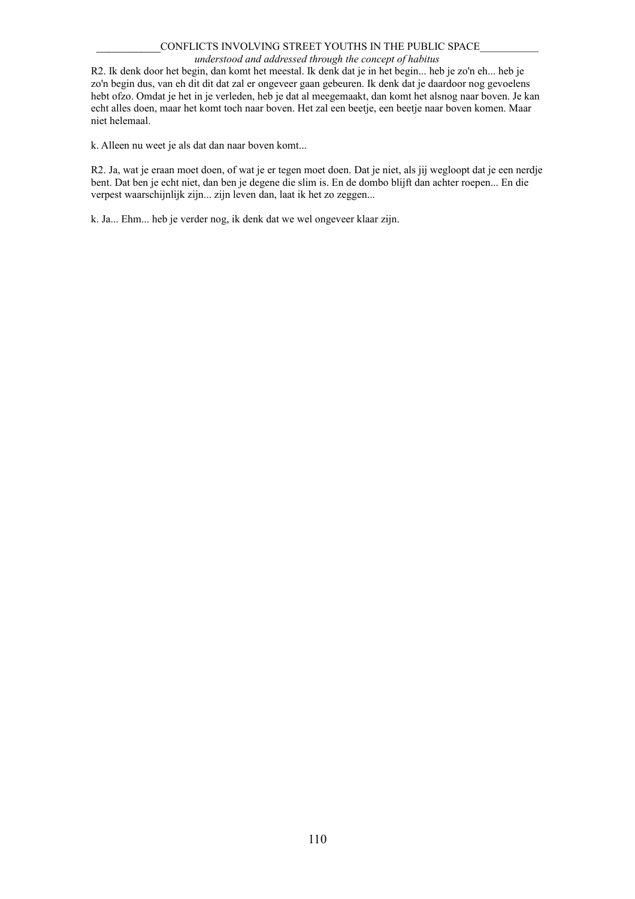R2. Ik denk door het begin, dan komt het meestal. Ik denk dat je in het begin... heb je zo'n eh... heb je zo'n begin dus, van eh dit dit dat zal er ongeveer gaan gebeuren. Ik denk dat je daardoor nog gevoelens hebt ofzo. Omdat je het in je verleden, heb je dat al meegemaakt, dan komt het alsnog naar boven. Je kan echt alles doen, maar het komt toch naar boven. Het zal een beetje, een beetje naar boven komen. Maar niet helemaal.

k. Alleen nu weet je als dat dan naar boven komt...

R2. Ja, wat je eraan moet doen, of wat je er tegen moet doen. Dat je niet, als jij wegloopt dat je een nerdje bent. Dat ben je echt niet, dan ben je degene die slim is. En de dombo blijft dan achter roepen... En die verpest waarschijnlijk zijn... zijn leven dan, laat ik het zo zeggen...

k. Ja... Ehm... heb je verder nog, ik denk dat we wel ongeveer klaar zijn.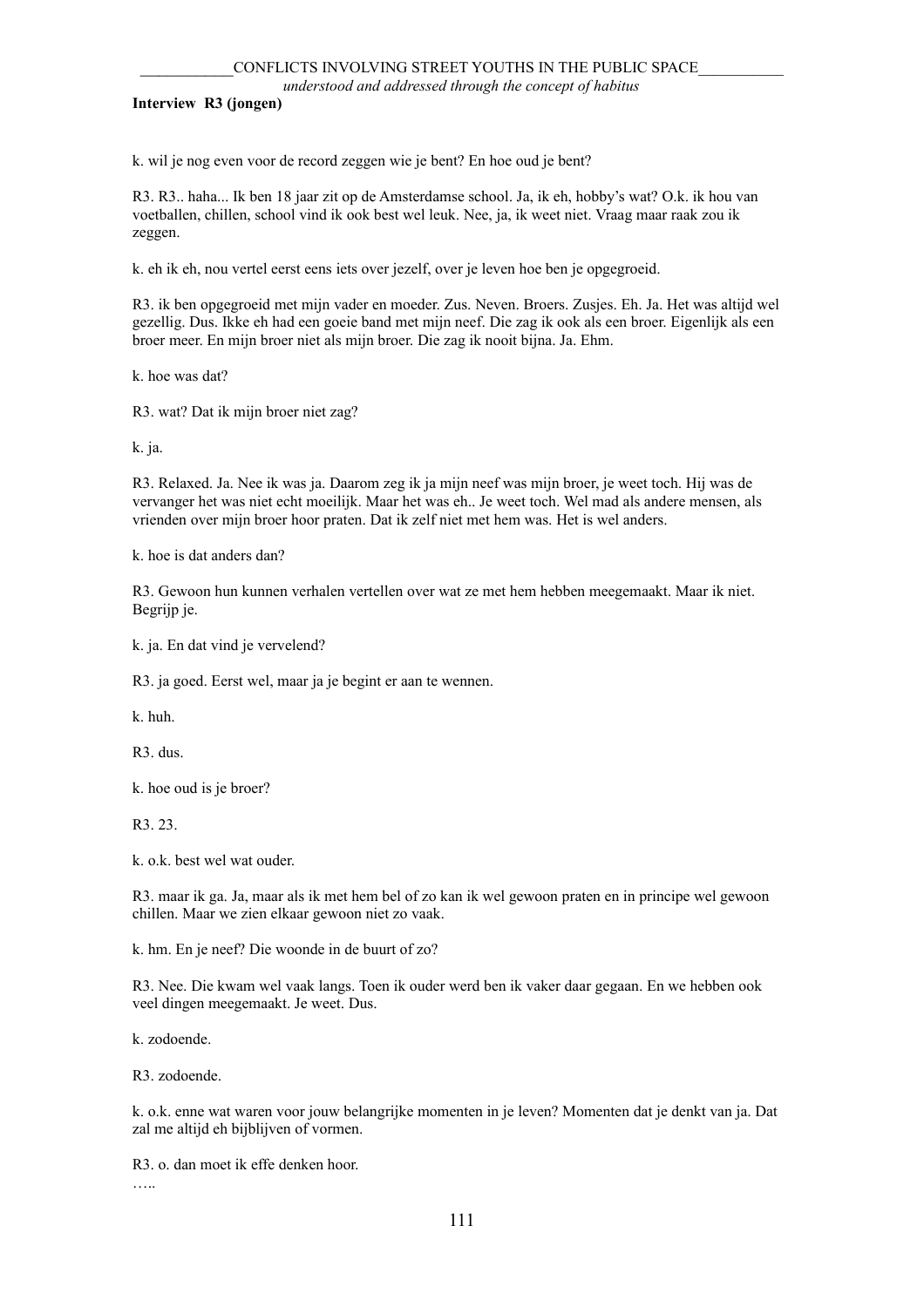**Interview R3 (jongen)**

k. wil je nog even voor de record zeggen wie je bent? En hoe oud je bent?

R3. R3.. haha... Ik ben 18 jaar zit op de Amsterdamse school. Ja, ik eh, hobby's wat? O.k. ik hou van voetballen, chillen, school vind ik ook best wel leuk. Nee, ja, ik weet niet. Vraag maar raak zou ik zeggen.

k. eh ik eh, nou vertel eerst eens iets over jezelf, over je leven hoe ben je opgegroeid.

R3. ik ben opgegroeid met mijn vader en moeder. Zus. Neven. Broers. Zusjes. Eh. Ja. Het was altijd wel gezellig. Dus. Ikke eh had een goeie band met mijn neef. Die zag ik ook als een broer. Eigenlijk als een broer meer. En mijn broer niet als mijn broer. Die zag ik nooit bijna. Ja. Ehm.

k. hoe was dat?

R3. wat? Dat ik mijn broer niet zag?

k. ja.

R3. Relaxed. Ja. Nee ik was ja. Daarom zeg ik ja mijn neef was mijn broer, je weet toch. Hij was de vervanger het was niet echt moeilijk. Maar het was eh.. Je weet toch. Wel mad als andere mensen, als vrienden over mijn broer hoor praten. Dat ik zelf niet met hem was. Het is wel anders.

k. hoe is dat anders dan?

R3. Gewoon hun kunnen verhalen vertellen over wat ze met hem hebben meegemaakt. Maar ik niet. Begrijp je.

k. ja. En dat vind je vervelend?

R3. ja goed. Eerst wel, maar ja je begint er aan te wennen.

k. huh.

R3. dus.

k. hoe oud is je broer?

R3. 23.

k. o.k. best wel wat ouder.

R3. maar ik ga. Ja, maar als ik met hem bel of zo kan ik wel gewoon praten en in principe wel gewoon chillen. Maar we zien elkaar gewoon niet zo vaak.

k. hm. En je neef? Die woonde in de buurt of zo?

R3. Nee. Die kwam wel vaak langs. Toen ik ouder werd ben ik vaker daar gegaan. En we hebben ook veel dingen meegemaakt. Je weet. Dus.

k. zodoende.

R3. zodoende.

k. o.k. enne wat waren voor jouw belangrijke momenten in je leven? Momenten dat je denkt van ja. Dat zal me altijd eh bijblijven of vormen.

R3. o. dan moet ik effe denken hoor.

…..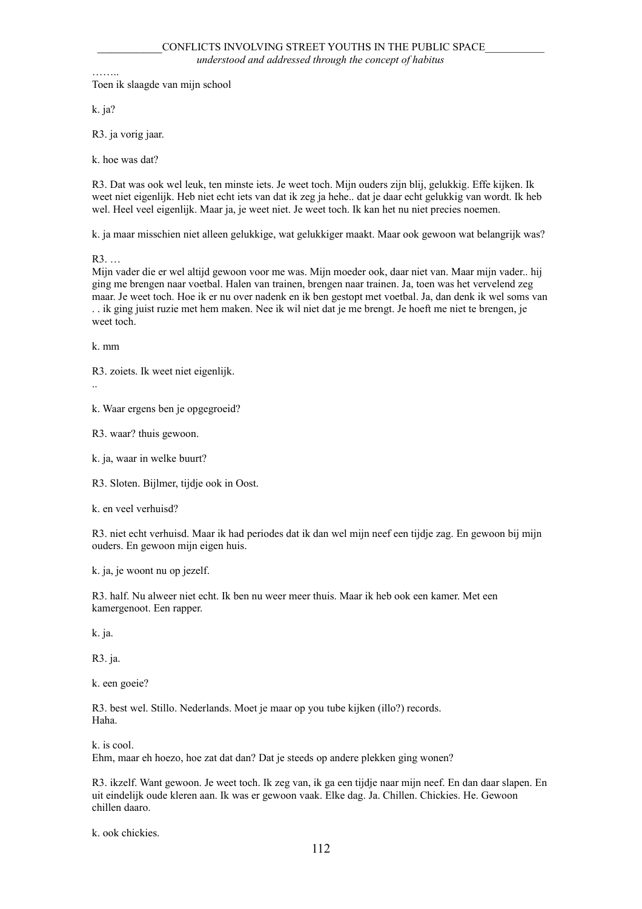……..
Toen ik slaagde van mijn school

k. ja?

R3. ja vorig jaar.

k. hoe was dat?

R3. Dat was ook wel leuk, ten minste iets. Je weet toch. Mijn ouders zijn blij, gelukkig. Effe kijken. Ik weet niet eigenlijk. Heb niet echt iets van dat ik zeg ja hehe.. dat je daar echt gelukkig van wordt. Ik heb wel. Heel veel eigenlijk. Maar ja, je weet niet. Je weet toch. Ik kan het nu niet precies noemen.

k. ja maar misschien niet alleen gelukkige, wat gelukkiger maakt. Maar ook gewoon wat belangrijk was?

R3. …
Mijn vader die er wel altijd gewoon voor me was. Mijn moeder ook, daar niet van. Maar mijn vader.. hij ging me brengen naar voetbal. Halen van trainen, brengen naar trainen. Ja, toen was het vervelend zeg maar. Je weet toch. Hoe ik er nu over nadenk en ik ben gestopt met voetbal. Ja, dan denk ik wel soms van . . ik ging juist ruzie met hem maken. Nee ik wil niet dat je me brengt. Je hoeft me niet te brengen, je weet toch.

k. mm

R3. zoiets. Ik weet niet eigenlijk.
..

k. Waar ergens ben je opgegroeid?

R3. waar? thuis gewoon.

k. ja, waar in welke buurt?

R3. Sloten. Bijlmer, tijdje ook in Oost.

k. en veel verhuisd?

R3. niet echt verhuisd. Maar ik had periodes dat ik dan wel mijn neef een tijdje zag. En gewoon bij mijn ouders. En gewoon mijn eigen huis.

k. ja, je woont nu op jezelf.

R3. half. Nu alweer niet echt. Ik ben nu weer meer thuis. Maar ik heb ook een kamer. Met een kamergenoot. Een rapper.

k. ja.

R3. ja.

k. een goeie?

R3. best wel. Stillo. Nederlands. Moet je maar op you tube kijken (illo?) records.
Haha.

k. is cool.
Ehm, maar eh hoezo, hoe zat dat dan? Dat je steeds op andere plekken ging wonen?

R3. ikzelf. Want gewoon. Je weet toch. Ik zeg van, ik ga een tijdje naar mijn neef. En dan daar slapen. En uit eindelijk oude kleren aan. Ik was er gewoon vaak. Elke dag. Ja. Chillen. Chickies. He. Gewoon chillen daaro.

k. ook chickies.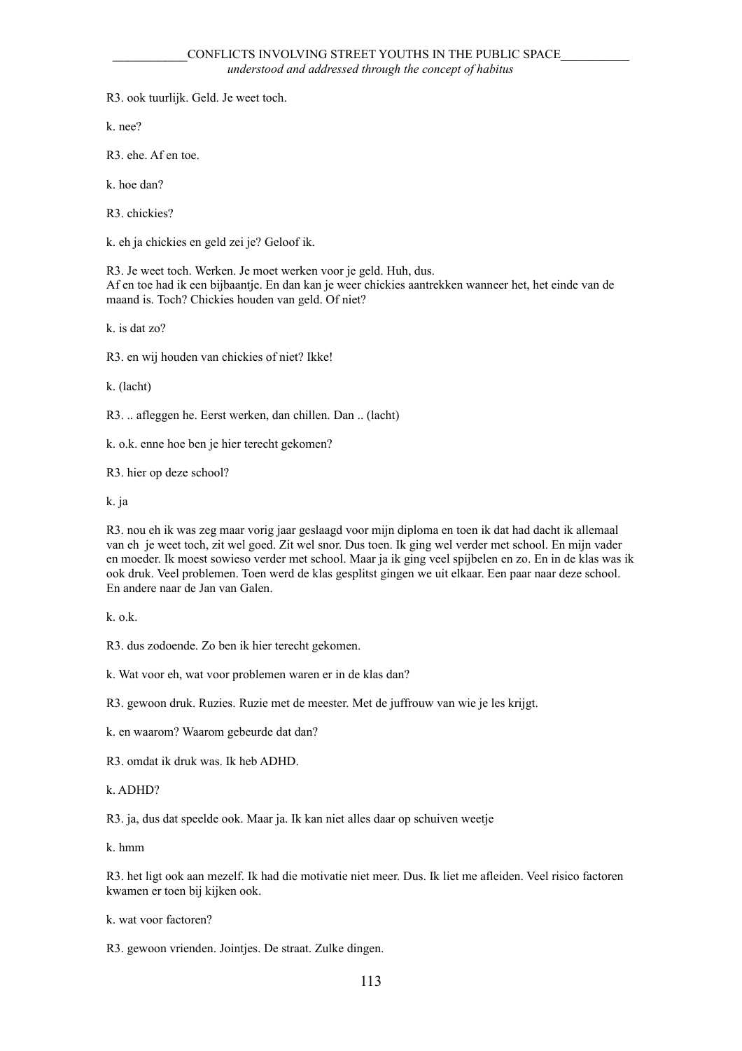R3. ook tuurlijk. Geld. Je weet toch.

k. nee?

R3. ehe. Af en toe.

k. hoe dan?

R3. chickies?

k. eh ja chickies en geld zei je? Geloof ik.

R3. Je weet toch. Werken. Je moet werken voor je geld. Huh, dus.
Af en toe had ik een bijbaantje. En dan kan je weer chickies aantrekken wanneer het, het einde van de maand is. Toch? Chickies houden van geld. Of niet?

k. is dat zo?

R3. en wij houden van chickies of niet? Ikke!

k. (lacht)

R3. .. afleggen he. Eerst werken, dan chillen. Dan .. (lacht)

k. o.k. enne hoe ben je hier terecht gekomen?

R3. hier op deze school?

k. ja

R3. nou eh ik was zeg maar vorig jaar geslaagd voor mijn diploma en toen ik dat had dacht ik allemaal van eh je weet toch, zit wel goed. Zit wel snor. Dus toen. Ik ging wel verder met school. En mijn vader en moeder. Ik moest sowieso verder met school. Maar ja ik ging veel spijbelen en zo. En in de klas was ik ook druk. Veel problemen. Toen werd de klas gesplitst gingen we uit elkaar. Een paar naar deze school. En andere naar de Jan van Galen.

k. o.k.

R3. dus zodoende. Zo ben ik hier terecht gekomen.

k. Wat voor eh, wat voor problemen waren er in de klas dan?

R3. gewoon druk. Ruzies. Ruzie met de meester. Met de juffrouw van wie je les krijgt.

k. en waarom? Waarom gebeurde dat dan?

R3. omdat ik druk was. Ik heb ADHD.

k. ADHD?

R3. ja, dus dat speelde ook. Maar ja. Ik kan niet alles daar op schuiven weetje

k. hmm

R3. het ligt ook aan mezelf. Ik had die motivatie niet meer. Dus. Ik liet me afleiden. Veel risico factoren kwamen er toen bij kijken ook.

k. wat voor factoren?

R3. gewoon vrienden. Jointjes. De straat. Zulke dingen.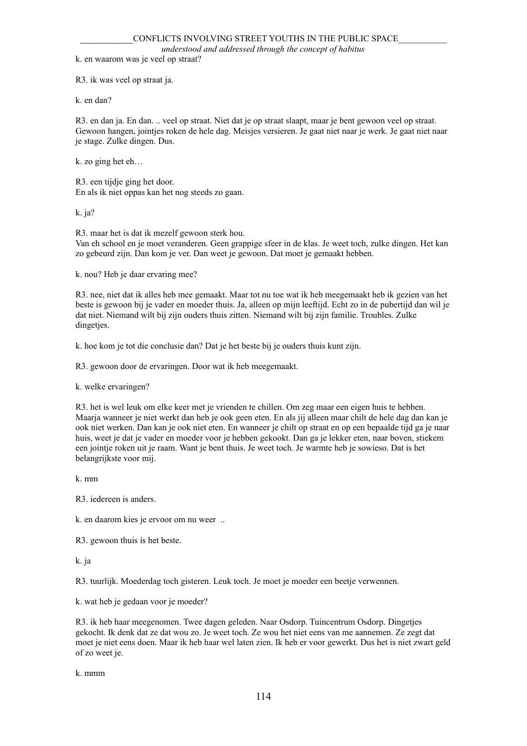k. en waarom was je veel op straat?

R3. ik was veel op straat ja.

k. en dan?

R3. en dan ja. En dan. .. veel op straat. Niet dat je op straat slaapt, maar je bent gewoon veel op straat. Gewoon hangen, jointjes roken de hele dag. Meisjes versieren. Je gaat niet naar je werk. Je gaat niet naar je stage. Zulke dingen. Dus.

k. zo ging het eh…

R3. een tijdje ging het door.
En als ik niet oppas kan het nog steeds zo gaan.

k. ja?

R3. maar het is dat ik mezelf gewoon sterk hou.
Van eh school en je moet veranderen. Geen grappige sfeer in de klas. Je weet toch, zulke dingen. Het kan zo gebeurd zijn. Dan kom je ver. Dan weet je gewoon. Dat moet je gemaakt hebben.

k. nou? Heb je daar ervaring mee?

R3. nee, niet dat ik alles heb mee gemaakt. Maar tot nu toe wat ik heb meegemaakt heb ik gezien van het beste is gewoon bij je vader en moeder thuis. Ja, alleen op mijn leeftijd. Echt zo in de pubertijd dan wil je dat niet. Niemand wilt bij zijn ouders thuis zitten. Niemand wilt bij zijn familie. Troubles. Zulke dingetjes.

k. hoe kom je tot die conclusie dan? Dat je het beste bij je ouders thuis kunt zijn.

R3. gewoon door de ervaringen. Door wat ik heb meegemaakt.

k. welke ervaringen?

R3. het is wel leuk om elke keer met je vrienden te chillen. Om zeg maar een eigen huis te hebben. Maarja wanneer je niet werkt dan heb je ook geen eten. En als jij alleen maar chilt de hele dag dan kan je ook niet werken. Dan kan je ook niet eten. En wanneer je chilt op straat en op een bepaalde tijd ga je naar huis, weet je dat je vader en moeder voor je hebben gekookt. Dan ga je lekker eten, naar boven, stiekem een jointje roken uit je raam. Want je bent thuis. Je weet toch. Je warmte heb je sowieso. Dat is het belangrijkste voor mij.

k. mm

R3. iedereen is anders.

k. en daarom kies je ervoor om nu weer ..

R3. gewoon thuis is het beste.

k. ja

R3. tuurlijk. Moederdag toch gisteren. Leuk toch. Je moet je moeder een beetje verwennen.

k. wat heb je gedaan voor je moeder?

R3. ik heb haar meegenomen. Twee dagen geleden. Naar Osdorp. Tuincentrum Osdorp. Dingetjes gekocht. Ik denk dat ze dat wou zo. Je weet toch. Ze wou het niet eens van me aannemen. Ze zegt dat moet je niet eens doen. Maar ik heb haar wel laten zien. Ik heb er voor gewerkt. Dus het is niet zwart geld of zo weet je.

k. mmm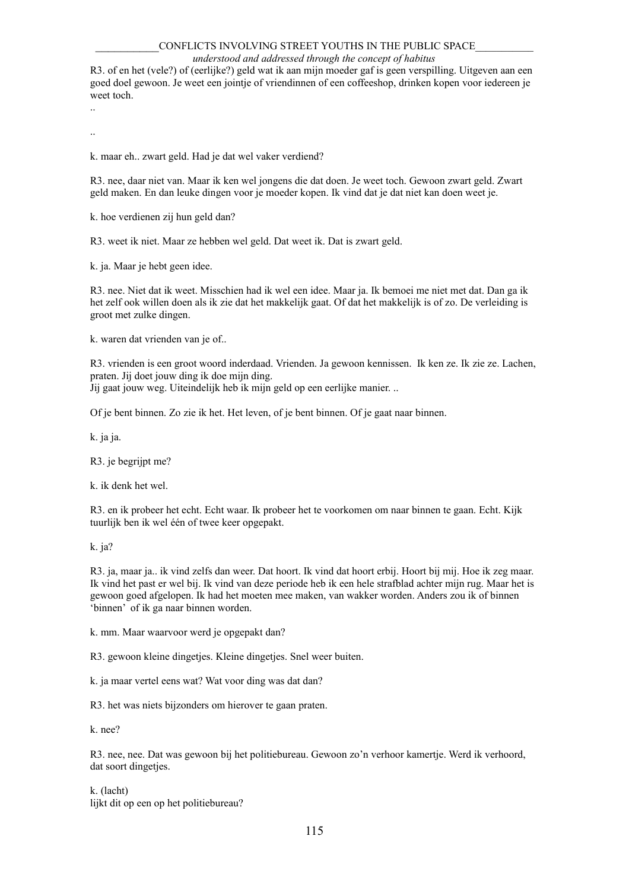R3. of en het (vele?) of (eerlijke?) geld wat ik aan mijn moeder gaf is geen verspilling. Uitgeven aan een goed doel gewoon. Je weet een jointje of vriendinnen of een coffeeshop, drinken kopen voor iedereen je weet toch.

..

..

k. maar eh.. zwart geld. Had je dat wel vaker verdiend?

R3. nee, daar niet van. Maar ik ken wel jongens die dat doen. Je weet toch. Gewoon zwart geld. Zwart geld maken. En dan leuke dingen voor je moeder kopen. Ik vind dat je dat niet kan doen weet je.

k. hoe verdienen zij hun geld dan?

R3. weet ik niet. Maar ze hebben wel geld. Dat weet ik. Dat is zwart geld.

k. ja. Maar je hebt geen idee.

R3. nee. Niet dat ik weet. Misschien had ik wel een idee. Maar ja. Ik bemoei me niet met dat. Dan ga ik het zelf ook willen doen als ik zie dat het makkelijk gaat. Of dat het makkelijk is of zo. De verleiding is groot met zulke dingen.

k. waren dat vrienden van je of..

R3. vrienden is een groot woord inderdaad. Vrienden. Ja gewoon kennissen. Ik ken ze. Ik zie ze. Lachen, praten. Jij doet jouw ding ik doe mijn ding.
Jij gaat jouw weg. Uiteindelijk heb ik mijn geld op een eerlijke manier. ..

Of je bent binnen. Zo zie ik het. Het leven, of je bent binnen. Of je gaat naar binnen.

k. ja ja.

R3. je begrijpt me?

k. ik denk het wel.

R3. en ik probeer het echt. Echt waar. Ik probeer het te voorkomen om naar binnen te gaan. Echt. Kijk tuurlijk ben ik wel één of twee keer opgepakt.

k. ja?

R3. ja, maar ja.. ik vind zelfs dan weer. Dat hoort. Ik vind dat hoort erbij. Hoort bij mij. Hoe ik zeg maar. Ik vind het past er wel bij. Ik vind van deze periode heb ik een hele strafblad achter mijn rug. Maar het is gewoon goed afgelopen. Ik had het moeten mee maken, van wakker worden. Anders zou ik of binnen 'binnen' of ik ga naar binnen worden.

k. mm. Maar waarvoor werd je opgepakt dan?

R3. gewoon kleine dingetjes. Kleine dingetjes. Snel weer buiten.

k. ja maar vertel eens wat? Wat voor ding was dat dan?

R3. het was niets bijzonders om hierover te gaan praten.

k. nee?

R3. nee, nee. Dat was gewoon bij het politiebureau. Gewoon zo'n verhoor kamertje. Werd ik verhoord, dat soort dingetjes.

k. (lacht)
lijkt dit op een op het politiebureau?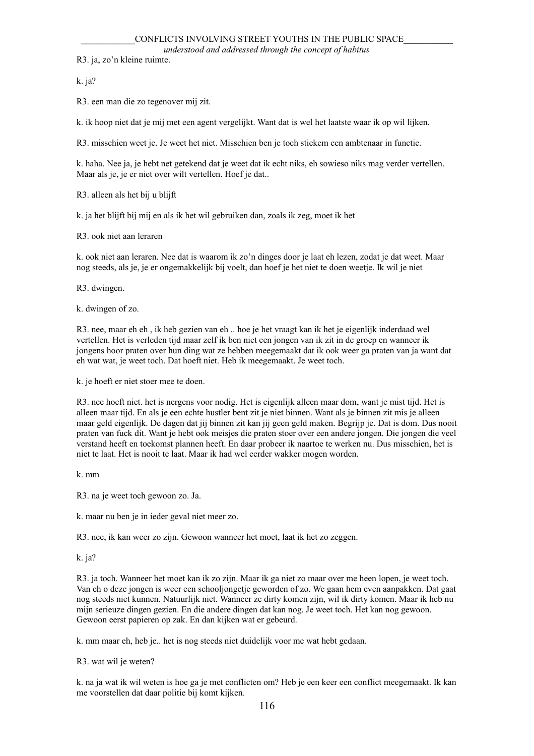R3. ja, zo’n kleine ruimte.

k. ja?

R3. een man die zo tegenover mij zit.

k. ik hoop niet dat je mij met een agent vergelijkt. Want dat is wel het laatste waar ik op wil lijken.

R3. misschien weet je. Je weet het niet. Misschien ben je toch stiekem een ambtenaar in functie.

k. haha. Nee ja, je hebt net getekend dat je weet dat ik echt niks, eh sowieso niks mag verder vertellen. Maar als je, je er niet over wilt vertellen. Hoef je dat..

R3. alleen als het bij u blijft

k. ja het blijft bij mij en als ik het wil gebruiken dan, zoals ik zeg, moet ik het

R3. ook niet aan leraren

k. ook niet aan leraren. Nee dat is waarom ik zo’n dinges door je laat eh lezen, zodat je dat weet. Maar nog steeds, als je, je er ongemakkelijk bij voelt, dan hoef je het niet te doen weetje. Ik wil je niet

R3. dwingen.

k. dwingen of zo.

R3. nee, maar eh eh , ik heb gezien van eh .. hoe je het vraagt kan ik het je eigenlijk inderdaad wel vertellen. Het is verleden tijd maar zelf ik ben niet een jongen van ik zit in de groep en wanneer ik jongens hoor praten over hun ding wat ze hebben meegemaakt dat ik ook weer ga praten van ja want dat eh wat wat, je weet toch. Dat hoeft niet. Heb ik meegemaakt. Je weet toch.

k. je hoeft er niet stoer mee te doen.

R3. nee hoeft niet. het is nergens voor nodig. Het is eigenlijk alleen maar dom, want je mist tijd. Het is alleen maar tijd. En als je een echte hustler bent zit je niet binnen. Want als je binnen zit mis je alleen maar geld eigenlijk. De dagen dat jij binnen zit kan jij geen geld maken. Begrijp je. Dat is dom. Dus nooit praten van fuck dit. Want je hebt ook meisjes die praten stoer over een andere jongen. Die jongen die veel verstand heeft en toekomst plannen heeft. En daar probeer ik naartoe te werken nu. Dus misschien, het is niet te laat. Het is nooit te laat. Maar ik had wel eerder wakker mogen worden.

k. mm

R3. na je weet toch gewoon zo. Ja.

k. maar nu ben je in ieder geval niet meer zo.

R3. nee, ik kan weer zo zijn. Gewoon wanneer het moet, laat ik het zo zeggen.

k. ja?

R3. ja toch. Wanneer het moet kan ik zo zijn. Maar ik ga niet zo maar over me heen lopen, je weet toch. Van eh o deze jongen is weer een schooljongetje geworden of zo. We gaan hem even aanpakken. Dat gaat nog steeds niet kunnen. Natuurlijk niet. Wanneer ze dirty komen zijn, wil ik dirty komen. Maar ik heb nu mijn serieuze dingen gezien. En die andere dingen dat kan nog. Je weet toch. Het kan nog gewoon. Gewoon eerst papieren op zak. En dan kijken wat er gebeurd.

k. mm maar eh, heb je.. het is nog steeds niet duidelijk voor me wat hebt gedaan.

R3. wat wil je weten?

k. na ja wat ik wil weten is hoe ga je met conflicten om? Heb je een keer een conflict meegemaakt. Ik kan me voorstellen dat daar politie bij komt kijken.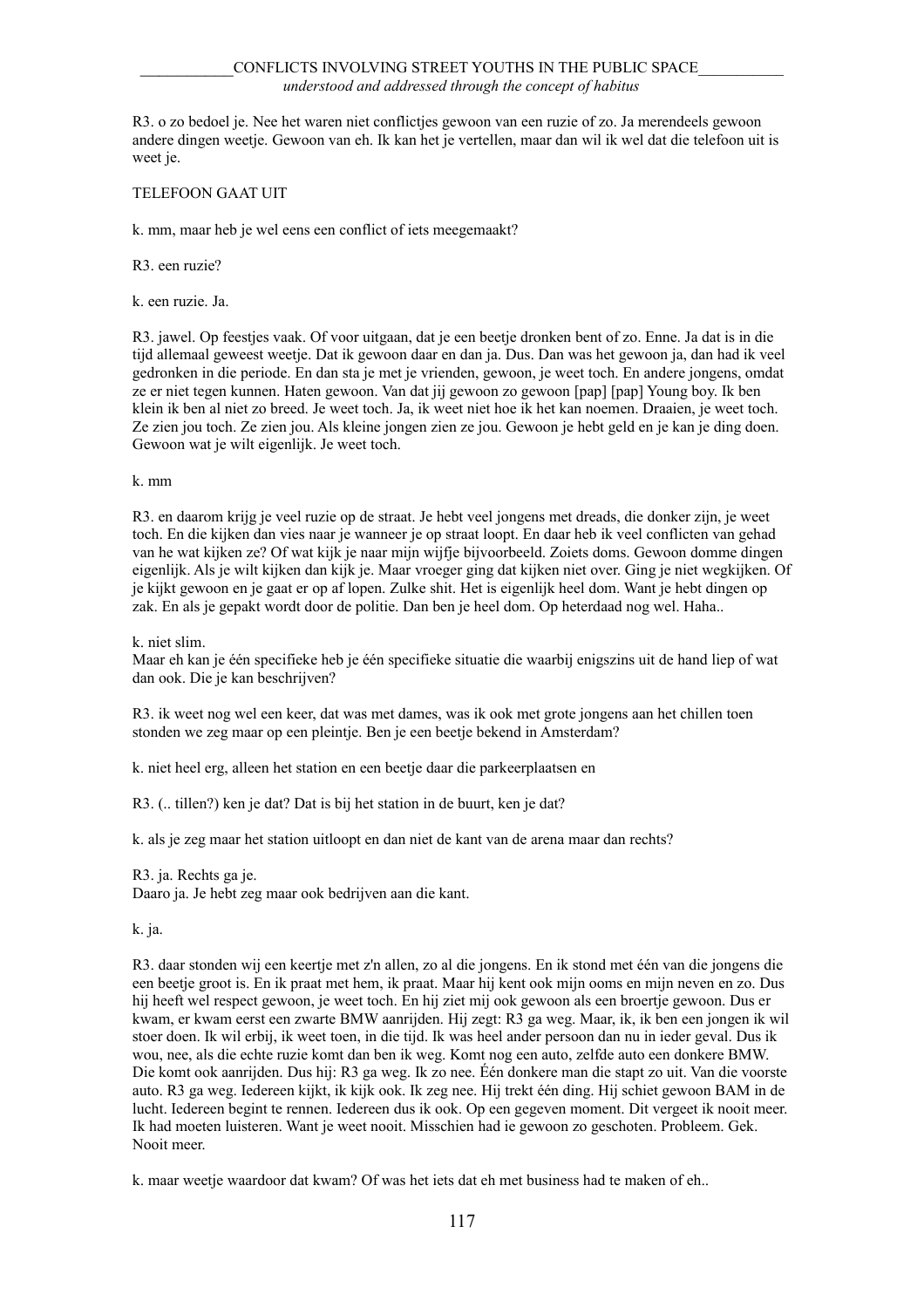R3. o zo bedoel je. Nee het waren niet conflictjes gewoon van een ruzie of zo. Ja merendeels gewoon andere dingen weetje. Gewoon van eh. Ik kan het je vertellen, maar dan wil ik wel dat die telefoon uit is weet je.

TELEFOON GAAT UIT

k. mm, maar heb je wel eens een conflict of iets meegemaakt?

R3. een ruzie?

k. een ruzie. Ja.

R3. jawel. Op feestjes vaak. Of voor uitgaan, dat je een beetje dronken bent of zo. Enne. Ja dat is in die tijd allemaal geweest weetje. Dat ik gewoon daar en dan ja. Dus. Dan was het gewoon ja, dan had ik veel gedronken in die periode. En dan sta je met je vrienden, gewoon, je weet toch. En andere jongens, omdat ze er niet tegen kunnen. Haten gewoon. Van dat jij gewoon zo gewoon [pap] [pap] Young boy. Ik ben klein ik ben al niet zo breed. Je weet toch. Ja, ik weet niet hoe ik het kan noemen. Draaien, je weet toch. Ze zien jou toch. Ze zien jou. Als kleine jongen zien ze jou. Gewoon je hebt geld en je kan je ding doen. Gewoon wat je wilt eigenlijk. Je weet toch.

k. mm

R3. en daarom krijg je veel ruzie op de straat. Je hebt veel jongens met dreads, die donker zijn, je weet toch. En die kijken dan vies naar je wanneer je op straat loopt. En daar heb ik veel conflicten van gehad van he wat kijken ze? Of wat kijk je naar mijn wijfje bijvoorbeeld. Zoiets doms. Gewoon domme dingen eigenlijk. Als je wilt kijken dan kijk je. Maar vroeger ging dat kijken niet over. Ging je niet wegkijken. Of je kijkt gewoon en je gaat er op af lopen. Zulke shit. Het is eigenlijk heel dom. Want je hebt dingen op zak. En als je gepakt wordt door de politie. Dan ben je heel dom. Op heterdaad nog wel. Haha..

k. niet slim.
Maar eh kan je één specifieke heb je één specifieke situatie die waarbij enigszins uit de hand liep of wat dan ook. Die je kan beschrijven?

R3. ik weet nog wel een keer, dat was met dames, was ik ook met grote jongens aan het chillen toen stonden we zeg maar op een pleintje. Ben je een beetje bekend in Amsterdam?

k. niet heel erg, alleen het station en een beetje daar die parkeerplaatsen en

R3. (.. tillen?) ken je dat? Dat is bij het station in de buurt, ken je dat?

k. als je zeg maar het station uitloopt en dan niet de kant van de arena maar dan rechts?

R3. ja. Rechts ga je.
Daaro ja. Je hebt zeg maar ook bedrijven aan die kant.

k. ja.

R3. daar stonden wij een keertje met z'n allen, zo al die jongens. En ik stond met één van die jongens die een beetje groot is. En ik praat met hem, ik praat. Maar hij kent ook mijn ooms en mijn neven en zo. Dus hij heeft wel respect gewoon, je weet toch. En hij ziet mij ook gewoon als een broertje gewoon. Dus er kwam, er kwam eerst een zwarte BMW aanrijden. Hij zegt: R3 ga weg. Maar, ik, ik ben een jongen ik wil stoer doen. Ik wil erbij, ik weet toen, in die tijd. Ik was heel ander persoon dan nu in ieder geval. Dus ik wou, nee, als die echte ruzie komt dan ben ik weg. Komt nog een auto, zelfde auto een donkere BMW. Die komt ook aanrijden. Dus hij: R3 ga weg. Ik zo nee. Één donkere man die stapt zo uit. Van die voorste auto. R3 ga weg. Iedereen kijkt, ik kijk ook. Ik zeg nee. Hij trekt één ding. Hij schiet gewoon BAM in de lucht. Iedereen begint te rennen. Iedereen dus ik ook. Op een gegeven moment. Dit vergeet ik nooit meer. Ik had moeten luisteren. Want je weet nooit. Misschien had ie gewoon zo geschoten. Probleem. Gek. Nooit meer.

k. maar weetje waardoor dat kwam? Of was het iets dat eh met business had te maken of eh..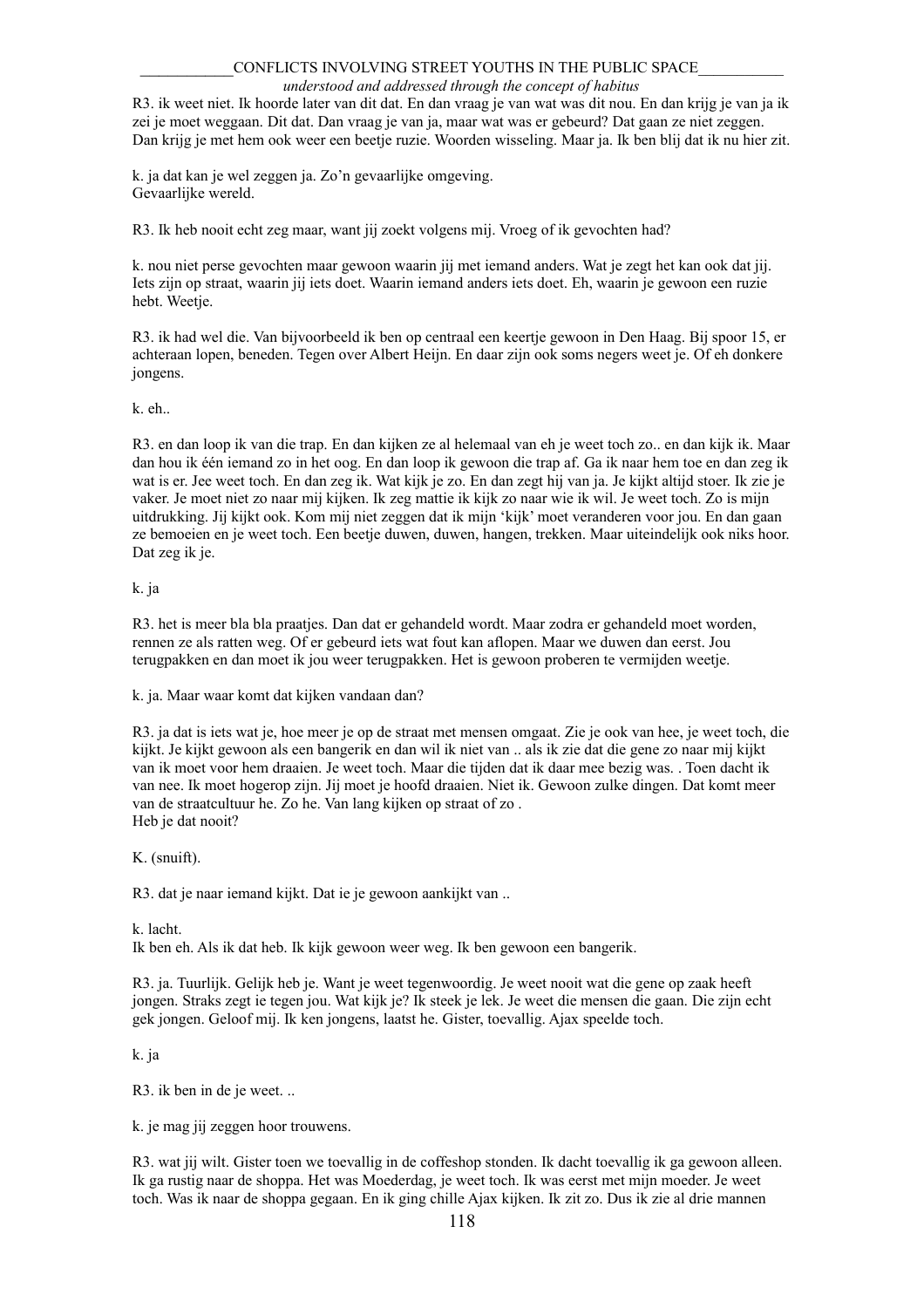R3. ik weet niet. Ik hoorde later van dit dat. En dan vraag je van wat was dit nou. En dan krijg je van ja ik zei je moet weggaan. Dit dat. Dan vraag je van ja, maar wat was er gebeurd? Dat gaan ze niet zeggen. Dan krijg je met hem ook weer een beetje ruzie. Woorden wisseling. Maar ja. Ik ben blij dat ik nu hier zit.

k. ja dat kan je wel zeggen ja. Zo'n gevaarlijke omgeving.
Gevaarlijke wereld.

R3. Ik heb nooit echt zeg maar, want jij zoekt volgens mij. Vroeg of ik gevochten had?

k. nou niet perse gevochten maar gewoon waarin jij met iemand anders. Wat je zegt het kan ook dat jij. Iets zijn op straat, waarin jij iets doet. Waarin iemand anders iets doet. Eh, waarin je gewoon een ruzie hebt. Weetje.

R3. ik had wel die. Van bijvoorbeeld ik ben op centraal een keertje gewoon in Den Haag. Bij spoor 15, er achteraan lopen, beneden. Tegen over Albert Heijn. En daar zijn ook soms negers weet je. Of eh donkere jongens.

k. eh..

R3. en dan loop ik van die trap. En dan kijken ze al helemaal van eh je weet toch zo.. en dan kijk ik. Maar dan hou ik één iemand zo in het oog. En dan loop ik gewoon die trap af. Ga ik naar hem toe en dan zeg ik wat is er. Jee weet toch. En dan zeg ik. Wat kijk je zo. En dan zegt hij van ja. Je kijkt altijd stoer. Ik zie je vaker. Je moet niet zo naar mij kijken. Ik zeg mattie ik kijk zo naar wie ik wil. Je weet toch. Zo is mijn uitdrukking. Jij kijkt ook. Kom mij niet zeggen dat ik mijn 'kijk' moet veranderen voor jou. En dan gaan ze bemoeien en je weet toch. Een beetje duwen, duwen, hangen, trekken. Maar uiteindelijk ook niks hoor. Dat zeg ik je.

k. ja

R3. het is meer bla bla praatjes. Dan dat er gehandeld wordt. Maar zodra er gehandeld moet worden, rennen ze als ratten weg. Of er gebeurd iets wat fout kan aflopen. Maar we duwen dan eerst. Jou terugpakken en dan moet ik jou weer terugpakken. Het is gewoon proberen te vermijden weetje.

k. ja. Maar waar komt dat kijken vandaan dan?

R3. ja dat is iets wat je, hoe meer je op de straat met mensen omgaat. Zie je ook van hee, je weet toch, die kijkt. Je kijkt gewoon als een bangerik en dan wil ik niet van .. als ik zie dat die gene zo naar mij kijkt van ik moet voor hem draaien. Je weet toch. Maar die tijden dat ik daar mee bezig was. . Toen dacht ik van nee. Ik moet hogerop zijn. Jij moet je hoofd draaien. Niet ik. Gewoon zulke dingen. Dat komt meer van de straatcultuur he. Zo he. Van lang kijken op straat of zo .
Heb je dat nooit?

K. (snuift).

R3. dat je naar iemand kijkt. Dat ie je gewoon aankijkt van ..

k. lacht.
Ik ben eh. Als ik dat heb. Ik kijk gewoon weer weg. Ik ben gewoon een bangerik.

R3. ja. Tuurlijk. Gelijk heb je. Want je weet tegenwoordig. Je weet nooit wat die gene op zaak heeft jongen. Straks zegt ie tegen jou. Wat kijk je? Ik steek je lek. Je weet die mensen die gaan. Die zijn echt gek jongen. Geloof mij. Ik ken jongens, laatst he. Gister, toevallig. Ajax speelde toch.

k. ja

R3. ik ben in de je weet. ..

k. je mag jij zeggen hoor trouwens.

R3. wat jij wilt. Gister toen we toevallig in de coffeshop stonden. Ik dacht toevallig ik ga gewoon alleen. Ik ga rustig naar de shoppa. Het was Moederdag, je weet toch. Ik was eerst met mijn moeder. Je weet toch. Was ik naar de shoppa gegaan. En ik ging chille Ajax kijken. Ik zit zo. Dus ik zie al drie mannen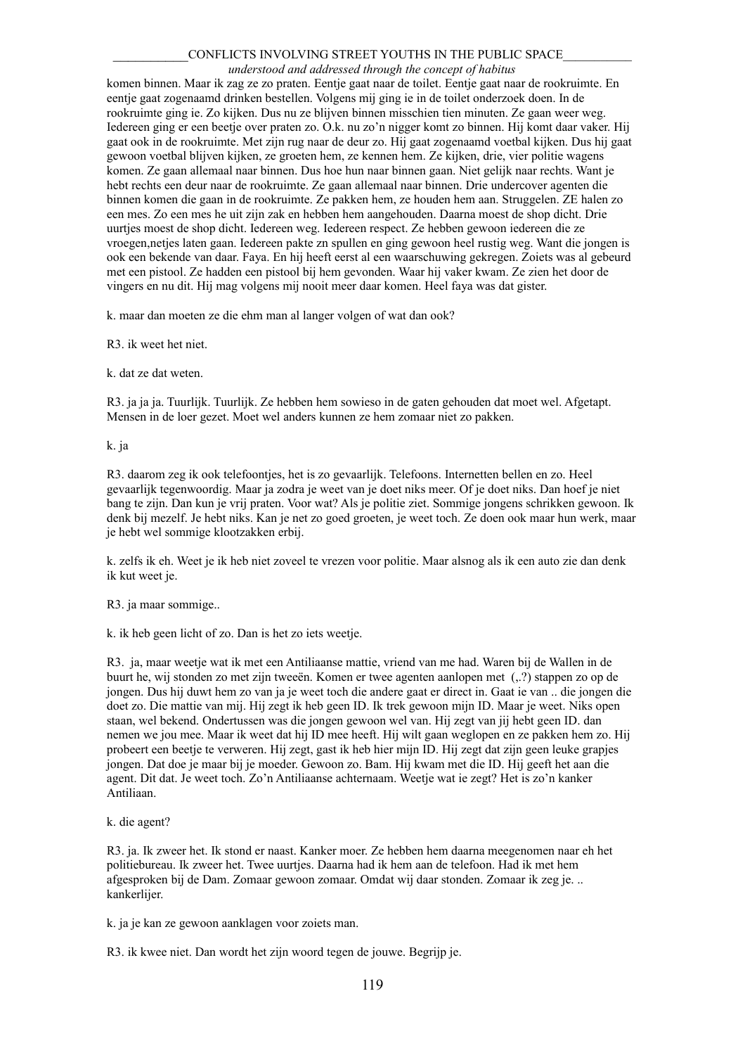komen binnen. Maar ik zag ze zo praten. Eentje gaat naar de toilet. Eentje gaat naar de rookruimte. En eentje gaat zogenaamd drinken bestellen. Volgens mij ging ie in de toilet onderzoek doen. In de rookruimte ging ie. Zo kijken. Dus nu ze blijven binnen misschien tien minuten. Ze gaan weer weg. Iedereen ging er een beetje over praten zo. O.k. nu zo'n nigger komt zo binnen. Hij komt daar vaker. Hij gaat ook in de rookruimte. Met zijn rug naar de deur zo. Hij gaat zogenaamd voetbal kijken. Dus hij gaat gewoon voetbal blijven kijken, ze groeten hem, ze kennen hem. Ze kijken, drie, vier politie wagens komen. Ze gaan allemaal naar binnen. Dus hoe hun naar binnen gaan. Niet gelijk naar rechts. Want je hebt rechts een deur naar de rookruimte. Ze gaan allemaal naar binnen. Drie undercover agenten die binnen komen die gaan in de rookruimte. Ze pakken hem, ze houden hem aan. Struggelen. ZE halen zo een mes. Zo een mes he uit zijn zak en hebben hem aangehouden. Daarna moest de shop dicht. Drie uurtjes moest de shop dicht. Iedereen weg. Iedereen respect. Ze hebben gewoon iedereen die ze vroegen,netjes laten gaan. Iedereen pakte zn spullen en ging gewoon heel rustig weg. Want die jongen is ook een bekende van daar. Faya. En hij heeft eerst al een waarschuwing gekregen. Zoiets was al gebeurd met een pistool. Ze hadden een pistool bij hem gevonden. Waar hij vaker kwam. Ze zien het door de vingers en nu dit. Hij mag volgens mij nooit meer daar komen. Heel faya was dat gister.

k. maar dan moeten ze die ehm man al langer volgen of wat dan ook?

R3. ik weet het niet.

k. dat ze dat weten.

R3. ja ja ja. Tuurlijk. Tuurlijk. Ze hebben hem sowieso in de gaten gehouden dat moet wel. Afgetapt. Mensen in de loer gezet. Moet wel anders kunnen ze hem zomaar niet zo pakken.

k. ja

R3. daarom zeg ik ook telefoontjes, het is zo gevaarlijk. Telefoons. Internetten bellen en zo. Heel gevaarlijk tegenwoordig. Maar ja zodra je weet van je doet niks meer. Of je doet niks. Dan hoef je niet bang te zijn. Dan kun je vrij praten. Voor wat? Als je politie ziet. Sommige jongens schrikken gewoon. Ik denk bij mezelf. Je hebt niks. Kan je net zo goed groeten, je weet toch. Ze doen ook maar hun werk, maar je hebt wel sommige klootzakken erbij.

k. zelfs ik eh. Weet je ik heb niet zoveel te vrezen voor politie. Maar alsnog als ik een auto zie dan denk ik kut weet je.

R3. ja maar sommige..

k. ik heb geen licht of zo. Dan is het zo iets weetje.

R3. ja, maar weetje wat ik met een Antiliaanse mattie, vriend van me had. Waren bij de Wallen in de buurt he, wij stonden zo met zijn tweeën. Komen er twee agenten aanlopen met (,.?) stappen zo op de jongen. Dus hij duwt hem zo van ja je weet toch die andere gaat er direct in. Gaat ie van .. die jongen die doet zo. Die mattie van mij. Hij zegt ik heb geen ID. Ik trek gewoon mijn ID. Maar je weet. Niks open staan, wel bekend. Ondertussen was die jongen gewoon wel van. Hij zegt van jij hebt geen ID. dan nemen we jou mee. Maar ik weet dat hij ID mee heeft. Hij wilt gaan weglopen en ze pakken hem zo. Hij probeert een beetje te verweren. Hij zegt, gast ik heb hier mijn ID. Hij zegt dat zijn geen leuke grapjes jongen. Dat doe je maar bij je moeder. Gewoon zo. Bam. Hij kwam met die ID. Hij geeft het aan die agent. Dit dat. Je weet toch. Zo'n Antiliaanse achternaam. Weetje wat ie zegt? Het is zo'n kanker Antiliaan.

k. die agent?

R3. ja. Ik zweer het. Ik stond er naast. Kanker moer. Ze hebben hem daarna meegenomen naar eh het politiebureau. Ik zweer het. Twee uurtjes. Daarna had ik hem aan de telefoon. Had ik met hem afgesproken bij de Dam. Zomaar gewoon zomaar. Omdat wij daar stonden. Zomaar ik zeg je. .. kankerlijer.

k. ja je kan ze gewoon aanklagen voor zoiets man.

R3. ik kwee niet. Dan wordt het zijn woord tegen de jouwe. Begrijp je.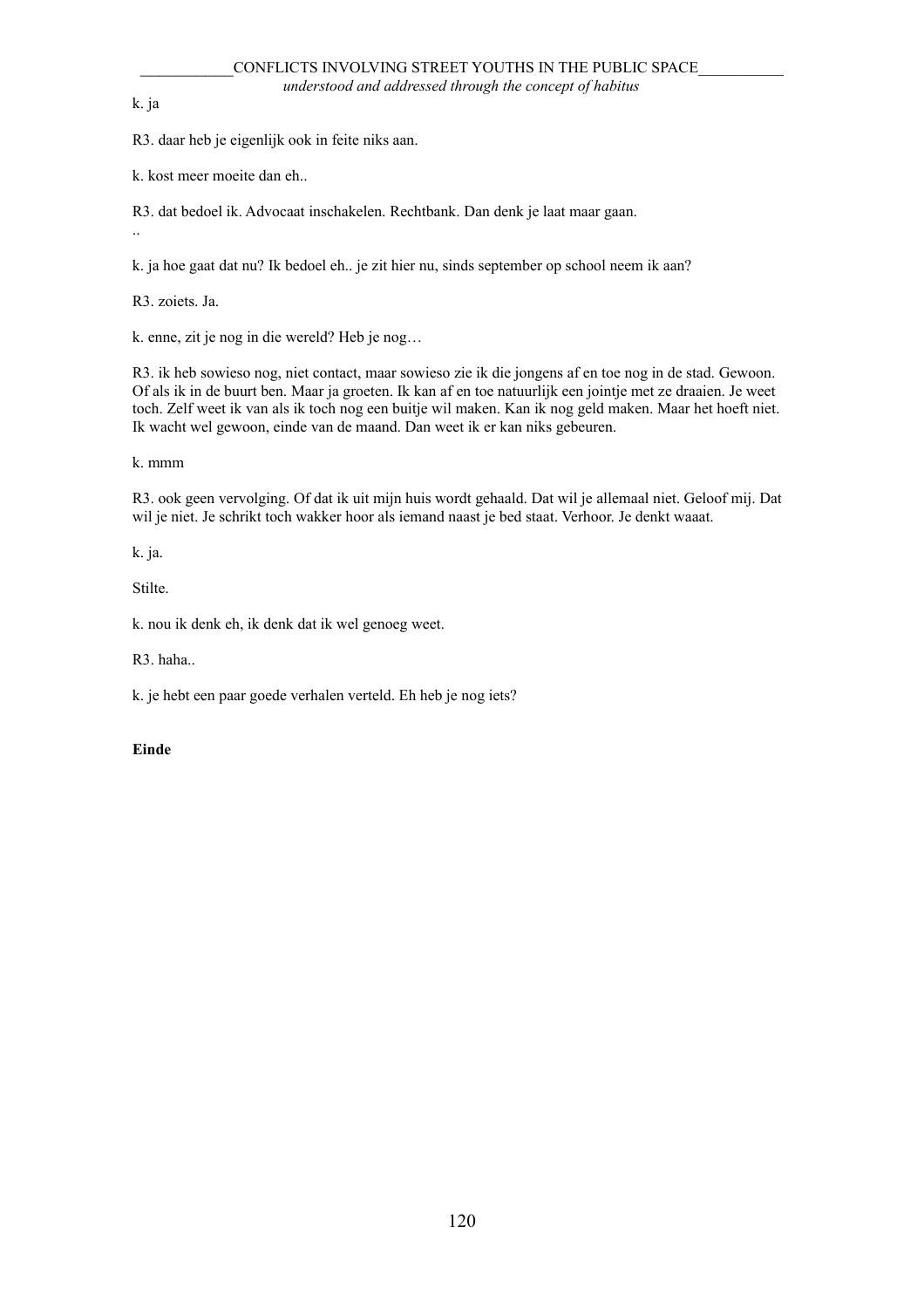k. ja

R3. daar heb je eigenlijk ook in feite niks aan.

k. kost meer moeite dan eh..

R3. dat bedoel ik. Advocaat inschakelen. Rechtbank. Dan denk je laat maar gaan.

..

k. ja hoe gaat dat nu? Ik bedoel eh.. je zit hier nu, sinds september op school neem ik aan?

R3. zoiets. Ja.

k. enne, zit je nog in die wereld? Heb je nog…

R3. ik heb sowieso nog, niet contact, maar sowieso zie ik die jongens af en toe nog in de stad. Gewoon. Of als ik in de buurt ben. Maar ja groeten. Ik kan af en toe natuurlijk een jointje met ze draaien. Je weet toch. Zelf weet ik van als ik toch nog een buitje wil maken. Kan ik nog geld maken. Maar het hoeft niet. Ik wacht wel gewoon, einde van de maand. Dan weet ik er kan niks gebeuren.

k. mmm

R3. ook geen vervolging. Of dat ik uit mijn huis wordt gehaald. Dat wil je allemaal niet. Geloof mij. Dat wil je niet. Je schrikt toch wakker hoor als iemand naast je bed staat. Verhoor. Je denkt waaat.

k. ja.

Stilte.

k. nou ik denk eh, ik denk dat ik wel genoeg weet.

R3. haha..

k. je hebt een paar goede verhalen verteld. Eh heb je nog iets?

**Einde**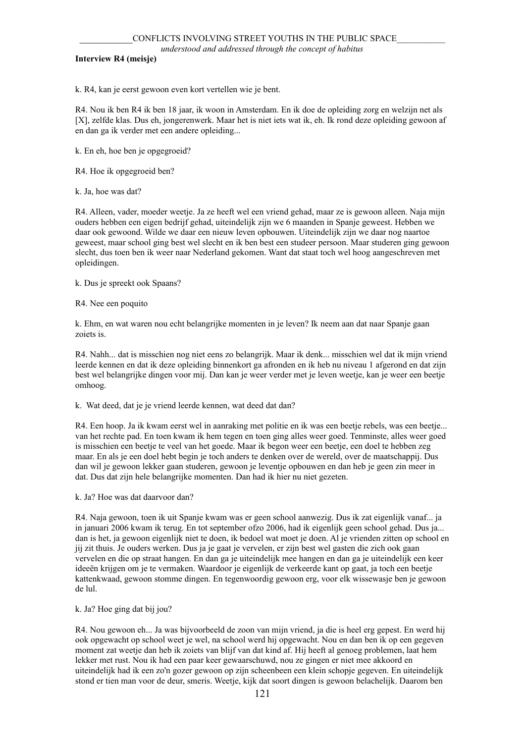**Interview R4 (meisje)**

k. R4, kan je eerst gewoon even kort vertellen wie je bent.

R4. Nou ik ben R4 ik ben 18 jaar, ik woon in Amsterdam. En ik doe de opleiding zorg en welzijn net als [X], zelfde klas. Dus eh, jongerenwerk. Maar het is niet iets wat ik, eh. Ik rond deze opleiding gewoon af en dan ga ik verder met een andere opleiding...

k. En eh, hoe ben je opgegroeid?

R4. Hoe ik opgegroeid ben?

k. Ja, hoe was dat?

R4. Alleen, vader, moeder weetje. Ja ze heeft wel een vriend gehad, maar ze is gewoon alleen. Naja mijn ouders hebben een eigen bedrijf gehad, uiteindelijk zijn we 6 maanden in Spanje geweest. Hebben we daar ook gewoond. Wilde we daar een nieuw leven opbouwen. Uiteindelijk zijn we daar nog naartoe geweest, maar school ging best wel slecht en ik ben best een studeer persoon. Maar studeren ging gewoon slecht, dus toen ben ik weer naar Nederland gekomen. Want dat staat toch wel hoog aangeschreven met opleidingen.

k. Dus je spreekt ook Spaans?

R4. Nee een poquito

k. Ehm, en wat waren nou echt belangrijke momenten in je leven? Ik neem aan dat naar Spanje gaan zoiets is.

R4. Nahh... dat is misschien nog niet eens zo belangrijk. Maar ik denk... misschien wel dat ik mijn vriend leerde kennen en dat ik deze opleiding binnenkort ga afronden en ik heb nu niveau 1 afgerond en dat zijn best wel belangrijke dingen voor mij. Dan kan je weer verder met je leven weetje, kan je weer een beetje omhoog.

k. Wat deed, dat je je vriend leerde kennen, wat deed dat dan?

R4. Een hoop. Ja ik kwam eerst wel in aanraking met politie en ik was een beetje rebels, was een beetje... van het rechte pad. En toen kwam ik hem tegen en toen ging alles weer goed. Tenminste, alles weer goed is misschien een beetje te veel van het goede. Maar ik begon weer een beetje, een doel te hebben zeg maar. En als je een doel hebt begin je toch anders te denken over de wereld, over de maatschappij. Dus dan wil je gewoon lekker gaan studeren, gewoon je leventje opbouwen en dan heb je geen zin meer in dat. Dus dat zijn hele belangrijke momenten. Dan had ik hier nu niet gezeten.

k. Ja? Hoe was dat daarvoor dan?

R4. Naja gewoon, toen ik uit Spanje kwam was er geen school aanwezig. Dus ik zat eigenlijk vanaf... ja in januari 2006 kwam ik terug. En tot september ofzo 2006, had ik eigenlijk geen school gehad. Dus ja... dan is het, ja gewoon eigenlijk niet te doen, ik bedoel wat moet je doen. Al je vrienden zitten op school en jij zit thuis. Je ouders werken. Dus ja je gaat je vervelen, er zijn best wel gasten die zich ook gaan vervelen en die op straat hangen. En dan ga je uiteindelijk mee hangen en dan ga je uiteindelijk een keer ideeën krijgen om je te vermaken. Waardoor je eigenlijk de verkeerde kant op gaat, ja toch een beetje kattenkwaad, gewoon stomme dingen. En tegenwoordig gewoon erg, voor elk wissewasje ben je gewoon de lul.

k. Ja? Hoe ging dat bij jou?

R4. Nou gewoon eh... Ja was bijvoorbeeld de zoon van mijn vriend, ja die is heel erg gepest. En werd hij ook opgewacht op school weet je wel, na school werd hij opgewacht. Nou en dan ben ik op een gegeven moment zat weetje dan heb ik zoiets van blijf van dat kind af. Hij heeft al genoeg problemen, laat hem lekker met rust. Nou ik had een paar keer gewaarschuwd, nou ze gingen er niet mee akkoord en uiteindelijk had ik een zo'n gozer gewoon op zijn scheenbeen een klein schopje gegeven. En uiteindelijk stond er tien man voor de deur, smeris. Weetje, kijk dat soort dingen is gewoon belachelijk. Daarom ben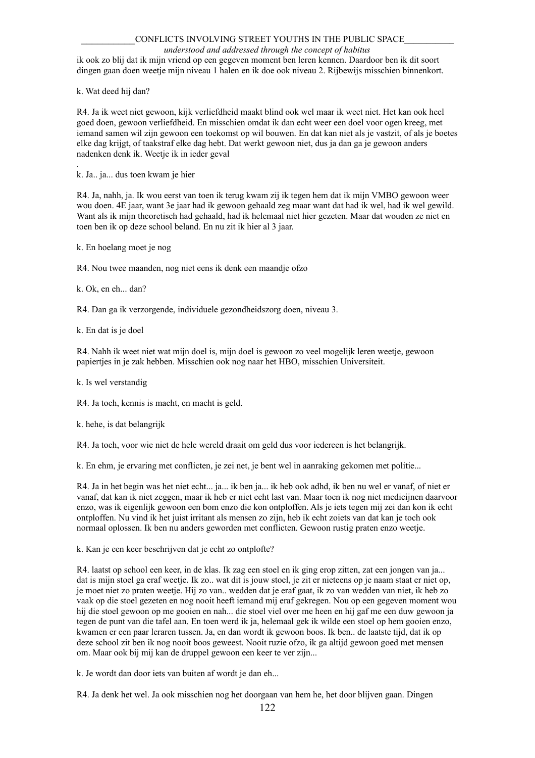ik ook zo blij dat ik mijn vriend op een gegeven moment ben leren kennen. Daardoor ben ik dit soort dingen gaan doen weetje mijn niveau 1 halen en ik doe ook niveau 2. Rijbewijs misschien binnenkort.

k. Wat deed hij dan?

R4. Ja ik weet niet gewoon, kijk verliefdheid maakt blind ook wel maar ik weet niet. Het kan ook heel goed doen, gewoon verliefdheid. En misschien omdat ik dan echt weer een doel voor ogen kreeg, met iemand samen wil zijn gewoon een toekomst op wil bouwen. En dat kan niet als je vastzit, of als je boetes elke dag krijgt, of taakstraf elke dag hebt. Dat werkt gewoon niet, dus ja dan ga je gewoon anders nadenken denk ik. Weetje ik in ieder geval

.

k. Ja.. ja... dus toen kwam je hier

R4. Ja, nahh, ja. Ik wou eerst van toen ik terug kwam zij ik tegen hem dat ik mijn VMBO gewoon weer wou doen. 4E jaar, want 3e jaar had ik gewoon gehaald zeg maar want dat had ik wel, had ik wel gewild. Want als ik mijn theoretisch had gehaald, had ik helemaal niet hier gezeten. Maar dat wouden ze niet en toen ben ik op deze school beland. En nu zit ik hier al 3 jaar.

k. En hoelang moet je nog

R4. Nou twee maanden, nog niet eens ik denk een maandje ofzo

k. Ok, en eh... dan?

R4. Dan ga ik verzorgende, individuele gezondheidszorg doen, niveau 3.

k. En dat is je doel

R4. Nahh ik weet niet wat mijn doel is, mijn doel is gewoon zo veel mogelijk leren weetje, gewoon papiertjes in je zak hebben. Misschien ook nog naar het HBO, misschien Universiteit.

k. Is wel verstandig

R4. Ja toch, kennis is macht, en macht is geld.

k. hehe, is dat belangrijk

R4. Ja toch, voor wie niet de hele wereld draait om geld dus voor iedereen is het belangrijk.

k. En ehm, je ervaring met conflicten, je zei net, je bent wel in aanraking gekomen met politie...

R4. Ja in het begin was het niet echt... ja... ik ben ja... ik heb ook adhd, ik ben nu wel er vanaf, of niet er vanaf, dat kan ik niet zeggen, maar ik heb er niet echt last van. Maar toen ik nog niet medicijnen daarvoor enzo, was ik eigenlijk gewoon een bom enzo die kon ontploffen. Als je iets tegen mij zei dan kon ik echt ontploffen. Nu vind ik het juist irritant als mensen zo zijn, heb ik echt zoiets van dat kan je toch ook normaal oplossen. Ik ben nu anders geworden met conflicten. Gewoon rustig praten enzo weetje.

k. Kan je een keer beschrijven dat je echt zo ontplofte?

R4. laatst op school een keer, in de klas. Ik zag een stoel en ik ging erop zitten, zat een jongen van ja... dat is mijn stoel ga eraf weetje. Ik zo.. wat dit is jouw stoel, je zit er nieteens op je naam staat er niet op, je moet niet zo praten weetje. Hij zo van.. wedden dat je eraf gaat, ik zo van wedden van niet, ik heb zo vaak op die stoel gezeten en nog nooit heeft iemand mij eraf gekregen. Nou op een gegeven moment wou hij die stoel gewoon op me gooien en nah... die stoel viel over me heen en hij gaf me een duw gewoon ja tegen de punt van die tafel aan. En toen werd ik ja, helemaal gek ik wilde een stoel op hem gooien enzo, kwamen er een paar leraren tussen. Ja, en dan wordt ik gewoon boos. Ik ben.. de laatste tijd, dat ik op deze school zit ben ik nog nooit boos geweest. Nooit ruzie ofzo, ik ga altijd gewoon goed met mensen om. Maar ook bij mij kan de druppel gewoon een keer te ver zijn...

k. Je wordt dan door iets van buiten af wordt je dan eh...

R4. Ja denk het wel. Ja ook misschien nog het doorgaan van hem he, het door blijven gaan. Dingen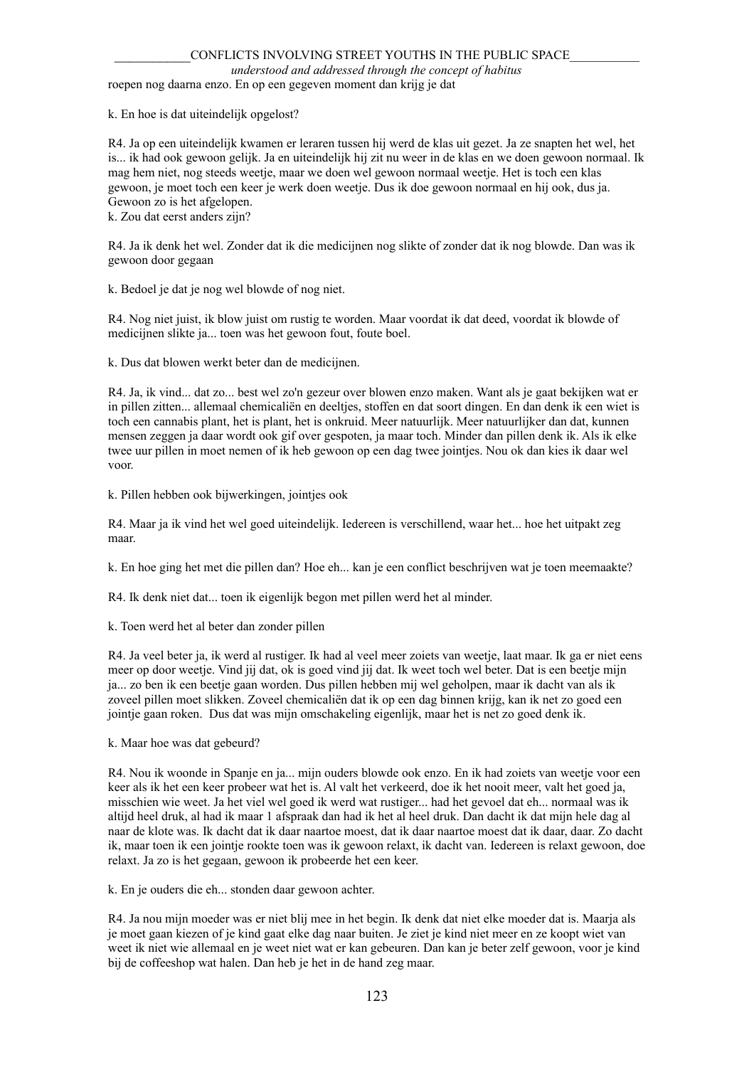roepen nog daarna enzo. En op een gegeven moment dan krijg je dat

k. En hoe is dat uiteindelijk opgelost?

R4. Ja op een uiteindelijk kwamen er leraren tussen hij werd de klas uit gezet. Ja ze snapten het wel, het is... ik had ook gewoon gelijk. Ja en uiteindelijk hij zit nu weer in de klas en we doen gewoon normaal. Ik mag hem niet, nog steeds weetje, maar we doen wel gewoon normaal weetje. Het is toch een klas gewoon, je moet toch een keer je werk doen weetje. Dus ik doe gewoon normaal en hij ook, dus ja. Gewoon zo is het afgelopen.

k. Zou dat eerst anders zijn?

R4. Ja ik denk het wel. Zonder dat ik die medicijnen nog slikte of zonder dat ik nog blowde. Dan was ik gewoon door gegaan

k. Bedoel je dat je nog wel blowde of nog niet.

R4. Nog niet juist, ik blow juist om rustig te worden. Maar voordat ik dat deed, voordat ik blowde of medicijnen slikte ja... toen was het gewoon fout, foute boel.

k. Dus dat blowen werkt beter dan de medicijnen.

R4. Ja, ik vind... dat zo... best wel zo'n gezeur over blowen enzo maken. Want als je gaat bekijken wat er in pillen zitten... allemaal chemicaliën en deeltjes, stoffen en dat soort dingen. En dan denk ik een wiet is toch een cannabis plant, het is plant, het is onkruid. Meer natuurlijk. Meer natuurlijker dan dat, kunnen mensen zeggen ja daar wordt ook gif over gespoten, ja maar toch. Minder dan pillen denk ik. Als ik elke twee uur pillen in moet nemen of ik heb gewoon op een dag twee jointjes. Nou ok dan kies ik daar wel voor.

k. Pillen hebben ook bijwerkingen, jointjes ook

R4. Maar ja ik vind het wel goed uiteindelijk. Iedereen is verschillend, waar het... hoe het uitpakt zeg maar.

k. En hoe ging het met die pillen dan? Hoe eh... kan je een conflict beschrijven wat je toen meemaakte?

R4. Ik denk niet dat... toen ik eigenlijk begon met pillen werd het al minder.

k. Toen werd het al beter dan zonder pillen

R4. Ja veel beter ja, ik werd al rustiger. Ik had al veel meer zoiets van weetje, laat maar. Ik ga er niet eens meer op door weetje. Vind jij dat, ok is goed vind jij dat. Ik weet toch wel beter. Dat is een beetje mijn ja... zo ben ik een beetje gaan worden. Dus pillen hebben mij wel geholpen, maar ik dacht van als ik zoveel pillen moet slikken. Zoveel chemicaliën dat ik op een dag binnen krijg, kan ik net zo goed een jointje gaan roken.  Dus dat was mijn omschakeling eigenlijk, maar het is net zo goed denk ik.

k. Maar hoe was dat gebeurd?

R4. Nou ik woonde in Spanje en ja... mijn ouders blowde ook enzo. En ik had zoiets van weetje voor een keer als ik het een keer probeer wat het is. Al valt het verkeerd, doe ik het nooit meer, valt het goed ja, misschien wie weet. Ja het viel wel goed ik werd wat rustiger... had het gevoel dat eh... normaal was ik altijd heel druk, al had ik maar 1 afspraak dan had ik het al heel druk. Dan dacht ik dat mijn hele dag al naar de klote was. Ik dacht dat ik daar naartoe moest, dat ik daar naartoe moest dat ik daar, daar. Zo dacht ik, maar toen ik een jointje rookte toen was ik gewoon relaxt, ik dacht van. Iedereen is relaxt gewoon, doe relaxt. Ja zo is het gegaan, gewoon ik probeerde het een keer.

k. En je ouders die eh... stonden daar gewoon achter.

R4. Ja nou mijn moeder was er niet blij mee in het begin. Ik denk dat niet elke moeder dat is. Maarja als je moet gaan kiezen of je kind gaat elke dag naar buiten. Je ziet je kind niet meer en ze koopt wiet van weet ik niet wie allemaal en je weet niet wat er kan gebeuren. Dan kan je beter zelf gewoon, voor je kind bij de coffeeshop wat halen. Dan heb je het in de hand zeg maar.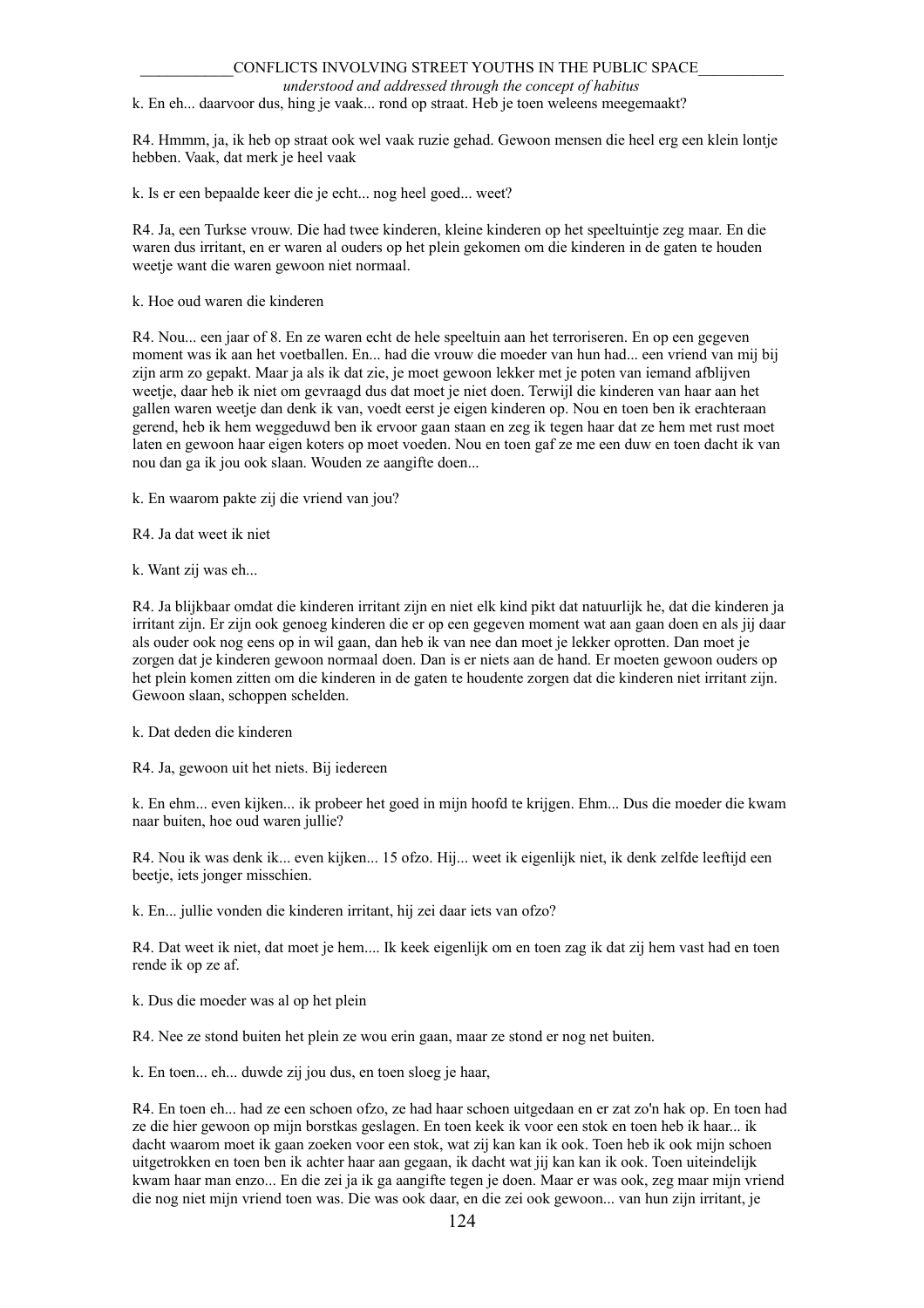k. En eh... daarvoor dus, hing je vaak... rond op straat. Heb je toen weleens meegemaakt?

R4. Hmmm, ja, ik heb op straat ook wel vaak ruzie gehad. Gewoon mensen die heel erg een klein lontje hebben. Vaak, dat merk je heel vaak

k. Is er een bepaalde keer die je echt... nog heel goed... weet?

R4. Ja, een Turkse vrouw. Die had twee kinderen, kleine kinderen op het speeltuintje zeg maar. En die waren dus irritant, en er waren al ouders op het plein gekomen om die kinderen in de gaten te houden weetje want die waren gewoon niet normaal.

k. Hoe oud waren die kinderen

R4. Nou... een jaar of 8. En ze waren echt de hele speeltuin aan het terroriseren. En op een gegeven moment was ik aan het voetballen. En... had die vrouw die moeder van hun had... een vriend van mij bij zijn arm zo gepakt. Maar ja als ik dat zie, je moet gewoon lekker met je poten van iemand afblijven weetje, daar heb ik niet om gevraagd dus dat moet je niet doen. Terwijl die kinderen van haar aan het gallen waren weetje dan denk ik van, voedt eerst je eigen kinderen op. Nou en toen ben ik erachteraan gerend, heb ik hem weggeduwd ben ik ervoor gaan staan en zeg ik tegen haar dat ze hem met rust moet laten en gewoon haar eigen koters op moet voeden. Nou en toen gaf ze me een duw en toen dacht ik van nou dan ga ik jou ook slaan. Wouden ze aangifte doen...

k. En waarom pakte zij die vriend van jou?

R4. Ja dat weet ik niet

k. Want zij was eh...

R4. Ja blijkbaar omdat die kinderen irritant zijn en niet elk kind pikt dat natuurlijk he, dat die kinderen ja irritant zijn. Er zijn ook genoeg kinderen die er op een gegeven moment wat aan gaan doen en als jij daar als ouder ook nog eens op in wil gaan, dan heb ik van nee dan moet je lekker oprotten. Dan moet je zorgen dat je kinderen gewoon normaal doen. Dan is er niets aan de hand. Er moeten gewoon ouders op het plein komen zitten om die kinderen in de gaten te houdente zorgen dat die kinderen niet irritant zijn. Gewoon slaan, schoppen schelden.

k. Dat deden die kinderen

R4. Ja, gewoon uit het niets. Bij iedereen

k. En ehm... even kijken... ik probeer het goed in mijn hoofd te krijgen. Ehm... Dus die moeder die kwam naar buiten, hoe oud waren jullie?

R4. Nou ik was denk ik... even kijken... 15 ofzo. Hij... weet ik eigenlijk niet, ik denk zelfde leeftijd een beetje, iets jonger misschien.

k. En... jullie vonden die kinderen irritant, hij zei daar iets van ofzo?

R4. Dat weet ik niet, dat moet je hem.... Ik keek eigenlijk om en toen zag ik dat zij hem vast had en toen rende ik op ze af.

k. Dus die moeder was al op het plein

R4. Nee ze stond buiten het plein ze wou erin gaan, maar ze stond er nog net buiten.

k. En toen... eh... duwde zij jou dus, en toen sloeg je haar,

R4. En toen eh... had ze een schoen ofzo, ze had haar schoen uitgedaan en er zat zo'n hak op. En toen had ze die hier gewoon op mijn borstkas geslagen. En toen keek ik voor een stok en toen heb ik haar... ik dacht waarom moet ik gaan zoeken voor een stok, wat zij kan kan ik ook. Toen heb ik ook mijn schoen uitgetrokken en toen ben ik achter haar aan gegaan, ik dacht wat jij kan kan ik ook. Toen uiteindelijk kwam haar man enzo... En die zei ja ik ga aangifte tegen je doen. Maar er was ook, zeg maar mijn vriend die nog niet mijn vriend toen was. Die was ook daar, en die zei ook gewoon... van hun zijn irritant, je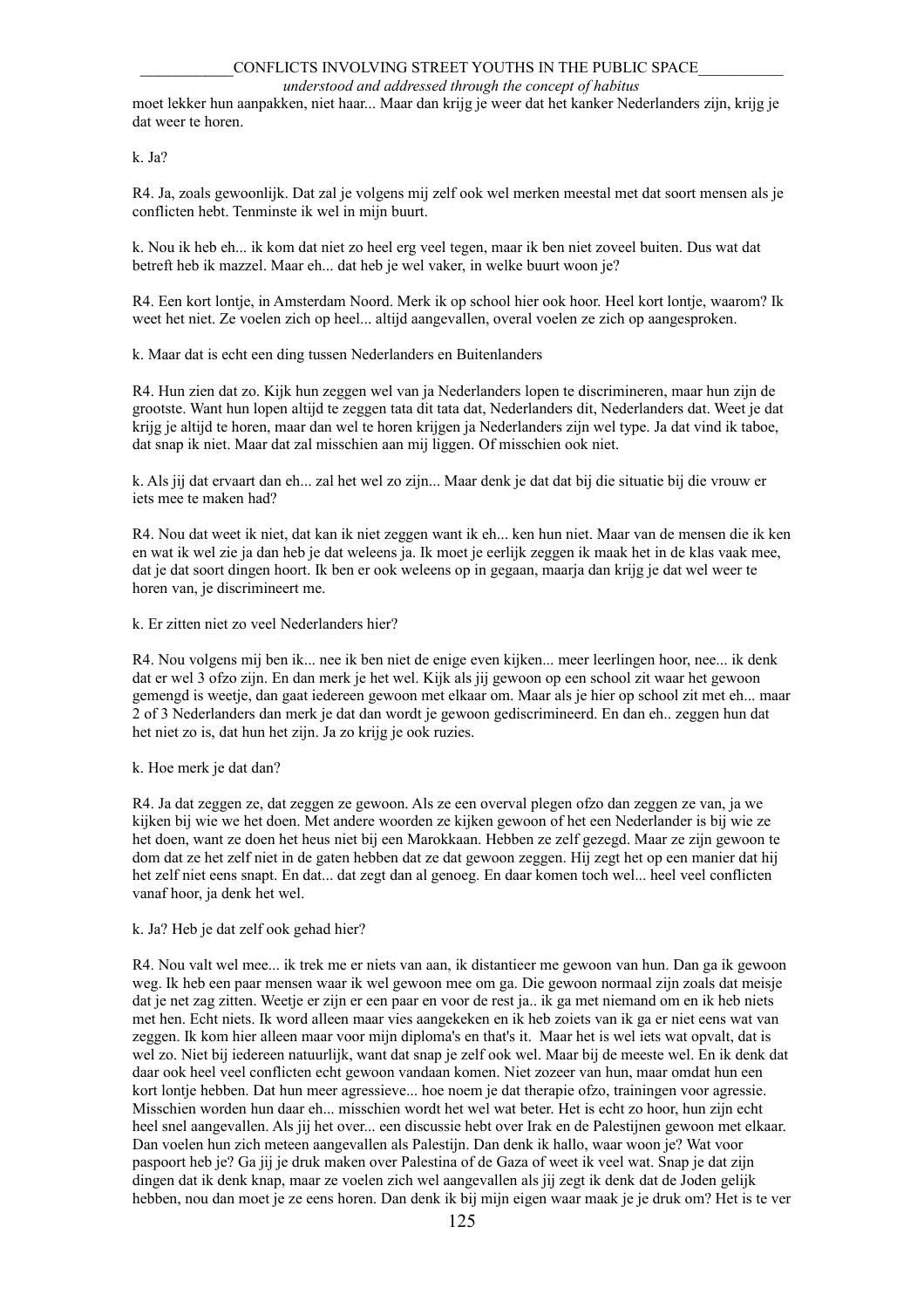moet lekker hun aanpakken, niet haar... Maar dan krijg je weer dat het kanker Nederlanders zijn, krijg je dat weer te horen.

k. Ja?

R4. Ja, zoals gewoonlijk. Dat zal je volgens mij zelf ook wel merken meestal met dat soort mensen als je conflicten hebt. Tenminste ik wel in mijn buurt.

k. Nou ik heb eh... ik kom dat niet zo heel erg veel tegen, maar ik ben niet zoveel buiten. Dus wat dat betreft heb ik mazzel. Maar eh... dat heb je wel vaker, in welke buurt woon je?

R4. Een kort lontje, in Amsterdam Noord. Merk ik op school hier ook hoor. Heel kort lontje, waarom? Ik weet het niet. Ze voelen zich op heel... altijd aangevallen, overal voelen ze zich op aangesproken.

k. Maar dat is echt een ding tussen Nederlanders en Buitenlanders

R4. Hun zien dat zo. Kijk hun zeggen wel van ja Nederlanders lopen te discrimineren, maar hun zijn de grootste. Want hun lopen altijd te zeggen tata dit tata dat, Nederlanders dit, Nederlanders dat. Weet je dat krijg je altijd te horen, maar dan wel te horen krijgen ja Nederlanders zijn wel type. Ja dat vind ik taboe, dat snap ik niet. Maar dat zal misschien aan mij liggen. Of misschien ook niet.

k. Als jij dat ervaart dan eh... zal het wel zo zijn... Maar denk je dat dat bij die situatie bij die vrouw er iets mee te maken had?

R4. Nou dat weet ik niet, dat kan ik niet zeggen want ik eh... ken hun niet. Maar van de mensen die ik ken en wat ik wel zie ja dan heb je dat weleens ja. Ik moet je eerlijk zeggen ik maak het in de klas vaak mee, dat je dat soort dingen hoort. Ik ben er ook weleens op in gegaan, maarja dan krijg je dat wel weer te horen van, je discrimineert me.

k. Er zitten niet zo veel Nederlanders hier?

R4. Nou volgens mij ben ik... nee ik ben niet de enige even kijken... meer leerlingen hoor, nee... ik denk dat er wel 3 ofzo zijn. En dan merk je het wel. Kijk als jij gewoon op een school zit waar het gewoon gemengd is weetje, dan gaat iedereen gewoon met elkaar om. Maar als je hier op school zit met eh... maar 2 of 3 Nederlanders dan merk je dat dan wordt je gewoon gediscrimineerd. En dan eh.. zeggen hun dat het niet zo is, dat hun het zijn. Ja zo krijg je ook ruzies.

k. Hoe merk je dat dan?

R4. Ja dat zeggen ze, dat zeggen ze gewoon. Als ze een overval plegen ofzo dan zeggen ze van, ja we kijken bij wie we het doen. Met andere woorden ze kijken gewoon of het een Nederlander is bij wie ze het doen, want ze doen het heus niet bij een Marokkaan. Hebben ze zelf gezegd. Maar ze zijn gewoon te dom dat ze het zelf niet in de gaten hebben dat ze dat gewoon zeggen. Hij zegt het op een manier dat hij het zelf niet eens snapt. En dat... dat zegt dan al genoeg. En daar komen toch wel... heel veel conflicten vanaf hoor, ja denk het wel.

k. Ja? Heb je dat zelf ook gehad hier?

R4. Nou valt wel mee... ik trek me er niets van aan, ik distantieer me gewoon van hun. Dan ga ik gewoon weg. Ik heb een paar mensen waar ik wel gewoon mee om ga. Die gewoon normaal zijn zoals dat meisje dat je net zag zitten. Weetje er zijn er een paar en voor de rest ja.. ik ga met niemand om en ik heb niets met hen. Echt niets. Ik word alleen maar vies aangekeken en ik heb zoiets van ik ga er niet eens wat van zeggen. Ik kom hier alleen maar voor mijn diploma's en that's it. Maar het is wel iets wat opvalt, dat is wel zo. Niet bij iedereen natuurlijk, want dat snap je zelf ook wel. Maar bij de meeste wel. En ik denk dat daar ook heel veel conflicten echt gewoon vandaan komen. Niet zozeer van hun, maar omdat hun een kort lontje hebben. Dat hun meer agressieve... hoe noem je dat therapie ofzo, trainingen voor agressie. Misschien worden hun daar eh... misschien wordt het wel wat beter. Het is echt zo hoor, hun zijn echt heel snel aangevallen. Als jij het over... een discussie hebt over Irak en de Palestijnen gewoon met elkaar. Dan voelen hun zich meteen aangevallen als Palestijn. Dan denk ik hallo, waar woon je? Wat voor paspoort heb je? Ga jij je druk maken over Palestina of de Gaza of weet ik veel wat. Snap je dat zijn dingen dat ik denk knap, maar ze voelen zich wel aangevallen als jij zegt ik denk dat de Joden gelijk hebben, nou dan moet je ze eens horen. Dan denk ik bij mijn eigen waar maak je je druk om? Het is te ver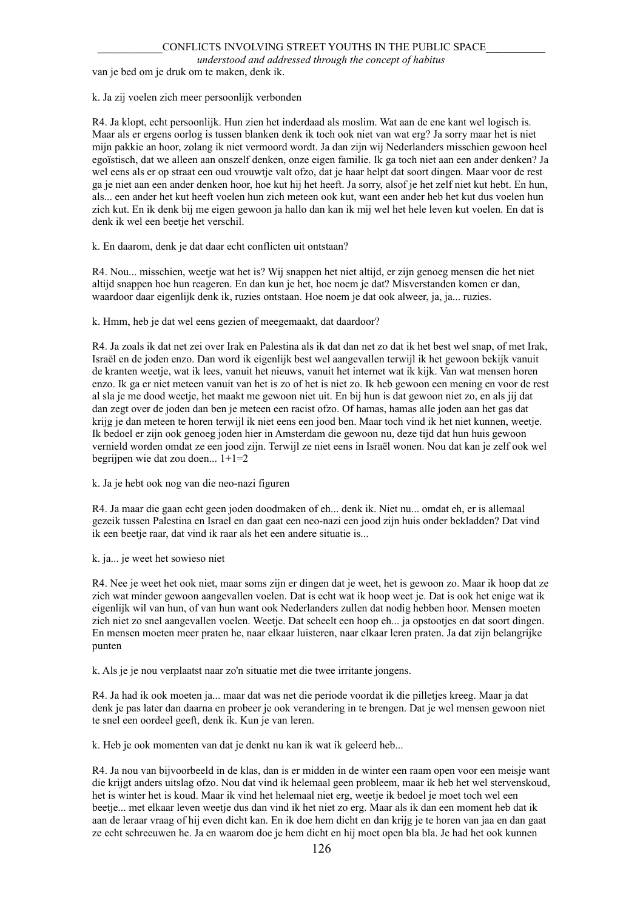van je bed om je druk om te maken, denk ik.

k. Ja zij voelen zich meer persoonlijk verbonden

R4. Ja klopt, echt persoonlijk. Hun zien het inderdaad als moslim. Wat aan de ene kant wel logisch is. Maar als er ergens oorlog is tussen blanken denk ik toch ook niet van wat erg? Ja sorry maar het is niet mijn pakkie an hoor, zolang ik niet vermoord wordt. Ja dan zijn wij Nederlanders misschien gewoon heel egoïstisch, dat we alleen aan onszelf denken, onze eigen familie. Ik ga toch niet aan een ander denken? Ja wel eens als er op straat een oud vrouwtje valt ofzo, dat je haar helpt dat soort dingen. Maar voor de rest ga je niet aan een ander denken hoor, hoe kut hij het heeft. Ja sorry, alsof je het zelf niet kut hebt. En hun, als... een ander het kut heeft voelen hun zich meteen ook kut, want een ander heb het kut dus voelen hun zich kut. En ik denk bij me eigen gewoon ja hallo dan kan ik mij wel het hele leven kut voelen. En dat is denk ik wel een beetje het verschil.

k. En daarom, denk je dat daar echt conflicten uit ontstaan?

R4. Nou... misschien, weetje wat het is? Wij snappen het niet altijd, er zijn genoeg mensen die het niet altijd snappen hoe hun reageren. En dan kun je het, hoe noem je dat? Misverstanden komen er dan, waardoor daar eigenlijk denk ik, ruzies ontstaan. Hoe noem je dat ook alweer, ja, ja... ruzies.

k. Hmm, heb je dat wel eens gezien of meegemaakt, dat daardoor?

R4. Ja zoals ik dat net zei over Irak en Palestina als ik dat dan net zo dat ik het best wel snap, of met Irak, Israël en de joden enzo. Dan word ik eigenlijk best wel aangevallen terwijl ik het gewoon bekijk vanuit de kranten weetje, wat ik lees, vanuit het nieuws, vanuit het internet wat ik kijk. Van wat mensen horen enzo. Ik ga er niet meteen vanuit van het is zo of het is niet zo. Ik heb gewoon een mening en voor de rest al sla je me dood weetje, het maakt me gewoon niet uit. En bij hun is dat gewoon niet zo, en als jij dat dan zegt over de joden dan ben je meteen een racist ofzo. Of hamas, hamas alle joden aan het gas dat krijg je dan meteen te horen terwijl ik niet eens een jood ben. Maar toch vind ik het niet kunnen, weetje. Ik bedoel er zijn ook genoeg joden hier in Amsterdam die gewoon nu, deze tijd dat hun huis gewoon vernield worden omdat ze een jood zijn. Terwijl ze niet eens in Israël wonen. Nou dat kan je zelf ook wel begrijpen wie dat zou doen... 1+1=2

k. Ja je hebt ook nog van die neo-nazi figuren

R4. Ja maar die gaan echt geen joden doodmaken of eh... denk ik. Niet nu... omdat eh, er is allemaal gezeik tussen Palestina en Israel en dan gaat een neo-nazi een jood zijn huis onder bekladden? Dat vind ik een beetje raar, dat vind ik raar als het een andere situatie is...

k. ja... je weet het sowieso niet

R4. Nee je weet het ook niet, maar soms zijn er dingen dat je weet, het is gewoon zo. Maar ik hoop dat ze zich wat minder gewoon aangevallen voelen. Dat is echt wat ik hoop weet je. Dat is ook het enige wat ik eigenlijk wil van hun, of van hun want ook Nederlanders zullen dat nodig hebben hoor. Mensen moeten zich niet zo snel aangevallen voelen. Weetje. Dat scheelt een hoop eh... ja opstootjes en dat soort dingen. En mensen moeten meer praten he, naar elkaar luisteren, naar elkaar leren praten. Ja dat zijn belangrijke punten

k. Als je je nou verplaatst naar zo'n situatie met die twee irritante jongens.

R4. Ja had ik ook moeten ja... maar dat was net die periode voordat ik die pilletjes kreeg. Maar ja dat denk je pas later dan daarna en probeer je ook verandering in te brengen. Dat je wel mensen gewoon niet te snel een oordeel geeft, denk ik. Kun je van leren.

k. Heb je ook momenten van dat je denkt nu kan ik wat ik geleerd heb...

R4. Ja nou van bijvoorbeeld in de klas, dan is er midden in de winter een raam open voor een meisje want die krijgt anders uitslag ofzo. Nou dat vind ik helemaal geen probleem, maar ik heb het wel stervenskoud, het is winter het is koud. Maar ik vind het helemaal niet erg, weetje ik bedoel je moet toch wel een beetje... met elkaar leven weetje dus dan vind ik het niet zo erg. Maar als ik dan een moment heb dat ik aan de leraar vraag of hij even dicht kan. En ik doe hem dicht en dan krijg je te horen van jaa en dan gaat ze echt schreeuwen he. Ja en waarom doe je hem dicht en hij moet open bla bla. Je had het ook kunnen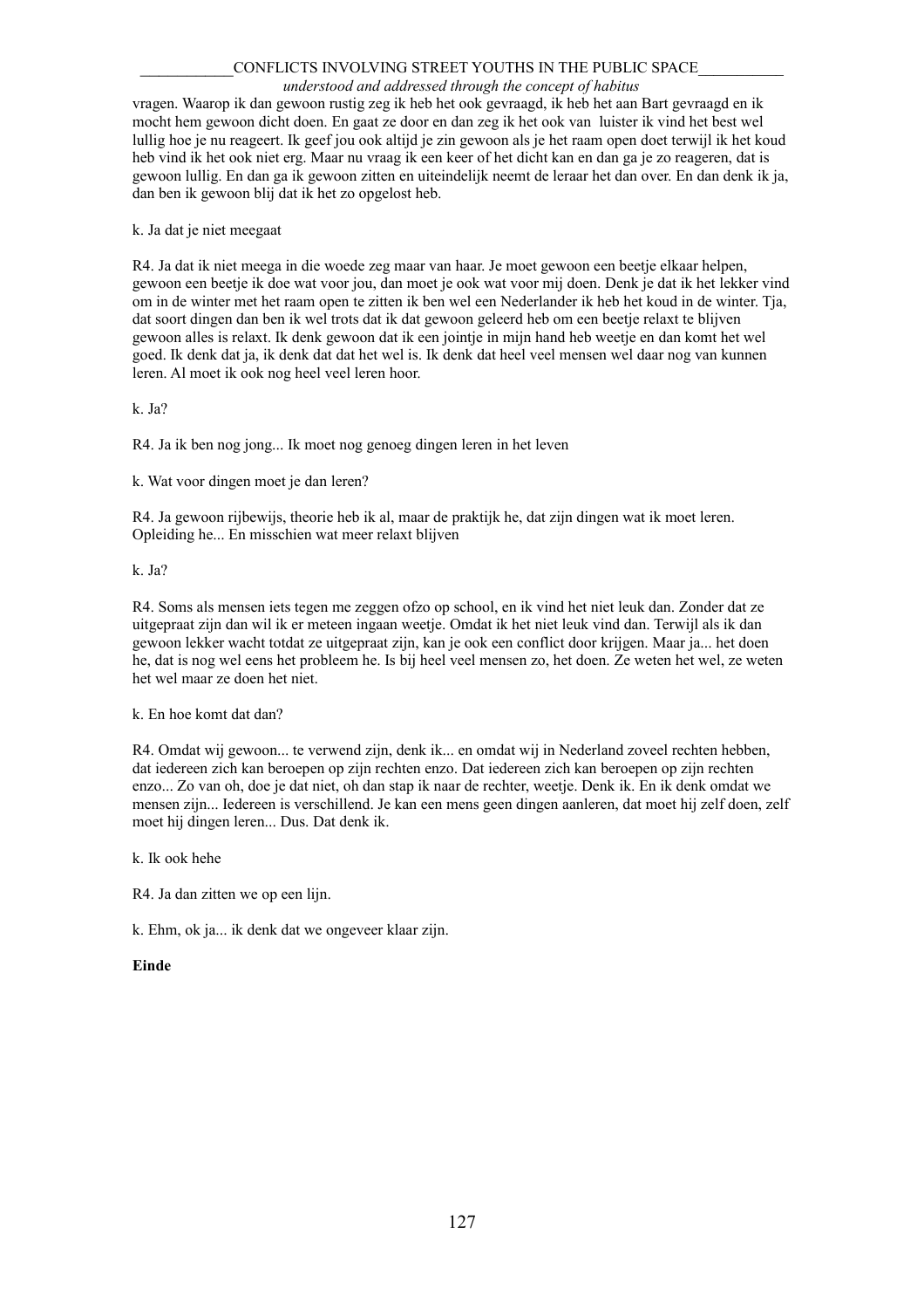vragen. Waarop ik dan gewoon rustig zeg ik heb het ook gevraagd, ik heb het aan Bart gevraagd en ik mocht hem gewoon dicht doen. En gaat ze door en dan zeg ik het ook van  luister ik vind het best wel lullig hoe je nu reageert. Ik geef jou ook altijd je zin gewoon als je het raam open doet terwijl ik het koud heb vind ik het ook niet erg. Maar nu vraag ik een keer of het dicht kan en dan ga je zo reageren, dat is gewoon lullig. En dan ga ik gewoon zitten en uiteindelijk neemt de leraar het dan over. En dan denk ik ja, dan ben ik gewoon blij dat ik het zo opgelost heb.

k. Ja dat je niet meegaat

R4. Ja dat ik niet meega in die woede zeg maar van haar. Je moet gewoon een beetje elkaar helpen, gewoon een beetje ik doe wat voor jou, dan moet je ook wat voor mij doen. Denk je dat ik het lekker vind om in de winter met het raam open te zitten ik ben wel een Nederlander ik heb het koud in de winter. Tja, dat soort dingen dan ben ik wel trots dat ik dat gewoon geleerd heb om een beetje relaxt te blijven gewoon alles is relaxt. Ik denk gewoon dat ik een jointje in mijn hand heb weetje en dan komt het wel goed. Ik denk dat ja, ik denk dat dat het wel is. Ik denk dat heel veel mensen wel daar nog van kunnen leren. Al moet ik ook nog heel veel leren hoor.

k. Ja?

R4. Ja ik ben nog jong... Ik moet nog genoeg dingen leren in het leven

k. Wat voor dingen moet je dan leren?

R4. Ja gewoon rijbewijs, theorie heb ik al, maar de praktijk he, dat zijn dingen wat ik moet leren. Opleiding he... En misschien wat meer relaxt blijven

k. Ja?

R4. Soms als mensen iets tegen me zeggen ofzo op school, en ik vind het niet leuk dan. Zonder dat ze uitgepraat zijn dan wil ik er meteen ingaan weetje. Omdat ik het niet leuk vind dan. Terwijl als ik dan gewoon lekker wacht totdat ze uitgepraat zijn, kan je ook een conflict door krijgen. Maar ja... het doen he, dat is nog wel eens het probleem he. Is bij heel veel mensen zo, het doen. Ze weten het wel, ze weten het wel maar ze doen het niet.

k. En hoe komt dat dan?

R4. Omdat wij gewoon... te verwend zijn, denk ik... en omdat wij in Nederland zoveel rechten hebben, dat iedereen zich kan beroepen op zijn rechten enzo. Dat iedereen zich kan beroepen op zijn rechten enzo... Zo van oh, doe je dat niet, oh dan stap ik naar de rechter, weetje. Denk ik. En ik denk omdat we mensen zijn... Iedereen is verschillend. Je kan een mens geen dingen aanleren, dat moet hij zelf doen, zelf moet hij dingen leren... Dus. Dat denk ik.

k. Ik ook hehe

R4. Ja dan zitten we op een lijn.

k. Ehm, ok ja... ik denk dat we ongeveer klaar zijn.

**Einde**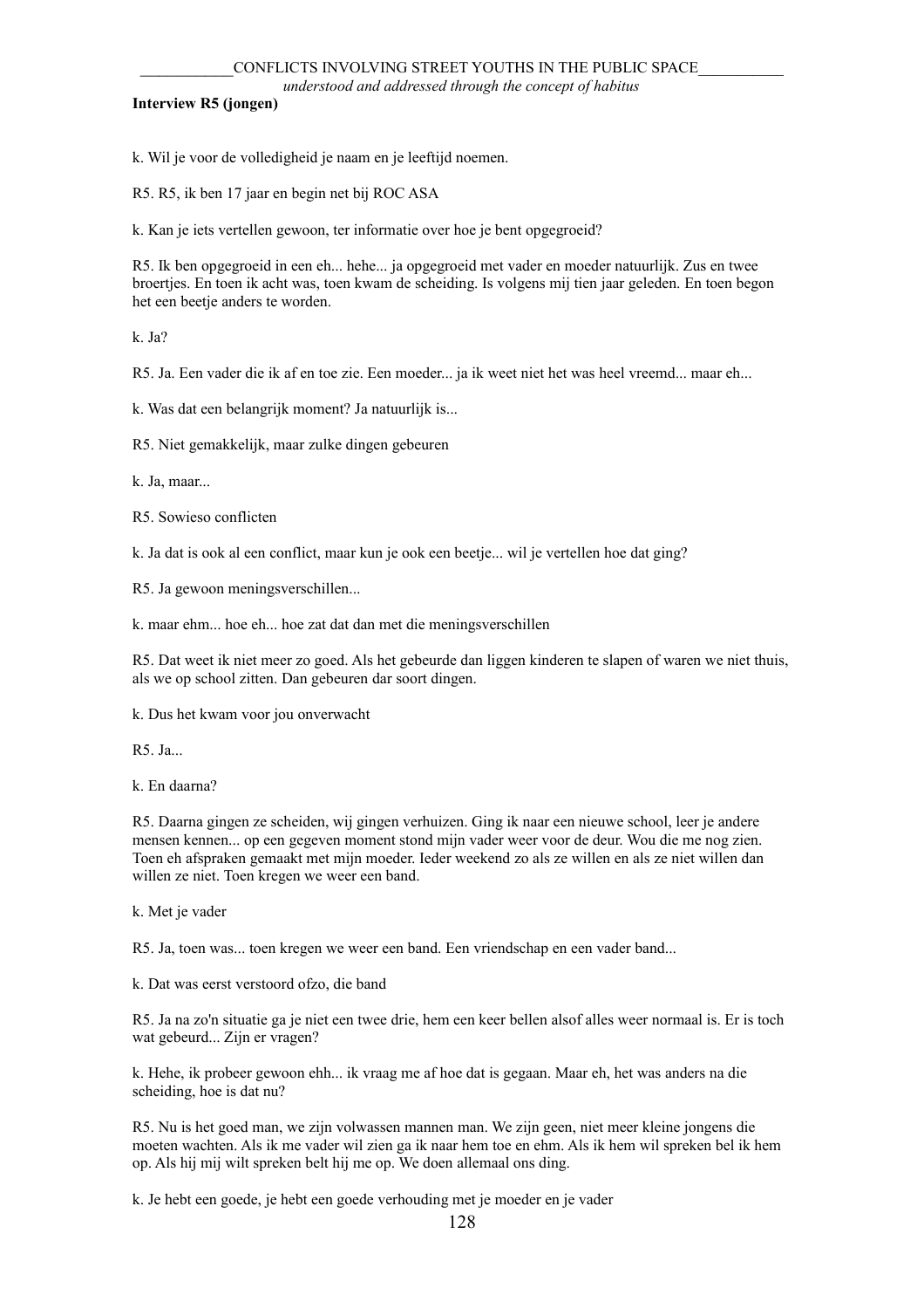**Interview R5 (jongen)**

k. Wil je voor de volledigheid je naam en je leeftijd noemen.

R5. R5, ik ben 17 jaar en begin net bij ROC ASA

k. Kan je iets vertellen gewoon, ter informatie over hoe je bent opgegroeid?

R5. Ik ben opgegroeid in een eh... hehe... ja opgegroeid met vader en moeder natuurlijk. Zus en twee broertjes. En toen ik acht was, toen kwam de scheiding. Is volgens mij tien jaar geleden. En toen begon het een beetje anders te worden.

k. Ja?

R5. Ja. Een vader die ik af en toe zie. Een moeder... ja ik weet niet het was heel vreemd... maar eh...

k. Was dat een belangrijk moment? Ja natuurlijk is...

R5. Niet gemakkelijk, maar zulke dingen gebeuren

k. Ja, maar...

R5. Sowieso conflicten

k. Ja dat is ook al een conflict, maar kun je ook een beetje... wil je vertellen hoe dat ging?

R5. Ja gewoon meningsverschillen...

k. maar ehm... hoe eh... hoe zat dat dan met die meningsverschillen

R5. Dat weet ik niet meer zo goed. Als het gebeurde dan liggen kinderen te slapen of waren we niet thuis, als we op school zitten. Dan gebeuren dar soort dingen.

k. Dus het kwam voor jou onverwacht

R5. Ja...

k. En daarna?

R5. Daarna gingen ze scheiden, wij gingen verhuizen. Ging ik naar een nieuwe school, leer je andere mensen kennen... op een gegeven moment stond mijn vader weer voor de deur. Wou die me nog zien. Toen eh afspraken gemaakt met mijn moeder. Ieder weekend zo als ze willen en als ze niet willen dan willen ze niet. Toen kregen we weer een band.

k. Met je vader

R5. Ja, toen was... toen kregen we weer een band. Een vriendschap en een vader band...

k. Dat was eerst verstoord ofzo, die band

R5. Ja na zo'n situatie ga je niet een twee drie, hem een keer bellen alsof alles weer normaal is. Er is toch wat gebeurd... Zijn er vragen?

k. Hehe, ik probeer gewoon ehh... ik vraag me af hoe dat is gegaan. Maar eh, het was anders na die scheiding, hoe is dat nu?

R5. Nu is het goed man, we zijn volwassen mannen man. We zijn geen, niet meer kleine jongens die moeten wachten. Als ik me vader wil zien ga ik naar hem toe en ehm. Als ik hem wil spreken bel ik hem op. Als hij mij wilt spreken belt hij me op. We doen allemaal ons ding.

k. Je hebt een goede, je hebt een goede verhouding met je moeder en je vader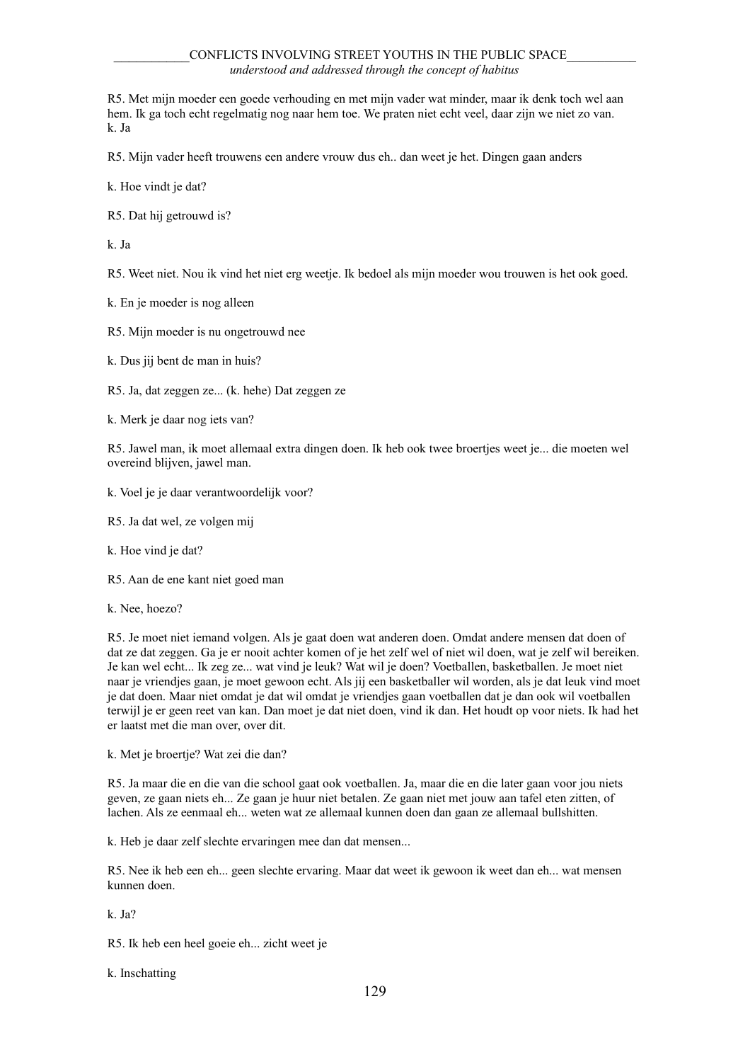R5. Met mijn moeder een goede verhouding en met mijn vader wat minder, maar ik denk toch wel aan hem. Ik ga toch echt regelmatig nog naar hem toe. We praten niet echt veel, daar zijn we niet zo van.
k. Ja

R5. Mijn vader heeft trouwens een andere vrouw dus eh.. dan weet je het. Dingen gaan anders

k. Hoe vindt je dat?

R5. Dat hij getrouwd is?

k. Ja

R5. Weet niet. Nou ik vind het niet erg weetje. Ik bedoel als mijn moeder wou trouwen is het ook goed.

k. En je moeder is nog alleen

R5. Mijn moeder is nu ongetrouwd nee

k. Dus jij bent de man in huis?

R5. Ja, dat zeggen ze... (k. hehe) Dat zeggen ze

k. Merk je daar nog iets van?

R5. Jawel man, ik moet allemaal extra dingen doen. Ik heb ook twee broertjes weet je... die moeten wel overeind blijven, jawel man.

k. Voel je je daar verantwoordelijk voor?

R5. Ja dat wel, ze volgen mij

k. Hoe vind je dat?

R5. Aan de ene kant niet goed man

k. Nee, hoezo?

R5. Je moet niet iemand volgen. Als je gaat doen wat anderen doen. Omdat andere mensen dat doen of dat ze dat zeggen. Ga je er nooit achter komen of je het zelf wel of niet wil doen, wat je zelf wil bereiken. Je kan wel echt... Ik zeg ze... wat vind je leuk? Wat wil je doen? Voetballen, basketballen. Je moet niet naar je vriendjes gaan, je moet gewoon echt. Als jij een basketballer wil worden, als je dat leuk vind moet je dat doen. Maar niet omdat je dat wil omdat je vriendjes gaan voetballen dat je dan ook wil voetballen terwijl je er geen reet van kan. Dan moet je dat niet doen, vind ik dan. Het houdt op voor niets. Ik had het er laatst met die man over, over dit.

k. Met je broertje? Wat zei die dan?

R5. Ja maar die en die van die school gaat ook voetballen. Ja, maar die en die later gaan voor jou niets geven, ze gaan niets eh... Ze gaan je huur niet betalen. Ze gaan niet met jouw aan tafel eten zitten, of lachen. Als ze eenmaal eh... weten wat ze allemaal kunnen doen dan gaan ze allemaal bullshitten.

k. Heb je daar zelf slechte ervaringen mee dan dat mensen...

R5. Nee ik heb een eh... geen slechte ervaring. Maar dat weet ik gewoon ik weet dan eh... wat mensen kunnen doen.

k. Ja?

R5. Ik heb een heel goeie eh... zicht weet je

k. Inschatting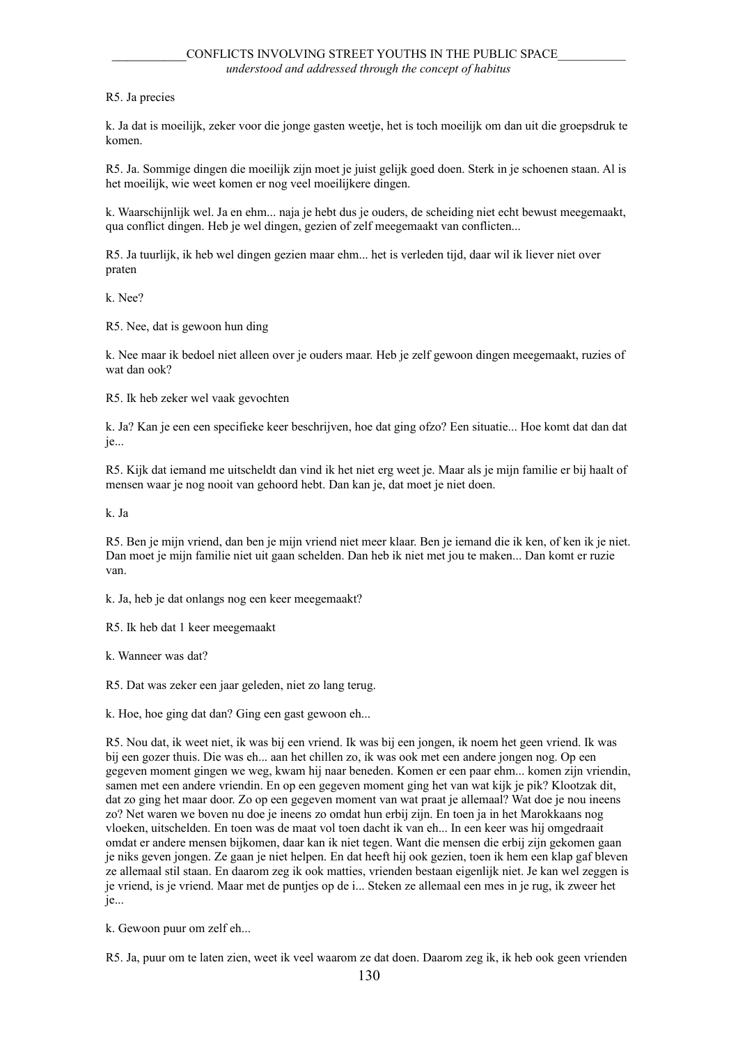R5. Ja precies

k. Ja dat is moeilijk, zeker voor die jonge gasten weetje, het is toch moeilijk om dan uit die groepsdruk te komen.

R5. Ja. Sommige dingen die moeilijk zijn moet je juist gelijk goed doen. Sterk in je schoenen staan. Al is het moeilijk, wie weet komen er nog veel moeilijkere dingen.

k. Waarschijnlijk wel. Ja en ehm... naja je hebt dus je ouders, de scheiding niet echt bewust meegemaakt, qua conflict dingen. Heb je wel dingen, gezien of zelf meegemaakt van conflicten...

R5. Ja tuurlijk, ik heb wel dingen gezien maar ehm... het is verleden tijd, daar wil ik liever niet over praten

k. Nee?

R5. Nee, dat is gewoon hun ding

k. Nee maar ik bedoel niet alleen over je ouders maar. Heb je zelf gewoon dingen meegemaakt, ruzies of wat dan ook?

R5. Ik heb zeker wel vaak gevochten

k. Ja? Kan je een een specifieke keer beschrijven, hoe dat ging ofzo? Een situatie... Hoe komt dat dan dat je...

R5. Kijk dat iemand me uitscheldt dan vind ik het niet erg weet je. Maar als je mijn familie er bij haalt of mensen waar je nog nooit van gehoord hebt. Dan kan je, dat moet je niet doen.

k. Ja

R5. Ben je mijn vriend, dan ben je mijn vriend niet meer klaar. Ben je iemand die ik ken, of ken ik je niet. Dan moet je mijn familie niet uit gaan schelden. Dan heb ik niet met jou te maken... Dan komt er ruzie van.

k. Ja, heb je dat onlangs nog een keer meegemaakt?

R5. Ik heb dat 1 keer meegemaakt

k. Wanneer was dat?

R5. Dat was zeker een jaar geleden, niet zo lang terug.

k. Hoe, hoe ging dat dan? Ging een gast gewoon eh...

R5. Nou dat, ik weet niet, ik was bij een vriend. Ik was bij een jongen, ik noem het geen vriend. Ik was bij een gozer thuis. Die was eh... aan het chillen zo, ik was ook met een andere jongen nog. Op een gegeven moment gingen we weg, kwam hij naar beneden. Komen er een paar ehm... komen zijn vriendin, samen met een andere vriendin. En op een gegeven moment ging het van wat kijk je pik? Klootzak dit, dat zo ging het maar door. Zo op een gegeven moment van wat praat je allemaal? Wat doe je nou ineens zo? Net waren we boven nu doe je ineens zo omdat hun erbij zijn. En toen ja in het Marokkaans nog vloeken, uitschelden. En toen was de maat vol toen dacht ik van eh... In een keer was hij omgedraait omdat er andere mensen bijkomen, daar kan ik niet tegen. Want die mensen die erbij zijn gekomen gaan je niks geven jongen. Ze gaan je niet helpen. En dat heeft hij ook gezien, toen ik hem een klap gaf bleven ze allemaal stil staan. En daarom zeg ik ook matties, vrienden bestaan eigenlijk niet. Je kan wel zeggen is je vriend, is je vriend. Maar met de puntjes op de i... Steken ze allemaal een mes in je rug, ik zweer het je...

k. Gewoon puur om zelf eh...

R5. Ja, puur om te laten zien, weet ik veel waarom ze dat doen. Daarom zeg ik, ik heb ook geen vrienden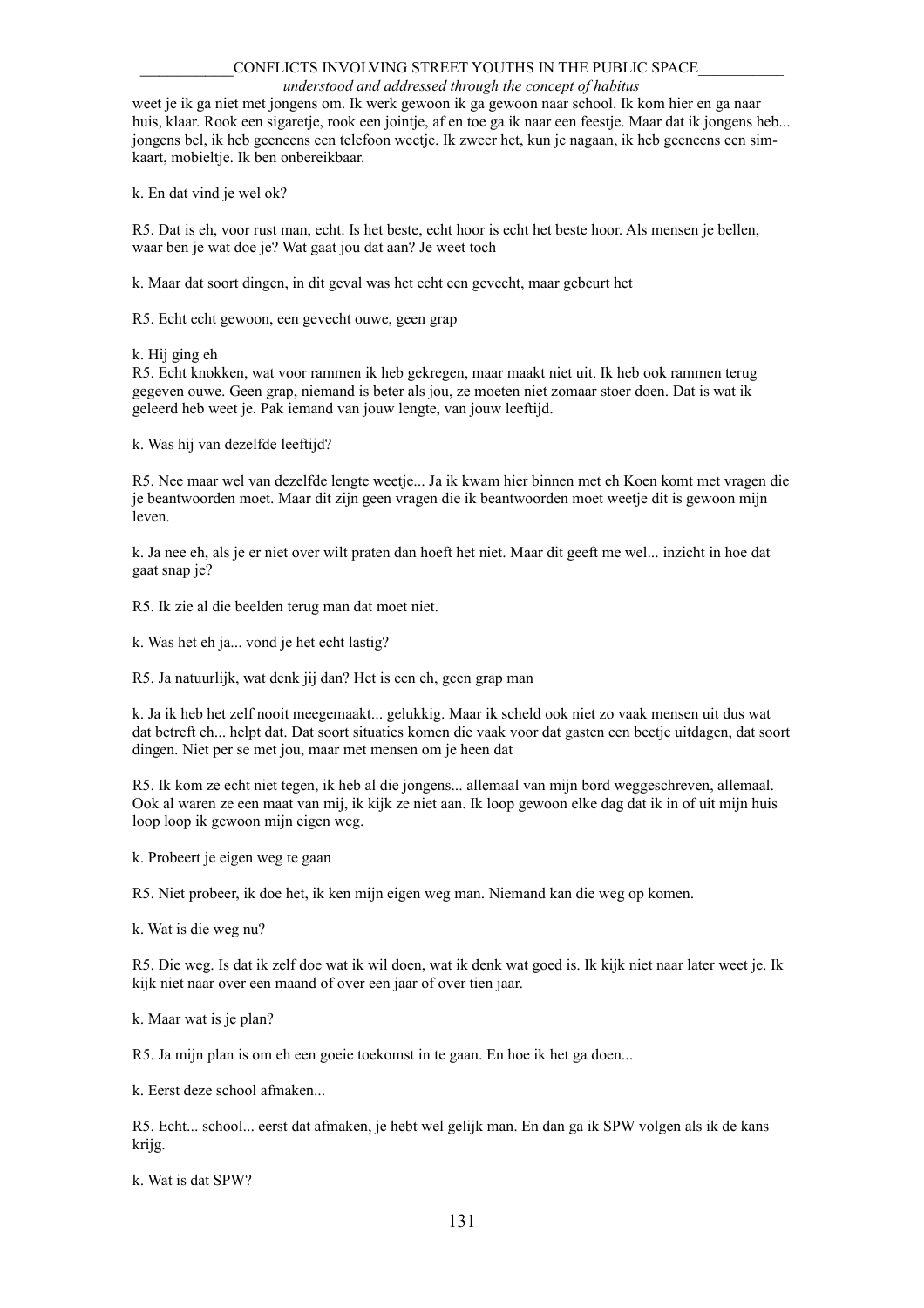weet je ik ga niet met jongens om. Ik werk gewoon ik ga gewoon naar school. Ik kom hier en ga naar huis, klaar. Rook een sigaretje, rook een jointje, af en toe ga ik naar een feestje. Maar dat ik jongens heb... jongens bel, ik heb geeneens een telefoon weetje. Ik zweer het, kun je nagaan, ik heb geeneens een sim-kaart, mobieltje. Ik ben onbereikbaar.

k. En dat vind je wel ok?

R5. Dat is eh, voor rust man, echt. Is het beste, echt hoor is echt het beste hoor. Als mensen je bellen, waar ben je wat doe je? Wat gaat jou dat aan? Je weet toch

k. Maar dat soort dingen, in dit geval was het echt een gevecht, maar gebeurt het

R5. Echt echt gewoon, een gevecht ouwe, geen grap

k. Hij ging eh

R5. Echt knokken, wat voor rammen ik heb gekregen, maar maakt niet uit. Ik heb ook rammen terug gegeven ouwe. Geen grap, niemand is beter als jou, ze moeten niet zomaar stoer doen. Dat is wat ik geleerd heb weet je. Pak iemand van jouw lengte, van jouw leeftijd.

k. Was hij van dezelfde leeftijd?

R5. Nee maar wel van dezelfde lengte weetje... Ja ik kwam hier binnen met eh Koen komt met vragen die je beantwoorden moet. Maar dit zijn geen vragen die ik beantwoorden moet weetje dit is gewoon mijn leven.

k. Ja nee eh, als je er niet over wilt praten dan hoeft het niet. Maar dit geeft me wel... inzicht in hoe dat gaat snap je?

R5. Ik zie al die beelden terug man dat moet niet.

k. Was het eh ja... vond je het echt lastig?

R5. Ja natuurlijk, wat denk jij dan? Het is een eh, geen grap man

k. Ja ik heb het zelf nooit meegemaakt... gelukkig. Maar ik scheld ook niet zo vaak mensen uit dus wat dat betreft eh... helpt dat. Dat soort situaties komen die vaak voor dat gasten een beetje uitdagen, dat soort dingen. Niet per se met jou, maar met mensen om je heen dat

R5. Ik kom ze echt niet tegen, ik heb al die jongens... allemaal van mijn bord weggeschreven, allemaal. Ook al waren ze een maat van mij, ik kijk ze niet aan. Ik loop gewoon elke dag dat ik in of uit mijn huis loop loop ik gewoon mijn eigen weg.

k. Probeert je eigen weg te gaan

R5. Niet probeer, ik doe het, ik ken mijn eigen weg man. Niemand kan die weg op komen.

k. Wat is die weg nu?

R5. Die weg. Is dat ik zelf doe wat ik wil doen, wat ik denk wat goed is. Ik kijk niet naar later weet je. Ik kijk niet naar over een maand of over een jaar of over tien jaar.

k. Maar wat is je plan?

R5. Ja mijn plan is om eh een goeie toekomst in te gaan. En hoe ik het ga doen...

k. Eerst deze school afmaken...

R5. Echt... school... eerst dat afmaken, je hebt wel gelijk man. En dan ga ik SPW volgen als ik de kans krijg.

k. Wat is dat SPW?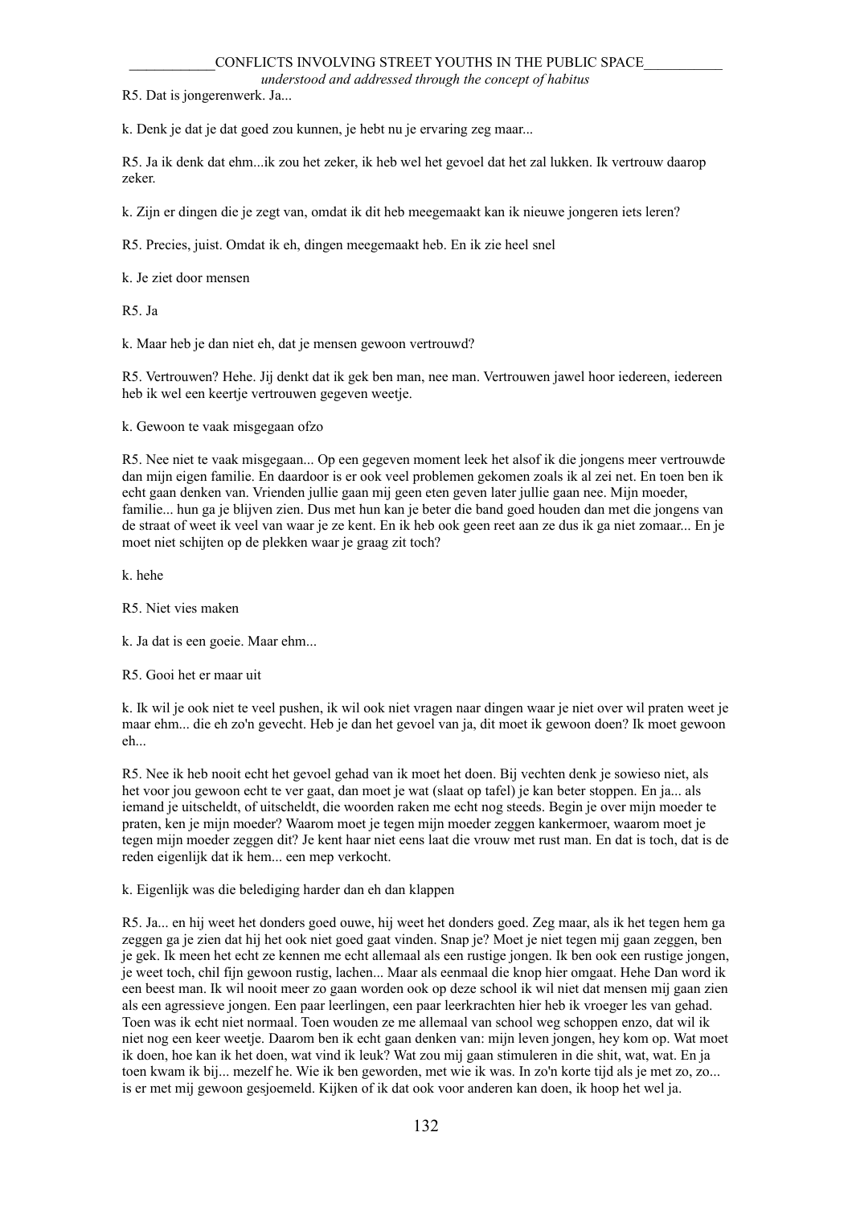R5. Dat is jongerenwerk. Ja...

k. Denk je dat je dat goed zou kunnen, je hebt nu je ervaring zeg maar...

R5. Ja ik denk dat ehm...ik zou het zeker, ik heb wel het gevoel dat het zal lukken. Ik vertrouw daarop zeker.

k. Zijn er dingen die je zegt van, omdat ik dit heb meegemaakt kan ik nieuwe jongeren iets leren?

R5. Precies, juist. Omdat ik eh, dingen meegemaakt heb. En ik zie heel snel

k. Je ziet door mensen

R5. Ja

k. Maar heb je dan niet eh, dat je mensen gewoon vertrouwd?

R5. Vertrouwen? Hehe. Jij denkt dat ik gek ben man, nee man. Vertrouwen jawel hoor iedereen, iedereen heb ik wel een keertje vertrouwen gegeven weetje.

k. Gewoon te vaak misgegaan ofzo

R5. Nee niet te vaak misgegaan... Op een gegeven moment leek het alsof ik die jongens meer vertrouwde dan mijn eigen familie. En daardoor is er ook veel problemen gekomen zoals ik al zei net. En toen ben ik echt gaan denken van. Vrienden jullie gaan mij geen eten geven later jullie gaan nee. Mijn moeder, familie... hun ga je blijven zien. Dus met hun kan je beter die band goed houden dan met die jongens van de straat of weet ik veel van waar je ze kent. En ik heb ook geen reet aan ze dus ik ga niet zomaar... En je moet niet schijten op de plekken waar je graag zit toch?

k. hehe

R5. Niet vies maken

k. Ja dat is een goeie. Maar ehm...

R5. Gooi het er maar uit

k. Ik wil je ook niet te veel pushen, ik wil ook niet vragen naar dingen waar je niet over wil praten weet je maar ehm... die eh zo'n gevecht. Heb je dan het gevoel van ja, dit moet ik gewoon doen? Ik moet gewoon eh...

R5. Nee ik heb nooit echt het gevoel gehad van ik moet het doen. Bij vechten denk je sowieso niet, als het voor jou gewoon echt te ver gaat, dan moet je wat (slaat op tafel) je kan beter stoppen. En ja... als iemand je uitscheldt, of uitscheldt, die woorden raken me echt nog steeds. Begin je over mijn moeder te praten, ken je mijn moeder? Waarom moet je tegen mijn moeder zeggen kankermoer, waarom moet je tegen mijn moeder zeggen dit? Je kent haar niet eens laat die vrouw met rust man. En dat is toch, dat is de reden eigenlijk dat ik hem... een mep verkocht.

k. Eigenlijk was die belediging harder dan eh dan klappen

R5. Ja... en hij weet het donders goed ouwe, hij weet het donders goed. Zeg maar, als ik het tegen hem ga zeggen ga je zien dat hij het ook niet goed gaat vinden. Snap je? Moet je niet tegen mij gaan zeggen, ben je gek. Ik meen het echt ze kennen me echt allemaal als een rustige jongen. Ik ben ook een rustige jongen, je weet toch, chil fijn gewoon rustig, lachen... Maar als eenmaal die knop hier omgaat. Hehe Dan word ik een beest man. Ik wil nooit meer zo gaan worden ook op deze school ik wil niet dat mensen mij gaan zien als een agressieve jongen. Een paar leerlingen, een paar leerkrachten hier heb ik vroeger les van gehad. Toen was ik echt niet normaal. Toen wouden ze me allemaal van school weg schoppen enzo, dat wil ik niet nog een keer weetje. Daarom ben ik echt gaan denken van: mijn leven jongen, hey kom op. Wat moet ik doen, hoe kan ik het doen, wat vind ik leuk? Wat zou mij gaan stimuleren in die shit, wat, wat. En ja toen kwam ik bij... mezelf he. Wie ik ben geworden, met wie ik was. In zo'n korte tijd als je met zo, zo... is er met mij gewoon gesjoemeld. Kijken of ik dat ook voor anderen kan doen, ik hoop het wel ja.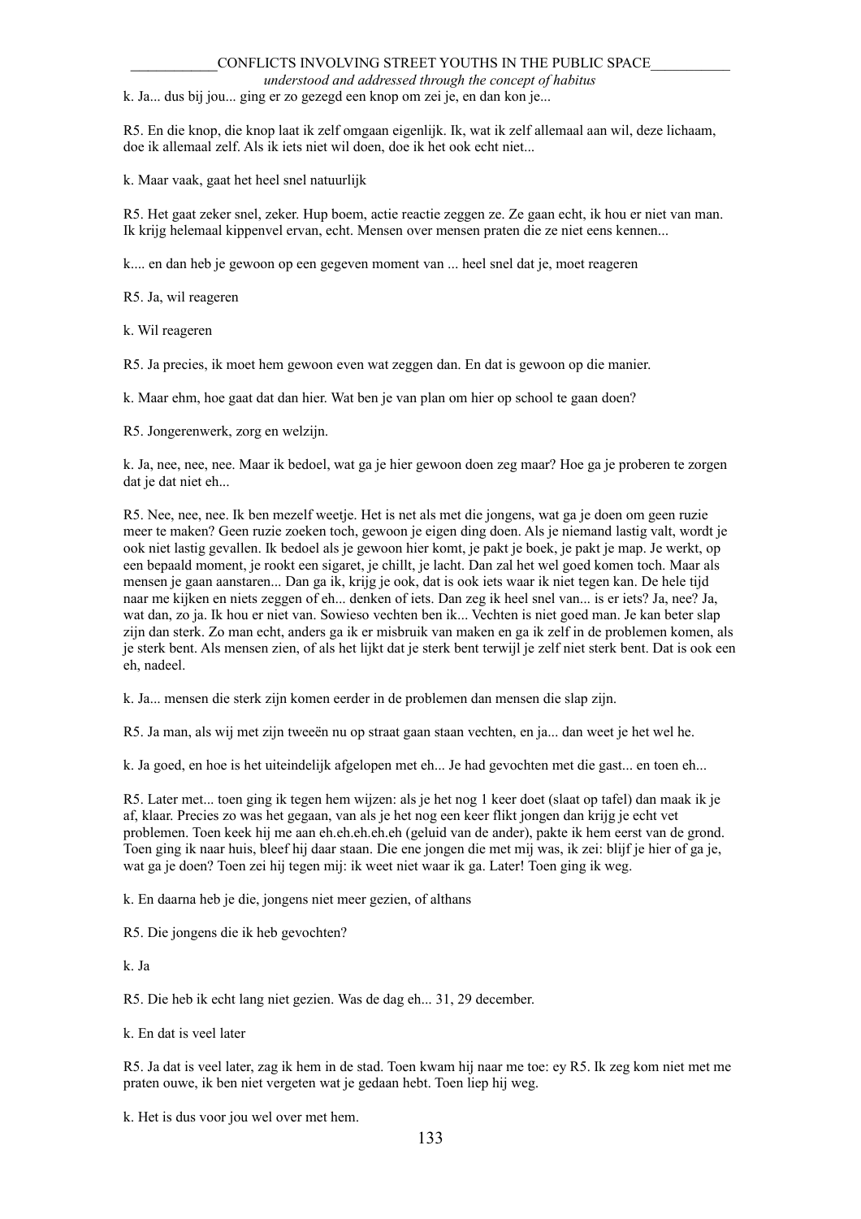k. Ja... dus bij jou... ging er zo gezegd een knop om zei je, en dan kon je...

R5. En die knop, die knop laat ik zelf omgaan eigenlijk. Ik, wat ik zelf allemaal aan wil, deze lichaam, doe ik allemaal zelf. Als ik iets niet wil doen, doe ik het ook echt niet...

k. Maar vaak, gaat het heel snel natuurlijk

R5. Het gaat zeker snel, zeker. Hup boem, actie reactie zeggen ze. Ze gaan echt, ik hou er niet van man. Ik krijg helemaal kippenvel ervan, echt. Mensen over mensen praten die ze niet eens kennen...

k.... en dan heb je gewoon op een gegeven moment van ... heel snel dat je, moet reageren

R5. Ja, wil reageren

k. Wil reageren

R5. Ja precies, ik moet hem gewoon even wat zeggen dan. En dat is gewoon op die manier.

k. Maar ehm, hoe gaat dat dan hier. Wat ben je van plan om hier op school te gaan doen?

R5. Jongerenwerk, zorg en welzijn.

k. Ja, nee, nee, nee. Maar ik bedoel, wat ga je hier gewoon doen zeg maar? Hoe ga je proberen te zorgen dat je dat niet eh...

R5. Nee, nee, nee. Ik ben mezelf weetje. Het is net als met die jongens, wat ga je doen om geen ruzie meer te maken? Geen ruzie zoeken toch, gewoon je eigen ding doen. Als je niemand lastig valt, wordt je ook niet lastig gevallen. Ik bedoel als je gewoon hier komt, je pakt je boek, je pakt je map. Je werkt, op een bepaald moment, je rookt een sigaret, je chillt, je lacht. Dan zal het wel goed komen toch. Maar als mensen je gaan aanstaren... Dan ga ik, krijg je ook, dat is ook iets waar ik niet tegen kan. De hele tijd naar me kijken en niets zeggen of eh... denken of iets. Dan zeg ik heel snel van... is er iets? Ja, nee? Ja, wat dan, zo ja. Ik hou er niet van. Sowieso vechten ben ik... Vechten is niet goed man. Je kan beter slap zijn dan sterk. Zo man echt, anders ga ik er misbruik van maken en ga ik zelf in de problemen komen, als je sterk bent. Als mensen zien, of als het lijkt dat je sterk bent terwijl je zelf niet sterk bent. Dat is ook een eh, nadeel.

k. Ja... mensen die sterk zijn komen eerder in de problemen dan mensen die slap zijn.

R5. Ja man, als wij met zijn tweeën nu op straat gaan staan vechten, en ja... dan weet je het wel he.

k. Ja goed, en hoe is het uiteindelijk afgelopen met eh... Je had gevochten met die gast... en toen eh...

R5. Later met... toen ging ik tegen hem wijzen: als je het nog 1 keer doet (slaat op tafel) dan maak ik je af, klaar. Precies zo was het gegaan, van als je het nog een keer flikt jongen dan krijg je echt vet problemen. Toen keek hij me aan eh.eh.eh.eh.eh (geluid van de ander), pakte ik hem eerst van de grond. Toen ging ik naar huis, bleef hij daar staan. Die ene jongen die met mij was, ik zei: blijf je hier of ga je, wat ga je doen? Toen zei hij tegen mij: ik weet niet waar ik ga. Later! Toen ging ik weg.

k. En daarna heb je die, jongens niet meer gezien, of althans

R5. Die jongens die ik heb gevochten?

k. Ja

R5. Die heb ik echt lang niet gezien. Was de dag eh... 31, 29 december.

k. En dat is veel later

R5. Ja dat is veel later, zag ik hem in de stad. Toen kwam hij naar me toe: ey R5. Ik zeg kom niet met me praten ouwe, ik ben niet vergeten wat je gedaan hebt. Toen liep hij weg.

k. Het is dus voor jou wel over met hem.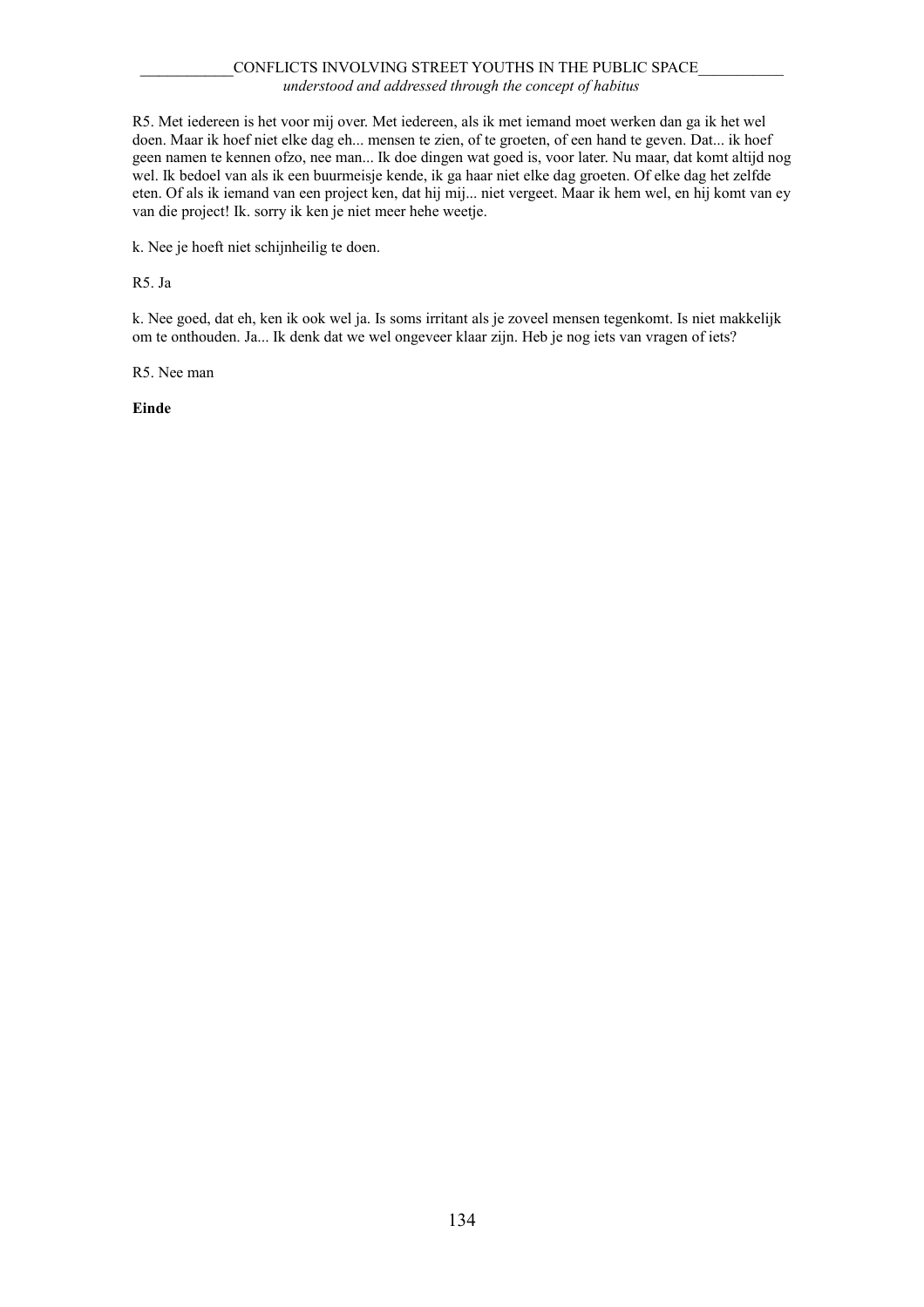R5. Met iedereen is het voor mij over. Met iedereen, als ik met iemand moet werken dan ga ik het wel doen. Maar ik hoef niet elke dag eh... mensen te zien, of te groeten, of een hand te geven. Dat... ik hoef geen namen te kennen ofzo, nee man... Ik doe dingen wat goed is, voor later. Nu maar, dat komt altijd nog wel. Ik bedoel van als ik een buurmeisje kende, ik ga haar niet elke dag groeten. Of elke dag het zelfde eten. Of als ik iemand van een project ken, dat hij mij... niet vergeet. Maar ik hem wel, en hij komt van ey van die project! Ik. sorry ik ken je niet meer hehe weetje.

k. Nee je hoeft niet schijnheilig te doen.

R5. Ja

k. Nee goed, dat eh, ken ik ook wel ja. Is soms irritant als je zoveel mensen tegenkomt. Is niet makkelijk om te onthouden. Ja... Ik denk dat we wel ongeveer klaar zijn. Heb je nog iets van vragen of iets?

R5. Nee man

**Einde**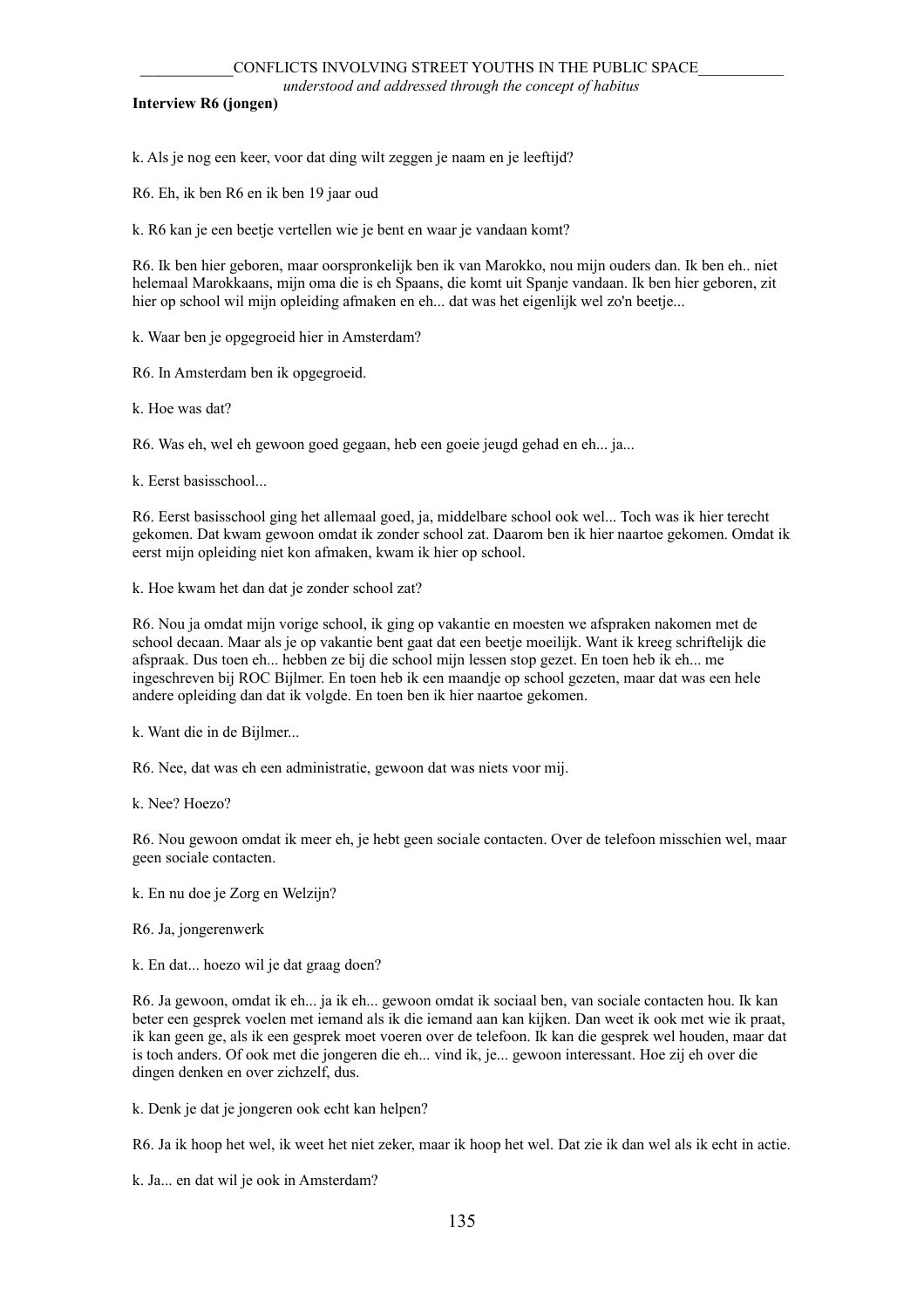**Interview R6 (jongen)**

k. Als je nog een keer, voor dat ding wilt zeggen je naam en je leeftijd?

R6. Eh, ik ben R6 en ik ben 19 jaar oud

k. R6 kan je een beetje vertellen wie je bent en waar je vandaan komt?

R6. Ik ben hier geboren, maar oorspronkelijk ben ik van Marokko, nou mijn ouders dan. Ik ben eh.. niet helemaal Marokkaans, mijn oma die is eh Spaans, die komt uit Spanje vandaan. Ik ben hier geboren, zit hier op school wil mijn opleiding afmaken en eh... dat was het eigenlijk wel zo'n beetje...

k. Waar ben je opgegroeid hier in Amsterdam?

R6. In Amsterdam ben ik opgegroeid.

k. Hoe was dat?

R6. Was eh, wel eh gewoon goed gegaan, heb een goeie jeugd gehad en eh... ja...

k. Eerst basisschool...

R6. Eerst basisschool ging het allemaal goed, ja, middelbare school ook wel... Toch was ik hier terecht gekomen. Dat kwam gewoon omdat ik zonder school zat. Daarom ben ik hier naartoe gekomen. Omdat ik eerst mijn opleiding niet kon afmaken, kwam ik hier op school.

k. Hoe kwam het dan dat je zonder school zat?

R6. Nou ja omdat mijn vorige school, ik ging op vakantie en moesten we afspraken nakomen met de school decaan. Maar als je op vakantie bent gaat dat een beetje moeilijk. Want ik kreeg schriftelijk die afspraak. Dus toen eh... hebben ze bij die school mijn lessen stop gezet. En toen heb ik eh... me ingeschreven bij ROC Bijlmer. En toen heb ik een maandje op school gezeten, maar dat was een hele andere opleiding dan dat ik volgde. En toen ben ik hier naartoe gekomen.

k. Want die in de Bijlmer...

R6. Nee, dat was eh een administratie, gewoon dat was niets voor mij.

k. Nee? Hoezo?

R6. Nou gewoon omdat ik meer eh, je hebt geen sociale contacten. Over de telefoon misschien wel, maar geen sociale contacten.

k. En nu doe je Zorg en Welzijn?

R6. Ja, jongerenwerk

k. En dat... hoezo wil je dat graag doen?

R6. Ja gewoon, omdat ik eh... ja ik eh... gewoon omdat ik sociaal ben, van sociale contacten hou. Ik kan beter een gesprek voelen met iemand als ik die iemand aan kan kijken. Dan weet ik ook met wie ik praat, ik kan geen ge, als ik een gesprek moet voeren over de telefoon. Ik kan die gesprek wel houden, maar dat is toch anders. Of ook met die jongeren die eh... vind ik, je... gewoon interessant. Hoe zij eh over die dingen denken en over zichzelf, dus.

k. Denk je dat je jongeren ook echt kan helpen?

R6. Ja ik hoop het wel, ik weet het niet zeker, maar ik hoop het wel. Dat zie ik dan wel als ik echt in actie.

k. Ja... en dat wil je ook in Amsterdam?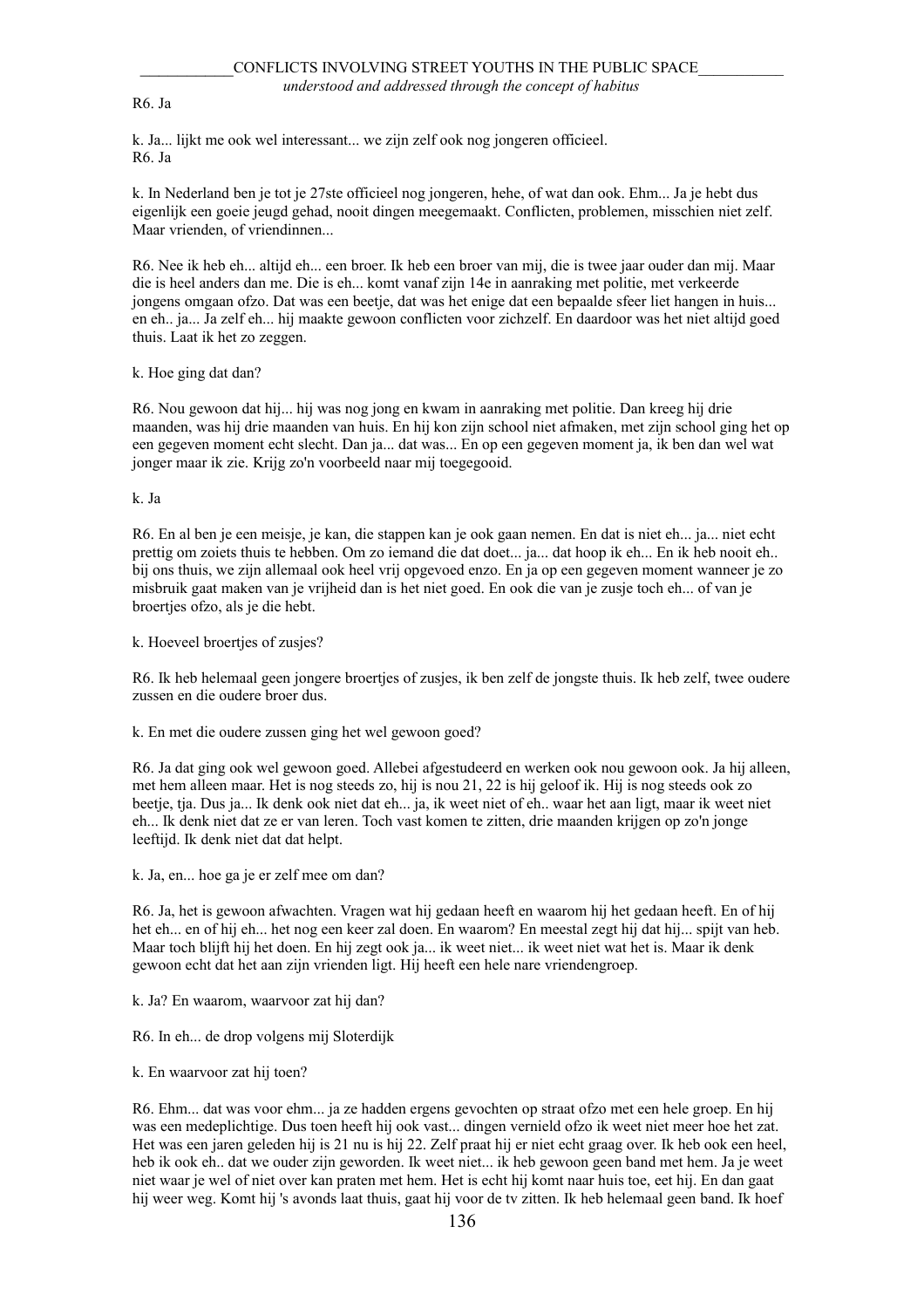R6. Ja

k. Ja... lijkt me ook wel interessant... we zijn zelf ook nog jongeren officieel.
R6. Ja

k. In Nederland ben je tot je 27ste officieel nog jongeren, hehe, of wat dan ook. Ehm... Ja je hebt dus eigenlijk een goeie jeugd gehad, nooit dingen meegemaakt. Conflicten, problemen, misschien niet zelf. Maar vrienden, of vriendinnen...

R6. Nee ik heb eh... altijd eh... een broer. Ik heb een broer van mij, die is twee jaar ouder dan mij. Maar die is heel anders dan me. Die is eh... komt vanaf zijn 14e in aanraking met politie, met verkeerde jongens omgaan ofzo. Dat was een beetje, dat was het enige dat een bepaalde sfeer liet hangen in huis... en eh.. ja... Ja zelf eh... hij maakte gewoon conflicten voor zichzelf. En daardoor was het niet altijd goed thuis. Laat ik het zo zeggen.

k. Hoe ging dat dan?

R6. Nou gewoon dat hij... hij was nog jong en kwam in aanraking met politie. Dan kreeg hij drie maanden, was hij drie maanden van huis. En hij kon zijn school niet afmaken, met zijn school ging het op een gegeven moment echt slecht. Dan ja... dat was... En op een gegeven moment ja, ik ben dan wel wat jonger maar ik zie. Krijg zo'n voorbeeld naar mij toegegooid.

k. Ja

R6. En al ben je een meisje, je kan, die stappen kan je ook gaan nemen. En dat is niet eh... ja... niet echt prettig om zoiets thuis te hebben. Om zo iemand die dat doet... ja... dat hoop ik eh... En ik heb nooit eh.. bij ons thuis, we zijn allemaal ook heel vrij opgevoed enzo. En ja op een gegeven moment wanneer je zo misbruik gaat maken van je vrijheid dan is het niet goed. En ook die van je zusje toch eh... of van je broertjes ofzo, als je die hebt.

k. Hoeveel broertjes of zusjes?

R6. Ik heb helemaal geen jongere broertjes of zusjes, ik ben zelf de jongste thuis. Ik heb zelf, twee oudere zussen en die oudere broer dus.

k. En met die oudere zussen ging het wel gewoon goed?

R6. Ja dat ging ook wel gewoon goed. Allebei afgestudeerd en werken ook nou gewoon ook. Ja hij alleen, met hem alleen maar. Het is nog steeds zo, hij is nou 21, 22 is hij geloof ik. Hij is nog steeds ook zo beetje, tja. Dus ja... Ik denk ook niet dat eh... ja, ik weet niet of eh.. waar het aan ligt, maar ik weet niet eh... Ik denk niet dat ze er van leren. Toch vast komen te zitten, drie maanden krijgen op zo'n jonge leeftijd. Ik denk niet dat dat helpt.

k. Ja, en... hoe ga je er zelf mee om dan?

R6. Ja, het is gewoon afwachten. Vragen wat hij gedaan heeft en waarom hij het gedaan heeft. En of hij het eh... en of hij eh... het nog een keer zal doen. En waarom? En meestal zegt hij dat hij... spijt van heb. Maar toch blijft hij het doen. En hij zegt ook ja... ik weet niet... ik weet niet wat het is. Maar ik denk gewoon echt dat het aan zijn vrienden ligt. Hij heeft een hele nare vriendengroep.

k. Ja? En waarom, waarvoor zat hij dan?

R6. In eh... de drop volgens mij Sloterdijk

k. En waarvoor zat hij toen?

R6. Ehm... dat was voor ehm... ja ze hadden ergens gevochten op straat ofzo met een hele groep. En hij was een medeplichtige. Dus toen heeft hij ook vast... dingen vernield ofzo ik weet niet meer hoe het zat. Het was een jaren geleden hij is 21 nu is hij 22. Zelf praat hij er niet echt graag over. Ik heb ook een heel, heb ik ook eh.. dat we ouder zijn geworden. Ik weet niet... ik heb gewoon geen band met hem. Ja je weet niet waar je wel of niet over kan praten met hem. Het is echt hij komt naar huis toe, eet hij. En dan gaat hij weer weg. Komt hij 's avonds laat thuis, gaat hij voor de tv zitten. Ik heb helemaal geen band. Ik hoef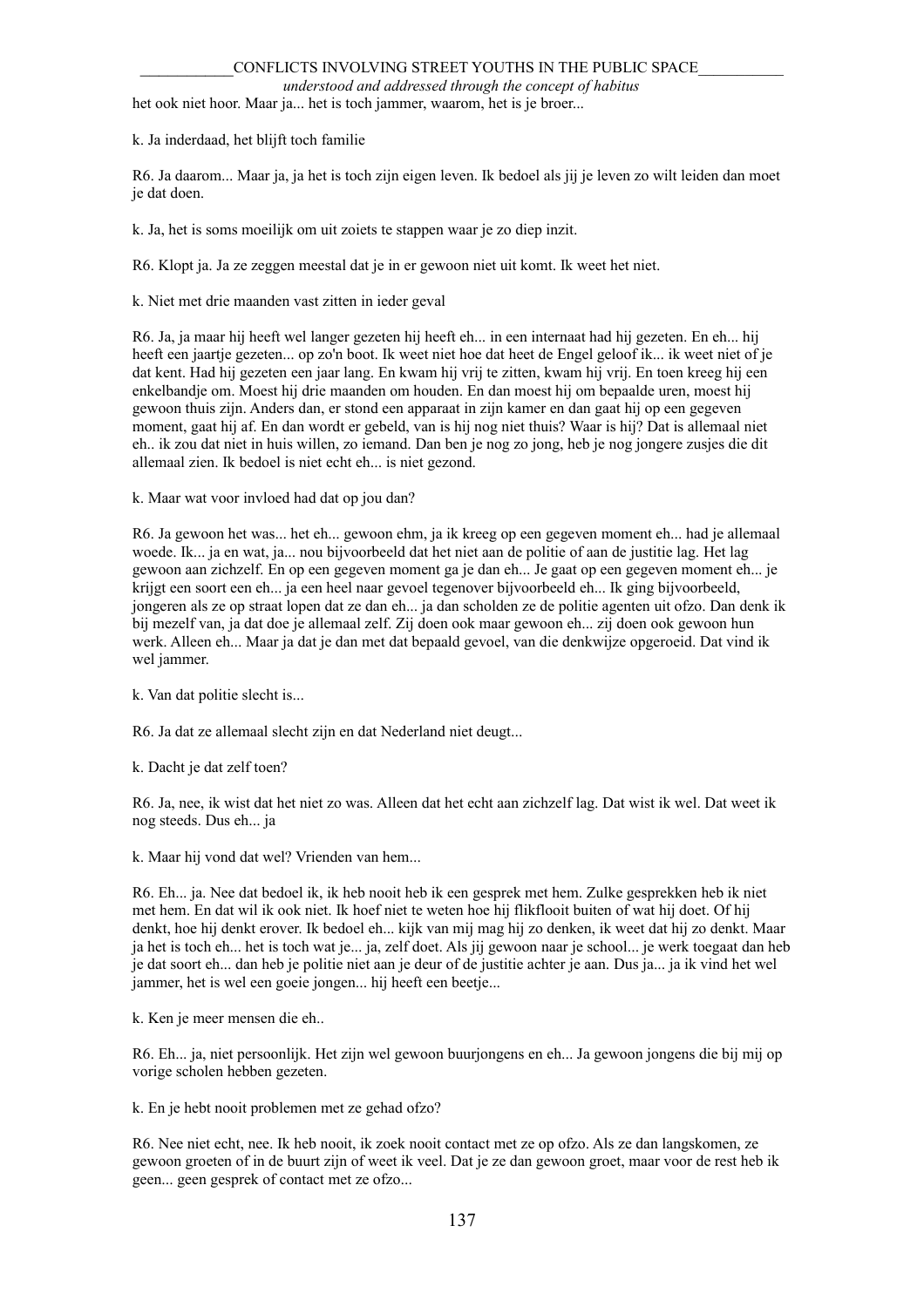het ook niet hoor. Maar ja... het is toch jammer, waarom, het is je broer...

k. Ja inderdaad, het blijft toch familie

R6. Ja daarom... Maar ja, ja het is toch zijn eigen leven. Ik bedoel als jij je leven zo wilt leiden dan moet je dat doen.

k. Ja, het is soms moeilijk om uit zoiets te stappen waar je zo diep inzit.

R6. Klopt ja. Ja ze zeggen meestal dat je in er gewoon niet uit komt. Ik weet het niet.

k. Niet met drie maanden vast zitten in ieder geval

R6. Ja, ja maar hij heeft wel langer gezeten hij heeft eh... in een internaat had hij gezeten. En eh... hij heeft een jaartje gezeten... op zo'n boot. Ik weet niet hoe dat heet de Engel geloof ik... ik weet niet of je dat kent. Had hij gezeten een jaar lang. En kwam hij vrij te zitten, kwam hij vrij. En toen kreeg hij een enkelbandje om. Moest hij drie maanden om houden. En dan moest hij om bepaalde uren, moest hij gewoon thuis zijn. Anders dan, er stond een apparaat in zijn kamer en dan gaat hij op een gegeven moment, gaat hij af. En dan wordt er gebeld, van is hij nog niet thuis? Waar is hij? Dat is allemaal niet eh.. ik zou dat niet in huis willen, zo iemand. Dan ben je nog zo jong, heb je nog jongere zusjes die dit allemaal zien. Ik bedoel is niet echt eh... is niet gezond.

k. Maar wat voor invloed had dat op jou dan?

R6. Ja gewoon het was... het eh... gewoon ehm, ja ik kreeg op een gegeven moment eh... had je allemaal woede. Ik... ja en wat, ja... nou bijvoorbeeld dat het niet aan de politie of aan de justitie lag. Het lag gewoon aan zichzelf. En op een gegeven moment ga je dan eh... Je gaat op een gegeven moment eh... je krijgt een soort een eh... ja een heel naar gevoel tegenover bijvoorbeeld eh... Ik ging bijvoorbeeld, jongeren als ze op straat lopen dat ze dan eh... ja dan scholden ze de politie agenten uit ofzo. Dan denk ik bij mezelf van, ja dat doe je allemaal zelf. Zij doen ook maar gewoon eh... zij doen ook gewoon hun werk. Alleen eh... Maar ja dat je dan met dat bepaald gevoel, van die denkwijze opgeroeid. Dat vind ik wel jammer.

k. Van dat politie slecht is...

R6. Ja dat ze allemaal slecht zijn en dat Nederland niet deugt...

k. Dacht je dat zelf toen?

R6. Ja, nee, ik wist dat het niet zo was. Alleen dat het echt aan zichzelf lag. Dat wist ik wel. Dat weet ik nog steeds. Dus eh... ja

k. Maar hij vond dat wel? Vrienden van hem...

R6. Eh... ja. Nee dat bedoel ik, ik heb nooit heb ik een gesprek met hem. Zulke gesprekken heb ik niet met hem. En dat wil ik ook niet. Ik hoef niet te weten hoe hij flikflooit buiten of wat hij doet. Of hij denkt, hoe hij denkt erover. Ik bedoel eh... kijk van mij mag hij zo denken, ik weet dat hij zo denkt. Maar ja het is toch eh... het is toch wat je... ja, zelf doet. Als jij gewoon naar je school... je werk toegaat dan heb je dat soort eh... dan heb je politie niet aan je deur of de justitie achter je aan. Dus ja... ja ik vind het wel jammer, het is wel een goeie jongen... hij heeft een beetje...

k. Ken je meer mensen die eh..

R6. Eh... ja, niet persoonlijk. Het zijn wel gewoon buurjongens en eh... Ja gewoon jongens die bij mij op vorige scholen hebben gezeten.

k. En je hebt nooit problemen met ze gehad ofzo?

R6. Nee niet echt, nee. Ik heb nooit, ik zoek nooit contact met ze op ofzo. Als ze dan langskomen, ze gewoon groeten of in de buurt zijn of weet ik veel. Dat je ze dan gewoon groet, maar voor de rest heb ik geen... geen gesprek of contact met ze ofzo...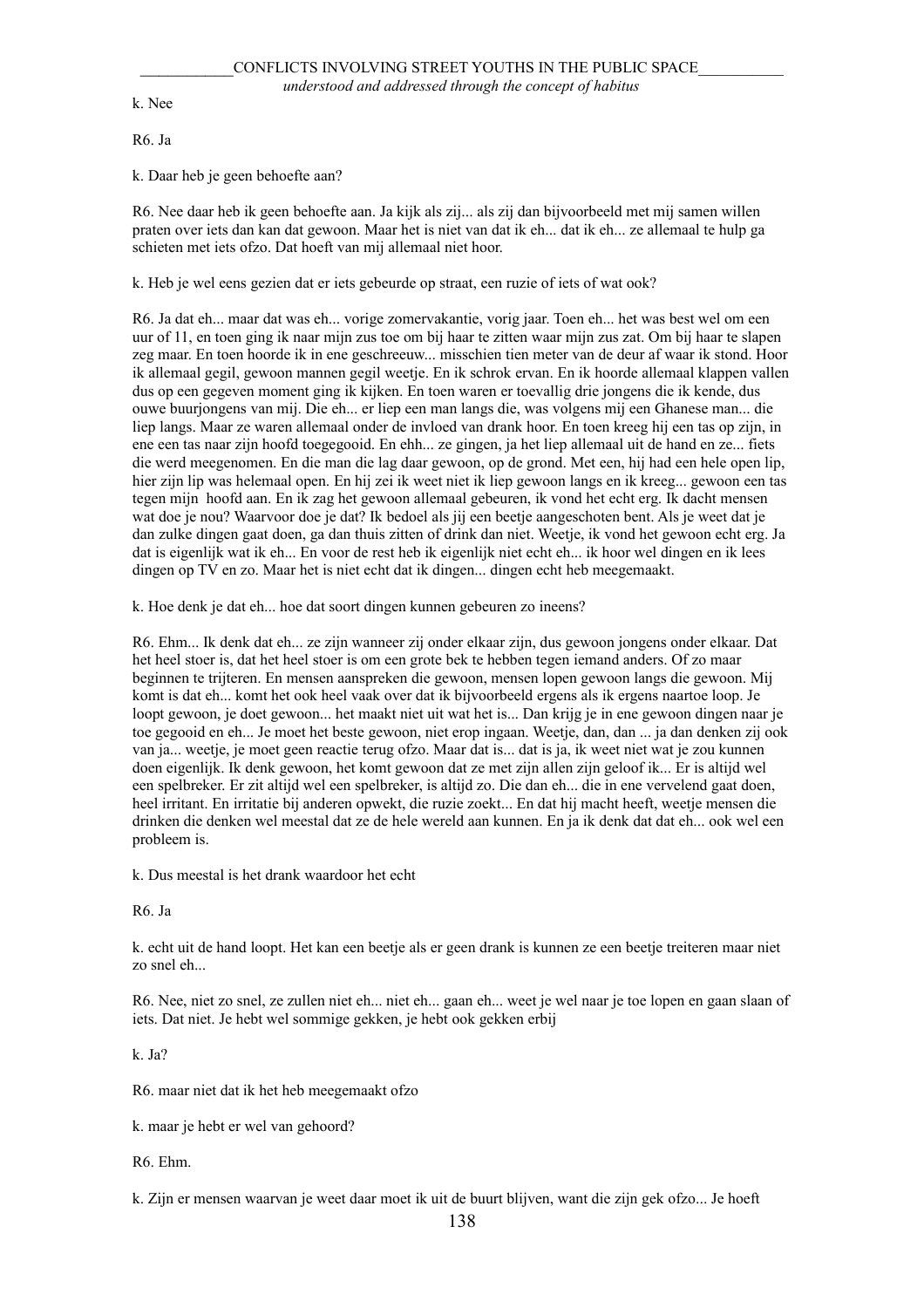k. Nee

R6. Ja

k. Daar heb je geen behoefte aan?

R6. Nee daar heb ik geen behoefte aan. Ja kijk als zij... als zij dan bijvoorbeeld met mij samen willen praten over iets dan kan dat gewoon. Maar het is niet van dat ik eh... dat ik eh... ze allemaal te hulp ga schieten met iets ofzo. Dat hoeft van mij allemaal niet hoor.

k. Heb je wel eens gezien dat er iets gebeurde op straat, een ruzie of iets of wat ook?

R6. Ja dat eh... maar dat was eh... vorige zomervakantie, vorig jaar. Toen eh... het was best wel om een uur of 11, en toen ging ik naar mijn zus toe om bij haar te zitten waar mijn zus zat. Om bij haar te slapen zeg maar. En toen hoorde ik in ene geschreeuw... misschien tien meter van de deur af waar ik stond. Hoor ik allemaal gegil, gewoon mannen gegil weetje. En ik schrok ervan. En ik hoorde allemaal klappen vallen dus op een gegeven moment ging ik kijken. En toen waren er toevallig drie jongens die ik kende, dus ouwe buurjongens van mij. Die eh... er liep een man langs die, was volgens mij een Ghanese man... die liep langs. Maar ze waren allemaal onder de invloed van drank hoor. En toen kreeg hij een tas op zijn, in ene een tas naar zijn hoofd toegegooid. En ehh... ze gingen, ja het liep allemaal uit de hand en ze... fiets die werd meegenomen. En die man die lag daar gewoon, op de grond. Met een, hij had een hele open lip, hier zijn lip was helemaal open. En hij zei ik weet niet ik liep gewoon langs en ik kreeg... gewoon een tas tegen mijn  hoofd aan. En ik zag het gewoon allemaal gebeuren, ik vond het echt erg. Ik dacht mensen wat doe je nou? Waarvoor doe je dat? Ik bedoel als jij een beetje aangeschoten bent. Als je weet dat je dan zulke dingen gaat doen, ga dan thuis zitten of drink dan niet. Weetje, ik vond het gewoon echt erg. Ja dat is eigenlijk wat ik eh... En voor de rest heb ik eigenlijk niet echt eh... ik hoor wel dingen en ik lees dingen op TV en zo. Maar het is niet echt dat ik dingen... dingen echt heb meegemaakt.

k. Hoe denk je dat eh... hoe dat soort dingen kunnen gebeuren zo ineens?

R6. Ehm... Ik denk dat eh... ze zijn wanneer zij onder elkaar zijn, dus gewoon jongens onder elkaar. Dat het heel stoer is, dat het heel stoer is om een grote bek te hebben tegen iemand anders. Of zo maar beginnen te trijteren. En mensen aanspreken die gewoon, mensen lopen gewoon langs die gewoon. Mij komt is dat eh... komt het ook heel vaak over dat ik bijvoorbeeld ergens als ik ergens naartoe loop. Je loopt gewoon, je doet gewoon... het maakt niet uit wat het is... Dan krijg je in ene gewoon dingen naar je toe gegooid en eh... Je moet het beste gewoon, niet erop ingaan. Weetje, dan, dan ... ja dan denken zij ook van ja... weetje, je moet geen reactie terug ofzo. Maar dat is... dat is ja, ik weet niet wat je zou kunnen doen eigenlijk. Ik denk gewoon, het komt gewoon dat ze met zijn allen zijn geloof ik... Er is altijd wel een spelbreker. Er zit altijd wel een spelbreker, is altijd zo. Die dan eh... die in ene vervelend gaat doen, heel irritant. En irritatie bij anderen opwekt, die ruzie zoekt... En dat hij macht heeft, weetje mensen die drinken die denken wel meestal dat ze de hele wereld aan kunnen. En ja ik denk dat dat eh... ook wel een probleem is.

k. Dus meestal is het drank waardoor het echt

R6. Ja

k. echt uit de hand loopt. Het kan een beetje als er geen drank is kunnen ze een beetje treiteren maar niet zo snel eh...

R6. Nee, niet zo snel, ze zullen niet eh... niet eh... gaan eh... weet je wel naar je toe lopen en gaan slaan of iets. Dat niet. Je hebt wel sommige gekken, je hebt ook gekken erbij

k. Ja?

R6. maar niet dat ik het heb meegemaakt ofzo

k. maar je hebt er wel van gehoord?

R6. Ehm.

k. Zijn er mensen waarvan je weet daar moet ik uit de buurt blijven, want die zijn gek ofzo... Je hoeft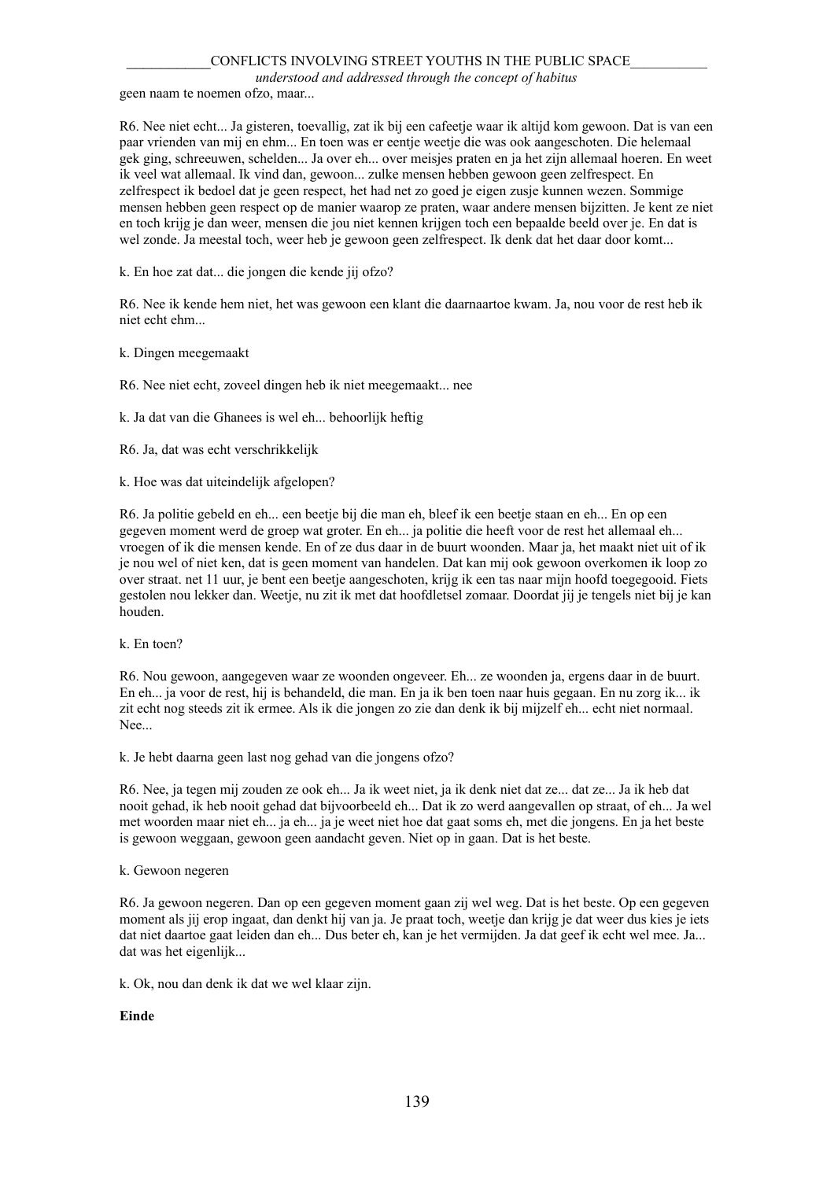geen naam te noemen ofzo, maar...

R6. Nee niet echt... Ja gisteren, toevallig, zat ik bij een cafeetje waar ik altijd kom gewoon. Dat is van een paar vrienden van mij en ehm... En toen was er eentje weetje die was ook aangeschoten. Die helemaal gek ging, schreeuwen, schelden... Ja over eh... over meisjes praten en ja het zijn allemaal hoeren. En weet ik veel wat allemaal. Ik vind dan, gewoon... zulke mensen hebben gewoon geen zelfrespect. En zelfrespect ik bedoel dat je geen respect, het had net zo goed je eigen zusje kunnen wezen. Sommige mensen hebben geen respect op de manier waarop ze praten, waar andere mensen bijzitten. Je kent ze niet en toch krijg je dan weer, mensen die jou niet kennen krijgen toch een bepaalde beeld over je. En dat is wel zonde. Ja meestal toch, weer heb je gewoon geen zelfrespect. Ik denk dat het daar door komt...

k. En hoe zat dat... die jongen die kende jij ofzo?

R6. Nee ik kende hem niet, het was gewoon een klant die daarnaartoe kwam. Ja, nou voor de rest heb ik niet echt ehm...

k. Dingen meegemaakt

R6. Nee niet echt, zoveel dingen heb ik niet meegemaakt... nee

k. Ja dat van die Ghanees is wel eh... behoorlijk heftig

R6. Ja, dat was echt verschrikkelijk

k. Hoe was dat uiteindelijk afgelopen?

R6. Ja politie gebeld en eh... een beetje bij die man eh, bleef ik een beetje staan en eh... En op een gegeven moment werd de groep wat groter. En eh... ja politie die heeft voor de rest het allemaal eh... vroegen of ik die mensen kende. En of ze dus daar in de buurt woonden. Maar ja, het maakt niet uit of ik je nou wel of niet ken, dat is geen moment van handelen. Dat kan mij ook gewoon overkomen ik loop zo over straat. net 11 uur, je bent een beetje aangeschoten, krijg ik een tas naar mijn hoofd toegegooid. Fiets gestolen nou lekker dan. Weetje, nu zit ik met dat hoofdletsel zomaar. Doordat jij je tengels niet bij je kan houden.

k. En toen?

R6. Nou gewoon, aangegeven waar ze woonden ongeveer. Eh... ze woonden ja, ergens daar in de buurt. En eh... ja voor de rest, hij is behandeld, die man. En ja ik ben toen naar huis gegaan. En nu zorg ik... ik zit echt nog steeds zit ik ermee. Als ik die jongen zo zie dan denk ik bij mijzelf eh... echt niet normaal. Nee...

k. Je hebt daarna geen last nog gehad van die jongens ofzo?

R6. Nee, ja tegen mij zouden ze ook eh... Ja ik weet niet, ja ik denk niet dat ze... dat ze... Ja ik heb dat nooit gehad, ik heb nooit gehad dat bijvoorbeeld eh... Dat ik zo werd aangevallen op straat, of eh... Ja wel met woorden maar niet eh... ja eh... ja je weet niet hoe dat gaat soms eh, met die jongens. En ja het beste is gewoon weggaan, gewoon geen aandacht geven. Niet op in gaan. Dat is het beste.

k. Gewoon negeren

R6. Ja gewoon negeren. Dan op een gegeven moment gaan zij wel weg. Dat is het beste. Op een gegeven moment als jij erop ingaat, dan denkt hij van ja. Je praat toch, weetje dan krijg je dat weer dus kies je iets dat niet daartoe gaat leiden dan eh... Dus beter eh, kan je het vermijden. Ja dat geef ik echt wel mee. Ja... dat was het eigenlijk...

k. Ok, nou dan denk ik dat we wel klaar zijn.

**Einde**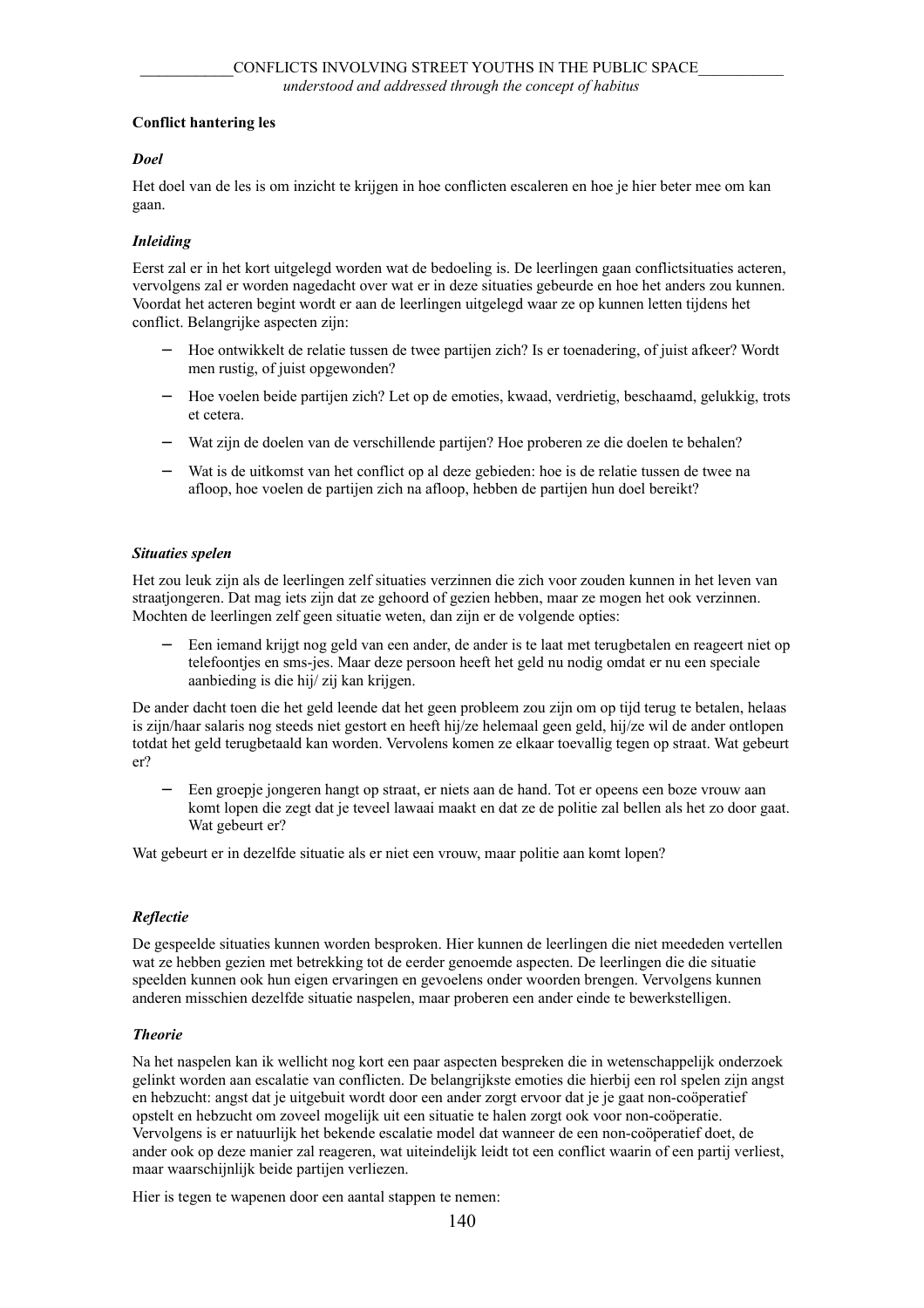**Conflict hantering les**

***Doel***

Het doel van de les is om inzicht te krijgen in hoe conflicten escaleren en hoe je hier beter mee om kan gaan.

***Inleiding***

Eerst zal er in het kort uitgelegd worden wat de bedoeling is. De leerlingen gaan conflictsituaties acteren, vervolgens zal er worden nagedacht over wat er in deze situaties gebeurde en hoe het anders zou kunnen. Voordat het acteren begint wordt er aan de leerlingen uitgelegd waar ze op kunnen letten tijdens het conflict. Belangrijke aspecten zijn:

- Hoe ontwikkelt de relatie tussen de twee partijen zich? Is er toenadering, of juist afkeer? Wordt men rustig, of juist opgewonden?
- Hoe voelen beide partijen zich? Let op de emoties, kwaad, verdrietig, beschaamd, gelukkig, trots et cetera.
- Wat zijn de doelen van de verschillende partijen? Hoe proberen ze die doelen te behalen?
- Wat is de uitkomst van het conflict op al deze gebieden: hoe is de relatie tussen de twee na afloop, hoe voelen de partijen zich na afloop, hebben de partijen hun doel bereikt?

***Situaties spelen***

Het zou leuk zijn als de leerlingen zelf situaties verzinnen die zich voor zouden kunnen in het leven van straatjongeren. Dat mag iets zijn dat ze gehoord of gezien hebben, maar ze mogen het ook verzinnen. Mochten de leerlingen zelf geen situatie weten, dan zijn er de volgende opties:

- Een iemand krijgt nog geld van een ander, de ander is te laat met terugbetalen en reageert niet op telefoontjes en sms-jes. Maar deze persoon heeft het geld nu nodig omdat er nu een speciale aanbieding is die hij/ zij kan krijgen.

De ander dacht toen die het geld leende dat het geen probleem zou zijn om op tijd terug te betalen, helaas is zijn/haar salaris nog steeds niet gestort en heeft hij/ze helemaal geen geld, hij/ze wil de ander ontlopen totdat het geld terugbetaald kan worden. Vervolens komen ze elkaar toevallig tegen op straat. Wat gebeurt er?

- Een groepje jongeren hangt op straat, er niets aan de hand. Tot er opeens een boze vrouw aan komt lopen die zegt dat je teveel lawaai maakt en dat ze de politie zal bellen als het zo door gaat. Wat gebeurt er?

Wat gebeurt er in dezelfde situatie als er niet een vrouw, maar politie aan komt lopen?

***Reflectie***

De gespeelde situaties kunnen worden besproken. Hier kunnen de leerlingen die niet meededen vertellen wat ze hebben gezien met betrekking tot de eerder genoemde aspecten. De leerlingen die die situatie speelden kunnen ook hun eigen ervaringen en gevoelens onder woorden brengen. Vervolgens kunnen anderen misschien dezelfde situatie naspelen, maar proberen een ander einde te bewerkstelligen.

***Theorie***

Na het naspelen kan ik wellicht nog kort een paar aspecten bespreken die in wetenschappelijk onderzoek gelinkt worden aan escalatie van conflicten. De belangrijkste emoties die hierbij een rol spelen zijn angst en hebzucht: angst dat je uitgebuit wordt door een ander zorgt ervoor dat je je gaat non-coöperatief opstelt en hebzucht om zoveel mogelijk uit een situatie te halen zorgt ook voor non-coöperatie. Vervolgens is er natuurlijk het bekende escalatie model dat wanneer de een non-coöperatief doet, de ander ook op deze manier zal reageren, wat uiteindelijk leidt tot een conflict waarin of een partij verliest, maar waarschijnlijk beide partijen verliezen.

Hier is tegen te wapenen door een aantal stappen te nemen: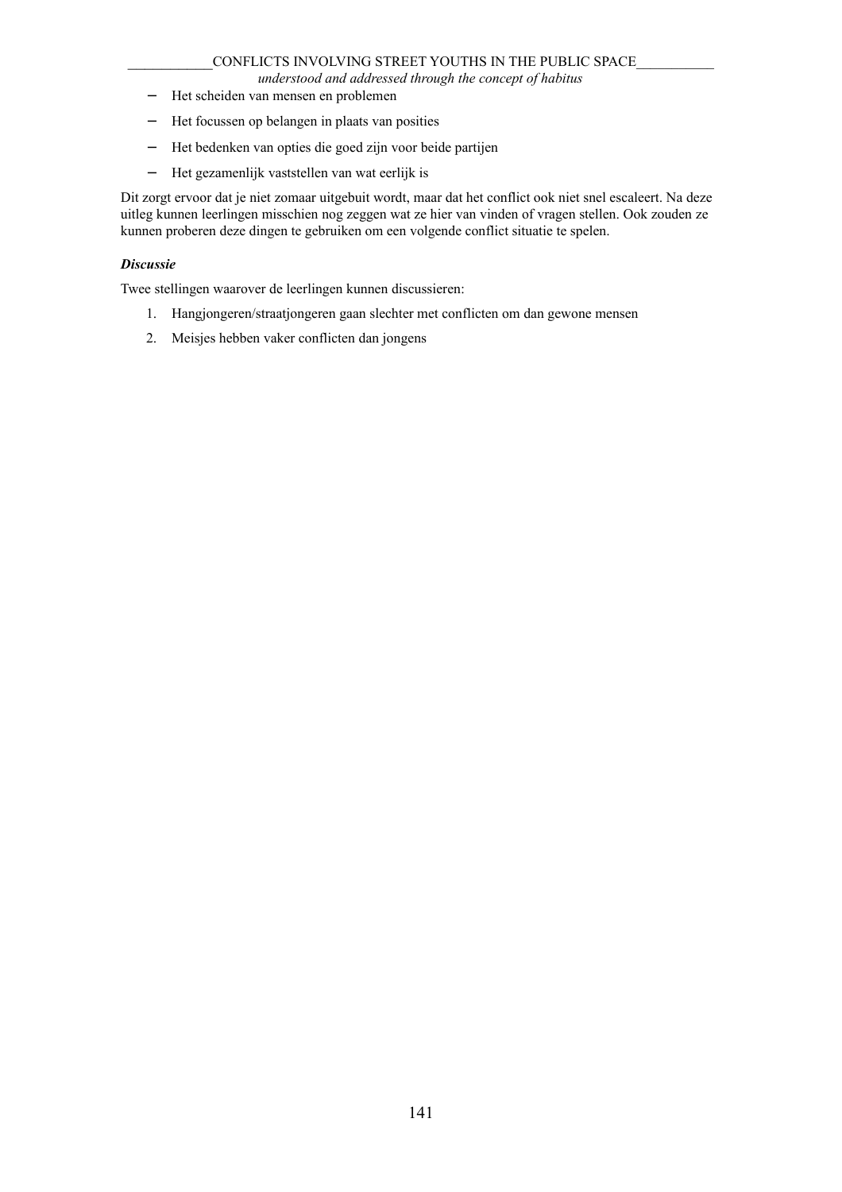- Het scheiden van mensen en problemen
- Het focussen op belangen in plaats van posities
- Het bedenken van opties die goed zijn voor beide partijen
- Het gezamenlijk vaststellen van wat eerlijk is

Dit zorgt ervoor dat je niet zomaar uitgebuit wordt, maar dat het conflict ook niet snel escaleert. Na deze uitleg kunnen leerlingen misschien nog zeggen wat ze hier van vinden of vragen stellen. Ook zouden ze kunnen proberen deze dingen te gebruiken om een volgende conflict situatie te spelen.

***Discussie***

Twee stellingen waarover de leerlingen kunnen discussieren:

1. Hangjongeren/straatjongeren gaan slechter met conflicten om dan gewone mensen
2. Meisjes hebben vaker conflicten dan jongens